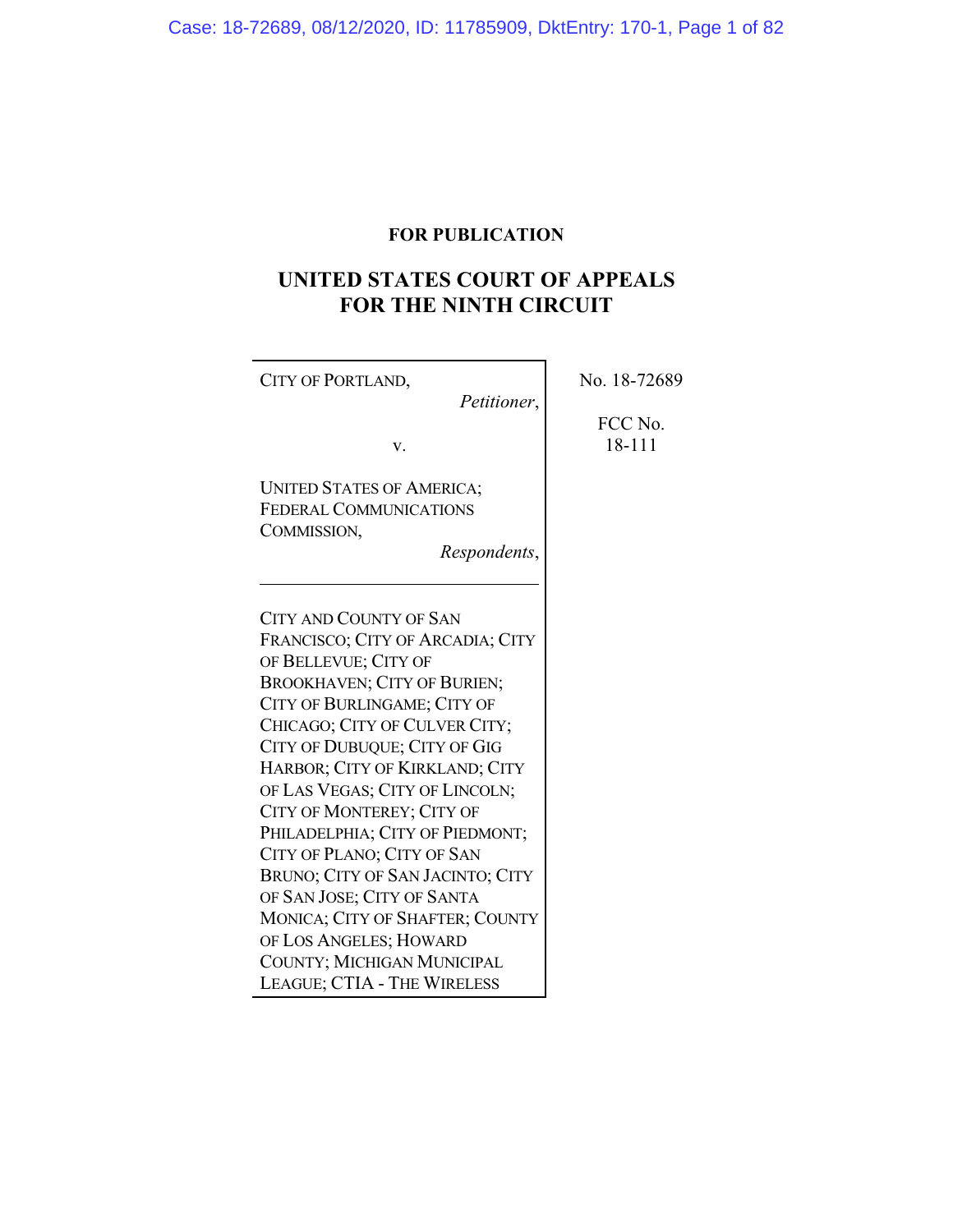**FOR PUBLICATION**

# UNITED STATES COURT OF APPEALS FOR THE NINTH CIRCUIT

CITY OF PORTLAND,
*Petitioner*,

v.

UNITED STATES OF AMERICA; FEDERAL COMMUNICATIONS COMMISSION,
*Respondents*,

---

CITY AND COUNTY OF SAN FRANCISCO; CITY OF ARCADIA; CITY OF BELLEVUE; CITY OF BROOKHAVEN; CITY OF BURIEN; CITY OF BURLINGAME; CITY OF CHICAGO; CITY OF CULVER CITY; CITY OF DUBUQUE; CITY OF GIG HARBOR; CITY OF KIRKLAND; CITY OF LAS VEGAS; CITY OF LINCOLN; CITY OF MONTEREY; CITY OF PHILADELPHIA; CITY OF PIEDMONT; CITY OF PLANO; CITY OF SAN BRUNO; CITY OF SAN JACINTO; CITY OF SAN JOSE; CITY OF SANTA MONICA; CITY OF SHAFTER; COUNTY OF LOS ANGELES; HOWARD COUNTY; MICHIGAN MUNICIPAL LEAGUE; CTIA - THE WIRELESS

No. 18-72689

FCC No. 18-111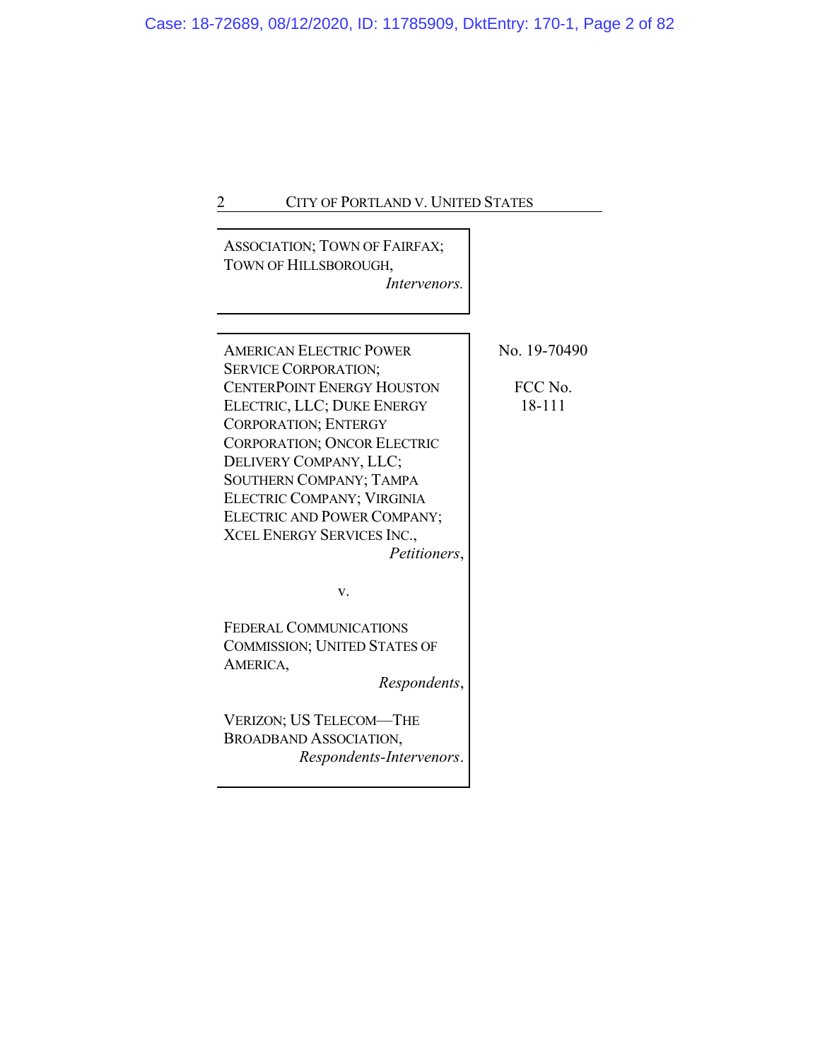ASSOCIATION; TOWN OF FAIRFAX; TOWN OF HILLSBOROUGH,
*Intervenors.*

AMERICAN ELECTRIC POWER SERVICE CORPORATION; CENTERPOINT ENERGY HOUSTON ELECTRIC, LLC; DUKE ENERGY CORPORATION; ENTERGY CORPORATION; ONCOR ELECTRIC DELIVERY COMPANY, LLC; SOUTHERN COMPANY; TAMPA ELECTRIC COMPANY; VIRGINIA ELECTRIC AND POWER COMPANY; XCEL ENERGY SERVICES INC.,
*Petitioners*,

v.

FEDERAL COMMUNICATIONS COMMISSION; UNITED STATES OF AMERICA,
*Respondents*,

VERIZON; US TELECOM—THE BROADBAND ASSOCIATION,
*Respondents-Intervenors*.

No. 19-70490

FCC No. 18-111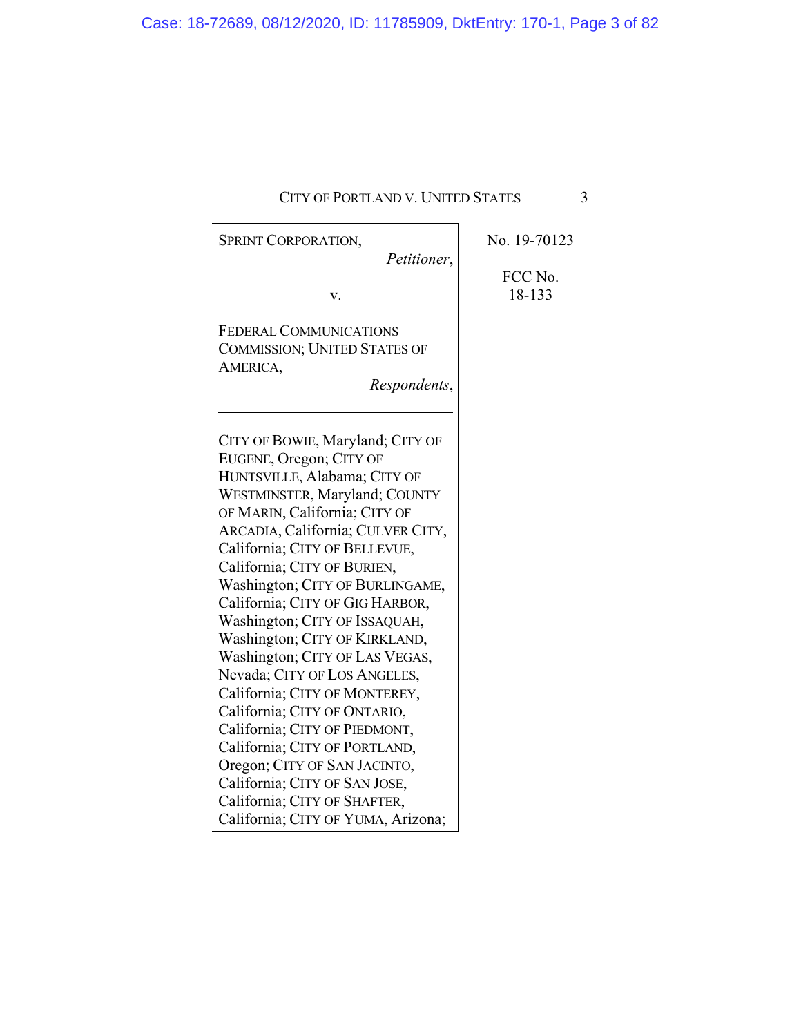SPRINT CORPORATION,

*Petitioner*,

v.

FEDERAL COMMUNICATIONS COMMISSION; UNITED STATES OF AMERICA,

*Respondents*,

No. 19-70123

FCC No. 18-133

---

CITY OF BOWIE, Maryland; CITY OF EUGENE, Oregon; CITY OF HUNTSVILLE, Alabama; CITY OF WESTMINSTER, Maryland; COUNTY OF MARIN, California; CITY OF ARCADIA, California; CULVER CITY, California; CITY OF BELLEVUE, California; CITY OF BURIEN, Washington; CITY OF BURLINGAME, California; CITY OF GIG HARBOR, Washington; CITY OF ISSAQUAH, Washington; CITY OF KIRKLAND, Washington; CITY OF LAS VEGAS, Nevada; CITY OF LOS ANGELES, California; CITY OF MONTEREY, California; CITY OF ONTARIO, California; CITY OF PIEDMONT, California; CITY OF PORTLAND, Oregon; CITY OF SAN JACINTO, California; CITY OF SAN JOSE, California; CITY OF SHAFTER, California; CITY OF YUMA, Arizona;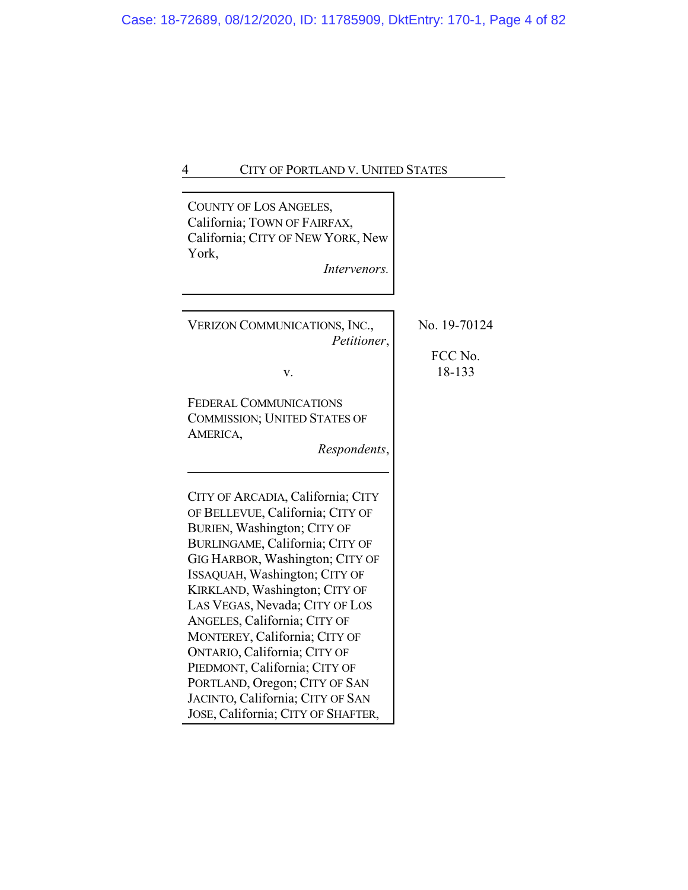COUNTY OF LOS ANGELES, California; TOWN OF FAIRFAX, California; CITY OF NEW YORK, New York,

*Intervenors.*

---

VERIZON COMMUNICATIONS, INC.,
*Petitioner*,

v.

FEDERAL COMMUNICATIONS COMMISSION; UNITED STATES OF AMERICA,
*Respondents*,

No. 19-70124

FCC No. 18-133

---

CITY OF ARCADIA, California; CITY OF BELLEVUE, California; CITY OF BURIEN, Washington; CITY OF BURLINGAME, California; CITY OF GIG HARBOR, Washington; CITY OF ISSAQUAH, Washington; CITY OF KIRKLAND, Washington; CITY OF LAS VEGAS, Nevada; CITY OF LOS ANGELES, California; CITY OF MONTEREY, California; CITY OF ONTARIO, California; CITY OF PIEDMONT, California; CITY OF PORTLAND, Oregon; CITY OF SAN JACINTO, California; CITY OF SAN JOSE, California; CITY OF SHAFTER,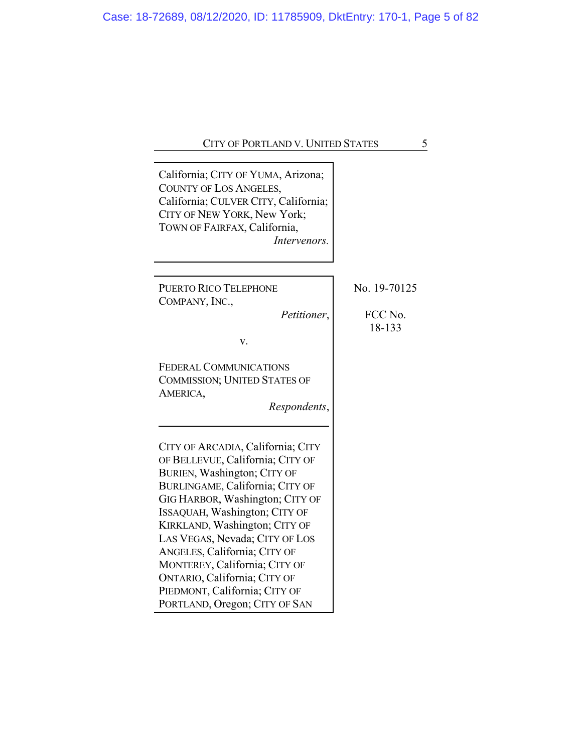California; CITY OF YUMA, Arizona; COUNTY OF LOS ANGELES, California; CULVER CITY, California; CITY OF NEW YORK, New York; TOWN OF FAIRFAX, California,
*Intervenors.*

---

PUERTO RICO TELEPHONE COMPANY, INC.,
*Petitioner*,

v.

FEDERAL COMMUNICATIONS COMMISSION; UNITED STATES OF AMERICA,
*Respondents*,

No. 19-70125

FCC No. 18-133

---

CITY OF ARCADIA, California; CITY OF BELLEVUE, California; CITY OF BURIEN, Washington; CITY OF BURLINGAME, California; CITY OF GIG HARBOR, Washington; CITY OF ISSAQUAH, Washington; CITY OF KIRKLAND, Washington; CITY OF LAS VEGAS, Nevada; CITY OF LOS ANGELES, California; CITY OF MONTEREY, California; CITY OF ONTARIO, California; CITY OF PIEDMONT, California; CITY OF PORTLAND, Oregon; CITY OF SAN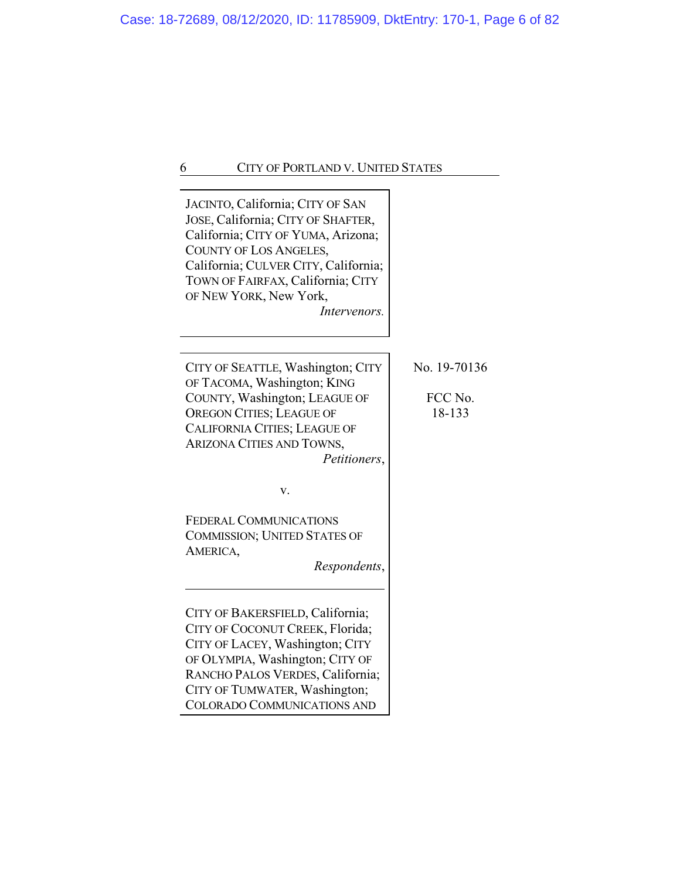JACINTO, California; CITY OF SAN JOSE, California; CITY OF SHAFTER, California; CITY OF YUMA, Arizona; COUNTY OF LOS ANGELES, California; CULVER CITY, California; TOWN OF FAIRFAX, California; CITY OF NEW YORK, New York,
*Intervenors.*

---

CITY OF SEATTLE, Washington; CITY OF TACOMA, Washington; KING COUNTY, Washington; LEAGUE OF OREGON CITIES; LEAGUE OF CALIFORNIA CITIES; LEAGUE OF ARIZONA CITIES AND TOWNS,
*Petitioners*,

v.

FEDERAL COMMUNICATIONS COMMISSION; UNITED STATES OF AMERICA,
*Respondents*,

---

CITY OF BAKERSFIELD, California; CITY OF COCONUT CREEK, Florida; CITY OF LACEY, Washington; CITY OF OLYMPIA, Washington; CITY OF RANCHO PALOS VERDES, California; CITY OF TUMWATER, Washington; COLORADO COMMUNICATIONS AND

No. 19-70136

FCC No. 18-133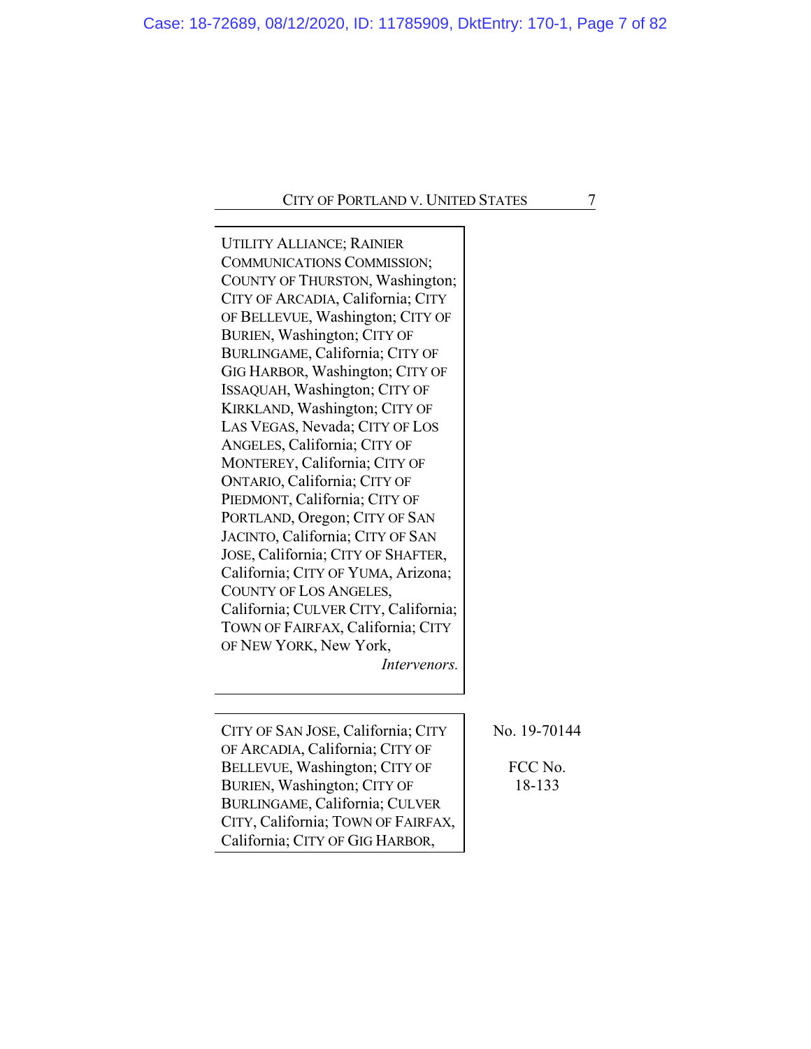UTILITY ALLIANCE; RAINIER COMMUNICATIONS COMMISSION; COUNTY OF THURSTON, Washington; CITY OF ARCADIA, California; CITY OF BELLEVUE, Washington; CITY OF BURIEN, Washington; CITY OF BURLINGAME, California; CITY OF GIG HARBOR, Washington; CITY OF ISSAQUAH, Washington; CITY OF KIRKLAND, Washington; CITY OF LAS VEGAS, Nevada; CITY OF LOS ANGELES, California; CITY OF MONTEREY, California; CITY OF ONTARIO, California; CITY OF PIEDMONT, California; CITY OF PORTLAND, Oregon; CITY OF SAN JACINTO, California; CITY OF SAN JOSE, California; CITY OF SHAFTER, California; CITY OF YUMA, Arizona; COUNTY OF LOS ANGELES, California; CULVER CITY, California; TOWN OF FAIRFAX, California; CITY OF NEW YORK, New York,

*Intervenors.*

---

CITY OF SAN JOSE, California; CITY OF ARCADIA, California; CITY OF BELLEVUE, Washington; CITY OF BURIEN, Washington; CITY OF BURLINGAME, California; CULVER CITY, California; TOWN OF FAIRFAX, California; CITY OF GIG HARBOR,

No. 19-70144

FCC No. 18-133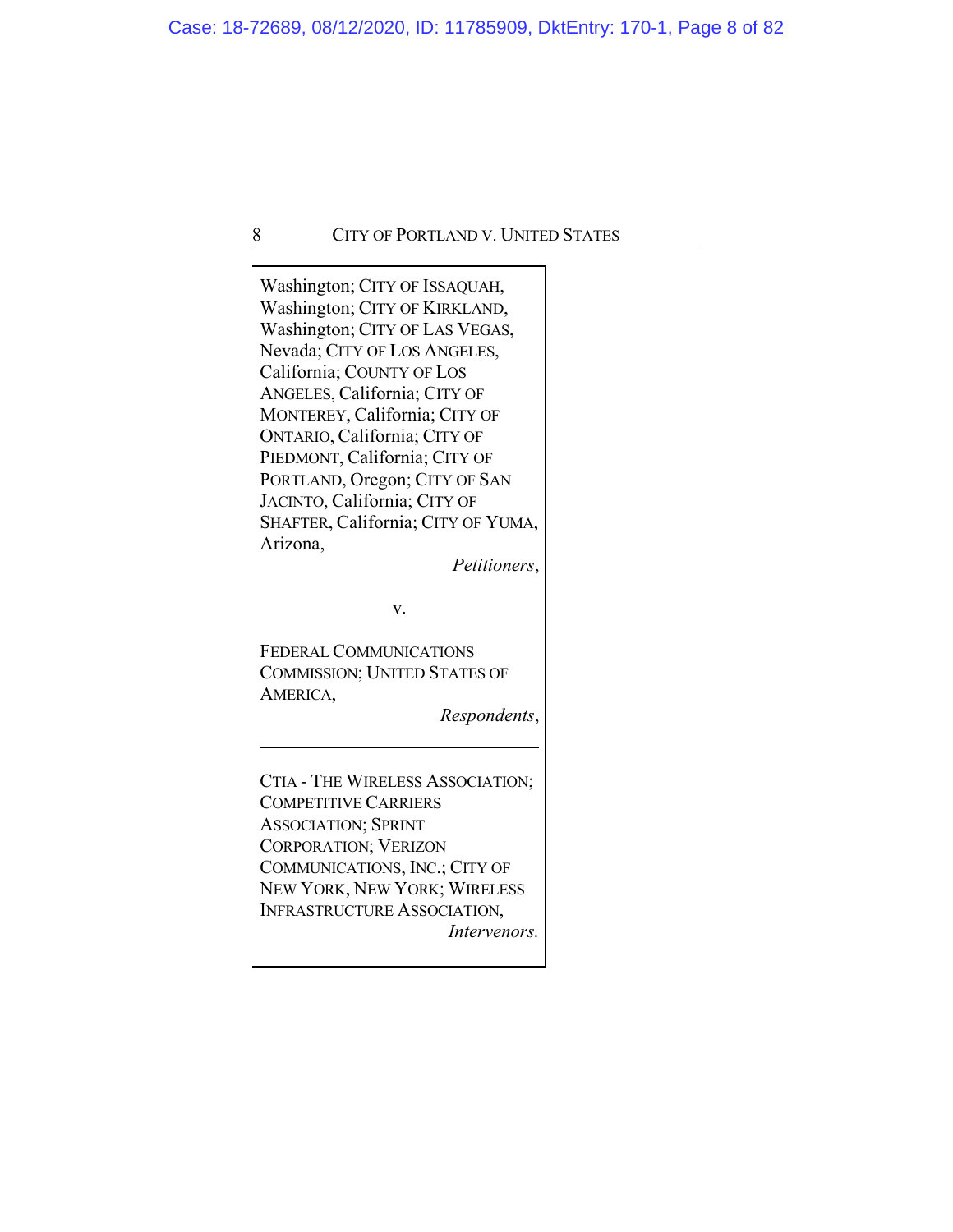Washington; CITY OF ISSAQUAH, Washington; CITY OF KIRKLAND, Washington; CITY OF LAS VEGAS, Nevada; CITY OF LOS ANGELES, California; COUNTY OF LOS ANGELES, California; CITY OF MONTEREY, California; CITY OF ONTARIO, California; CITY OF PIEDMONT, California; CITY OF PORTLAND, Oregon; CITY OF SAN JACINTO, California; CITY OF SHAFTER, California; CITY OF YUMA, Arizona,

*Petitioners*,

v.

FEDERAL COMMUNICATIONS COMMISSION; UNITED STATES OF AMERICA,

*Respondents*,

---

CTIA - THE WIRELESS ASSOCIATION; COMPETITIVE CARRIERS ASSOCIATION; SPRINT CORPORATION; VERIZON COMMUNICATIONS, INC.; CITY OF NEW YORK, NEW YORK; WIRELESS INFRASTRUCTURE ASSOCIATION,

*Intervenors.*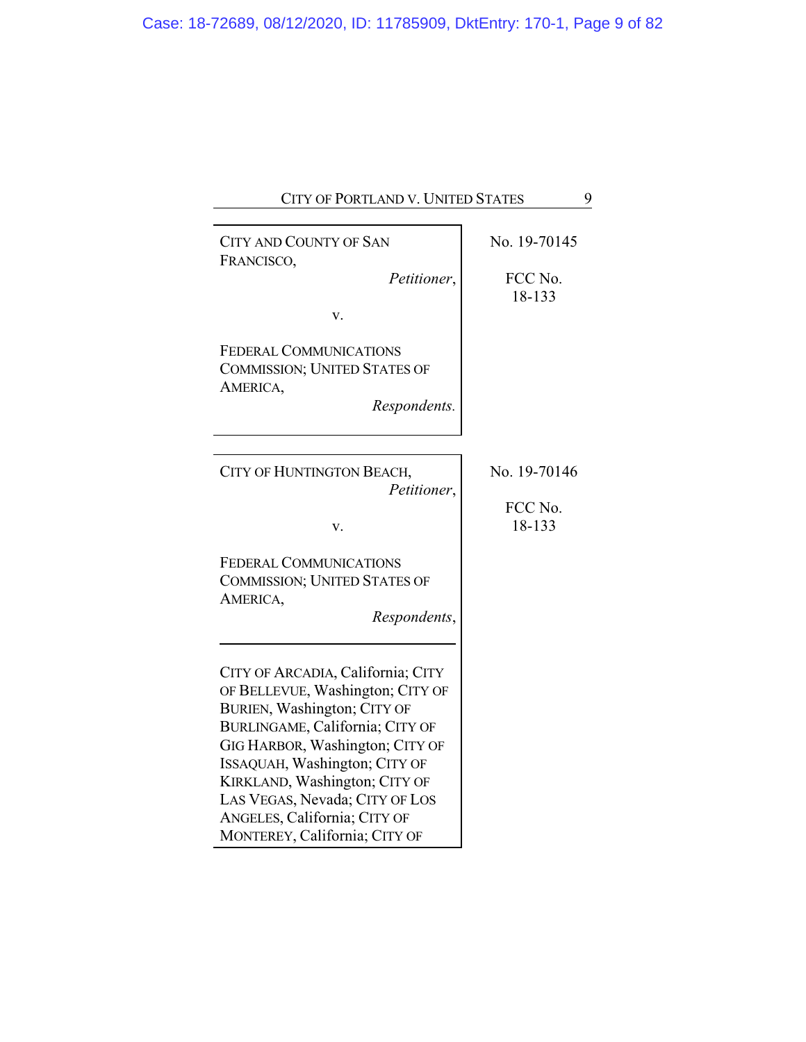CITY AND COUNTY OF SAN FRANCISCO,
*Petitioner*,

v.

FEDERAL COMMUNICATIONS COMMISSION; UNITED STATES OF AMERICA,
*Respondents*.

No. 19-70145

FCC No. 18-133

---

CITY OF HUNTINGTON BEACH,
*Petitioner*,

v.

FEDERAL COMMUNICATIONS COMMISSION; UNITED STATES OF AMERICA,
*Respondents*,

---

CITY OF ARCADIA, California; CITY OF BELLEVUE, Washington; CITY OF BURIEN, Washington; CITY OF BURLINGAME, California; CITY OF GIG HARBOR, Washington; CITY OF ISSAQUAH, Washington; CITY OF KIRKLAND, Washington; CITY OF LAS VEGAS, Nevada; CITY OF LOS ANGELES, California; CITY OF MONTEREY, California; CITY OF

No. 19-70146

FCC No. 18-133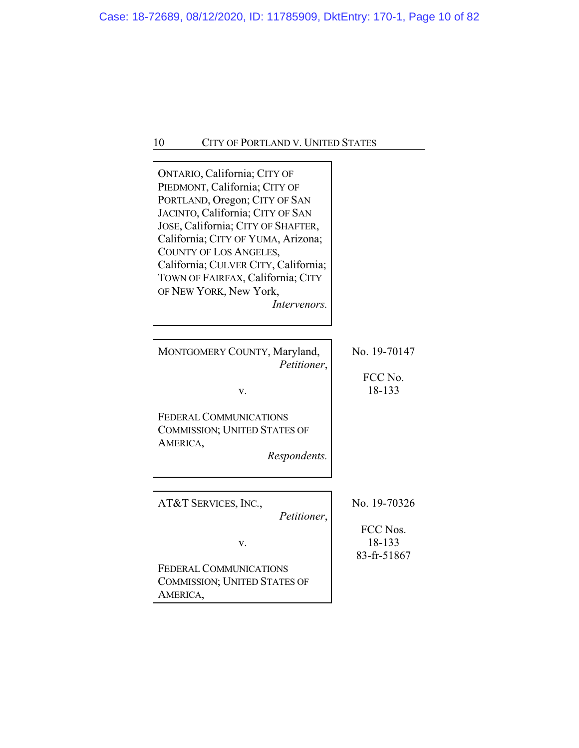ONTARIO, California; CITY OF PIEDMONT, California; CITY OF PORTLAND, Oregon; CITY OF SAN JACINTO, California; CITY OF SAN JOSE, California; CITY OF SHAFTER, California; CITY OF YUMA, Arizona; COUNTY OF LOS ANGELES, California; CULVER CITY, California; TOWN OF FAIRFAX, California; CITY OF NEW YORK, New York,
*Intervenors.*

---

MONTGOMERY COUNTY, Maryland,
*Petitioner*,

v.

FEDERAL COMMUNICATIONS COMMISSION; UNITED STATES OF AMERICA,
*Respondents.*

No. 19-70147

FCC No. 18-133

---

AT&T SERVICES, INC.,
*Petitioner*,

v.

FEDERAL COMMUNICATIONS COMMISSION; UNITED STATES OF AMERICA,

No. 19-70326

FCC Nos. 18-133 83-fr-51867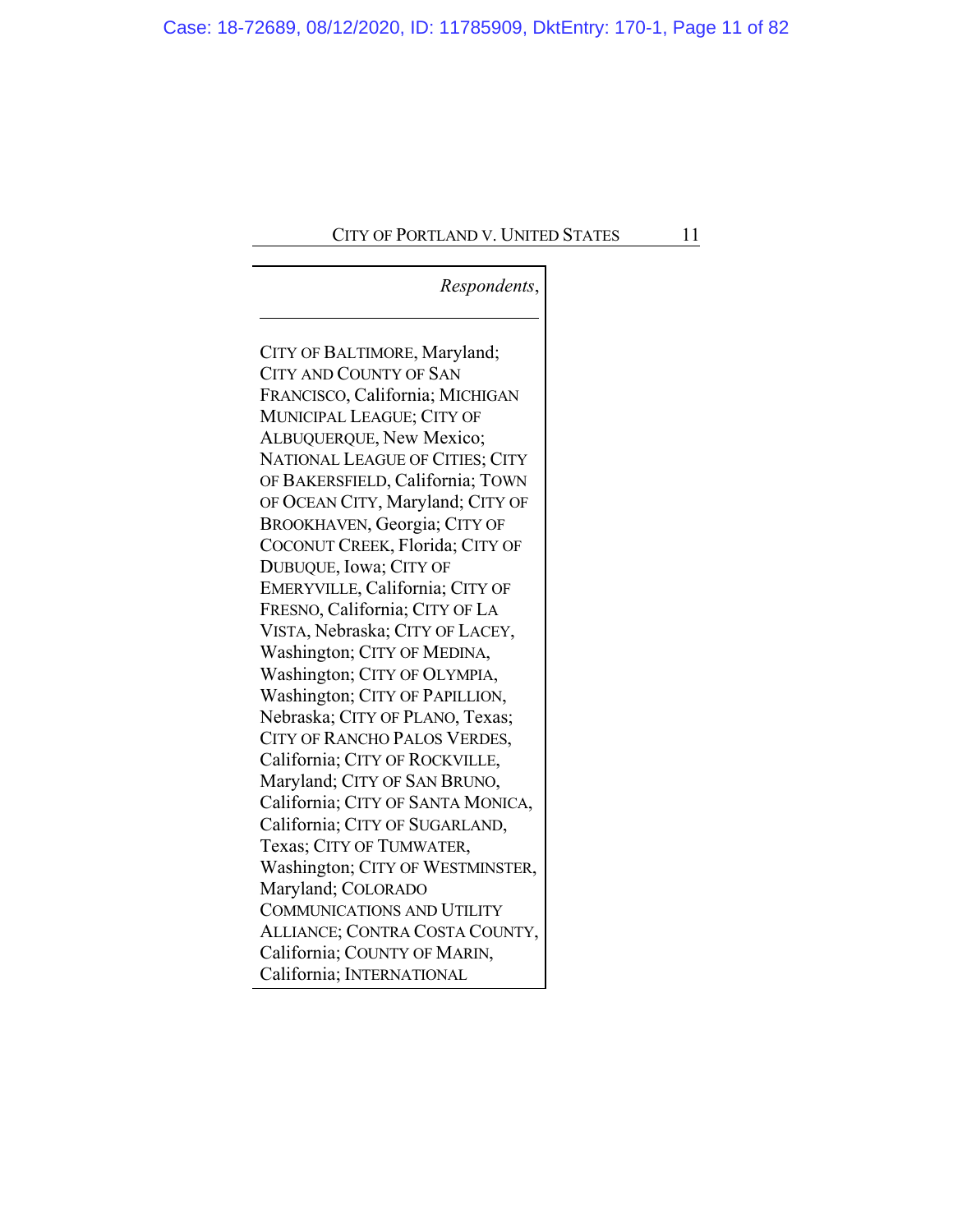*Respondents*,

---

CITY OF BALTIMORE, Maryland; CITY AND COUNTY OF SAN FRANCISCO, California; MICHIGAN MUNICIPAL LEAGUE; CITY OF ALBUQUERQUE, New Mexico; NATIONAL LEAGUE OF CITIES; CITY OF BAKERSFIELD, California; TOWN OF OCEAN CITY, Maryland; CITY OF BROOKHAVEN, Georgia; CITY OF COCONUT CREEK, Florida; CITY OF DUBUQUE, Iowa; CITY OF EMERYVILLE, California; CITY OF FRESNO, California; CITY OF LA VISTA, Nebraska; CITY OF LACEY, Washington; CITY OF MEDINA, Washington; CITY OF OLYMPIA, Washington; CITY OF PAPILLION, Nebraska; CITY OF PLANO, Texas; CITY OF RANCHO PALOS VERDES, California; CITY OF ROCKVILLE, Maryland; CITY OF SAN BRUNO, California; CITY OF SANTA MONICA, California; CITY OF SUGARLAND, Texas; CITY OF TUMWATER, Washington; CITY OF WESTMINSTER, Maryland; COLORADO COMMUNICATIONS AND UTILITY ALLIANCE; CONTRA COSTA COUNTY, California; COUNTY OF MARIN, California; INTERNATIONAL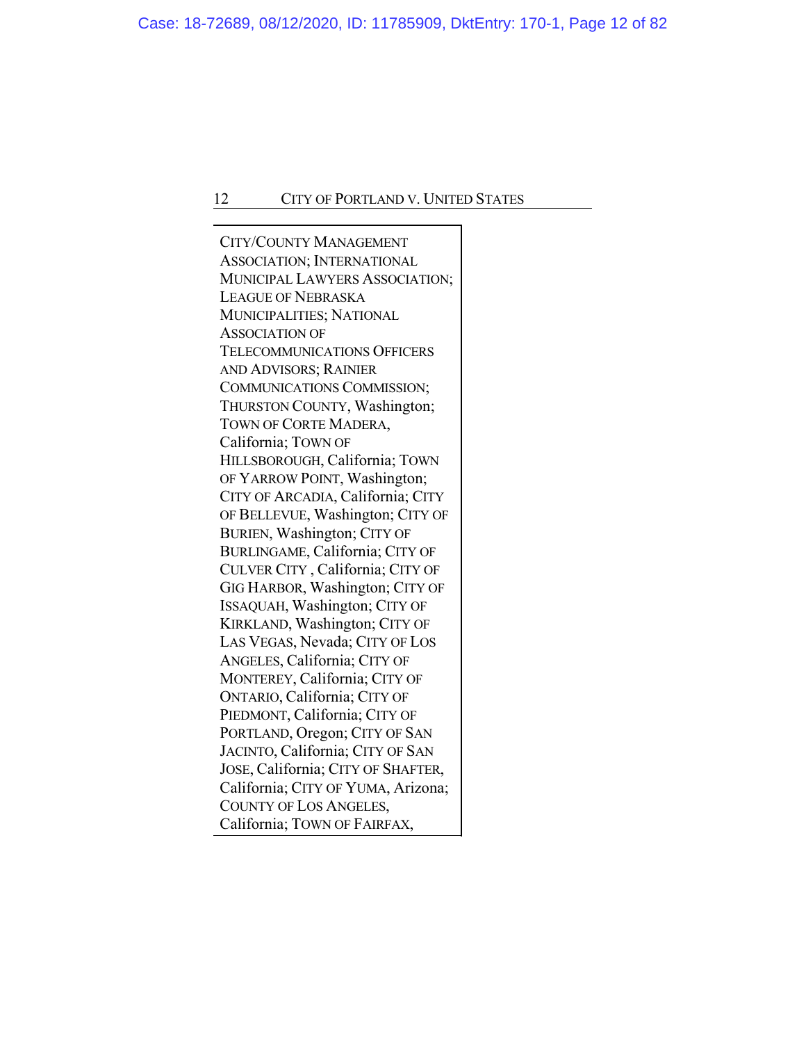CITY/COUNTY MANAGEMENT ASSOCIATION; INTERNATIONAL MUNICIPAL LAWYERS ASSOCIATION; LEAGUE OF NEBRASKA MUNICIPALITIES; NATIONAL ASSOCIATION OF TELECOMMUNICATIONS OFFICERS AND ADVISORS; RAINIER COMMUNICATIONS COMMISSION; THURSTON COUNTY, Washington; TOWN OF CORTE MADERA, California; TOWN OF HILLSBOROUGH, California; TOWN OF YARROW POINT, Washington; CITY OF ARCADIA, California; CITY OF BELLEVUE, Washington; CITY OF BURIEN, Washington; CITY OF BURLINGAME, California; CITY OF CULVER CITY , California; CITY OF GIG HARBOR, Washington; CITY OF ISSAQUAH, Washington; CITY OF KIRKLAND, Washington; CITY OF LAS VEGAS, Nevada; CITY OF LOS ANGELES, California; CITY OF MONTEREY, California; CITY OF ONTARIO, California; CITY OF PIEDMONT, California; CITY OF PORTLAND, Oregon; CITY OF SAN JACINTO, California; CITY OF SAN JOSE, California; CITY OF SHAFTER, California; CITY OF YUMA, Arizona; COUNTY OF LOS ANGELES, California; TOWN OF FAIRFAX,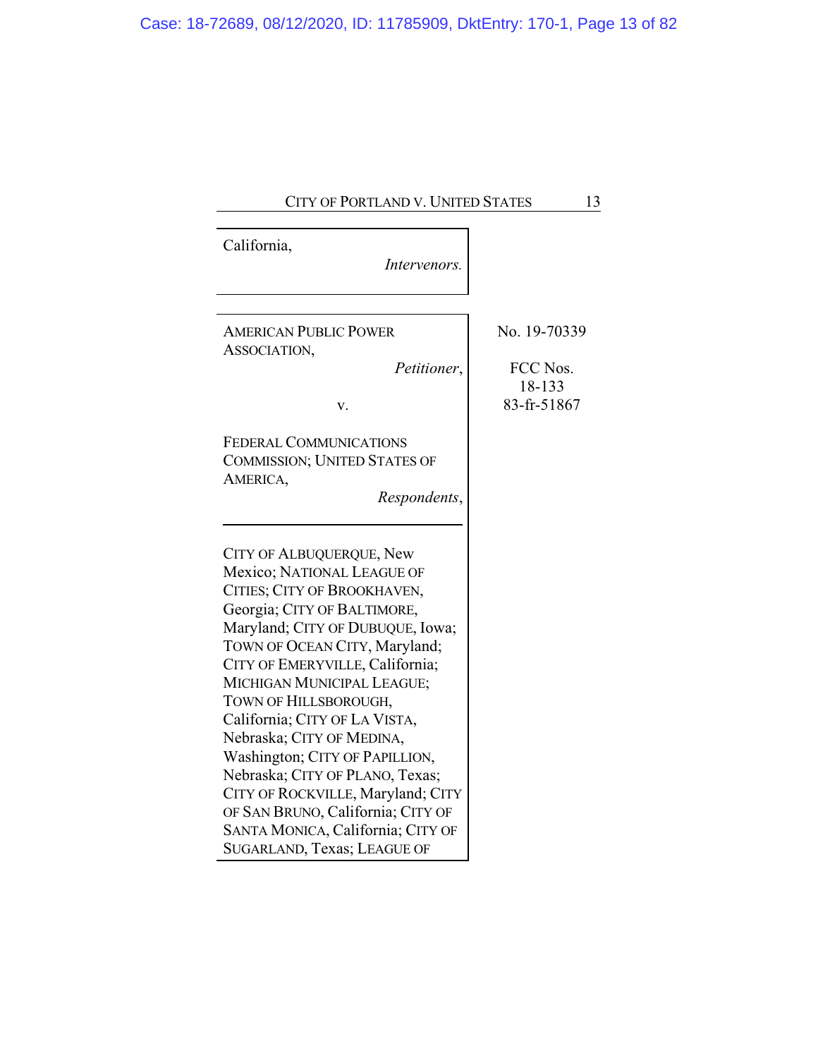California,

*Intervenors.*

---

AMERICAN PUBLIC POWER ASSOCIATION,

*Petitioner*,

v.

FEDERAL COMMUNICATIONS COMMISSION; UNITED STATES OF AMERICA,

*Respondents*,

No. 19-70339

FCC Nos. 18-133 83-fr-51867

---

CITY OF ALBUQUERQUE, New Mexico; NATIONAL LEAGUE OF CITIES; CITY OF BROOKHAVEN, Georgia; CITY OF BALTIMORE, Maryland; CITY OF DUBUQUE, Iowa; TOWN OF OCEAN CITY, Maryland; CITY OF EMERYVILLE, California; MICHIGAN MUNICIPAL LEAGUE; TOWN OF HILLSBOROUGH, California; CITY OF LA VISTA, Nebraska; CITY OF MEDINA, Washington; CITY OF PAPILLION, Nebraska; CITY OF PLANO, Texas; CITY OF ROCKVILLE, Maryland; CITY OF SAN BRUNO, California; CITY OF SANTA MONICA, California; CITY OF SUGARLAND, Texas; LEAGUE OF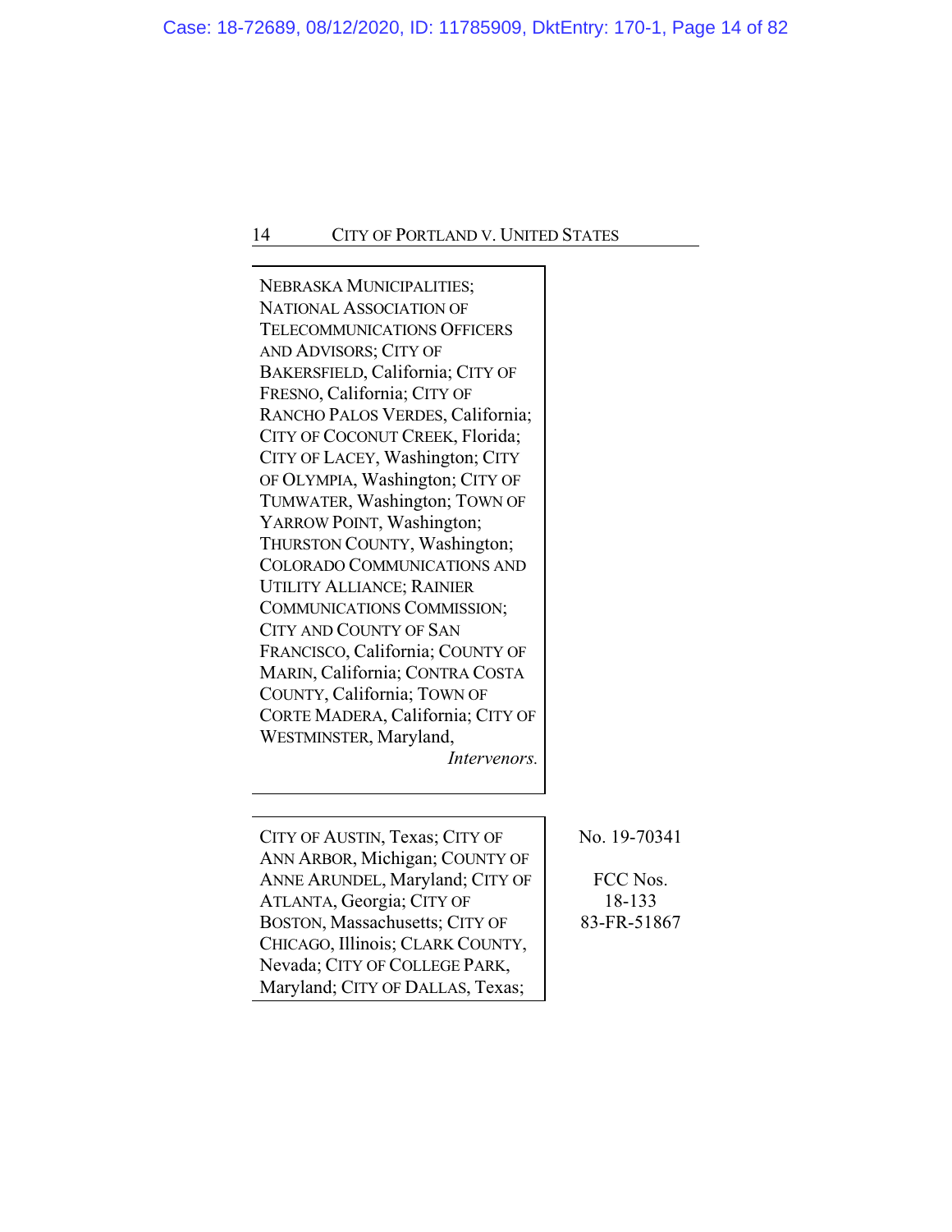NEBRASKA MUNICIPALITIES; NATIONAL ASSOCIATION OF TELECOMMUNICATIONS OFFICERS AND ADVISORS; CITY OF BAKERSFIELD, California; CITY OF FRESNO, California; CITY OF RANCHO PALOS VERDES, California; CITY OF COCONUT CREEK, Florida; CITY OF LACEY, Washington; CITY OF OLYMPIA, Washington; CITY OF TUMWATER, Washington; TOWN OF YARROW POINT, Washington; THURSTON COUNTY, Washington; COLORADO COMMUNICATIONS AND UTILITY ALLIANCE; RAINIER COMMUNICATIONS COMMISSION; CITY AND COUNTY OF SAN FRANCISCO, California; COUNTY OF MARIN, California; CONTRA COSTA COUNTY, California; TOWN OF CORTE MADERA, California; CITY OF WESTMINSTER, Maryland,

*Intervenors.*

---

CITY OF AUSTIN, Texas; CITY OF ANN ARBOR, Michigan; COUNTY OF ANNE ARUNDEL, Maryland; CITY OF ATLANTA, Georgia; CITY OF BOSTON, Massachusetts; CITY OF CHICAGO, Illinois; CLARK COUNTY, Nevada; CITY OF COLLEGE PARK, Maryland; CITY OF DALLAS, Texas;

No. 19-70341

FCC Nos.
18-133
83-FR-51867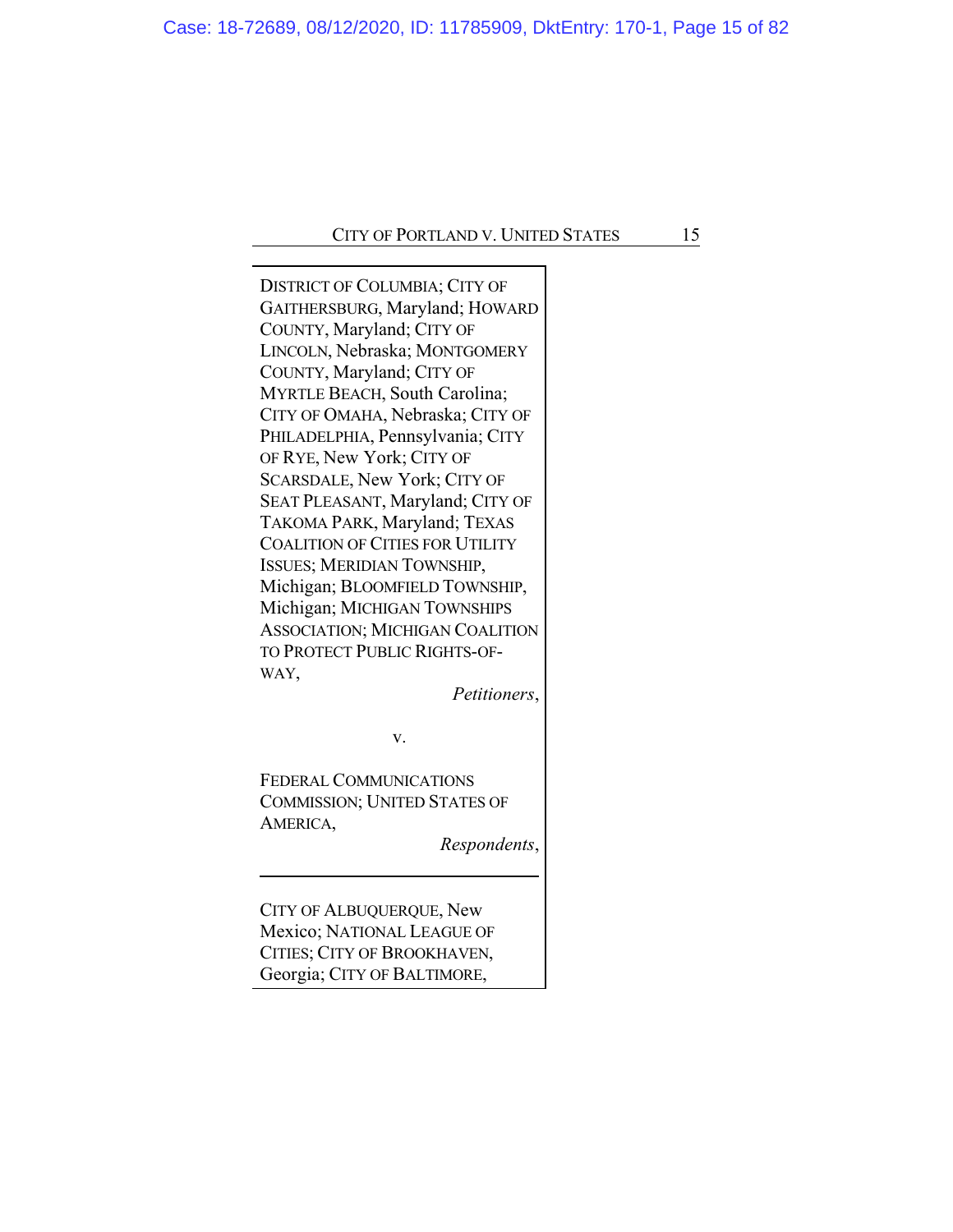DISTRICT OF COLUMBIA; CITY OF GAITHERSBURG, Maryland; HOWARD COUNTY, Maryland; CITY OF LINCOLN, Nebraska; MONTGOMERY COUNTY, Maryland; CITY OF MYRTLE BEACH, South Carolina; CITY OF OMAHA, Nebraska; CITY OF PHILADELPHIA, Pennsylvania; CITY OF RYE, New York; CITY OF SCARSDALE, New York; CITY OF SEAT PLEASANT, Maryland; CITY OF TAKOMA PARK, Maryland; TEXAS COALITION OF CITIES FOR UTILITY ISSUES; MERIDIAN TOWNSHIP, Michigan; BLOOMFIELD TOWNSHIP, Michigan; MICHIGAN TOWNSHIPS ASSOCIATION; MICHIGAN COALITION TO PROTECT PUBLIC RIGHTS-OF-WAY,

*Petitioners*,

v.

FEDERAL COMMUNICATIONS COMMISSION; UNITED STATES OF AMERICA,

*Respondents*,

---

CITY OF ALBUQUERQUE, New Mexico; NATIONAL LEAGUE OF CITIES; CITY OF BROOKHAVEN, Georgia; CITY OF BALTIMORE,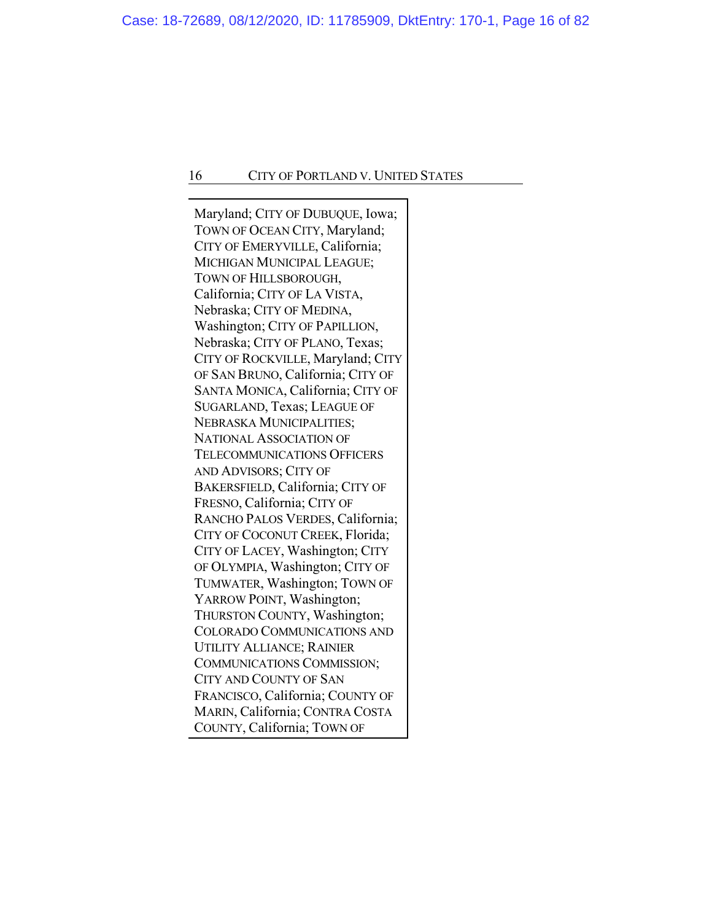Maryland; CITY OF DUBUQUE, Iowa; TOWN OF OCEAN CITY, Maryland; CITY OF EMERYVILLE, California; MICHIGAN MUNICIPAL LEAGUE; TOWN OF HILLSBOROUGH, California; CITY OF LA VISTA, Nebraska; CITY OF MEDINA, Washington; CITY OF PAPILLION, Nebraska; CITY OF PLANO, Texas; CITY OF ROCKVILLE, Maryland; CITY OF SAN BRUNO, California; CITY OF SANTA MONICA, California; CITY OF SUGARLAND, Texas; LEAGUE OF NEBRASKA MUNICIPALITIES; NATIONAL ASSOCIATION OF TELECOMMUNICATIONS OFFICERS AND ADVISORS; CITY OF BAKERSFIELD, California; CITY OF FRESNO, California; CITY OF RANCHO PALOS VERDES, California; CITY OF COCONUT CREEK, Florida; CITY OF LACEY, Washington; CITY OF OLYMPIA, Washington; CITY OF TUMWATER, Washington; TOWN OF YARROW POINT, Washington; THURSTON COUNTY, Washington; COLORADO COMMUNICATIONS AND UTILITY ALLIANCE; RAINIER COMMUNICATIONS COMMISSION; CITY AND COUNTY OF SAN FRANCISCO, California; COUNTY OF MARIN, California; CONTRA COSTA COUNTY, California; TOWN OF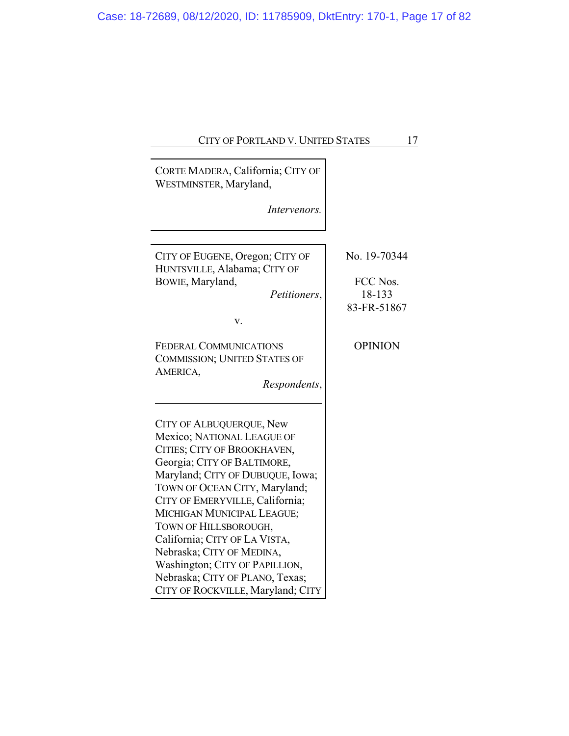CORTE MADERA, California; CITY OF WESTMINSTER, Maryland,

*Intervenors.*

---

CITY OF EUGENE, Oregon; CITY OF HUNTSVILLE, Alabama; CITY OF BOWIE, Maryland,

*Petitioners*,

v.

FEDERAL COMMUNICATIONS COMMISSION; UNITED STATES OF AMERICA,

*Respondents*,

No. 19-70344

FCC Nos. 18-133 83-FR-51867

OPINION

---

CITY OF ALBUQUERQUE, New Mexico; NATIONAL LEAGUE OF CITIES; CITY OF BROOKHAVEN, Georgia; CITY OF BALTIMORE, Maryland; CITY OF DUBUQUE, Iowa; TOWN OF OCEAN CITY, Maryland; CITY OF EMERYVILLE, California; MICHIGAN MUNICIPAL LEAGUE; TOWN OF HILLSBOROUGH, California; CITY OF LA VISTA, Nebraska; CITY OF MEDINA, Washington; CITY OF PAPILLION, Nebraska; CITY OF PLANO, Texas; CITY OF ROCKVILLE, Maryland; CITY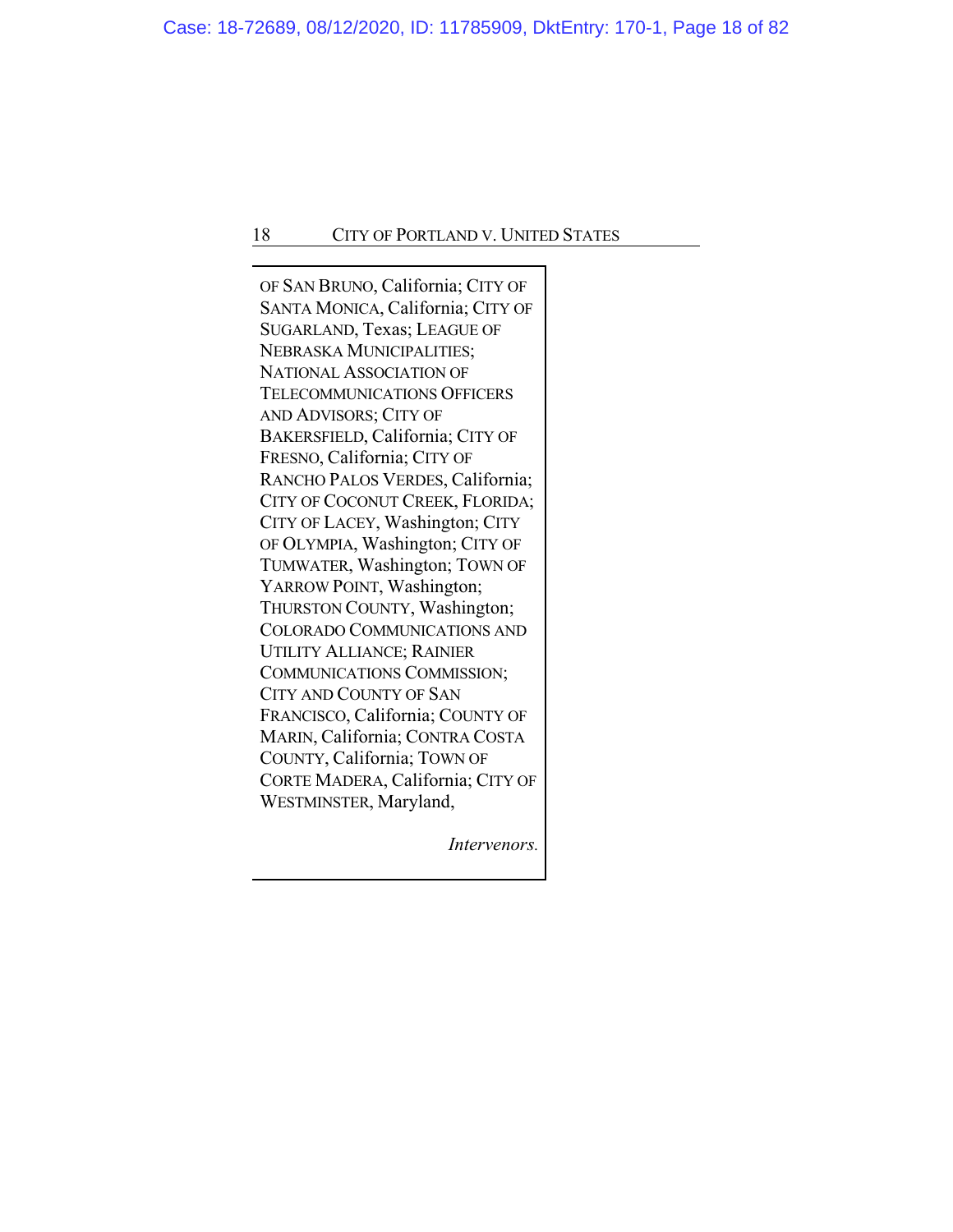OF SAN BRUNO, California; CITY OF SANTA MONICA, California; CITY OF SUGARLAND, Texas; LEAGUE OF NEBRASKA MUNICIPALITIES; NATIONAL ASSOCIATION OF TELECOMMUNICATIONS OFFICERS AND ADVISORS; CITY OF BAKERSFIELD, California; CITY OF FRESNO, California; CITY OF RANCHO PALOS VERDES, California; CITY OF COCONUT CREEK, FLORIDA; CITY OF LACEY, Washington; CITY OF OLYMPIA, Washington; CITY OF TUMWATER, Washington; TOWN OF YARROW POINT, Washington; THURSTON COUNTY, Washington; COLORADO COMMUNICATIONS AND UTILITY ALLIANCE; RAINIER COMMUNICATIONS COMMISSION; CITY AND COUNTY OF SAN FRANCISCO, California; COUNTY OF MARIN, California; CONTRA COSTA COUNTY, California; TOWN OF CORTE MADERA, California; CITY OF WESTMINSTER, Maryland,

*Intervenors.*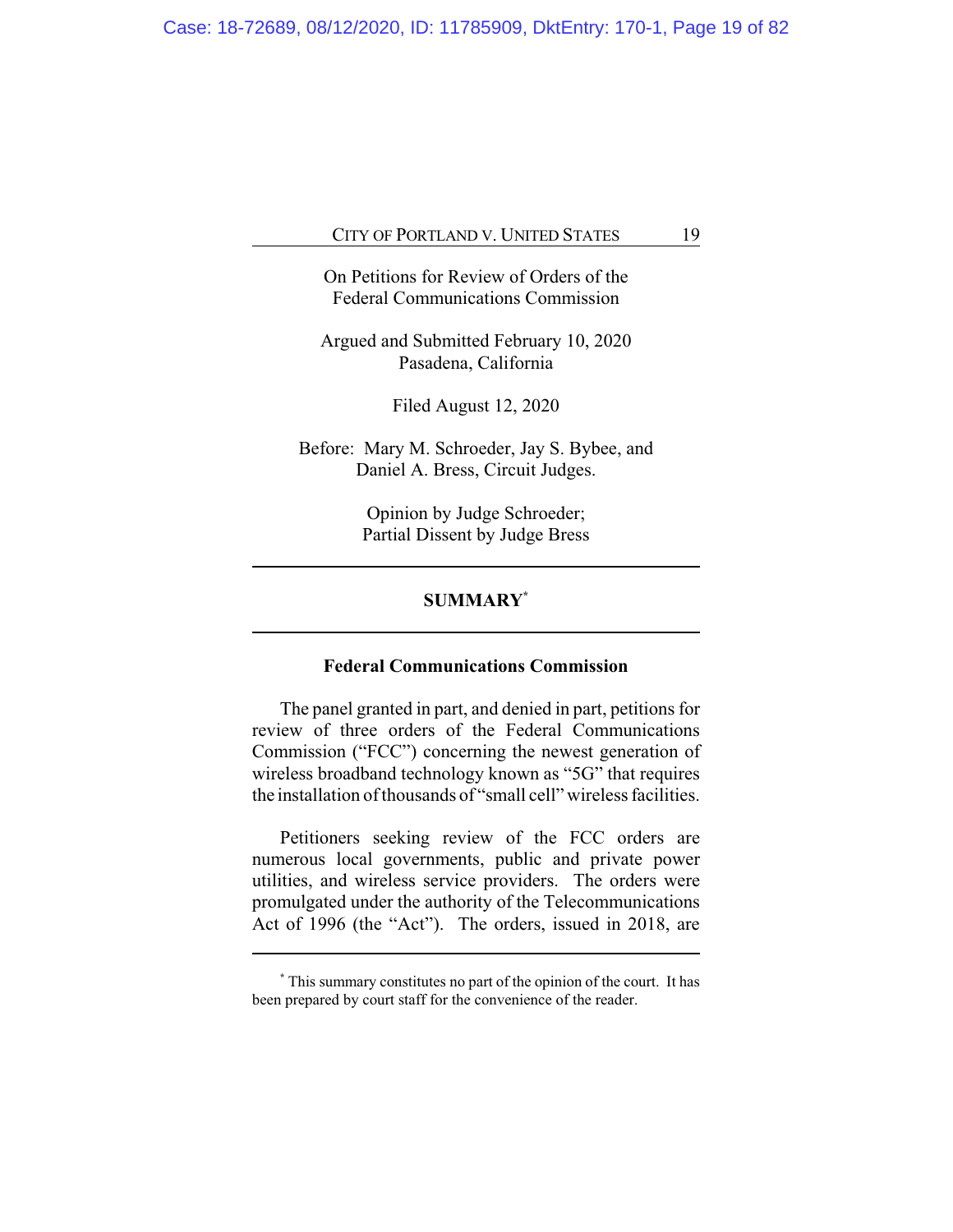On Petitions for Review of Orders of the Federal Communications Commission

Argued and Submitted February 10, 2020
Pasadena, California

Filed August 12, 2020

Before: Mary M. Schroeder, Jay S. Bybee, and Daniel A. Bress, Circuit Judges.

Opinion by Judge Schroeder;
Partial Dissent by Judge Bress

---

## SUMMARY[*]

---

### Federal Communications Commission

The panel granted in part, and denied in part, petitions for review of three orders of the Federal Communications Commission ("FCC") concerning the newest generation of wireless broadband technology known as "5G" that requires the installation of thousands of "small cell" wireless facilities.

Petitioners seeking review of the FCC orders are numerous local governments, public and private power utilities, and wireless service providers. The orders were promulgated under the authority of the Telecommunications Act of 1996 (the "Act"). The orders, issued in 2018, are

---

[*] This summary constitutes no part of the opinion of the court. It has been prepared by court staff for the convenience of the reader.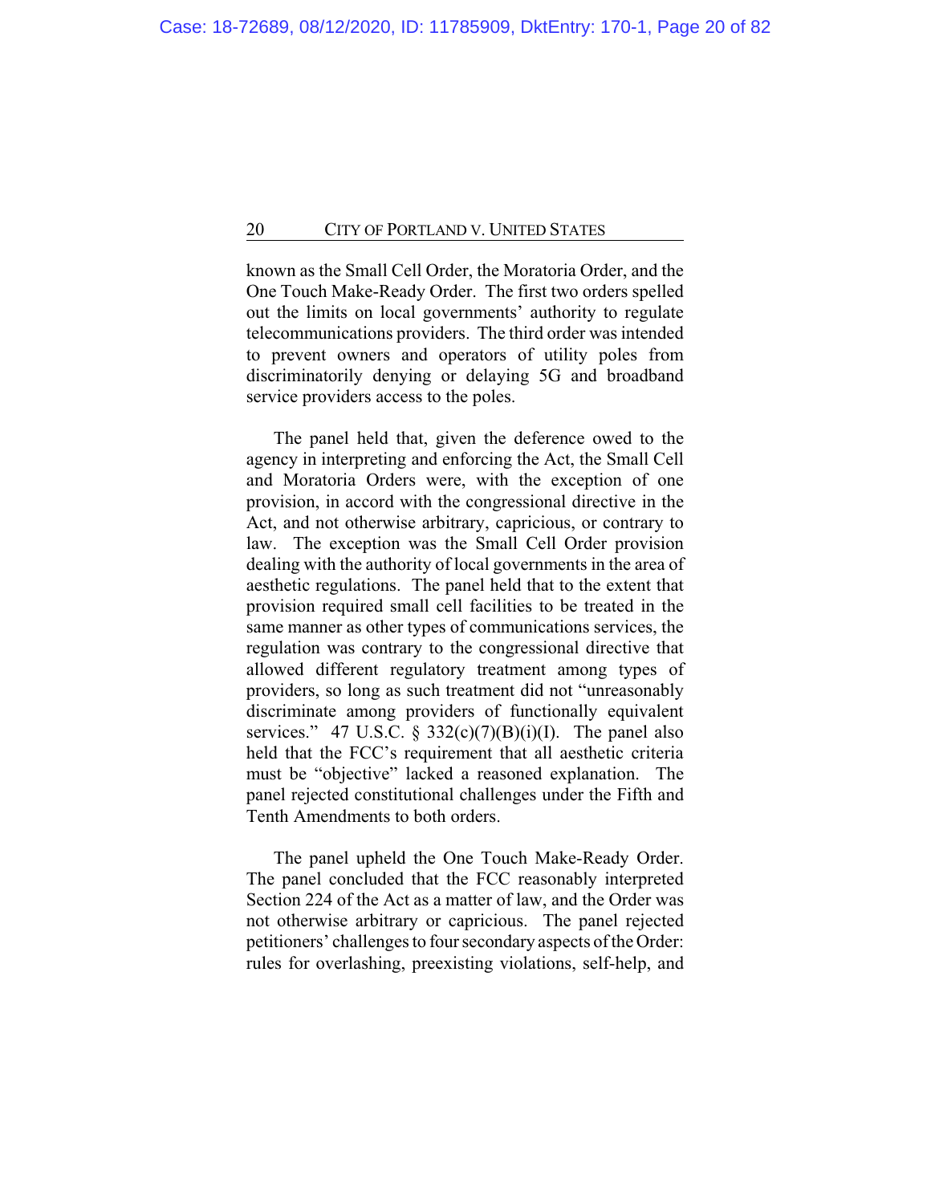known as the Small Cell Order, the Moratoria Order, and the One Touch Make-Ready Order. The first two orders spelled out the limits on local governments' authority to regulate telecommunications providers. The third order was intended to prevent owners and operators of utility poles from discriminatorily denying or delaying 5G and broadband service providers access to the poles.

The panel held that, given the deference owed to the agency in interpreting and enforcing the Act, the Small Cell and Moratoria Orders were, with the exception of one provision, in accord with the congressional directive in the Act, and not otherwise arbitrary, capricious, or contrary to law. The exception was the Small Cell Order provision dealing with the authority of local governments in the area of aesthetic regulations. The panel held that to the extent that provision required small cell facilities to be treated in the same manner as other types of communications services, the regulation was contrary to the congressional directive that allowed different regulatory treatment among types of providers, so long as such treatment did not "unreasonably discriminate among providers of functionally equivalent services." 47 U.S.C. § 332(c)(7)(B)(i)(I). The panel also held that the FCC's requirement that all aesthetic criteria must be "objective" lacked a reasoned explanation. The panel rejected constitutional challenges under the Fifth and Tenth Amendments to both orders.

The panel upheld the One Touch Make-Ready Order. The panel concluded that the FCC reasonably interpreted Section 224 of the Act as a matter of law, and the Order was not otherwise arbitrary or capricious. The panel rejected petitioners' challenges to four secondary aspects of the Order: rules for overlashing, preexisting violations, self-help, and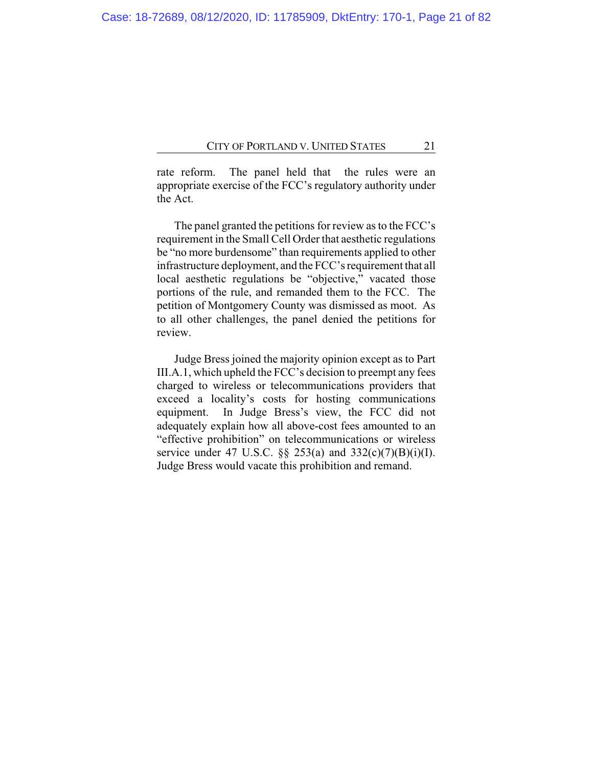rate reform. The panel held that the rules were an appropriate exercise of the FCC's regulatory authority under the Act.

The panel granted the petitions for review as to the FCC's requirement in the Small Cell Order that aesthetic regulations be "no more burdensome" than requirements applied to other infrastructure deployment, and the FCC's requirement that all local aesthetic regulations be "objective," vacated those portions of the rule, and remanded them to the FCC. The petition of Montgomery County was dismissed as moot. As to all other challenges, the panel denied the petitions for review.

Judge Bress joined the majority opinion except as to Part III.A.1, which upheld the FCC's decision to preempt any fees charged to wireless or telecommunications providers that exceed a locality's costs for hosting communications equipment. In Judge Bress's view, the FCC did not adequately explain how all above-cost fees amounted to an "effective prohibition" on telecommunications or wireless service under 47 U.S.C. §§ 253(a) and 332(c)(7)(B)(i)(I). Judge Bress would vacate this prohibition and remand.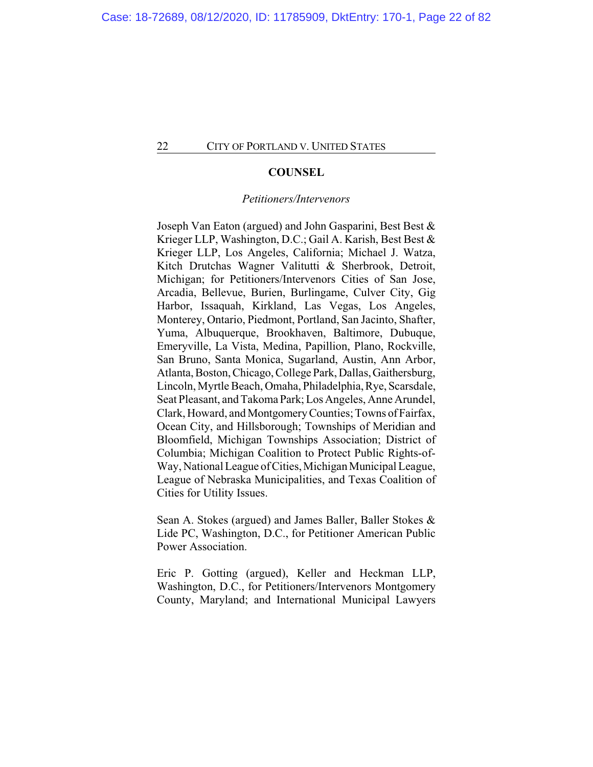## COUNSEL

*Petitioners/Intervenors*

Joseph Van Eaton (argued) and John Gasparini, Best Best & Krieger LLP, Washington, D.C.; Gail A. Karish, Best Best & Krieger LLP, Los Angeles, California; Michael J. Watza, Kitch Drutchas Wagner Valitutti & Sherbrook, Detroit, Michigan; for Petitioners/Intervenors Cities of San Jose, Arcadia, Bellevue, Burien, Burlingame, Culver City, Gig Harbor, Issaquah, Kirkland, Las Vegas, Los Angeles, Monterey, Ontario, Piedmont, Portland, San Jacinto, Shafter, Yuma, Albuquerque, Brookhaven, Baltimore, Dubuque, Emeryville, La Vista, Medina, Papillion, Plano, Rockville, San Bruno, Santa Monica, Sugarland, Austin, Ann Arbor, Atlanta, Boston, Chicago, College Park, Dallas, Gaithersburg, Lincoln, Myrtle Beach, Omaha, Philadelphia, Rye, Scarsdale, Seat Pleasant, and Takoma Park; Los Angeles, Anne Arundel, Clark, Howard, and Montgomery Counties; Towns of Fairfax, Ocean City, and Hillsborough; Townships of Meridian and Bloomfield, Michigan Townships Association; District of Columbia; Michigan Coalition to Protect Public Rights-of-Way, National League of Cities, Michigan Municipal League, League of Nebraska Municipalities, and Texas Coalition of Cities for Utility Issues.

Sean A. Stokes (argued) and James Baller, Baller Stokes & Lide PC, Washington, D.C., for Petitioner American Public Power Association.

Eric P. Gotting (argued), Keller and Heckman LLP, Washington, D.C., for Petitioners/Intervenors Montgomery County, Maryland; and International Municipal Lawyers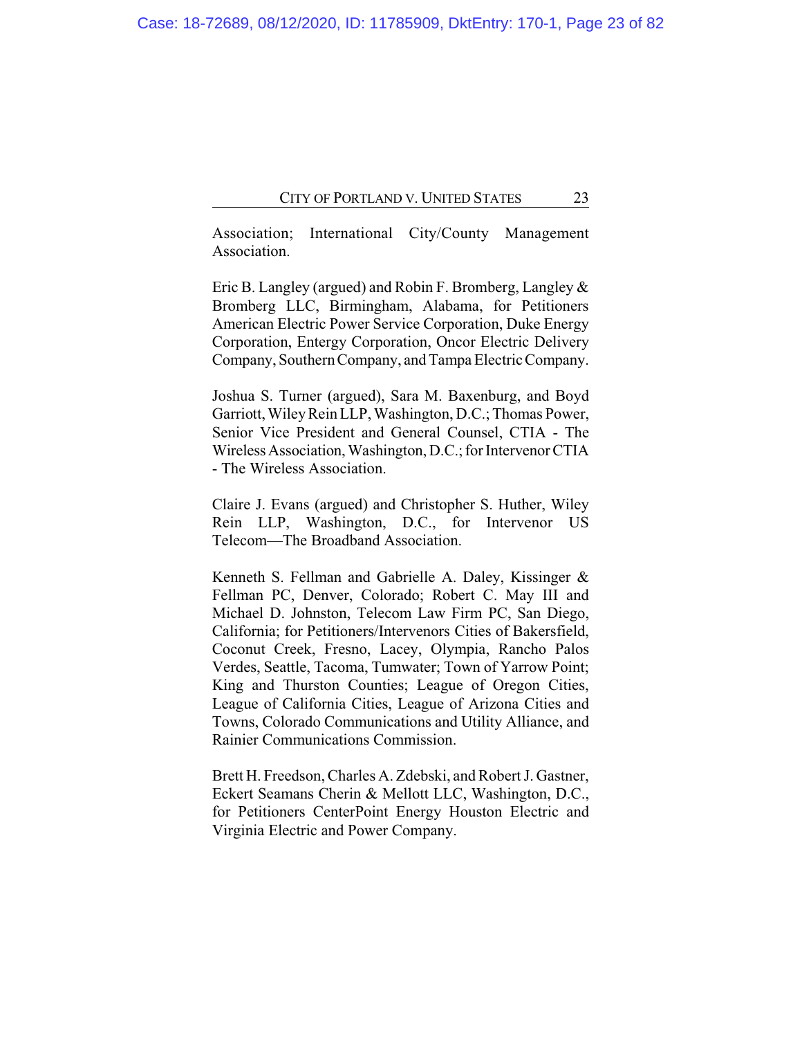Association; International City/County Management Association.

Eric B. Langley (argued) and Robin F. Bromberg, Langley & Bromberg LLC, Birmingham, Alabama, for Petitioners American Electric Power Service Corporation, Duke Energy Corporation, Entergy Corporation, Oncor Electric Delivery Company, Southern Company, and Tampa Electric Company.

Joshua S. Turner (argued), Sara M. Baxenburg, and Boyd Garriott, Wiley Rein LLP, Washington, D.C.; Thomas Power, Senior Vice President and General Counsel, CTIA - The Wireless Association, Washington, D.C.; for Intervenor CTIA - The Wireless Association.

Claire J. Evans (argued) and Christopher S. Huther, Wiley Rein LLP, Washington, D.C., for Intervenor US Telecom—The Broadband Association.

Kenneth S. Fellman and Gabrielle A. Daley, Kissinger & Fellman PC, Denver, Colorado; Robert C. May III and Michael D. Johnston, Telecom Law Firm PC, San Diego, California; for Petitioners/Intervenors Cities of Bakersfield, Coconut Creek, Fresno, Lacey, Olympia, Rancho Palos Verdes, Seattle, Tacoma, Tumwater; Town of Yarrow Point; King and Thurston Counties; League of Oregon Cities, League of California Cities, League of Arizona Cities and Towns, Colorado Communications and Utility Alliance, and Rainier Communications Commission.

Brett H. Freedson, Charles A. Zdebski, and Robert J. Gastner, Eckert Seamans Cherin & Mellott LLC, Washington, D.C., for Petitioners CenterPoint Energy Houston Electric and Virginia Electric and Power Company.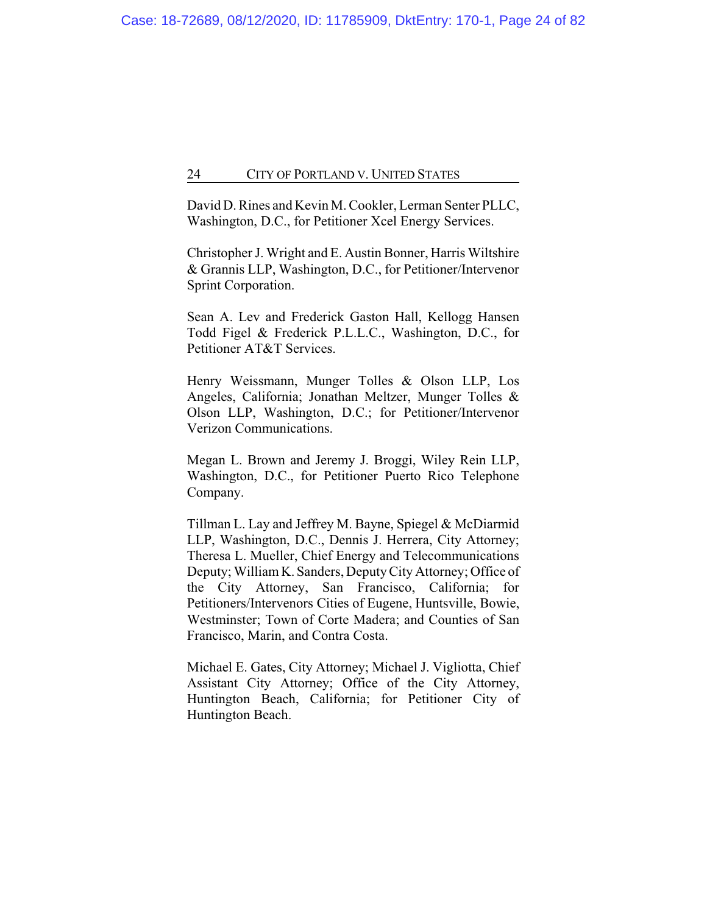David D. Rines and Kevin M. Cookler, Lerman Senter PLLC, Washington, D.C., for Petitioner Xcel Energy Services.

Christopher J. Wright and E. Austin Bonner, Harris Wiltshire & Grannis LLP, Washington, D.C., for Petitioner/Intervenor Sprint Corporation.

Sean A. Lev and Frederick Gaston Hall, Kellogg Hansen Todd Figel & Frederick P.L.L.C., Washington, D.C., for Petitioner AT&T Services.

Henry Weissmann, Munger Tolles & Olson LLP, Los Angeles, California; Jonathan Meltzer, Munger Tolles & Olson LLP, Washington, D.C.; for Petitioner/Intervenor Verizon Communications.

Megan L. Brown and Jeremy J. Broggi, Wiley Rein LLP, Washington, D.C., for Petitioner Puerto Rico Telephone Company.

Tillman L. Lay and Jeffrey M. Bayne, Spiegel & McDiarmid LLP, Washington, D.C., Dennis J. Herrera, City Attorney; Theresa L. Mueller, Chief Energy and Telecommunications Deputy; William K. Sanders, Deputy City Attorney; Office of the City Attorney, San Francisco, California; for Petitioners/Intervenors Cities of Eugene, Huntsville, Bowie, Westminster; Town of Corte Madera; and Counties of San Francisco, Marin, and Contra Costa.

Michael E. Gates, City Attorney; Michael J. Vigliotta, Chief Assistant City Attorney; Office of the City Attorney, Huntington Beach, California; for Petitioner City of Huntington Beach.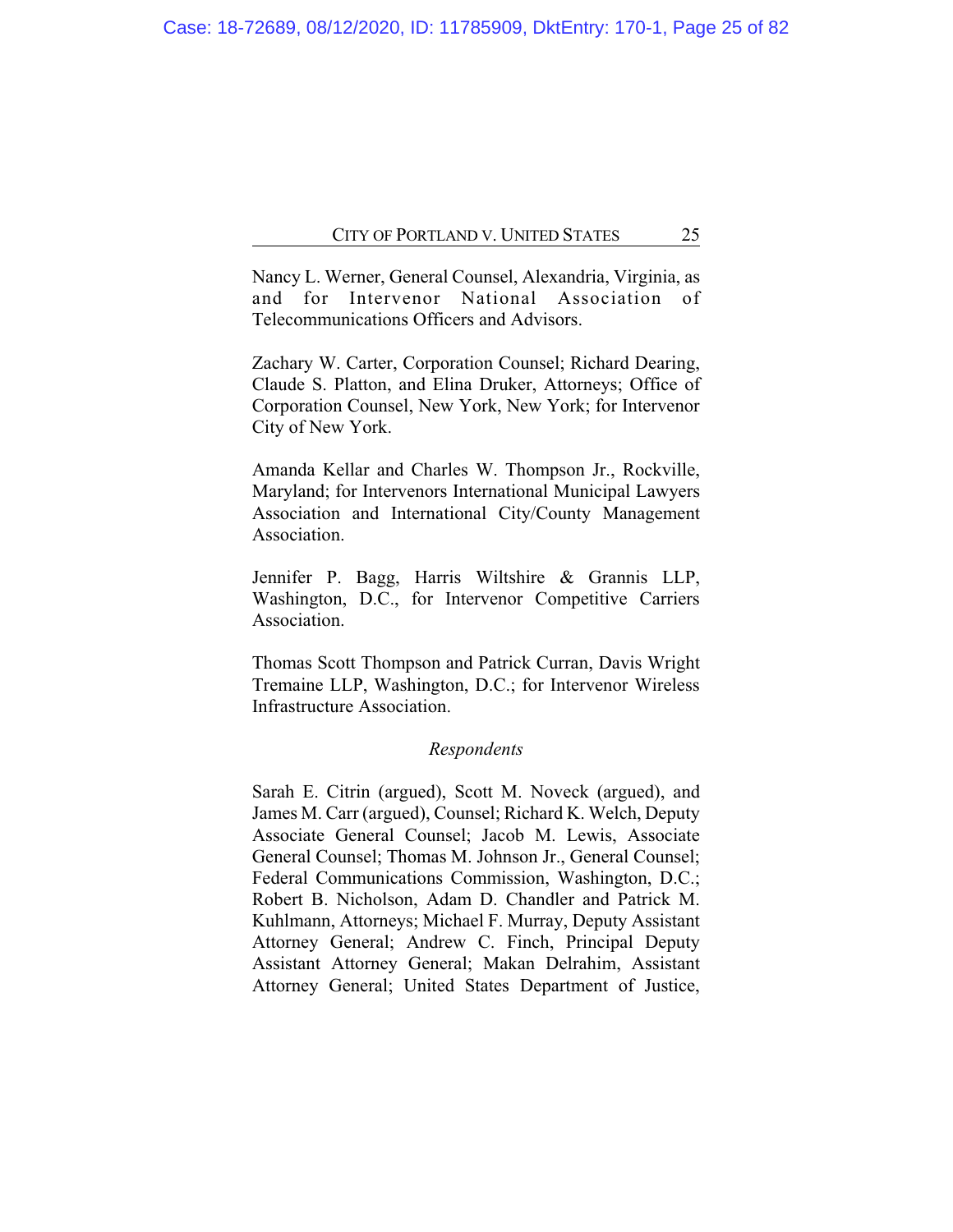Nancy L. Werner, General Counsel, Alexandria, Virginia, as and for Intervenor National Association of Telecommunications Officers and Advisors.

Zachary W. Carter, Corporation Counsel; Richard Dearing, Claude S. Platton, and Elina Druker, Attorneys; Office of Corporation Counsel, New York, New York; for Intervenor City of New York.

Amanda Kellar and Charles W. Thompson Jr., Rockville, Maryland; for Intervenors International Municipal Lawyers Association and International City/County Management Association.

Jennifer P. Bagg, Harris Wiltshire & Grannis LLP, Washington, D.C., for Intervenor Competitive Carriers Association.

Thomas Scott Thompson and Patrick Curran, Davis Wright Tremaine LLP, Washington, D.C.; for Intervenor Wireless Infrastructure Association.

*Respondents*

Sarah E. Citrin (argued), Scott M. Noveck (argued), and James M. Carr (argued), Counsel; Richard K. Welch, Deputy Associate General Counsel; Jacob M. Lewis, Associate General Counsel; Thomas M. Johnson Jr., General Counsel; Federal Communications Commission, Washington, D.C.; Robert B. Nicholson, Adam D. Chandler and Patrick M. Kuhlmann, Attorneys; Michael F. Murray, Deputy Assistant Attorney General; Andrew C. Finch, Principal Deputy Assistant Attorney General; Makan Delrahim, Assistant Attorney General; United States Department of Justice,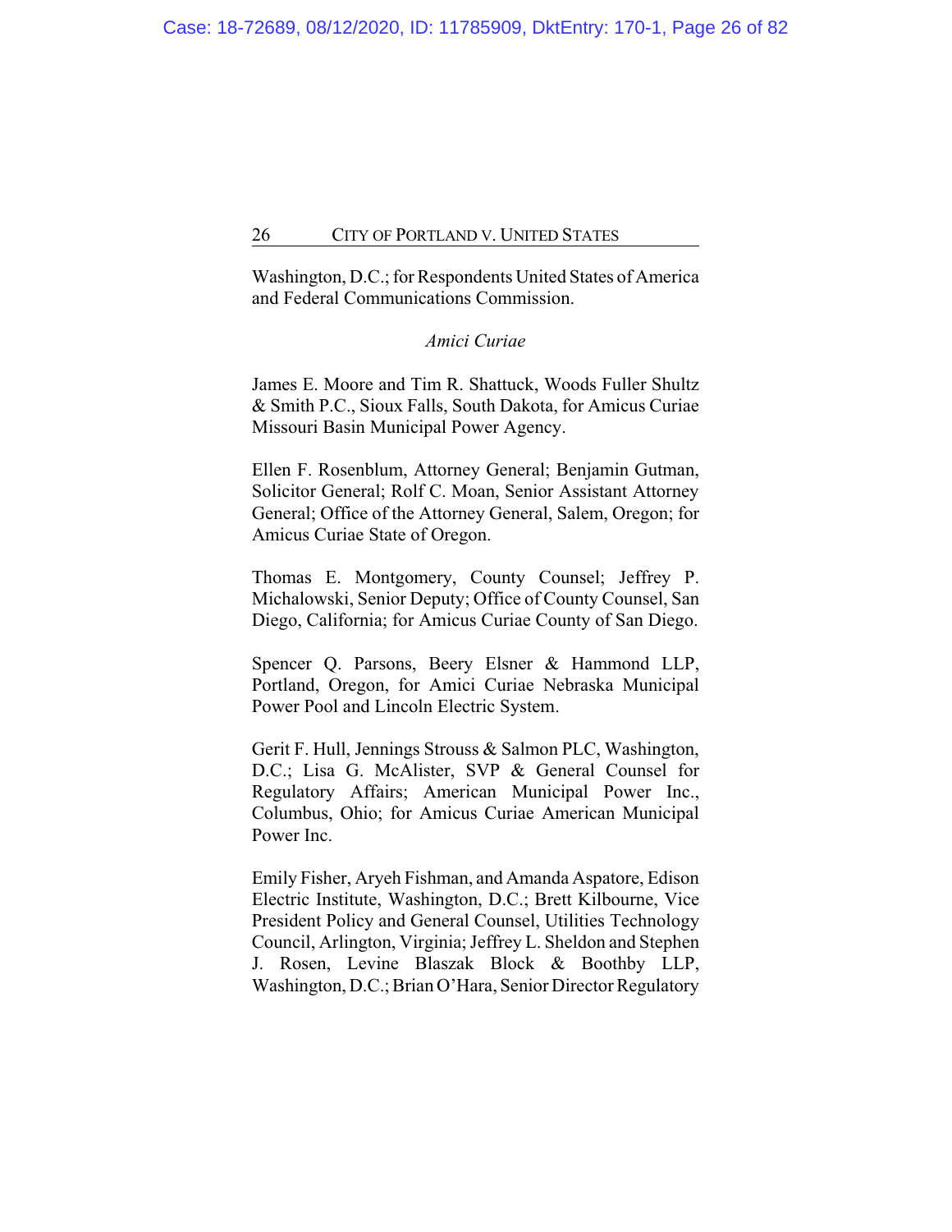Washington, D.C.; for Respondents United States of America and Federal Communications Commission.

*Amici Curiae*

James E. Moore and Tim R. Shattuck, Woods Fuller Shultz & Smith P.C., Sioux Falls, South Dakota, for Amicus Curiae Missouri Basin Municipal Power Agency.

Ellen F. Rosenblum, Attorney General; Benjamin Gutman, Solicitor General; Rolf C. Moan, Senior Assistant Attorney General; Office of the Attorney General, Salem, Oregon; for Amicus Curiae State of Oregon.

Thomas E. Montgomery, County Counsel; Jeffrey P. Michalowski, Senior Deputy; Office of County Counsel, San Diego, California; for Amicus Curiae County of San Diego.

Spencer Q. Parsons, Beery Elsner & Hammond LLP, Portland, Oregon, for Amici Curiae Nebraska Municipal Power Pool and Lincoln Electric System.

Gerit F. Hull, Jennings Strouss & Salmon PLC, Washington, D.C.; Lisa G. McAlister, SVP & General Counsel for Regulatory Affairs; American Municipal Power Inc., Columbus, Ohio; for Amicus Curiae American Municipal Power Inc.

Emily Fisher, Aryeh Fishman, and Amanda Aspatore, Edison Electric Institute, Washington, D.C.; Brett Kilbourne, Vice President Policy and General Counsel, Utilities Technology Council, Arlington, Virginia; Jeffrey L. Sheldon and Stephen J. Rosen, Levine Blaszak Block & Boothby LLP, Washington, D.C.; Brian O'Hara, Senior Director Regulatory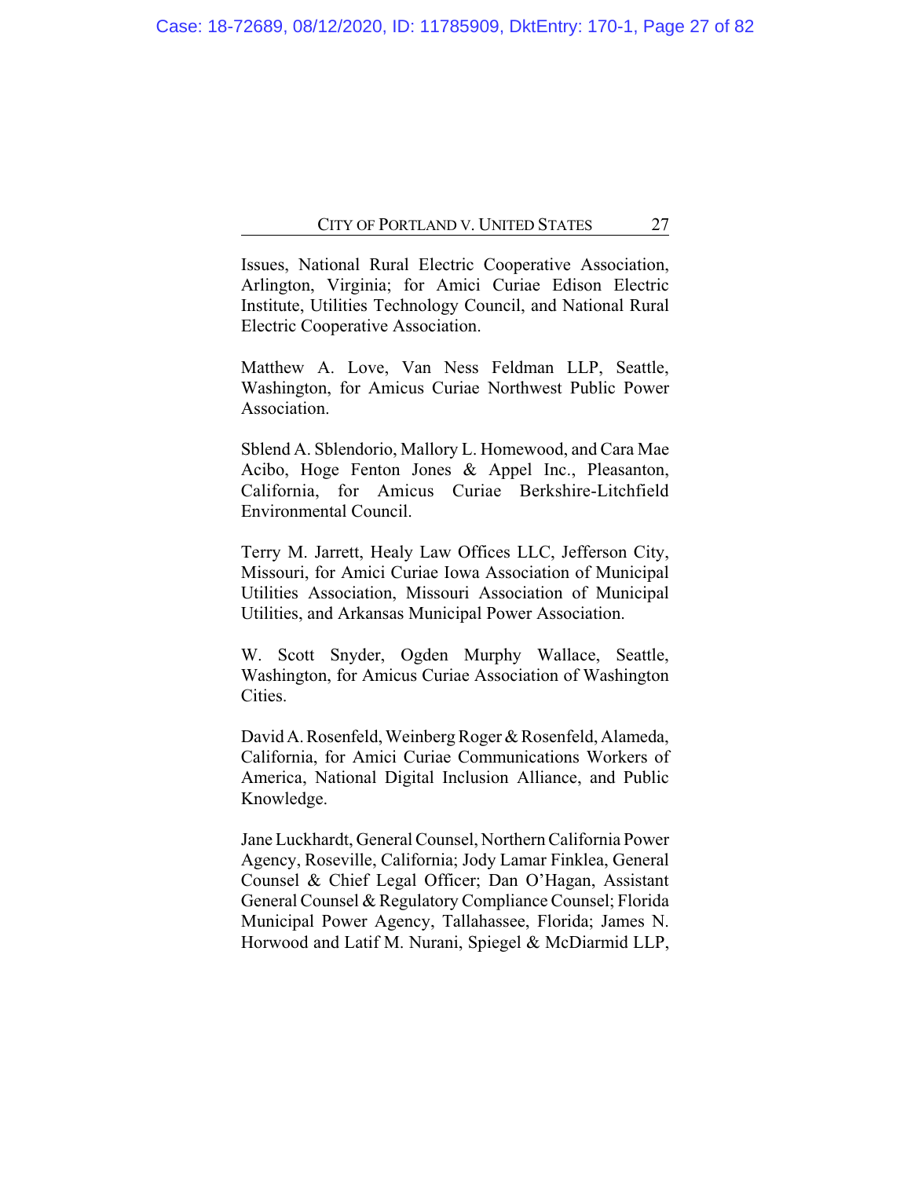Issues, National Rural Electric Cooperative Association, Arlington, Virginia; for Amici Curiae Edison Electric Institute, Utilities Technology Council, and National Rural Electric Cooperative Association.

Matthew A. Love, Van Ness Feldman LLP, Seattle, Washington, for Amicus Curiae Northwest Public Power Association.

Sblend A. Sblendorio, Mallory L. Homewood, and Cara Mae Acibo, Hoge Fenton Jones & Appel Inc., Pleasanton, California, for Amicus Curiae Berkshire-Litchfield Environmental Council.

Terry M. Jarrett, Healy Law Offices LLC, Jefferson City, Missouri, for Amici Curiae Iowa Association of Municipal Utilities Association, Missouri Association of Municipal Utilities, and Arkansas Municipal Power Association.

W. Scott Snyder, Ogden Murphy Wallace, Seattle, Washington, for Amicus Curiae Association of Washington Cities.

David A. Rosenfeld, Weinberg Roger & Rosenfeld, Alameda, California, for Amici Curiae Communications Workers of America, National Digital Inclusion Alliance, and Public Knowledge.

Jane Luckhardt, General Counsel, Northern California Power Agency, Roseville, California; Jody Lamar Finklea, General Counsel & Chief Legal Officer; Dan O'Hagan, Assistant General Counsel & Regulatory Compliance Counsel; Florida Municipal Power Agency, Tallahassee, Florida; James N. Horwood and Latif M. Nurani, Spiegel & McDiarmid LLP,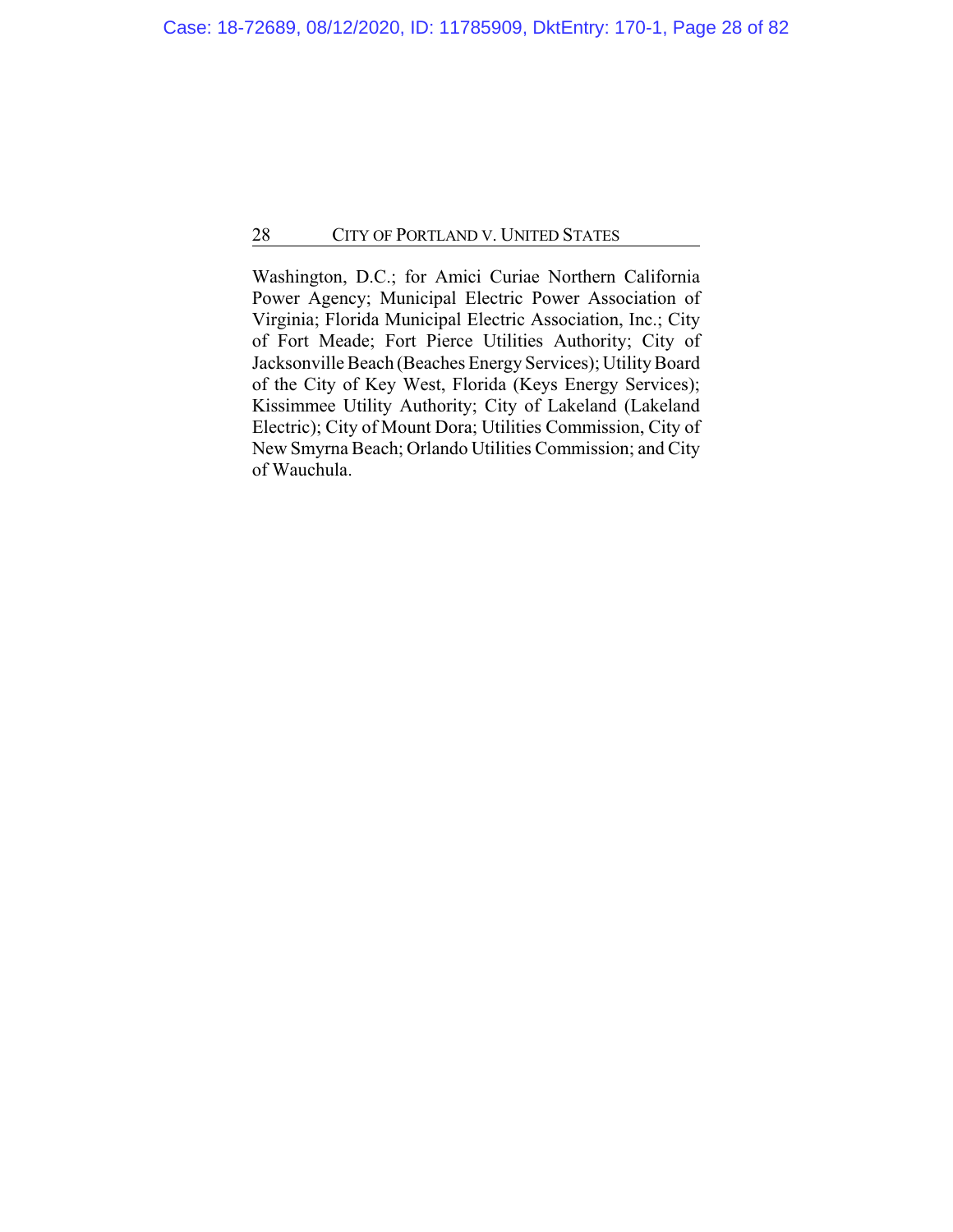Washington, D.C.; for Amici Curiae Northern California Power Agency; Municipal Electric Power Association of Virginia; Florida Municipal Electric Association, Inc.; City of Fort Meade; Fort Pierce Utilities Authority; City of Jacksonville Beach (Beaches Energy Services); Utility Board of the City of Key West, Florida (Keys Energy Services); Kissimmee Utility Authority; City of Lakeland (Lakeland Electric); City of Mount Dora; Utilities Commission, City of New Smyrna Beach; Orlando Utilities Commission; and City of Wauchula.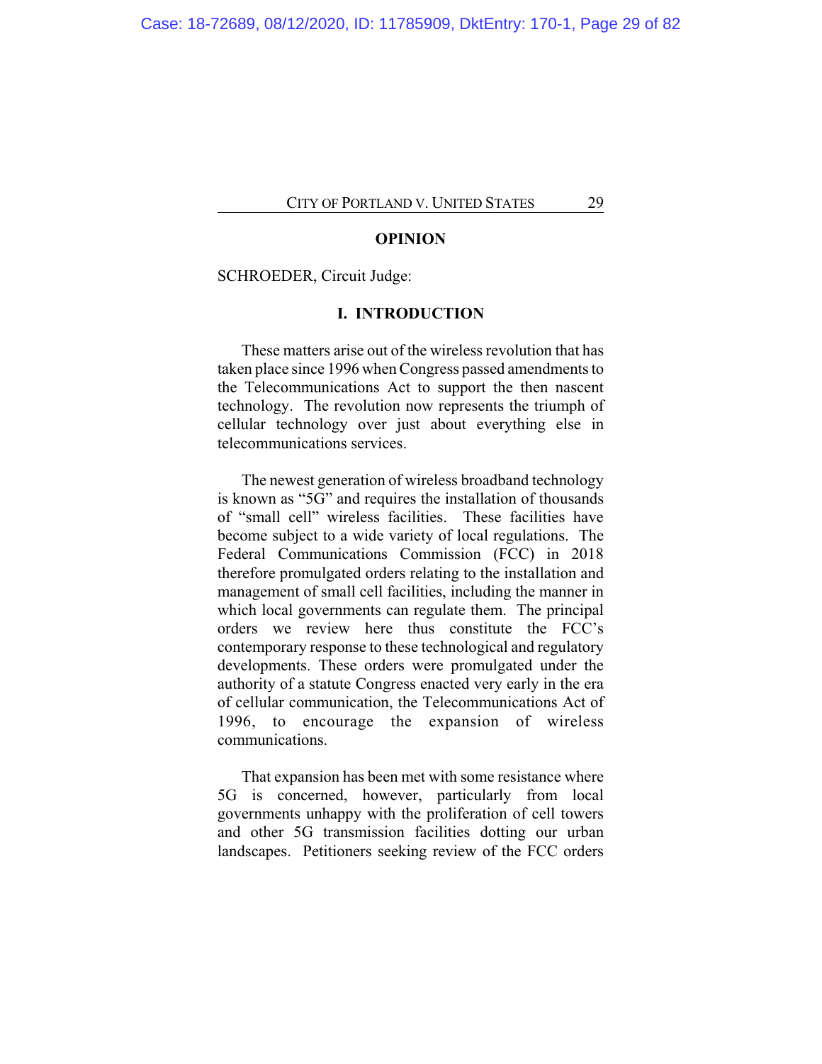## OPINION

SCHROEDER, Circuit Judge:

### I. INTRODUCTION

These matters arise out of the wireless revolution that has taken place since 1996 when Congress passed amendments to the Telecommunications Act to support the then nascent technology. The revolution now represents the triumph of cellular technology over just about everything else in telecommunications services.

The newest generation of wireless broadband technology is known as "5G" and requires the installation of thousands of "small cell" wireless facilities. These facilities have become subject to a wide variety of local regulations. The Federal Communications Commission (FCC) in 2018 therefore promulgated orders relating to the installation and management of small cell facilities, including the manner in which local governments can regulate them. The principal orders we review here thus constitute the FCC's contemporary response to these technological and regulatory developments. These orders were promulgated under the authority of a statute Congress enacted very early in the era of cellular communication, the Telecommunications Act of 1996, to encourage the expansion of wireless communications.

That expansion has been met with some resistance where 5G is concerned, however, particularly from local governments unhappy with the proliferation of cell towers and other 5G transmission facilities dotting our urban landscapes. Petitioners seeking review of the FCC orders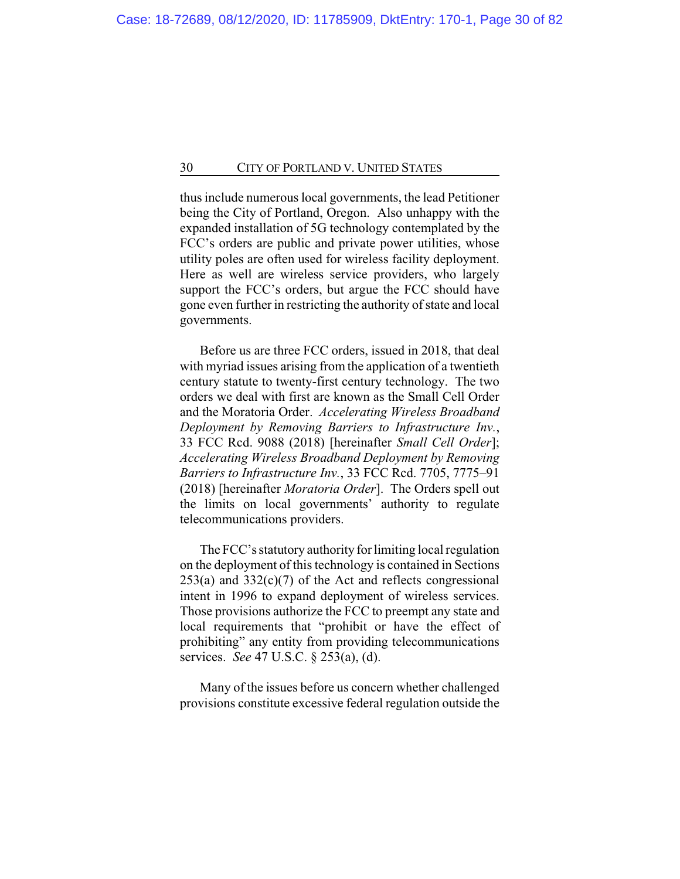thus include numerous local governments, the lead Petitioner being the City of Portland, Oregon. Also unhappy with the expanded installation of 5G technology contemplated by the FCC's orders are public and private power utilities, whose utility poles are often used for wireless facility deployment. Here as well are wireless service providers, who largely support the FCC's orders, but argue the FCC should have gone even further in restricting the authority of state and local governments.

Before us are three FCC orders, issued in 2018, that deal with myriad issues arising from the application of a twentieth century statute to twenty-first century technology. The two orders we deal with first are known as the Small Cell Order and the Moratoria Order. *Accelerating Wireless Broadband Deployment by Removing Barriers to Infrastructure Inv.*, 33 FCC Rcd. 9088 (2018) [hereinafter *Small Cell Order*]; *Accelerating Wireless Broadband Deployment by Removing Barriers to Infrastructure Inv.*, 33 FCC Rcd. 7705, 7775–91 (2018) [hereinafter *Moratoria Order*]. The Orders spell out the limits on local governments' authority to regulate telecommunications providers.

The FCC's statutory authority for limiting local regulation on the deployment of this technology is contained in Sections 253(a) and 332(c)(7) of the Act and reflects congressional intent in 1996 to expand deployment of wireless services. Those provisions authorize the FCC to preempt any state and local requirements that "prohibit or have the effect of prohibiting" any entity from providing telecommunications services. *See* 47 U.S.C. § 253(a), (d).

Many of the issues before us concern whether challenged provisions constitute excessive federal regulation outside the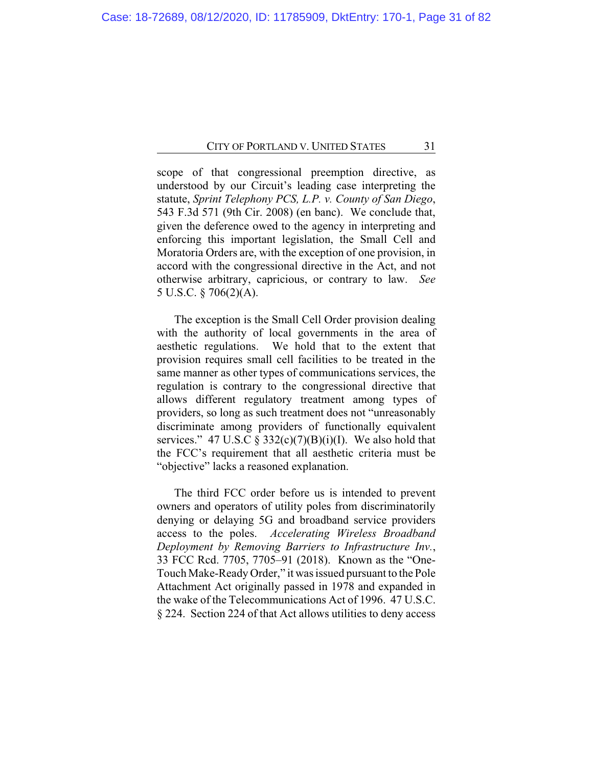scope of that congressional preemption directive, as understood by our Circuit's leading case interpreting the statute, *Sprint Telephony PCS, L.P. v. County of San Diego*, 543 F.3d 571 (9th Cir. 2008) (en banc). We conclude that, given the deference owed to the agency in interpreting and enforcing this important legislation, the Small Cell and Moratoria Orders are, with the exception of one provision, in accord with the congressional directive in the Act, and not otherwise arbitrary, capricious, or contrary to law. *See* 5 U.S.C. § 706(2)(A).

The exception is the Small Cell Order provision dealing with the authority of local governments in the area of aesthetic regulations. We hold that to the extent that provision requires small cell facilities to be treated in the same manner as other types of communications services, the regulation is contrary to the congressional directive that allows different regulatory treatment among types of providers, so long as such treatment does not "unreasonably discriminate among providers of functionally equivalent services." 47 U.S.C § 332(c)(7)(B)(i)(I). We also hold that the FCC's requirement that all aesthetic criteria must be "objective" lacks a reasoned explanation.

The third FCC order before us is intended to prevent owners and operators of utility poles from discriminatorily denying or delaying 5G and broadband service providers access to the poles. *Accelerating Wireless Broadband Deployment by Removing Barriers to Infrastructure Inv.*, 33 FCC Rcd. 7705, 7705–91 (2018). Known as the "One-Touch Make-Ready Order," it was issued pursuant to the Pole Attachment Act originally passed in 1978 and expanded in the wake of the Telecommunications Act of 1996. 47 U.S.C. § 224. Section 224 of that Act allows utilities to deny access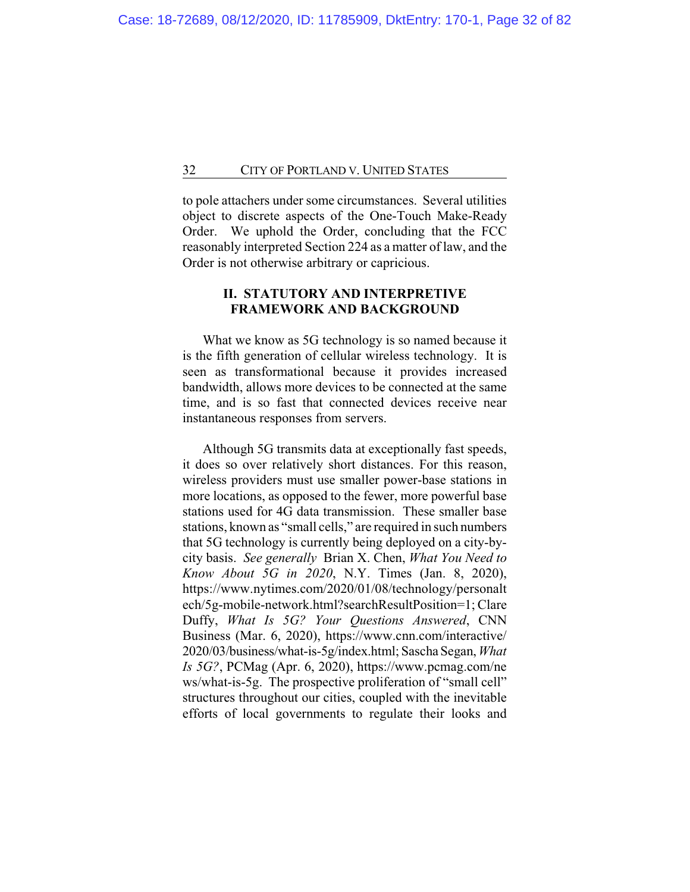to pole attachers under some circumstances. Several utilities object to discrete aspects of the One-Touch Make-Ready Order. We uphold the Order, concluding that the FCC reasonably interpreted Section 224 as a matter of law, and the Order is not otherwise arbitrary or capricious.

## II. STATUTORY AND INTERPRETIVE FRAMEWORK AND BACKGROUND

What we know as 5G technology is so named because it is the fifth generation of cellular wireless technology. It is seen as transformational because it provides increased bandwidth, allows more devices to be connected at the same time, and is so fast that connected devices receive near instantaneous responses from servers.

Although 5G transmits data at exceptionally fast speeds, it does so over relatively short distances. For this reason, wireless providers must use smaller power-base stations in more locations, as opposed to the fewer, more powerful base stations used for 4G data transmission. These smaller base stations, known as "small cells," are required in such numbers that 5G technology is currently being deployed on a city-by-city basis. *See generally* Brian X. Chen, *What You Need to Know About 5G in 2020*, N.Y. Times (Jan. 8, 2020), https://www.nytimes.com/2020/01/08/technology/personaltech/5g-mobile-network.html?searchResultPosition=1; Clare Duffy, *What Is 5G? Your Questions Answered*, CNN Business (Mar. 6, 2020), https://www.cnn.com/interactive/2020/03/business/what-is-5g/index.html; Sascha Segan, *What Is 5G?*, PCMag (Apr. 6, 2020), https://www.pcmag.com/news/what-is-5g. The prospective proliferation of "small cell" structures throughout our cities, coupled with the inevitable efforts of local governments to regulate their looks and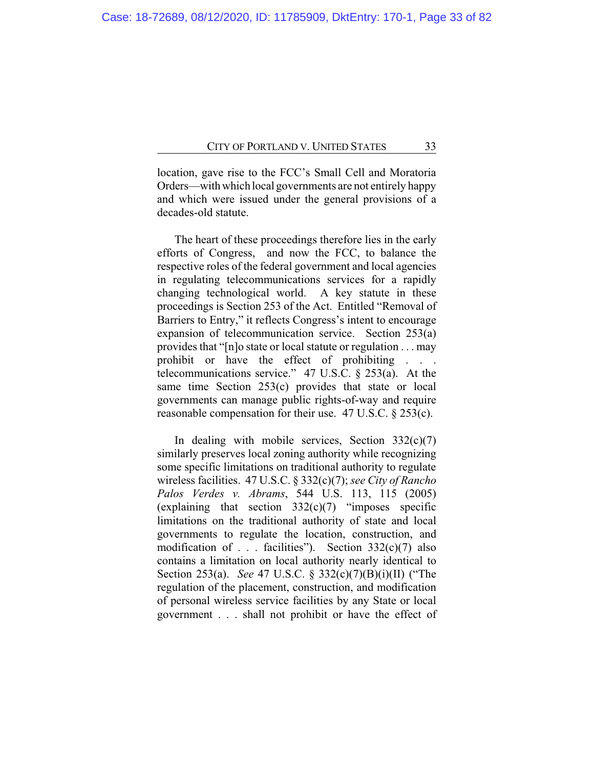location, gave rise to the FCC's Small Cell and Moratoria Orders—with which local governments are not entirely happy and which were issued under the general provisions of a decades-old statute.

The heart of these proceedings therefore lies in the early efforts of Congress, and now the FCC, to balance the respective roles of the federal government and local agencies in regulating telecommunications services for a rapidly changing technological world. A key statute in these proceedings is Section 253 of the Act. Entitled "Removal of Barriers to Entry," it reflects Congress's intent to encourage expansion of telecommunication service. Section 253(a) provides that "[n]o state or local statute or regulation . . . may prohibit or have the effect of prohibiting . . . telecommunications service." 47 U.S.C. § 253(a). At the same time Section 253(c) provides that state or local governments can manage public rights-of-way and require reasonable compensation for their use. 47 U.S.C. § 253(c).

In dealing with mobile services, Section 332(c)(7) similarly preserves local zoning authority while recognizing some specific limitations on traditional authority to regulate wireless facilities. 47 U.S.C. § 332(c)(7); *see City of Rancho Palos Verdes v. Abrams*, 544 U.S. 113, 115 (2005) (explaining that section 332(c)(7) "imposes specific limitations on the traditional authority of state and local governments to regulate the location, construction, and modification of . . . facilities"). Section 332(c)(7) also contains a limitation on local authority nearly identical to Section 253(a). *See* 47 U.S.C. § 332(c)(7)(B)(i)(II) ("The regulation of the placement, construction, and modification of personal wireless service facilities by any State or local government . . . shall not prohibit or have the effect of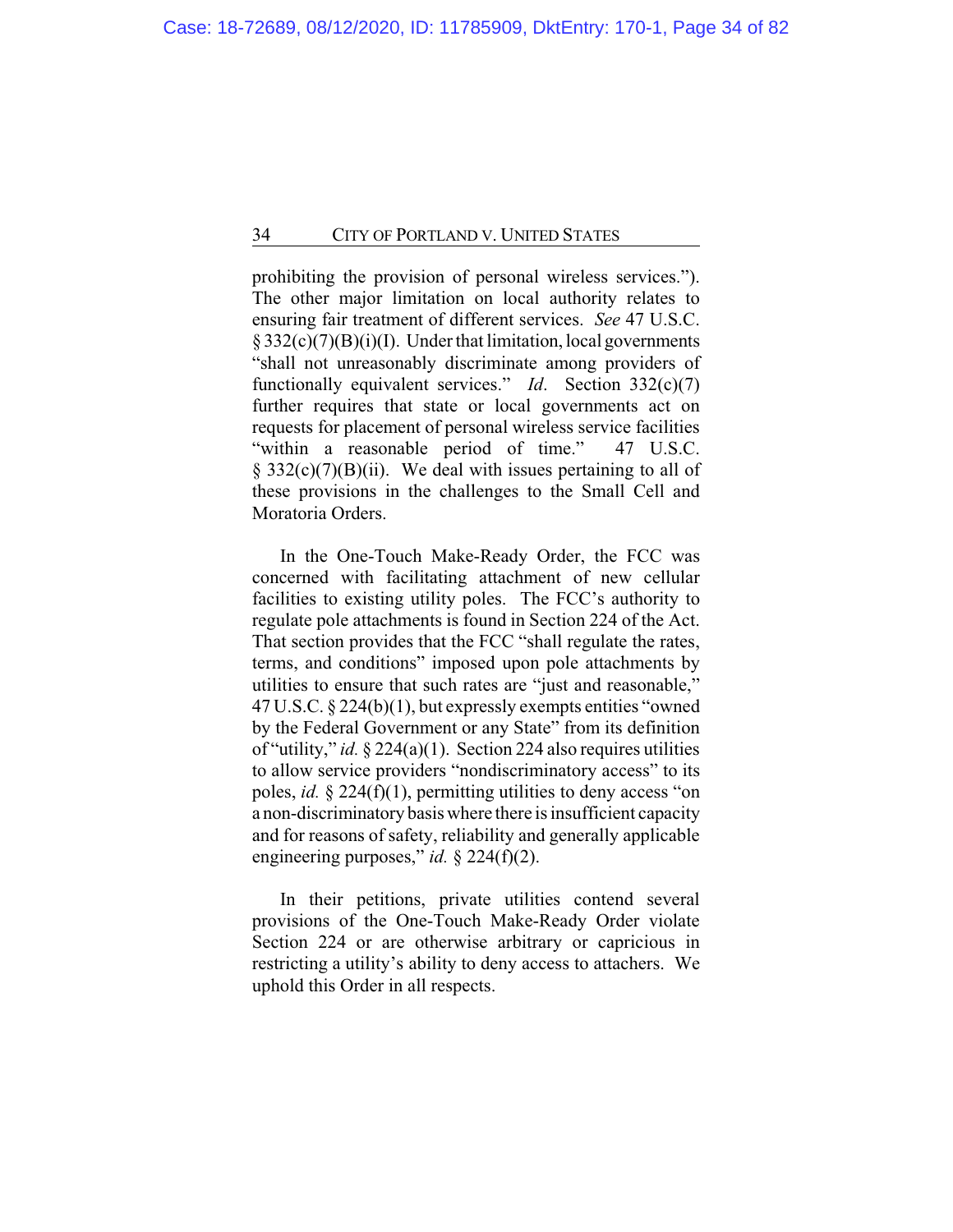prohibiting the provision of personal wireless services."). The other major limitation on local authority relates to ensuring fair treatment of different services. *See* 47 U.S.C. § 332(c)(7)(B)(i)(I). Under that limitation, local governments "shall not unreasonably discriminate among providers of functionally equivalent services." *Id*. Section 332(c)(7) further requires that state or local governments act on requests for placement of personal wireless service facilities "within a reasonable period of time." 47 U.S.C. § 332(c)(7)(B)(ii). We deal with issues pertaining to all of these provisions in the challenges to the Small Cell and Moratoria Orders.

In the One-Touch Make-Ready Order, the FCC was concerned with facilitating attachment of new cellular facilities to existing utility poles. The FCC's authority to regulate pole attachments is found in Section 224 of the Act. That section provides that the FCC "shall regulate the rates, terms, and conditions" imposed upon pole attachments by utilities to ensure that such rates are "just and reasonable," 47 U.S.C. § 224(b)(1), but expressly exempts entities "owned by the Federal Government or any State" from its definition of "utility," *id.* § 224(a)(1). Section 224 also requires utilities to allow service providers "nondiscriminatory access" to its poles, *id.* § 224(f)(1), permitting utilities to deny access "on a non-discriminatory basis where there is insufficient capacity and for reasons of safety, reliability and generally applicable engineering purposes," *id.* § 224(f)(2).

In their petitions, private utilities contend several provisions of the One-Touch Make-Ready Order violate Section 224 or are otherwise arbitrary or capricious in restricting a utility's ability to deny access to attachers. We uphold this Order in all respects.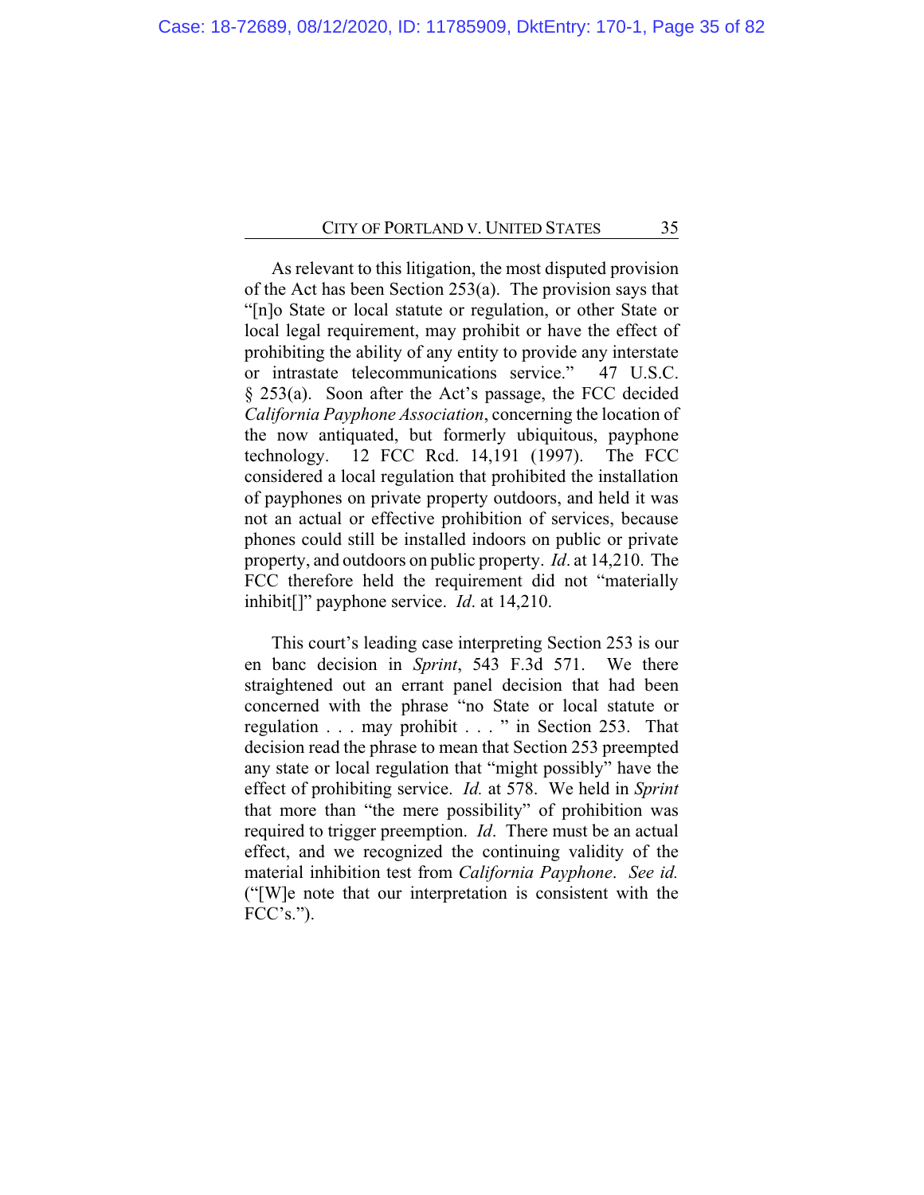As relevant to this litigation, the most disputed provision of the Act has been Section 253(a). The provision says that "[n]o State or local statute or regulation, or other State or local legal requirement, may prohibit or have the effect of prohibiting the ability of any entity to provide any interstate or intrastate telecommunications service." 47 U.S.C. § 253(a). Soon after the Act's passage, the FCC decided *California Payphone Association*, concerning the location of the now antiquated, but formerly ubiquitous, payphone technology. 12 FCC Rcd. 14,191 (1997). The FCC considered a local regulation that prohibited the installation of payphones on private property outdoors, and held it was not an actual or effective prohibition of services, because phones could still be installed indoors on public or private property, and outdoors on public property. *Id*. at 14,210. The FCC therefore held the requirement did not "materially inhibit[]" payphone service. *Id*. at 14,210.

This court's leading case interpreting Section 253 is our en banc decision in *Sprint*, 543 F.3d 571. We there straightened out an errant panel decision that had been concerned with the phrase "no State or local statute or regulation . . . may prohibit . . . " in Section 253. That decision read the phrase to mean that Section 253 preempted any state or local regulation that "might possibly" have the effect of prohibiting service. *Id.* at 578. We held in *Sprint* that more than "the mere possibility" of prohibition was required to trigger preemption. *Id*. There must be an actual effect, and we recognized the continuing validity of the material inhibition test from *California Payphone*. *See id.* ("[W]e note that our interpretation is consistent with the FCC's.").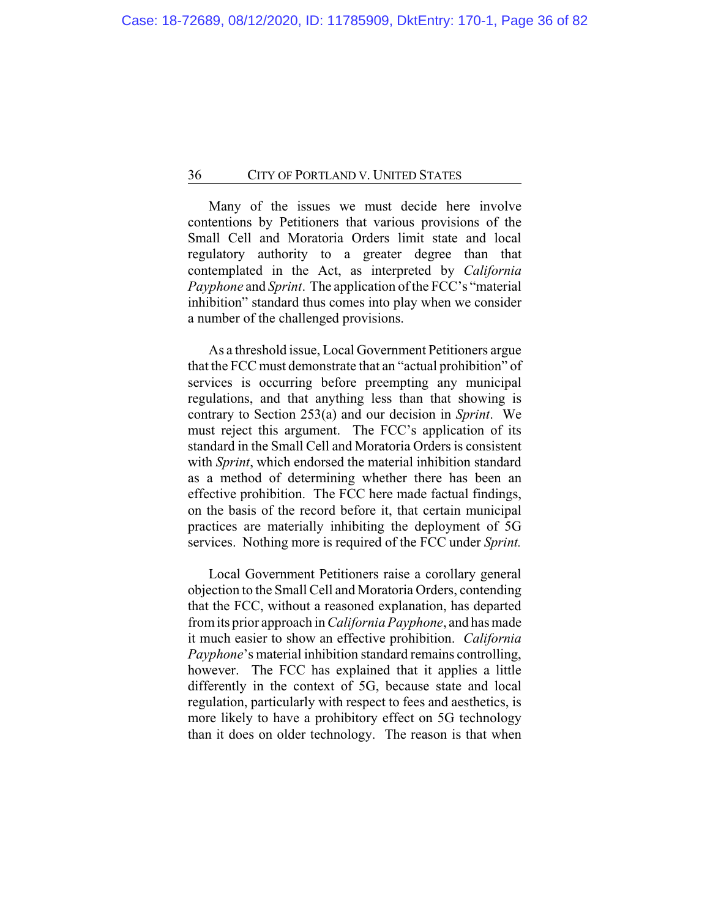Many of the issues we must decide here involve contentions by Petitioners that various provisions of the Small Cell and Moratoria Orders limit state and local regulatory authority to a greater degree than that contemplated in the Act, as interpreted by *California Payphone* and *Sprint*. The application of the FCC's "material inhibition" standard thus comes into play when we consider a number of the challenged provisions.

As a threshold issue, Local Government Petitioners argue that the FCC must demonstrate that an "actual prohibition" of services is occurring before preempting any municipal regulations, and that anything less than that showing is contrary to Section 253(a) and our decision in *Sprint*. We must reject this argument. The FCC's application of its standard in the Small Cell and Moratoria Orders is consistent with *Sprint*, which endorsed the material inhibition standard as a method of determining whether there has been an effective prohibition. The FCC here made factual findings, on the basis of the record before it, that certain municipal practices are materially inhibiting the deployment of 5G services. Nothing more is required of the FCC under *Sprint.*

Local Government Petitioners raise a corollary general objection to the Small Cell and Moratoria Orders, contending that the FCC, without a reasoned explanation, has departed from its prior approach in *California Payphone*, and has made it much easier to show an effective prohibition. *California Payphone*'s material inhibition standard remains controlling, however. The FCC has explained that it applies a little differently in the context of 5G, because state and local regulation, particularly with respect to fees and aesthetics, is more likely to have a prohibitory effect on 5G technology than it does on older technology. The reason is that when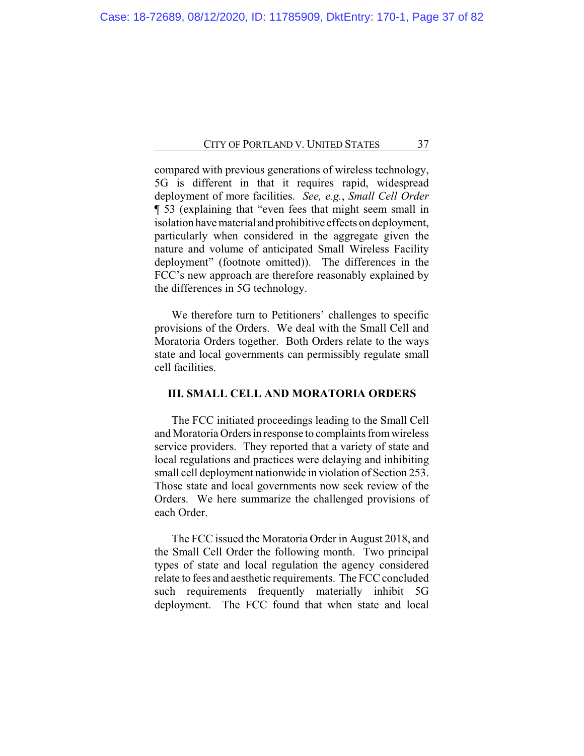compared with previous generations of wireless technology, 5G is different in that it requires rapid, widespread deployment of more facilities. *See, e.g.*, *Small Cell Order* ¶ 53 (explaining that "even fees that might seem small in isolation have material and prohibitive effects on deployment, particularly when considered in the aggregate given the nature and volume of anticipated Small Wireless Facility deployment" (footnote omitted)). The differences in the FCC's new approach are therefore reasonably explained by the differences in 5G technology.

We therefore turn to Petitioners' challenges to specific provisions of the Orders. We deal with the Small Cell and Moratoria Orders together. Both Orders relate to the ways state and local governments can permissibly regulate small cell facilities.

## III. SMALL CELL AND MORATORIA ORDERS

The FCC initiated proceedings leading to the Small Cell and Moratoria Orders in response to complaints from wireless service providers. They reported that a variety of state and local regulations and practices were delaying and inhibiting small cell deployment nationwide in violation of Section 253. Those state and local governments now seek review of the Orders. We here summarize the challenged provisions of each Order.

The FCC issued the Moratoria Order in August 2018, and the Small Cell Order the following month. Two principal types of state and local regulation the agency considered relate to fees and aesthetic requirements. The FCC concluded such requirements frequently materially inhibit 5G deployment. The FCC found that when state and local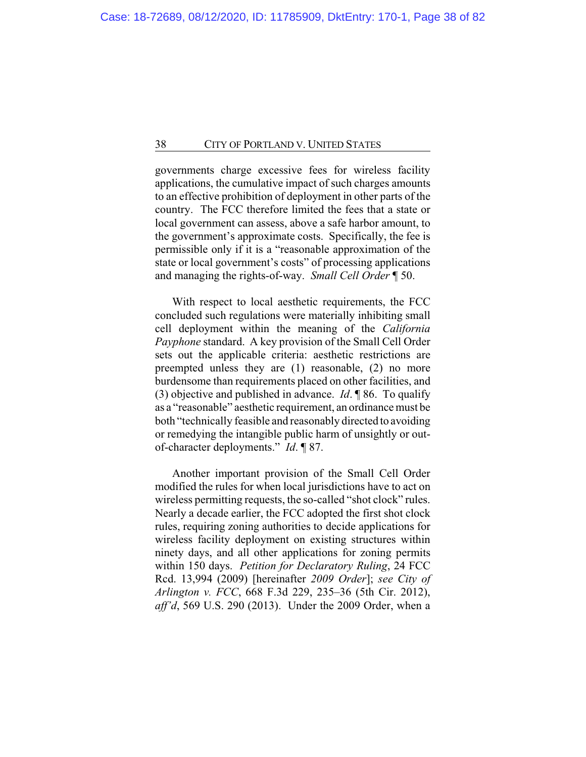governments charge excessive fees for wireless facility applications, the cumulative impact of such charges amounts to an effective prohibition of deployment in other parts of the country. The FCC therefore limited the fees that a state or local government can assess, above a safe harbor amount, to the government's approximate costs. Specifically, the fee is permissible only if it is a "reasonable approximation of the state or local government's costs" of processing applications and managing the rights-of-way. *Small Cell Order* ¶ 50.

With respect to local aesthetic requirements, the FCC concluded such regulations were materially inhibiting small cell deployment within the meaning of the *California Payphone* standard. A key provision of the Small Cell Order sets out the applicable criteria: aesthetic restrictions are preempted unless they are (1) reasonable, (2) no more burdensome than requirements placed on other facilities, and (3) objective and published in advance. *Id*. ¶ 86. To qualify as a "reasonable" aesthetic requirement, an ordinance must be both "technically feasible and reasonably directed to avoiding or remedying the intangible public harm of unsightly or out-of-character deployments." *Id*. ¶ 87.

Another important provision of the Small Cell Order modified the rules for when local jurisdictions have to act on wireless permitting requests, the so-called "shot clock" rules. Nearly a decade earlier, the FCC adopted the first shot clock rules, requiring zoning authorities to decide applications for wireless facility deployment on existing structures within ninety days, and all other applications for zoning permits within 150 days. *Petition for Declaratory Ruling*, 24 FCC Rcd. 13,994 (2009) [hereinafter *2009 Order*]; *see City of Arlington v. FCC*, 668 F.3d 229, 235–36 (5th Cir. 2012), *aff'd*, 569 U.S. 290 (2013). Under the 2009 Order, when a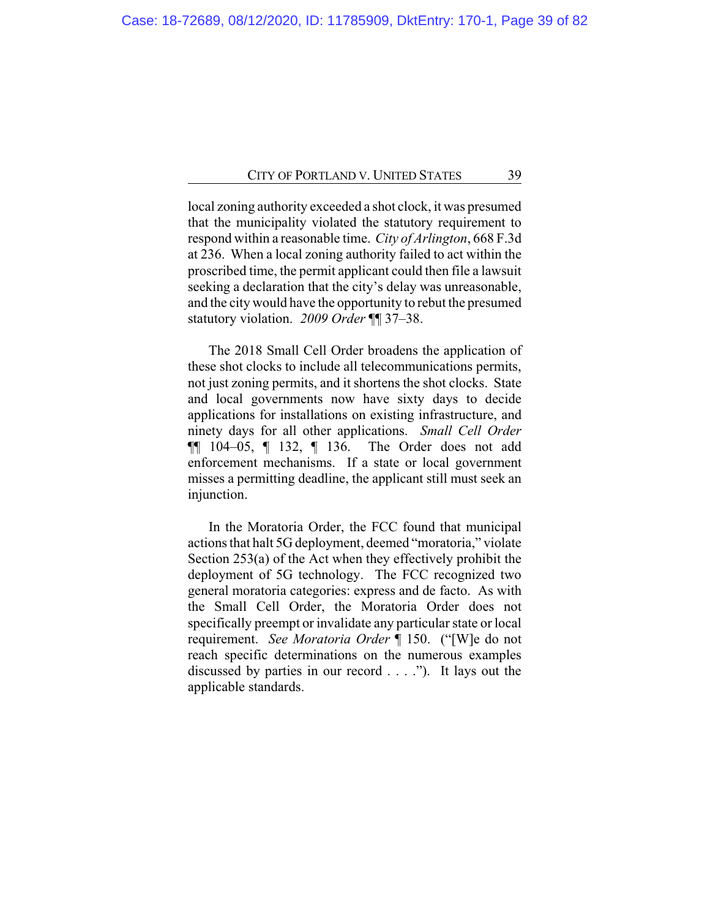local zoning authority exceeded a shot clock, it was presumed that the municipality violated the statutory requirement to respond within a reasonable time. *City of Arlington*, 668 F.3d at 236. When a local zoning authority failed to act within the proscribed time, the permit applicant could then file a lawsuit seeking a declaration that the city's delay was unreasonable, and the city would have the opportunity to rebut the presumed statutory violation. *2009 Order* ¶¶ 37–38.

The 2018 Small Cell Order broadens the application of these shot clocks to include all telecommunications permits, not just zoning permits, and it shortens the shot clocks. State and local governments now have sixty days to decide applications for installations on existing infrastructure, and ninety days for all other applications. *Small Cell Order* ¶¶ 104–05, ¶ 132, ¶ 136. The Order does not add enforcement mechanisms. If a state or local government misses a permitting deadline, the applicant still must seek an injunction.

In the Moratoria Order, the FCC found that municipal actions that halt 5G deployment, deemed "moratoria," violate Section 253(a) of the Act when they effectively prohibit the deployment of 5G technology. The FCC recognized two general moratoria categories: express and de facto. As with the Small Cell Order, the Moratoria Order does not specifically preempt or invalidate any particular state or local requirement. *See Moratoria Order* ¶ 150. ("[W]e do not reach specific determinations on the numerous examples discussed by parties in our record . . . ."). It lays out the applicable standards.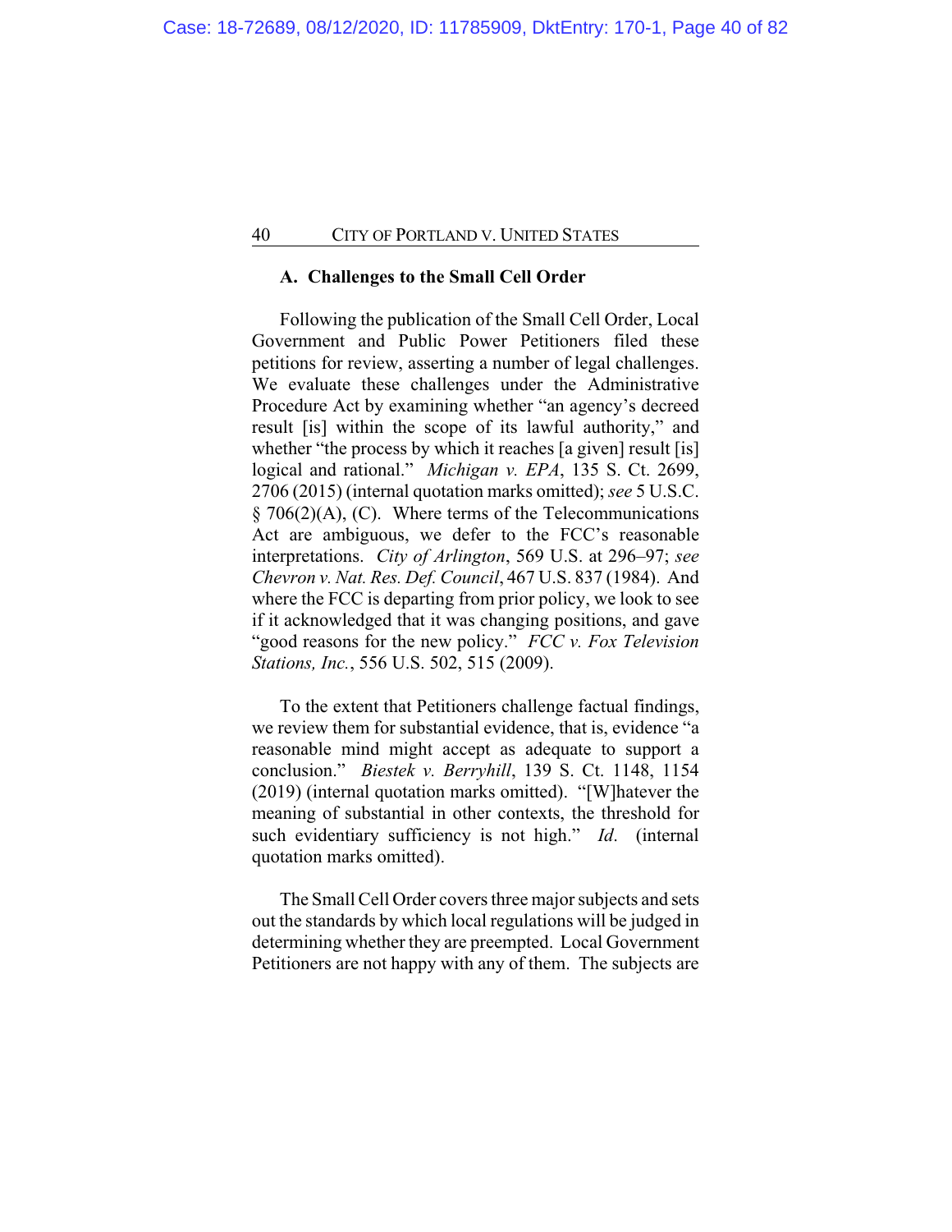### A. Challenges to the Small Cell Order

Following the publication of the Small Cell Order, Local Government and Public Power Petitioners filed these petitions for review, asserting a number of legal challenges. We evaluate these challenges under the Administrative Procedure Act by examining whether "an agency's decreed result [is] within the scope of its lawful authority," and whether "the process by which it reaches [a given] result [is] logical and rational." *Michigan v. EPA*, 135 S. Ct. 2699, 2706 (2015) (internal quotation marks omitted); *see* 5 U.S.C. § 706(2)(A), (C). Where terms of the Telecommunications Act are ambiguous, we defer to the FCC's reasonable interpretations. *City of Arlington*, 569 U.S. at 296–97; *see Chevron v. Nat. Res. Def. Council*, 467 U.S. 837 (1984). And where the FCC is departing from prior policy, we look to see if it acknowledged that it was changing positions, and gave "good reasons for the new policy." *FCC v. Fox Television Stations, Inc.*, 556 U.S. 502, 515 (2009).

To the extent that Petitioners challenge factual findings, we review them for substantial evidence, that is, evidence "a reasonable mind might accept as adequate to support a conclusion." *Biestek v. Berryhill*, 139 S. Ct. 1148, 1154 (2019) (internal quotation marks omitted). "[W]hatever the meaning of substantial in other contexts, the threshold for such evidentiary sufficiency is not high." *Id.* (internal quotation marks omitted).

The Small Cell Order covers three major subjects and sets out the standards by which local regulations will be judged in determining whether they are preempted. Local Government Petitioners are not happy with any of them. The subjects are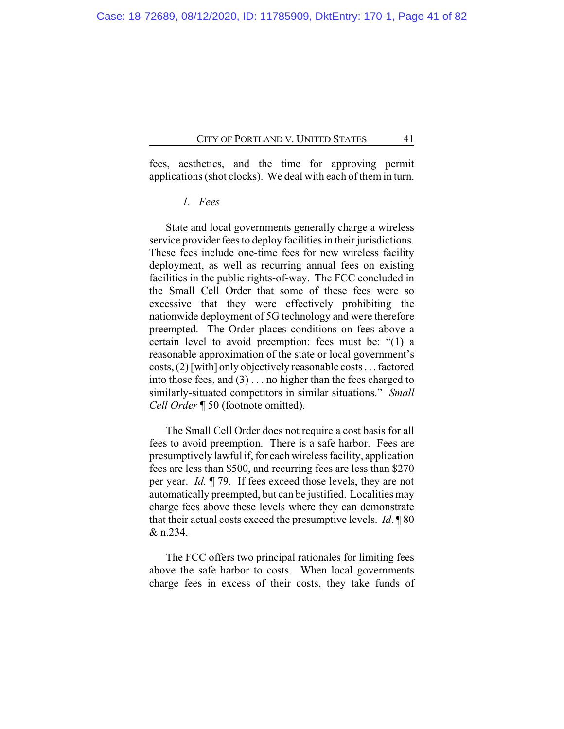fees, aesthetics, and the time for approving permit applications (shot clocks). We deal with each of them in turn.

### *1. Fees*

State and local governments generally charge a wireless service provider fees to deploy facilities in their jurisdictions. These fees include one-time fees for new wireless facility deployment, as well as recurring annual fees on existing facilities in the public rights-of-way. The FCC concluded in the Small Cell Order that some of these fees were so excessive that they were effectively prohibiting the nationwide deployment of 5G technology and were therefore preempted. The Order places conditions on fees above a certain level to avoid preemption: fees must be: "(1) a reasonable approximation of the state or local government's costs, (2) [with] only objectively reasonable costs . . . factored into those fees, and (3) . . . no higher than the fees charged to similarly-situated competitors in similar situations." *Small Cell Order* ¶ 50 (footnote omitted).

The Small Cell Order does not require a cost basis for all fees to avoid preemption. There is a safe harbor. Fees are presumptively lawful if, for each wireless facility, application fees are less than $500, and recurring fees are less than $270 per year. *Id.* ¶ 79. If fees exceed those levels, they are not automatically preempted, but can be justified. Localities may charge fees above these levels where they can demonstrate that their actual costs exceed the presumptive levels. *Id*. ¶ 80 & n.234.

The FCC offers two principal rationales for limiting fees above the safe harbor to costs. When local governments charge fees in excess of their costs, they take funds of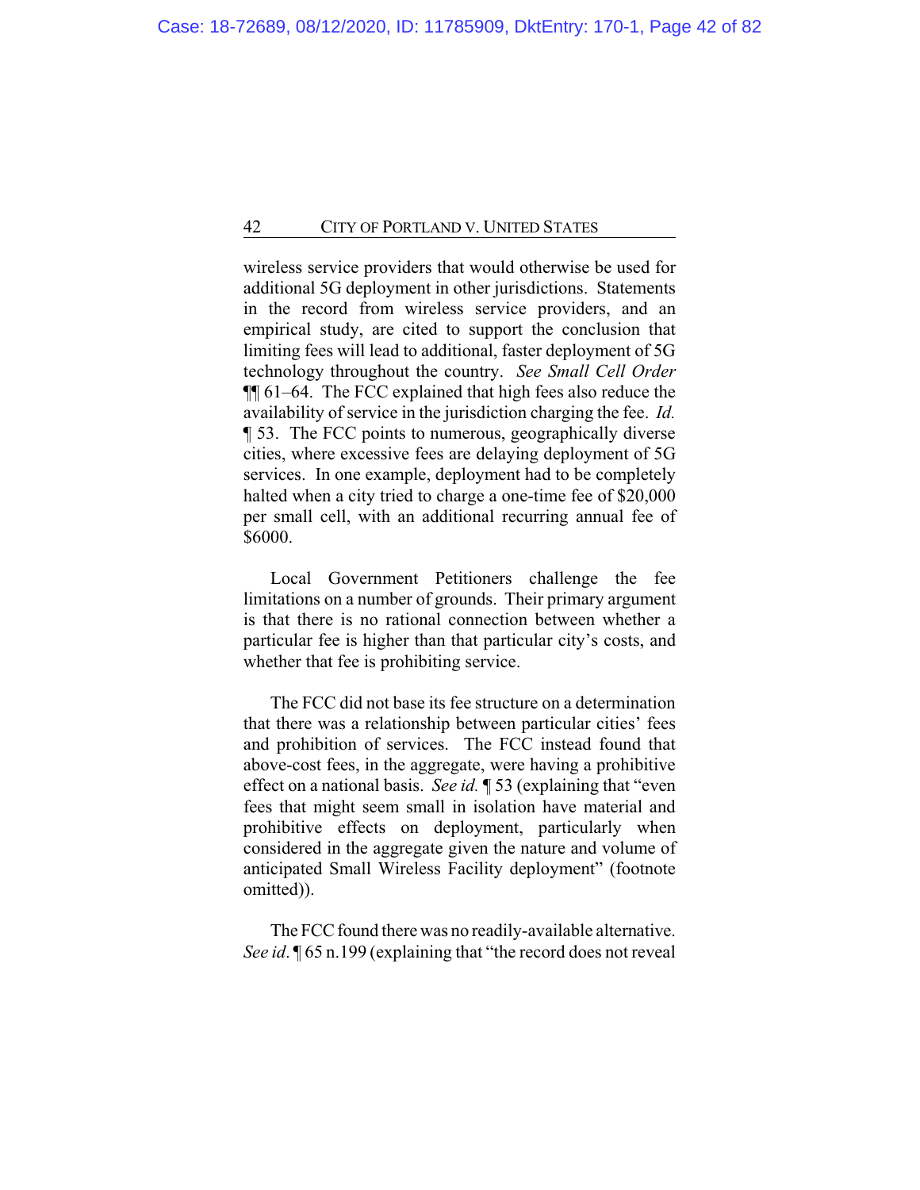wireless service providers that would otherwise be used for additional 5G deployment in other jurisdictions. Statements in the record from wireless service providers, and an empirical study, are cited to support the conclusion that limiting fees will lead to additional, faster deployment of 5G technology throughout the country. *See Small Cell Order* ¶¶ 61–64. The FCC explained that high fees also reduce the availability of service in the jurisdiction charging the fee. *Id.* ¶ 53. The FCC points to numerous, geographically diverse cities, where excessive fees are delaying deployment of 5G services. In one example, deployment had to be completely halted when a city tried to charge a one-time fee of $20,000 per small cell, with an additional recurring annual fee of $6000.

Local Government Petitioners challenge the fee limitations on a number of grounds. Their primary argument is that there is no rational connection between whether a particular fee is higher than that particular city's costs, and whether that fee is prohibiting service.

The FCC did not base its fee structure on a determination that there was a relationship between particular cities' fees and prohibition of services. The FCC instead found that above-cost fees, in the aggregate, were having a prohibitive effect on a national basis. *See id.* ¶ 53 (explaining that "even fees that might seem small in isolation have material and prohibitive effects on deployment, particularly when considered in the aggregate given the nature and volume of anticipated Small Wireless Facility deployment" (footnote omitted)).

The FCC found there was no readily-available alternative. *See id*. ¶ 65 n.199 (explaining that "the record does not reveal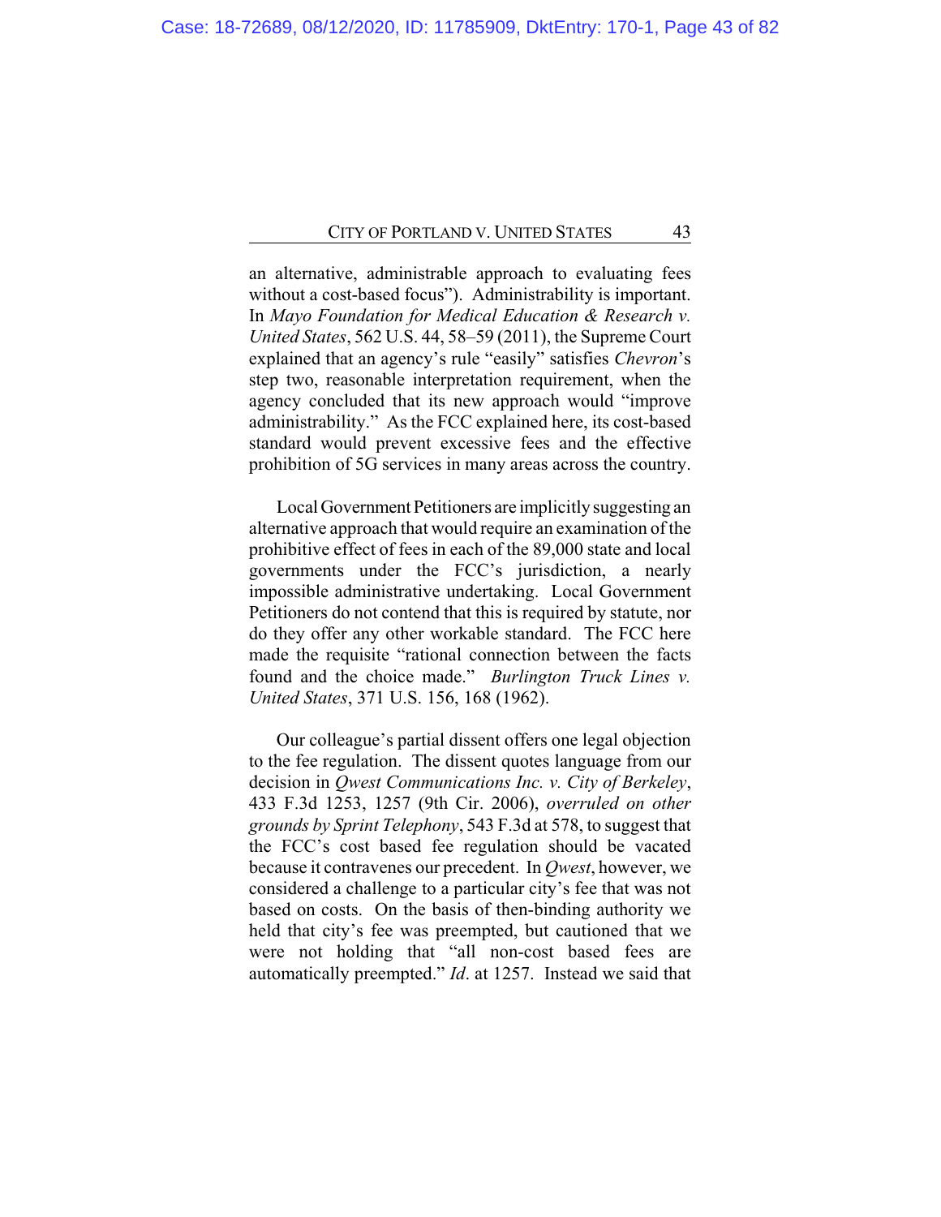an alternative, administrable approach to evaluating fees without a cost-based focus"). Administrability is important. In *Mayo Foundation for Medical Education & Research v. United States*, 562 U.S. 44, 58–59 (2011), the Supreme Court explained that an agency's rule "easily" satisfies *Chevron*'s step two, reasonable interpretation requirement, when the agency concluded that its new approach would "improve administrability." As the FCC explained here, its cost-based standard would prevent excessive fees and the effective prohibition of 5G services in many areas across the country.

Local Government Petitioners are implicitly suggesting an alternative approach that would require an examination of the prohibitive effect of fees in each of the 89,000 state and local governments under the FCC's jurisdiction, a nearly impossible administrative undertaking. Local Government Petitioners do not contend that this is required by statute, nor do they offer any other workable standard. The FCC here made the requisite "rational connection between the facts found and the choice made." *Burlington Truck Lines v. United States*, 371 U.S. 156, 168 (1962).

Our colleague's partial dissent offers one legal objection to the fee regulation. The dissent quotes language from our decision in *Qwest Communications Inc. v. City of Berkeley*, 433 F.3d 1253, 1257 (9th Cir. 2006), *overruled on other grounds by Sprint Telephony*, 543 F.3d at 578, to suggest that the FCC's cost based fee regulation should be vacated because it contravenes our precedent. In *Qwest*, however, we considered a challenge to a particular city's fee that was not based on costs. On the basis of then-binding authority we held that city's fee was preempted, but cautioned that we were not holding that "all non-cost based fees are automatically preempted." *Id*. at 1257. Instead we said that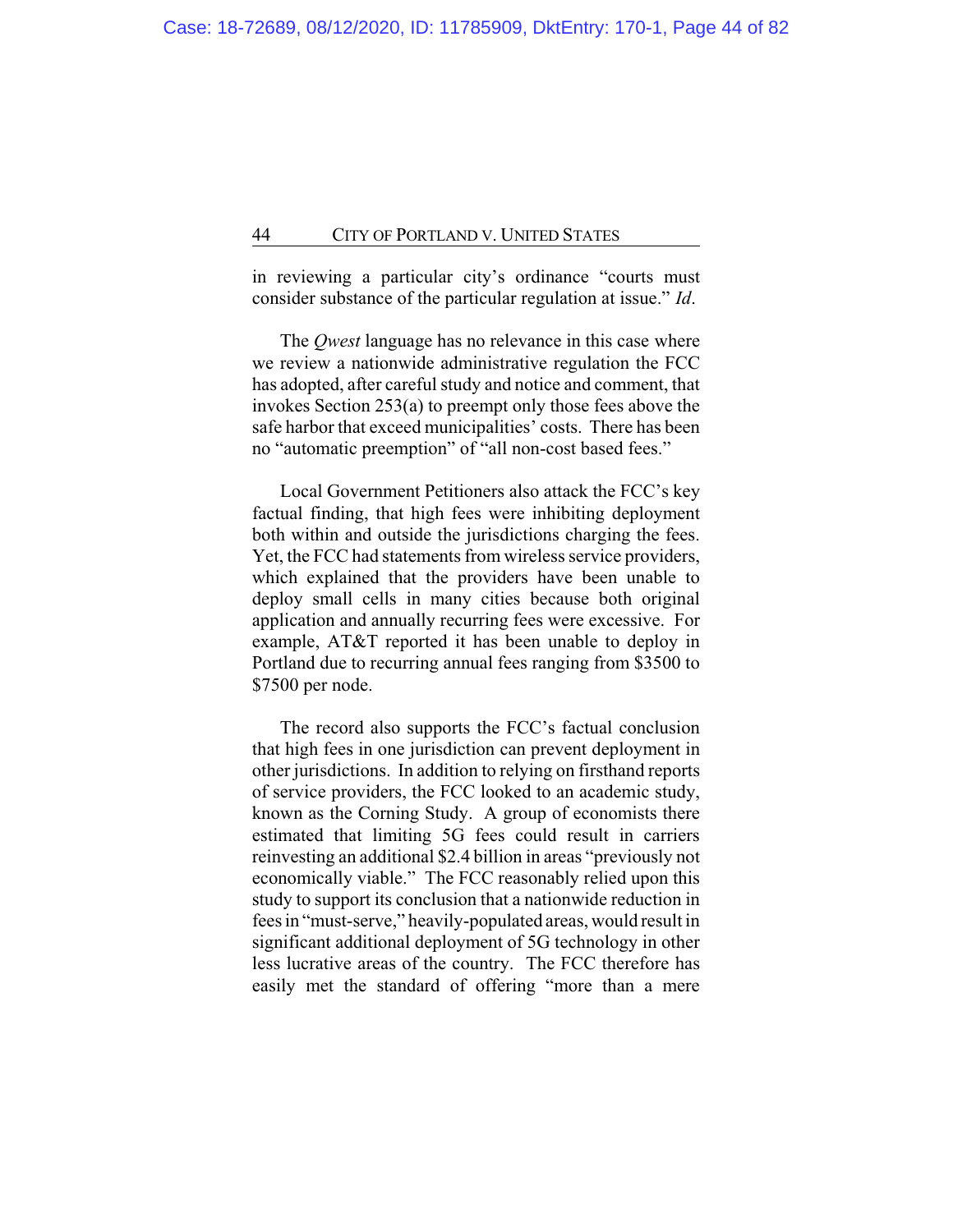in reviewing a particular city's ordinance "courts must consider substance of the particular regulation at issue." *Id*.

The *Qwest* language has no relevance in this case where we review a nationwide administrative regulation the FCC has adopted, after careful study and notice and comment, that invokes Section 253(a) to preempt only those fees above the safe harbor that exceed municipalities' costs. There has been no "automatic preemption" of "all non-cost based fees."

Local Government Petitioners also attack the FCC's key factual finding, that high fees were inhibiting deployment both within and outside the jurisdictions charging the fees. Yet, the FCC had statements from wireless service providers, which explained that the providers have been unable to deploy small cells in many cities because both original application and annually recurring fees were excessive. For example, AT&T reported it has been unable to deploy in Portland due to recurring annual fees ranging from $3500 to $7500 per node.

The record also supports the FCC's factual conclusion that high fees in one jurisdiction can prevent deployment in other jurisdictions. In addition to relying on firsthand reports of service providers, the FCC looked to an academic study, known as the Corning Study. A group of economists there estimated that limiting 5G fees could result in carriers reinvesting an additional $2.4 billion in areas "previously not economically viable." The FCC reasonably relied upon this study to support its conclusion that a nationwide reduction in fees in "must-serve," heavily-populated areas, would result in significant additional deployment of 5G technology in other less lucrative areas of the country. The FCC therefore has easily met the standard of offering "more than a mere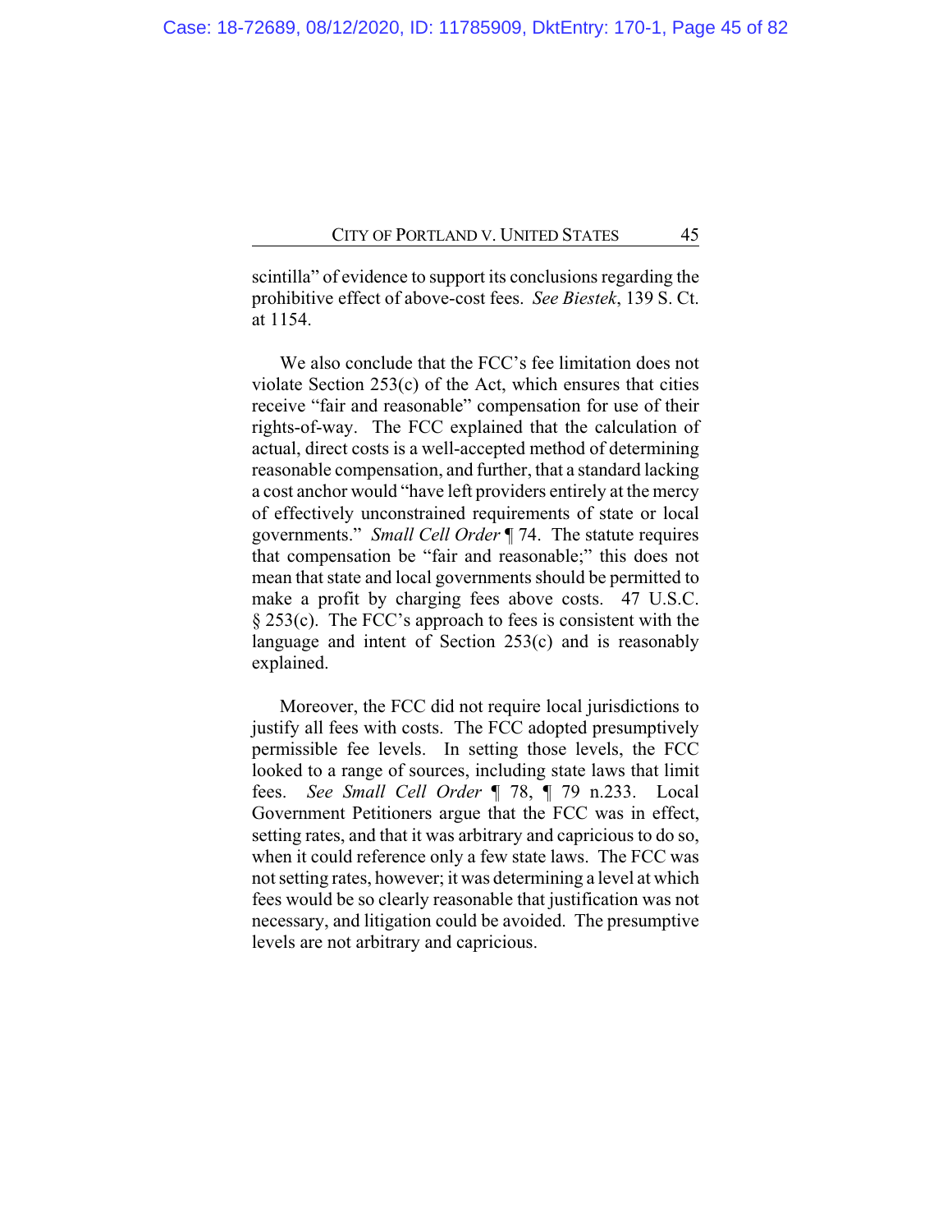scintilla" of evidence to support its conclusions regarding the prohibitive effect of above-cost fees. *See Biestek*, 139 S. Ct. at 1154.

We also conclude that the FCC's fee limitation does not violate Section 253(c) of the Act, which ensures that cities receive "fair and reasonable" compensation for use of their rights-of-way. The FCC explained that the calculation of actual, direct costs is a well-accepted method of determining reasonable compensation, and further, that a standard lacking a cost anchor would "have left providers entirely at the mercy of effectively unconstrained requirements of state or local governments." *Small Cell Order* ¶ 74. The statute requires that compensation be "fair and reasonable;" this does not mean that state and local governments should be permitted to make a profit by charging fees above costs. 47 U.S.C. § 253(c). The FCC's approach to fees is consistent with the language and intent of Section 253(c) and is reasonably explained.

Moreover, the FCC did not require local jurisdictions to justify all fees with costs. The FCC adopted presumptively permissible fee levels. In setting those levels, the FCC looked to a range of sources, including state laws that limit fees. *See Small Cell Order* ¶ 78, ¶ 79 n.233. Local Government Petitioners argue that the FCC was in effect, setting rates, and that it was arbitrary and capricious to do so, when it could reference only a few state laws. The FCC was not setting rates, however; it was determining a level at which fees would be so clearly reasonable that justification was not necessary, and litigation could be avoided. The presumptive levels are not arbitrary and capricious.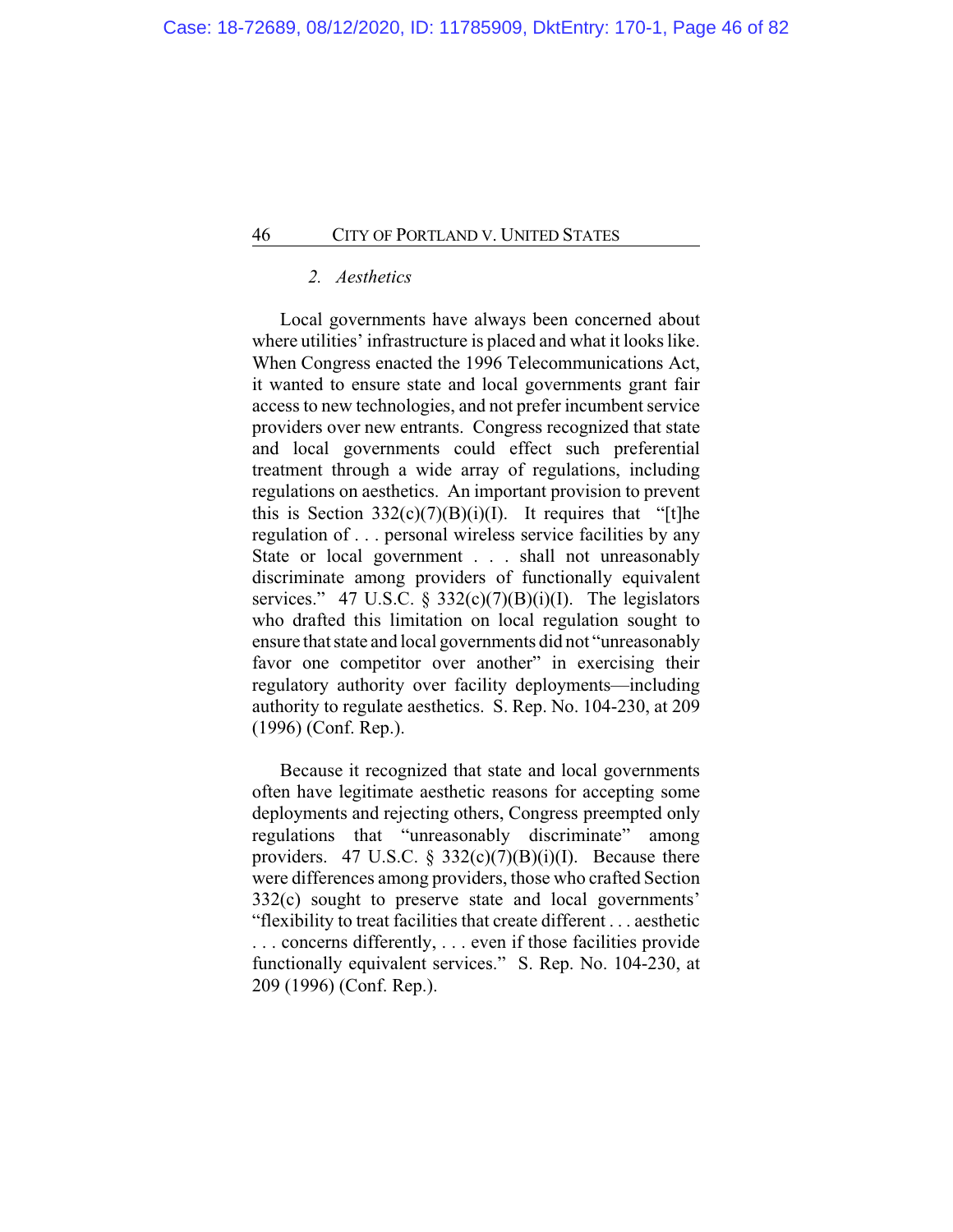### 2. *Aesthetics*

Local governments have always been concerned about where utilities' infrastructure is placed and what it looks like. When Congress enacted the 1996 Telecommunications Act, it wanted to ensure state and local governments grant fair access to new technologies, and not prefer incumbent service providers over new entrants. Congress recognized that state and local governments could effect such preferential treatment through a wide array of regulations, including regulations on aesthetics. An important provision to prevent this is Section 332(c)(7)(B)(i)(I). It requires that "[t]he regulation of . . . personal wireless service facilities by any State or local government . . . shall not unreasonably discriminate among providers of functionally equivalent services." 47 U.S.C. § 332(c)(7)(B)(i)(I). The legislators who drafted this limitation on local regulation sought to ensure that state and local governments did not "unreasonably favor one competitor over another" in exercising their regulatory authority over facility deployments—including authority to regulate aesthetics. S. Rep. No. 104-230, at 209 (1996) (Conf. Rep.).

Because it recognized that state and local governments often have legitimate aesthetic reasons for accepting some deployments and rejecting others, Congress preempted only regulations that "unreasonably discriminate" among providers. 47 U.S.C. § 332(c)(7)(B)(i)(I). Because there were differences among providers, those who crafted Section 332(c) sought to preserve state and local governments' "flexibility to treat facilities that create different . . . aesthetic . . . concerns differently, . . . even if those facilities provide functionally equivalent services." S. Rep. No. 104-230, at 209 (1996) (Conf. Rep.).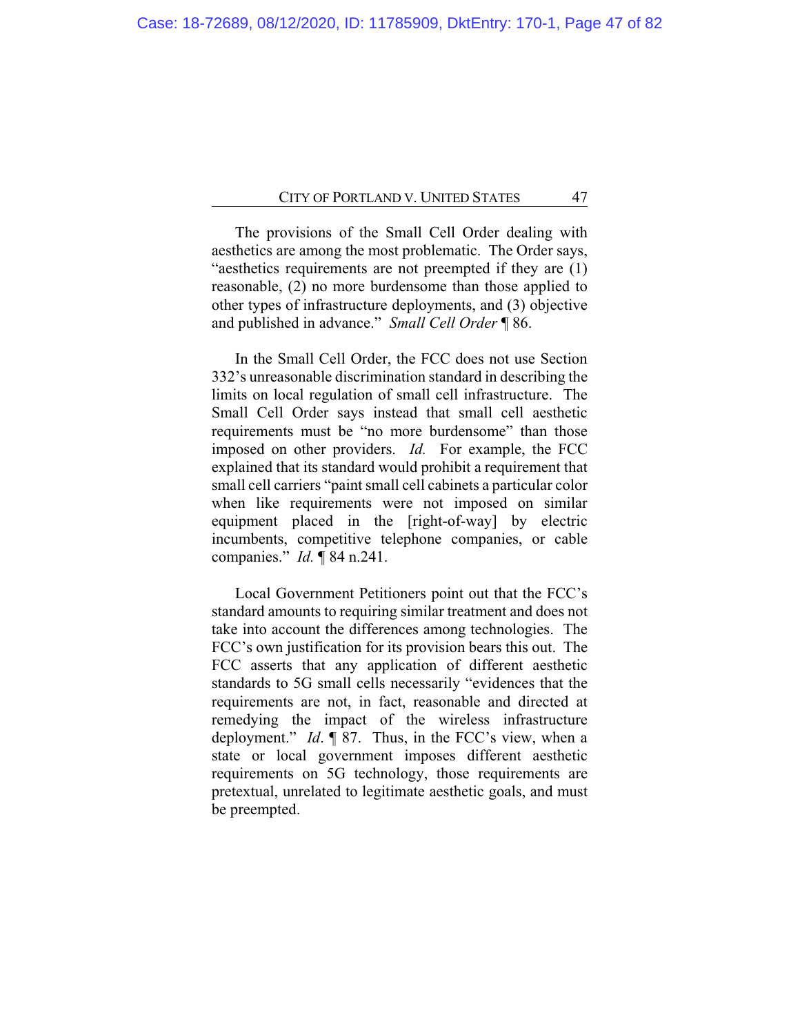The provisions of the Small Cell Order dealing with aesthetics are among the most problematic. The Order says, "aesthetics requirements are not preempted if they are (1) reasonable, (2) no more burdensome than those applied to other types of infrastructure deployments, and (3) objective and published in advance." *Small Cell Order* ¶ 86.

In the Small Cell Order, the FCC does not use Section 332's unreasonable discrimination standard in describing the limits on local regulation of small cell infrastructure. The Small Cell Order says instead that small cell aesthetic requirements must be "no more burdensome" than those imposed on other providers. *Id.* For example, the FCC explained that its standard would prohibit a requirement that small cell carriers "paint small cell cabinets a particular color when like requirements were not imposed on similar equipment placed in the [right-of-way] by electric incumbents, competitive telephone companies, or cable companies." *Id.* ¶ 84 n.241.

Local Government Petitioners point out that the FCC's standard amounts to requiring similar treatment and does not take into account the differences among technologies. The FCC's own justification for its provision bears this out. The FCC asserts that any application of different aesthetic standards to 5G small cells necessarily "evidences that the requirements are not, in fact, reasonable and directed at remedying the impact of the wireless infrastructure deployment." *Id*. ¶ 87. Thus, in the FCC's view, when a state or local government imposes different aesthetic requirements on 5G technology, those requirements are pretextual, unrelated to legitimate aesthetic goals, and must be preempted.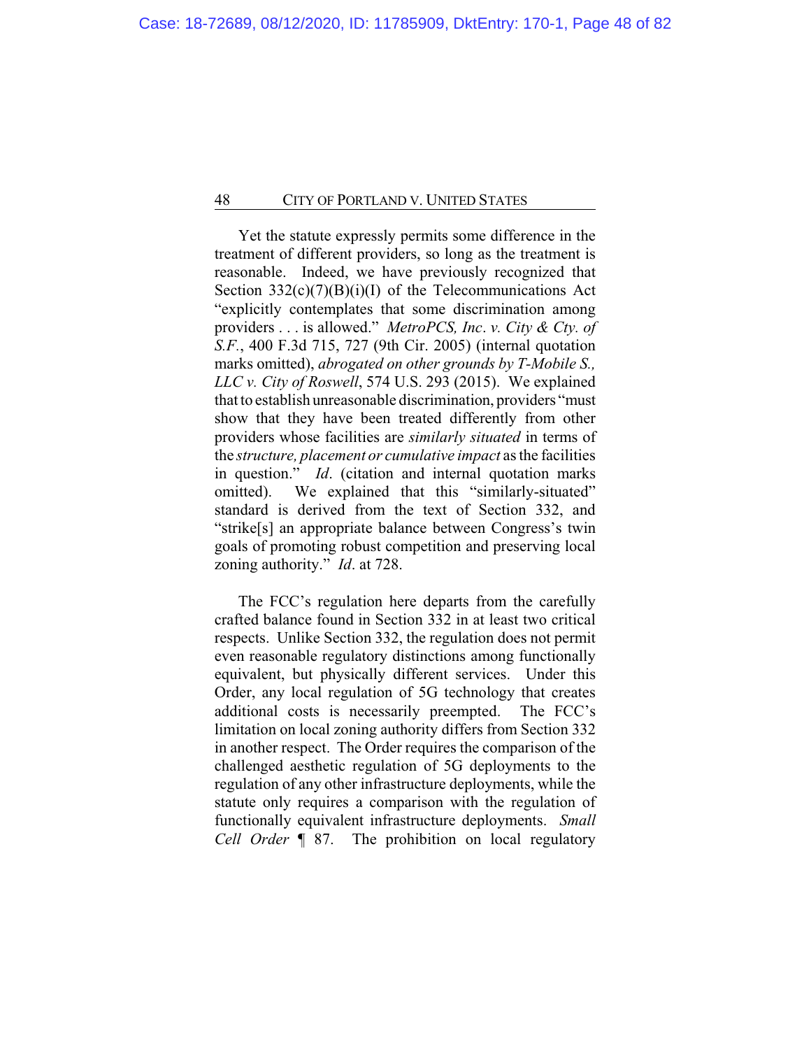Yet the statute expressly permits some difference in the treatment of different providers, so long as the treatment is reasonable. Indeed, we have previously recognized that Section 332(c)(7)(B)(i)(I) of the Telecommunications Act "explicitly contemplates that some discrimination among providers . . . is allowed." *MetroPCS, Inc. v. City & Cty. of S.F.*, 400 F.3d 715, 727 (9th Cir. 2005) (internal quotation marks omitted), *abrogated on other grounds by T-Mobile S., LLC v. City of Roswell*, 574 U.S. 293 (2015). We explained that to establish unreasonable discrimination, providers "must show that they have been treated differently from other providers whose facilities are *similarly situated* in terms of the *structure, placement or cumulative impact* as the facilities in question." *Id*. (citation and internal quotation marks omitted). We explained that this "similarly-situated" standard is derived from the text of Section 332, and "strike[s] an appropriate balance between Congress's twin goals of promoting robust competition and preserving local zoning authority." *Id*. at 728.

The FCC's regulation here departs from the carefully crafted balance found in Section 332 in at least two critical respects. Unlike Section 332, the regulation does not permit even reasonable regulatory distinctions among functionally equivalent, but physically different services. Under this Order, any local regulation of 5G technology that creates additional costs is necessarily preempted. The FCC's limitation on local zoning authority differs from Section 332 in another respect. The Order requires the comparison of the challenged aesthetic regulation of 5G deployments to the regulation of any other infrastructure deployments, while the statute only requires a comparison with the regulation of functionally equivalent infrastructure deployments. *Small Cell Order* ¶ 87. The prohibition on local regulatory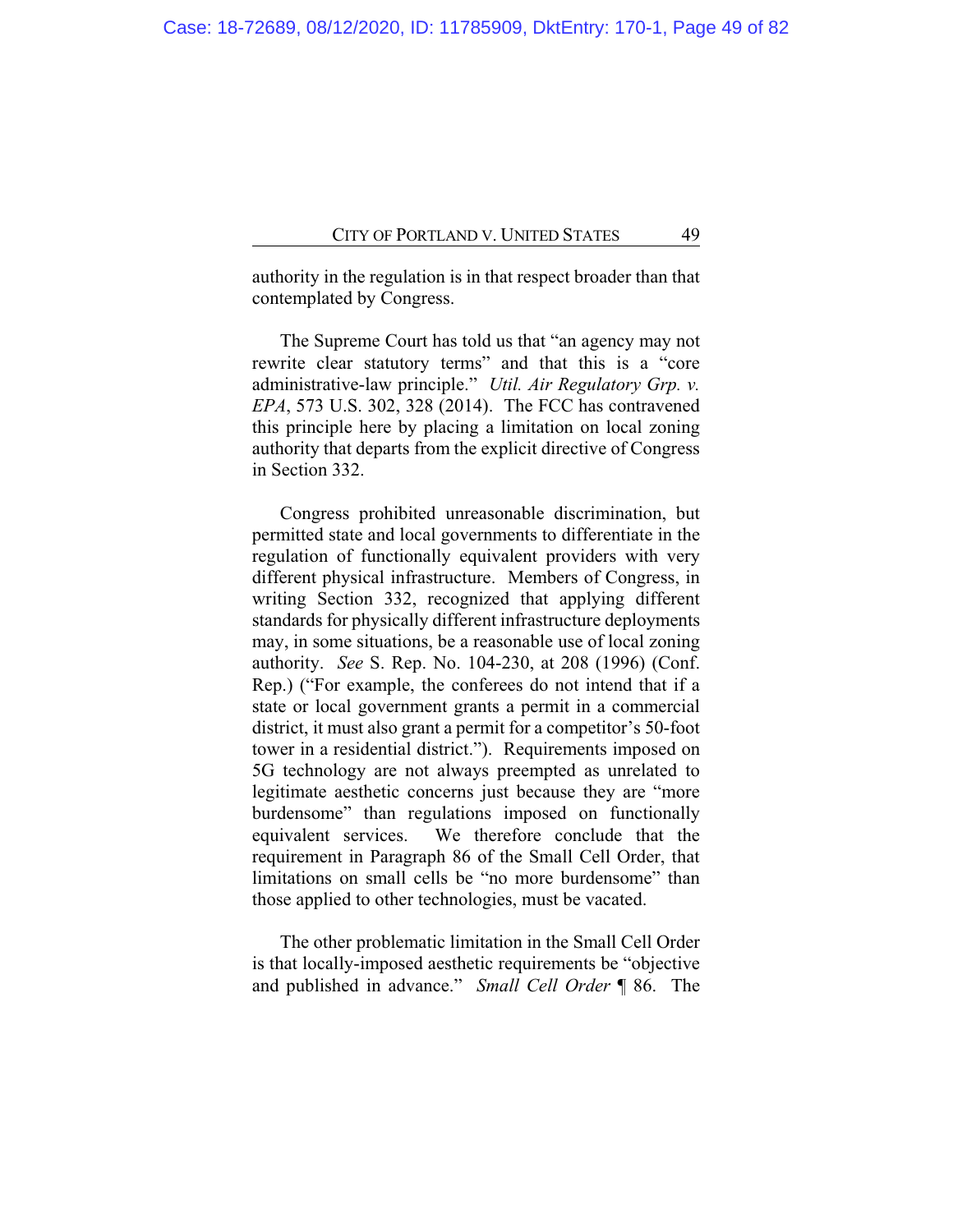authority in the regulation is in that respect broader than that contemplated by Congress.

The Supreme Court has told us that "an agency may not rewrite clear statutory terms" and that this is a "core administrative-law principle." *Util. Air Regulatory Grp. v. EPA*, 573 U.S. 302, 328 (2014). The FCC has contravened this principle here by placing a limitation on local zoning authority that departs from the explicit directive of Congress in Section 332.

Congress prohibited unreasonable discrimination, but permitted state and local governments to differentiate in the regulation of functionally equivalent providers with very different physical infrastructure. Members of Congress, in writing Section 332, recognized that applying different standards for physically different infrastructure deployments may, in some situations, be a reasonable use of local zoning authority. *See* S. Rep. No. 104-230, at 208 (1996) (Conf. Rep.) ("For example, the conferees do not intend that if a state or local government grants a permit in a commercial district, it must also grant a permit for a competitor's 50-foot tower in a residential district."). Requirements imposed on 5G technology are not always preempted as unrelated to legitimate aesthetic concerns just because they are "more burdensome" than regulations imposed on functionally equivalent services. We therefore conclude that the requirement in Paragraph 86 of the Small Cell Order, that limitations on small cells be "no more burdensome" than those applied to other technologies, must be vacated.

The other problematic limitation in the Small Cell Order is that locally-imposed aesthetic requirements be "objective and published in advance." *Small Cell Order* ¶ 86. The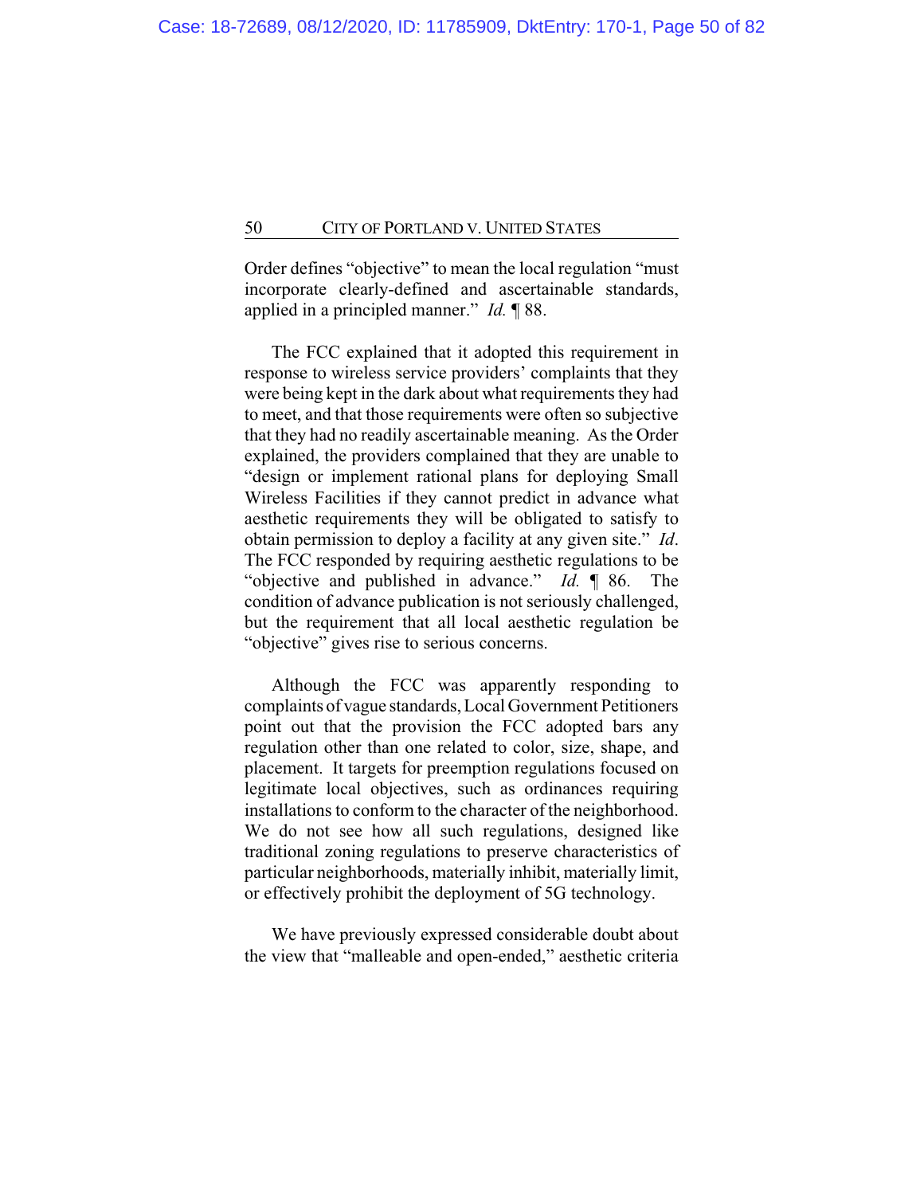Order defines "objective" to mean the local regulation "must incorporate clearly-defined and ascertainable standards, applied in a principled manner." *Id.* ¶ 88.

The FCC explained that it adopted this requirement in response to wireless service providers' complaints that they were being kept in the dark about what requirements they had to meet, and that those requirements were often so subjective that they had no readily ascertainable meaning. As the Order explained, the providers complained that they are unable to "design or implement rational plans for deploying Small Wireless Facilities if they cannot predict in advance what aesthetic requirements they will be obligated to satisfy to obtain permission to deploy a facility at any given site." *Id*. The FCC responded by requiring aesthetic regulations to be "objective and published in advance." *Id.* ¶ 86. The condition of advance publication is not seriously challenged, but the requirement that all local aesthetic regulation be "objective" gives rise to serious concerns.

Although the FCC was apparently responding to complaints of vague standards, Local Government Petitioners point out that the provision the FCC adopted bars any regulation other than one related to color, size, shape, and placement. It targets for preemption regulations focused on legitimate local objectives, such as ordinances requiring installations to conform to the character of the neighborhood. We do not see how all such regulations, designed like traditional zoning regulations to preserve characteristics of particular neighborhoods, materially inhibit, materially limit, or effectively prohibit the deployment of 5G technology.

We have previously expressed considerable doubt about the view that "malleable and open-ended," aesthetic criteria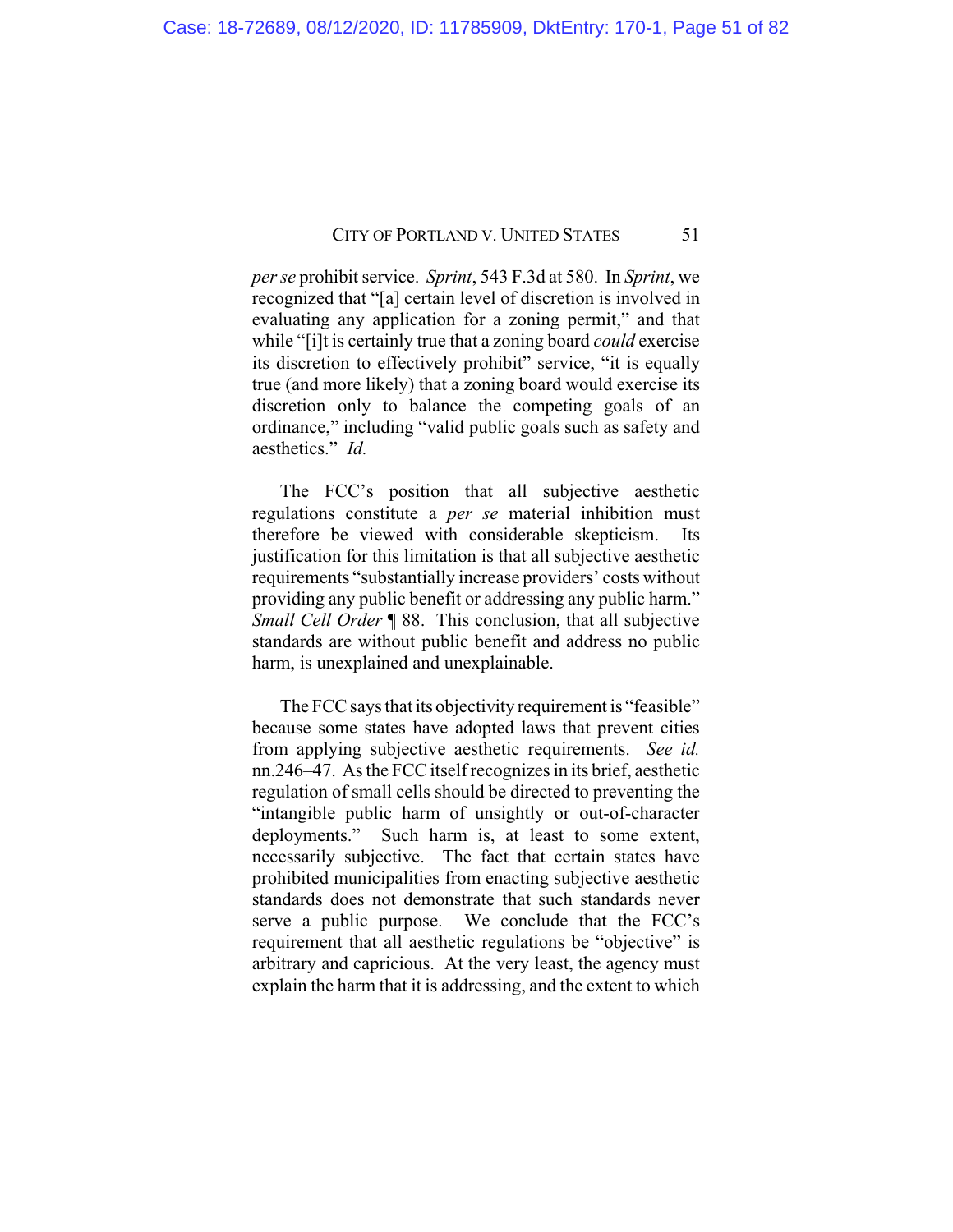*per se* prohibit service. *Sprint*, 543 F.3d at 580. In *Sprint*, we recognized that "[a] certain level of discretion is involved in evaluating any application for a zoning permit," and that while "[i]t is certainly true that a zoning board *could* exercise its discretion to effectively prohibit" service, "it is equally true (and more likely) that a zoning board would exercise its discretion only to balance the competing goals of an ordinance," including "valid public goals such as safety and aesthetics." *Id.*

The FCC's position that all subjective aesthetic regulations constitute a *per se* material inhibition must therefore be viewed with considerable skepticism. Its justification for this limitation is that all subjective aesthetic requirements "substantially increase providers' costs without providing any public benefit or addressing any public harm." *Small Cell Order* ¶ 88. This conclusion, that all subjective standards are without public benefit and address no public harm, is unexplained and unexplainable.

The FCC says that its objectivity requirement is "feasible" because some states have adopted laws that prevent cities from applying subjective aesthetic requirements. *See id.* nn.246–47. As the FCC itself recognizes in its brief, aesthetic regulation of small cells should be directed to preventing the "intangible public harm of unsightly or out-of-character deployments." Such harm is, at least to some extent, necessarily subjective. The fact that certain states have prohibited municipalities from enacting subjective aesthetic standards does not demonstrate that such standards never serve a public purpose. We conclude that the FCC's requirement that all aesthetic regulations be "objective" is arbitrary and capricious. At the very least, the agency must explain the harm that it is addressing, and the extent to which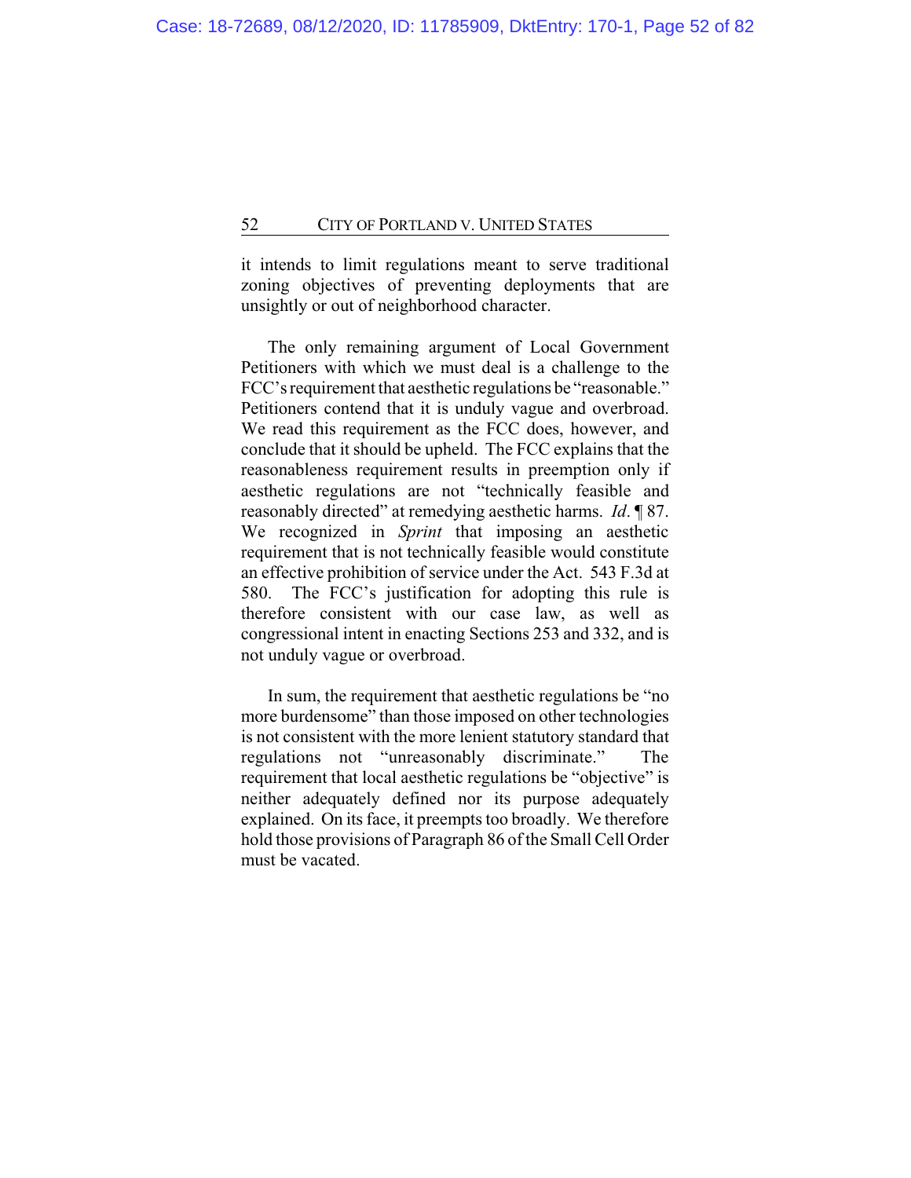it intends to limit regulations meant to serve traditional zoning objectives of preventing deployments that are unsightly or out of neighborhood character.

The only remaining argument of Local Government Petitioners with which we must deal is a challenge to the FCC's requirement that aesthetic regulations be "reasonable." Petitioners contend that it is unduly vague and overbroad. We read this requirement as the FCC does, however, and conclude that it should be upheld. The FCC explains that the reasonableness requirement results in preemption only if aesthetic regulations are not "technically feasible and reasonably directed" at remedying aesthetic harms. *Id*. ¶ 87. We recognized in *Sprint* that imposing an aesthetic requirement that is not technically feasible would constitute an effective prohibition of service under the Act. 543 F.3d at 580. The FCC's justification for adopting this rule is therefore consistent with our case law, as well as congressional intent in enacting Sections 253 and 332, and is not unduly vague or overbroad.

In sum, the requirement that aesthetic regulations be "no more burdensome" than those imposed on other technologies is not consistent with the more lenient statutory standard that regulations not "unreasonably discriminate." The requirement that local aesthetic regulations be "objective" is neither adequately defined nor its purpose adequately explained. On its face, it preempts too broadly. We therefore hold those provisions of Paragraph 86 of the Small Cell Order must be vacated.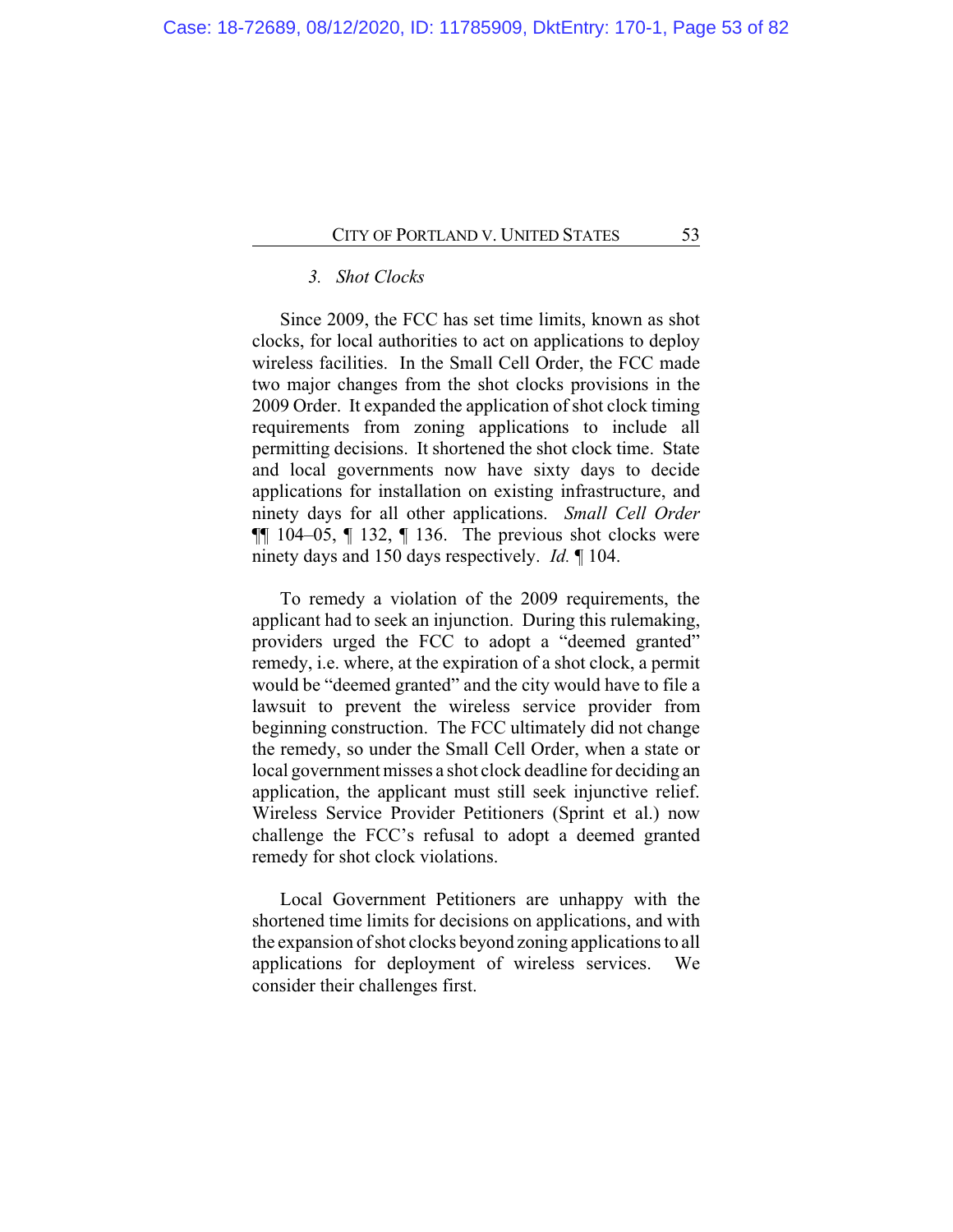### 3. *Shot Clocks*

Since 2009, the FCC has set time limits, known as shot clocks, for local authorities to act on applications to deploy wireless facilities. In the Small Cell Order, the FCC made two major changes from the shot clocks provisions in the 2009 Order. It expanded the application of shot clock timing requirements from zoning applications to include all permitting decisions. It shortened the shot clock time. State and local governments now have sixty days to decide applications for installation on existing infrastructure, and ninety days for all other applications. *Small Cell Order* ¶¶ 104–05, ¶ 132, ¶ 136. The previous shot clocks were ninety days and 150 days respectively. *Id.* ¶ 104.

To remedy a violation of the 2009 requirements, the applicant had to seek an injunction. During this rulemaking, providers urged the FCC to adopt a "deemed granted" remedy, i.e. where, at the expiration of a shot clock, a permit would be "deemed granted" and the city would have to file a lawsuit to prevent the wireless service provider from beginning construction. The FCC ultimately did not change the remedy, so under the Small Cell Order, when a state or local government misses a shot clock deadline for deciding an application, the applicant must still seek injunctive relief. Wireless Service Provider Petitioners (Sprint et al.) now challenge the FCC's refusal to adopt a deemed granted remedy for shot clock violations.

Local Government Petitioners are unhappy with the shortened time limits for decisions on applications, and with the expansion of shot clocks beyond zoning applications to all applications for deployment of wireless services. We consider their challenges first.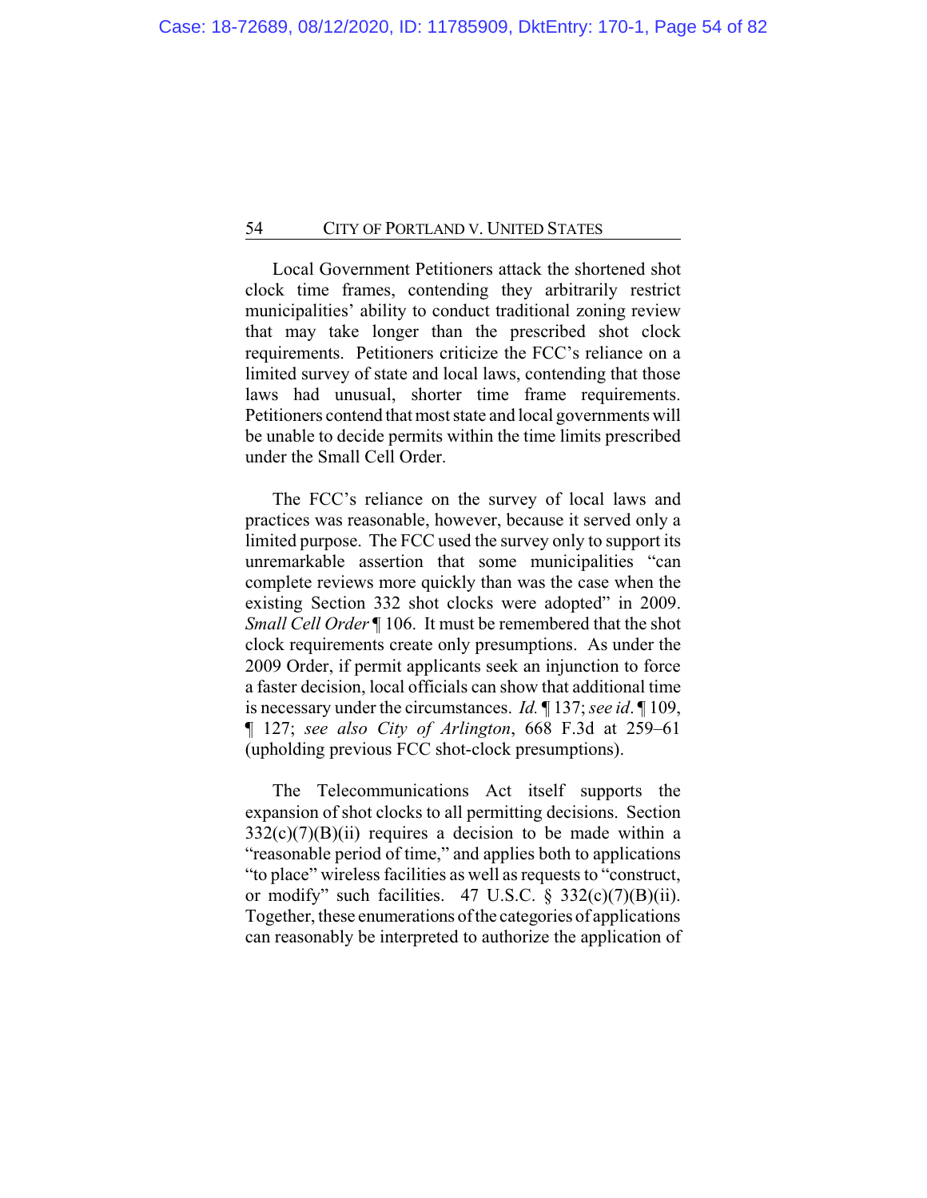Local Government Petitioners attack the shortened shot clock time frames, contending they arbitrarily restrict municipalities' ability to conduct traditional zoning review that may take longer than the prescribed shot clock requirements. Petitioners criticize the FCC's reliance on a limited survey of state and local laws, contending that those laws had unusual, shorter time frame requirements. Petitioners contend that most state and local governments will be unable to decide permits within the time limits prescribed under the Small Cell Order.

The FCC's reliance on the survey of local laws and practices was reasonable, however, because it served only a limited purpose. The FCC used the survey only to support its unremarkable assertion that some municipalities "can complete reviews more quickly than was the case when the existing Section 332 shot clocks were adopted" in 2009. *Small Cell Order* ¶ 106. It must be remembered that the shot clock requirements create only presumptions. As under the 2009 Order, if permit applicants seek an injunction to force a faster decision, local officials can show that additional time is necessary under the circumstances. *Id.* ¶ 137; *see id*. ¶ 109, ¶ 127; *see also City of Arlington*, 668 F.3d at 259–61 (upholding previous FCC shot-clock presumptions).

The Telecommunications Act itself supports the expansion of shot clocks to all permitting decisions. Section 332(c)(7)(B)(ii) requires a decision to be made within a "reasonable period of time," and applies both to applications "to place" wireless facilities as well as requests to "construct, or modify" such facilities. 47 U.S.C. § 332(c)(7)(B)(ii). Together, these enumerations of the categories of applications can reasonably be interpreted to authorize the application of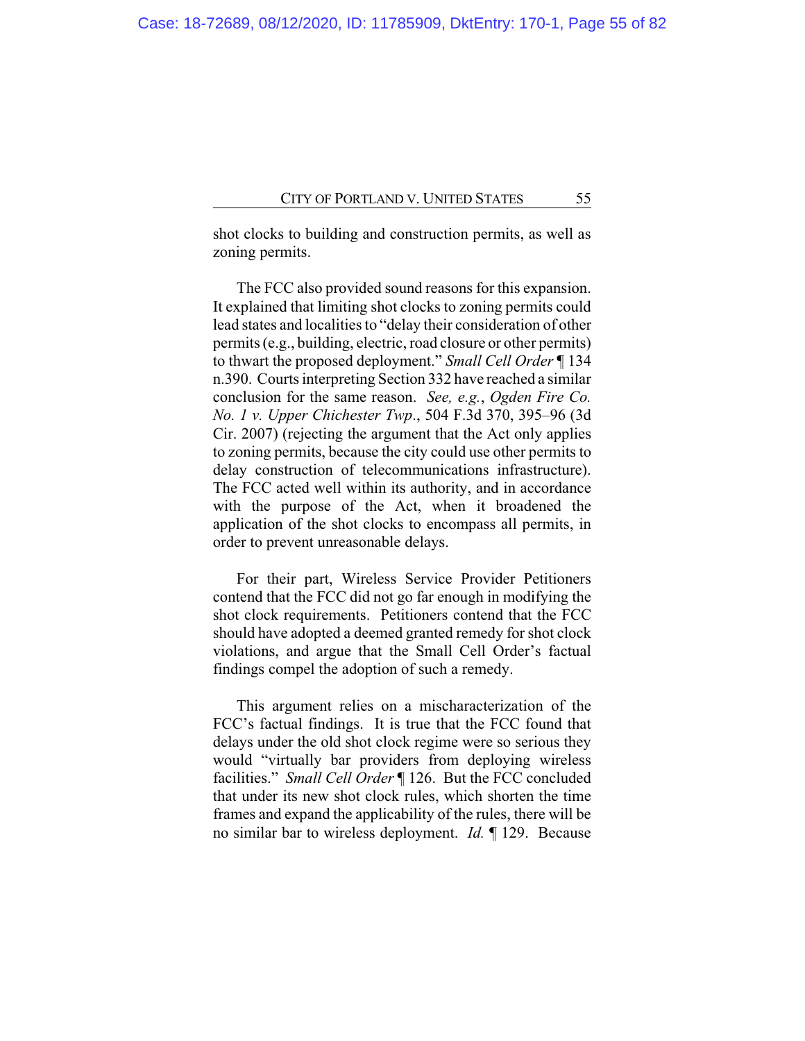shot clocks to building and construction permits, as well as zoning permits.

The FCC also provided sound reasons for this expansion. It explained that limiting shot clocks to zoning permits could lead states and localities to "delay their consideration of other permits (e.g., building, electric, road closure or other permits) to thwart the proposed deployment." *Small Cell Order* ¶ 134 n.390. Courts interpreting Section 332 have reached a similar conclusion for the same reason. *See, e.g.*, *Ogden Fire Co. No. 1 v. Upper Chichester Twp*., 504 F.3d 370, 395–96 (3d Cir. 2007) (rejecting the argument that the Act only applies to zoning permits, because the city could use other permits to delay construction of telecommunications infrastructure). The FCC acted well within its authority, and in accordance with the purpose of the Act, when it broadened the application of the shot clocks to encompass all permits, in order to prevent unreasonable delays.

For their part, Wireless Service Provider Petitioners contend that the FCC did not go far enough in modifying the shot clock requirements. Petitioners contend that the FCC should have adopted a deemed granted remedy for shot clock violations, and argue that the Small Cell Order's factual findings compel the adoption of such a remedy.

This argument relies on a mischaracterization of the FCC's factual findings. It is true that the FCC found that delays under the old shot clock regime were so serious they would "virtually bar providers from deploying wireless facilities." *Small Cell Order* ¶ 126. But the FCC concluded that under its new shot clock rules, which shorten the time frames and expand the applicability of the rules, there will be no similar bar to wireless deployment. *Id.* ¶ 129. Because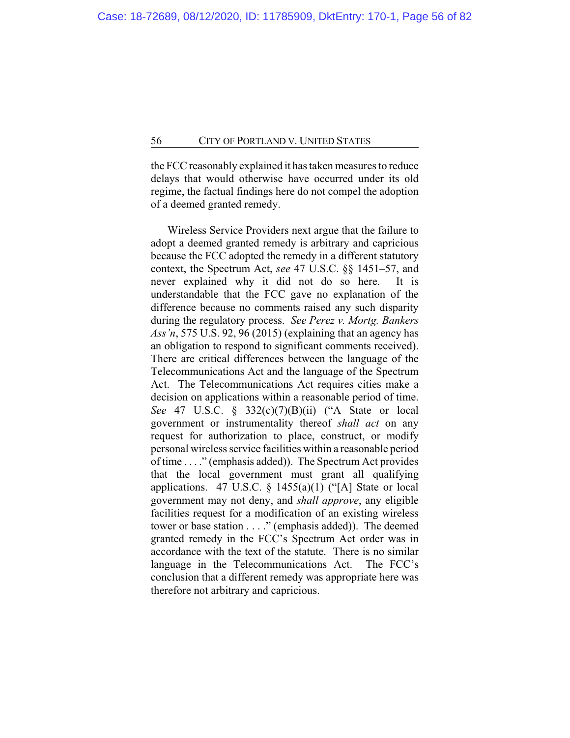the FCC reasonably explained it has taken measures to reduce delays that would otherwise have occurred under its old regime, the factual findings here do not compel the adoption of a deemed granted remedy.

Wireless Service Providers next argue that the failure to adopt a deemed granted remedy is arbitrary and capricious because the FCC adopted the remedy in a different statutory context, the Spectrum Act, *see* 47 U.S.C. §§ 1451–57, and never explained why it did not do so here. It is understandable that the FCC gave no explanation of the difference because no comments raised any such disparity during the regulatory process. *See Perez v. Mortg. Bankers Ass'n*, 575 U.S. 92, 96 (2015) (explaining that an agency has an obligation to respond to significant comments received). There are critical differences between the language of the Telecommunications Act and the language of the Spectrum Act. The Telecommunications Act requires cities make a decision on applications within a reasonable period of time. *See* 47 U.S.C. § 332(c)(7)(B)(ii) ("A State or local government or instrumentality thereof *shall act* on any request for authorization to place, construct, or modify personal wireless service facilities within a reasonable period of time . . . ." (emphasis added)). The Spectrum Act provides that the local government must grant all qualifying applications. 47 U.S.C. § 1455(a)(1) ("[A] State or local government may not deny, and *shall approve*, any eligible facilities request for a modification of an existing wireless tower or base station . . . ." (emphasis added)). The deemed granted remedy in the FCC's Spectrum Act order was in accordance with the text of the statute. There is no similar language in the Telecommunications Act. The FCC's conclusion that a different remedy was appropriate here was therefore not arbitrary and capricious.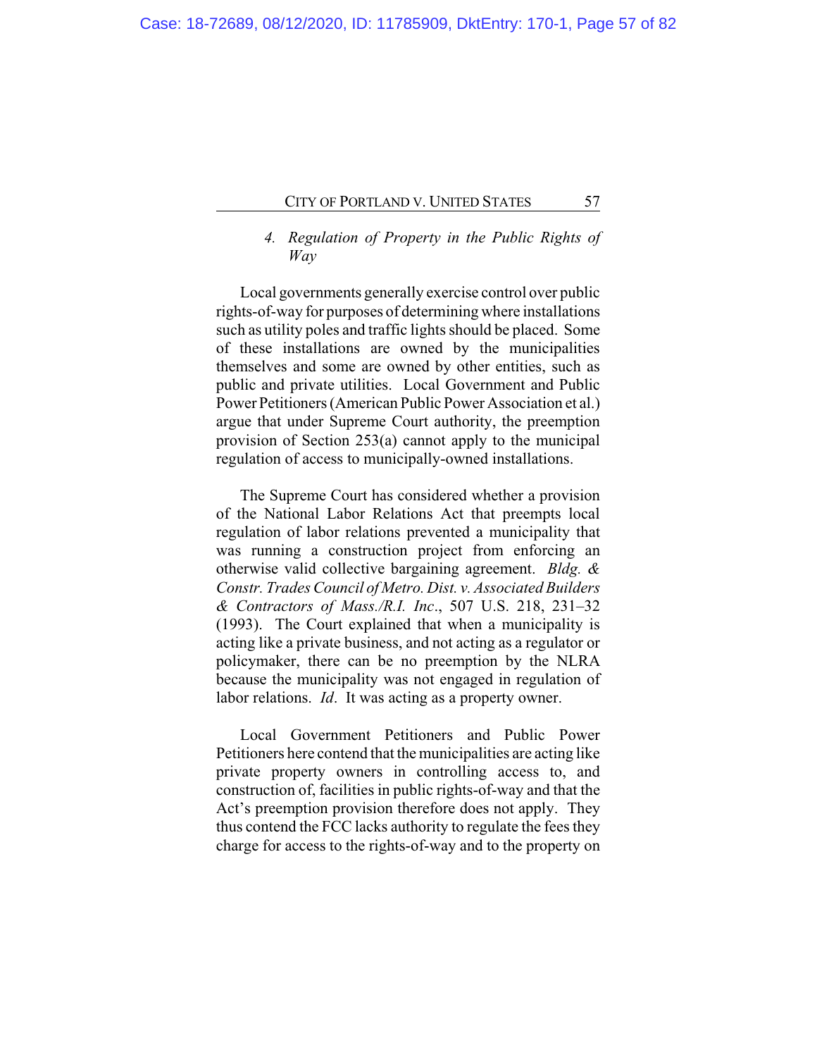#### 4. *Regulation of Property in the Public Rights of Way*

Local governments generally exercise control over public rights-of-way for purposes of determining where installations such as utility poles and traffic lights should be placed. Some of these installations are owned by the municipalities themselves and some are owned by other entities, such as public and private utilities. Local Government and Public Power Petitioners (American Public Power Association et al.) argue that under Supreme Court authority, the preemption provision of Section 253(a) cannot apply to the municipal regulation of access to municipally-owned installations.

The Supreme Court has considered whether a provision of the National Labor Relations Act that preempts local regulation of labor relations prevented a municipality that was running a construction project from enforcing an otherwise valid collective bargaining agreement. *Bldg. & Constr. Trades Council of Metro. Dist. v. Associated Builders & Contractors of Mass./R.I. Inc.*, 507 U.S. 218, 231–32 (1993). The Court explained that when a municipality is acting like a private business, and not acting as a regulator or policymaker, there can be no preemption by the NLRA because the municipality was not engaged in regulation of labor relations. *Id*. It was acting as a property owner.

Local Government Petitioners and Public Power Petitioners here contend that the municipalities are acting like private property owners in controlling access to, and construction of, facilities in public rights-of-way and that the Act's preemption provision therefore does not apply. They thus contend the FCC lacks authority to regulate the fees they charge for access to the rights-of-way and to the property on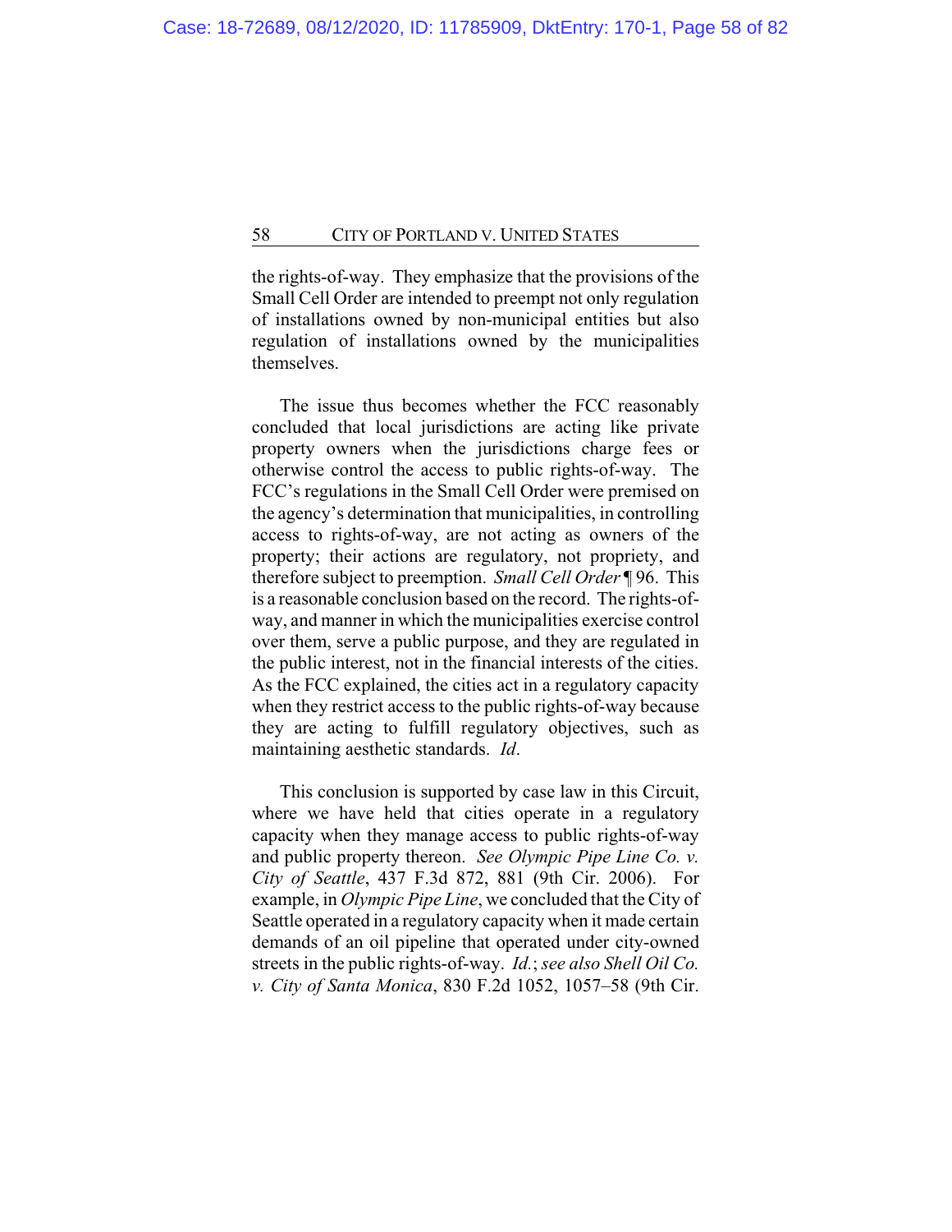the rights-of-way. They emphasize that the provisions of the Small Cell Order are intended to preempt not only regulation of installations owned by non-municipal entities but also regulation of installations owned by the municipalities themselves.

The issue thus becomes whether the FCC reasonably concluded that local jurisdictions are acting like private property owners when the jurisdictions charge fees or otherwise control the access to public rights-of-way. The FCC's regulations in the Small Cell Order were premised on the agency's determination that municipalities, in controlling access to rights-of-way, are not acting as owners of the property; their actions are regulatory, not propriety, and therefore subject to preemption. *Small Cell Order* ¶ 96. This is a reasonable conclusion based on the record. The rights-of-way, and manner in which the municipalities exercise control over them, serve a public purpose, and they are regulated in the public interest, not in the financial interests of the cities. As the FCC explained, the cities act in a regulatory capacity when they restrict access to the public rights-of-way because they are acting to fulfill regulatory objectives, such as maintaining aesthetic standards. *Id*.

This conclusion is supported by case law in this Circuit, where we have held that cities operate in a regulatory capacity when they manage access to public rights-of-way and public property thereon. *See Olympic Pipe Line Co. v. City of Seattle*, 437 F.3d 872, 881 (9th Cir. 2006). For example, in *Olympic Pipe Line*, we concluded that the City of Seattle operated in a regulatory capacity when it made certain demands of an oil pipeline that operated under city-owned streets in the public rights-of-way. *Id.*; *see also Shell Oil Co. v. City of Santa Monica*, 830 F.2d 1052, 1057–58 (9th Cir.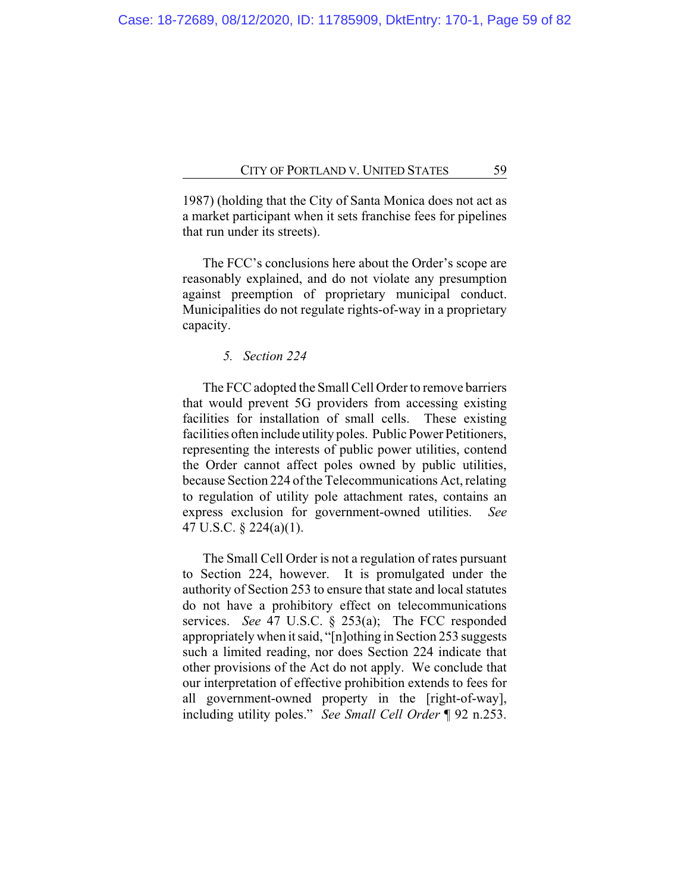1987) (holding that the City of Santa Monica does not act as a market participant when it sets franchise fees for pipelines that run under its streets).

The FCC's conclusions here about the Order's scope are reasonably explained, and do not violate any presumption against preemption of proprietary municipal conduct. Municipalities do not regulate rights-of-way in a proprietary capacity.

*5. Section 224*

The FCC adopted the Small Cell Order to remove barriers that would prevent 5G providers from accessing existing facilities for installation of small cells. These existing facilities often include utility poles. Public Power Petitioners, representing the interests of public power utilities, contend the Order cannot affect poles owned by public utilities, because Section 224 of the Telecommunications Act, relating to regulation of utility pole attachment rates, contains an express exclusion for government-owned utilities. *See* 47 U.S.C. § 224(a)(1).

The Small Cell Order is not a regulation of rates pursuant to Section 224, however. It is promulgated under the authority of Section 253 to ensure that state and local statutes do not have a prohibitory effect on telecommunications services. *See* 47 U.S.C. § 253(a); The FCC responded appropriately when it said, "[n]othing in Section 253 suggests such a limited reading, nor does Section 224 indicate that other provisions of the Act do not apply. We conclude that our interpretation of effective prohibition extends to fees for all government-owned property in the [right-of-way], including utility poles." *See Small Cell Order* ¶ 92 n.253.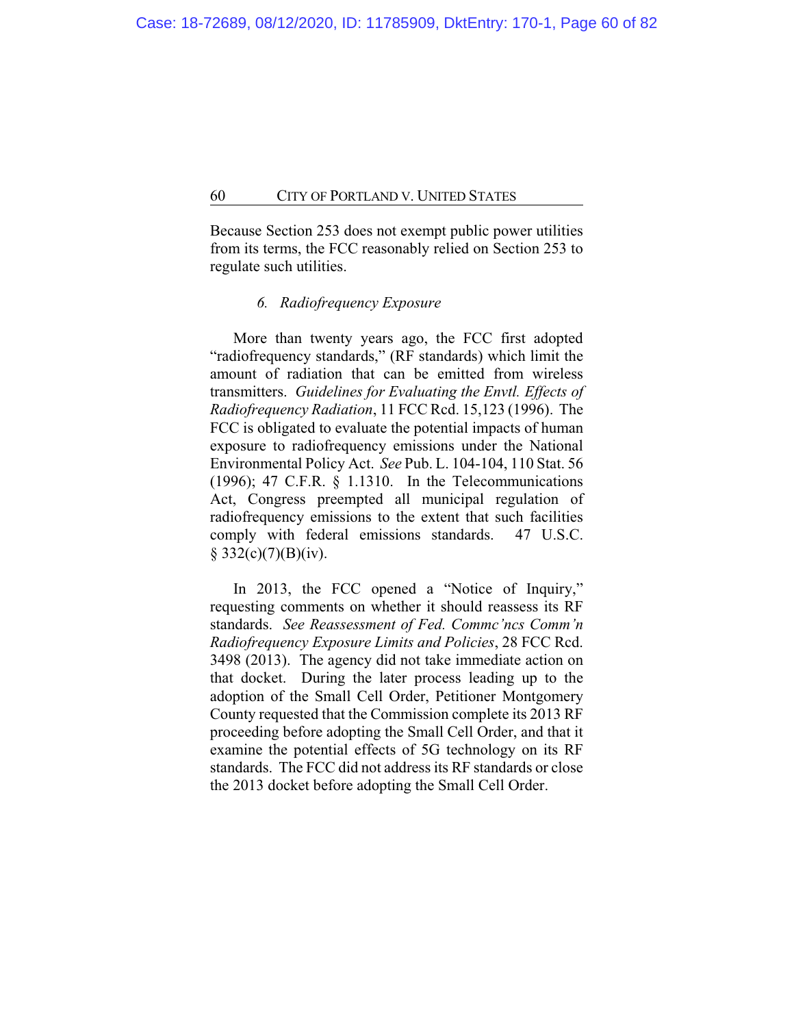Because Section 253 does not exempt public power utilities from its terms, the FCC reasonably relied on Section 253 to regulate such utilities.

### 6. *Radiofrequency Exposure*

More than twenty years ago, the FCC first adopted "radiofrequency standards," (RF standards) which limit the amount of radiation that can be emitted from wireless transmitters. *Guidelines for Evaluating the Envtl. Effects of Radiofrequency Radiation*, 11 FCC Rcd. 15,123 (1996). The FCC is obligated to evaluate the potential impacts of human exposure to radiofrequency emissions under the National Environmental Policy Act. *See* Pub. L. 104-104, 110 Stat. 56 (1996); 47 C.F.R. § 1.1310. In the Telecommunications Act, Congress preempted all municipal regulation of radiofrequency emissions to the extent that such facilities comply with federal emissions standards. 47 U.S.C. § 332(c)(7)(B)(iv).

In 2013, the FCC opened a "Notice of Inquiry," requesting comments on whether it should reassess its RF standards. *See Reassessment of Fed. Commc'ncs Comm'n Radiofrequency Exposure Limits and Policies*, 28 FCC Rcd. 3498 (2013). The agency did not take immediate action on that docket. During the later process leading up to the adoption of the Small Cell Order, Petitioner Montgomery County requested that the Commission complete its 2013 RF proceeding before adopting the Small Cell Order, and that it examine the potential effects of 5G technology on its RF standards. The FCC did not address its RF standards or close the 2013 docket before adopting the Small Cell Order.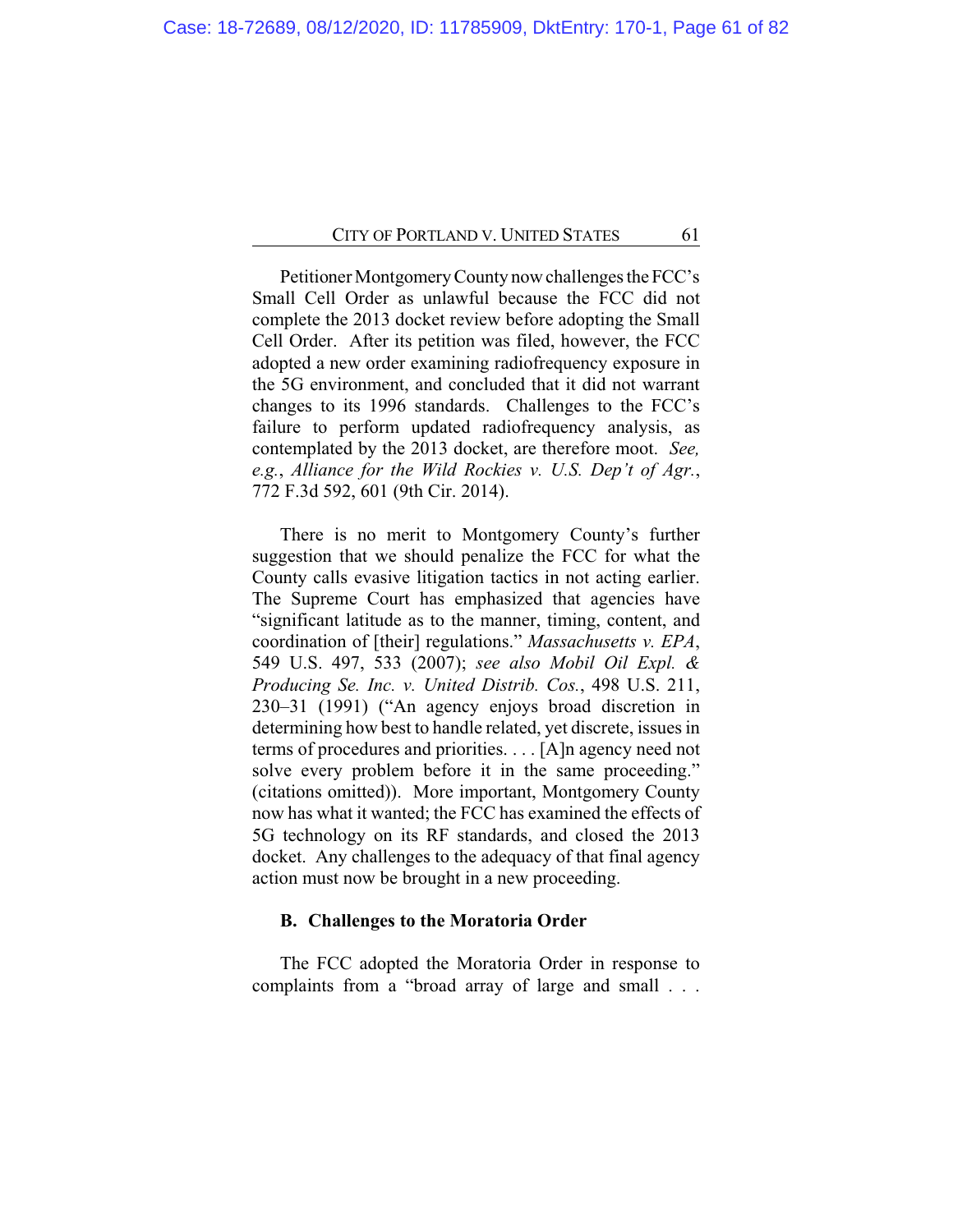Petitioner Montgomery County now challenges the FCC's Small Cell Order as unlawful because the FCC did not complete the 2013 docket review before adopting the Small Cell Order. After its petition was filed, however, the FCC adopted a new order examining radiofrequency exposure in the 5G environment, and concluded that it did not warrant changes to its 1996 standards. Challenges to the FCC's failure to perform updated radiofrequency analysis, as contemplated by the 2013 docket, are therefore moot. *See, e.g.*, *Alliance for the Wild Rockies v. U.S. Dep't of Agr.*, 772 F.3d 592, 601 (9th Cir. 2014).

There is no merit to Montgomery County's further suggestion that we should penalize the FCC for what the County calls evasive litigation tactics in not acting earlier. The Supreme Court has emphasized that agencies have "significant latitude as to the manner, timing, content, and coordination of [their] regulations." *Massachusetts v. EPA*, 549 U.S. 497, 533 (2007); *see also Mobil Oil Expl. & Producing Se. Inc. v. United Distrib. Cos.*, 498 U.S. 211, 230–31 (1991) ("An agency enjoys broad discretion in determining how best to handle related, yet discrete, issues in terms of procedures and priorities. . . . [A]n agency need not solve every problem before it in the same proceeding." (citations omitted)). More important, Montgomery County now has what it wanted; the FCC has examined the effects of 5G technology on its RF standards, and closed the 2013 docket. Any challenges to the adequacy of that final agency action must now be brought in a new proceeding.

### B. Challenges to the Moratoria Order

The FCC adopted the Moratoria Order in response to complaints from a "broad array of large and small . . .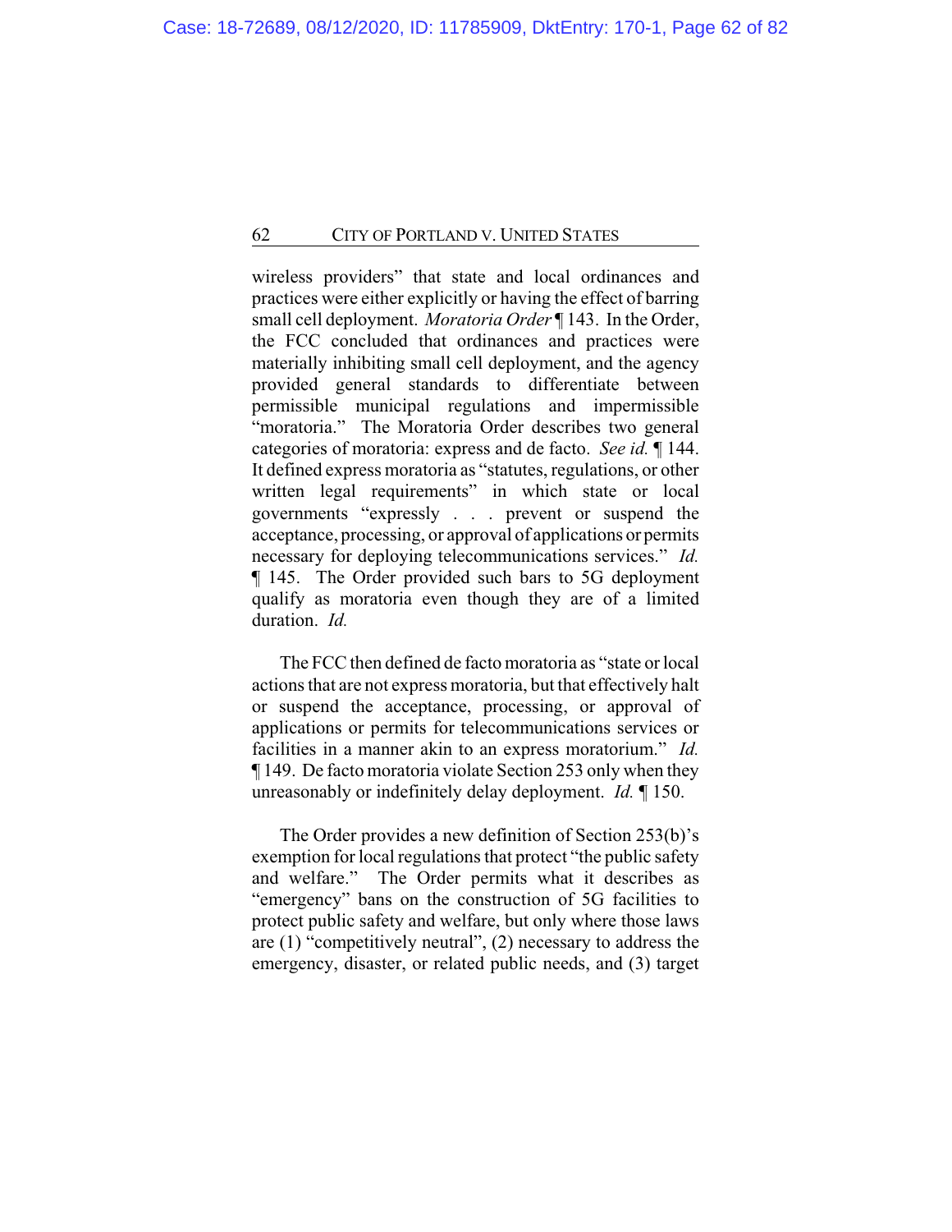wireless providers" that state and local ordinances and practices were either explicitly or having the effect of barring small cell deployment. *Moratoria Order* ¶ 143. In the Order, the FCC concluded that ordinances and practices were materially inhibiting small cell deployment, and the agency provided general standards to differentiate between permissible municipal regulations and impermissible "moratoria." The Moratoria Order describes two general categories of moratoria: express and de facto. *See id.* ¶ 144. It defined express moratoria as "statutes, regulations, or other written legal requirements" in which state or local governments "expressly . . . prevent or suspend the acceptance, processing, or approval of applications or permits necessary for deploying telecommunications services." *Id.* ¶ 145. The Order provided such bars to 5G deployment qualify as moratoria even though they are of a limited duration. *Id.*

The FCC then defined de facto moratoria as "state or local actions that are not express moratoria, but that effectively halt or suspend the acceptance, processing, or approval of applications or permits for telecommunications services or facilities in a manner akin to an express moratorium." *Id.* ¶ 149. De facto moratoria violate Section 253 only when they unreasonably or indefinitely delay deployment. *Id.* ¶ 150.

The Order provides a new definition of Section 253(b)'s exemption for local regulations that protect "the public safety and welfare." The Order permits what it describes as "emergency" bans on the construction of 5G facilities to protect public safety and welfare, but only where those laws are (1) "competitively neutral", (2) necessary to address the emergency, disaster, or related public needs, and (3) target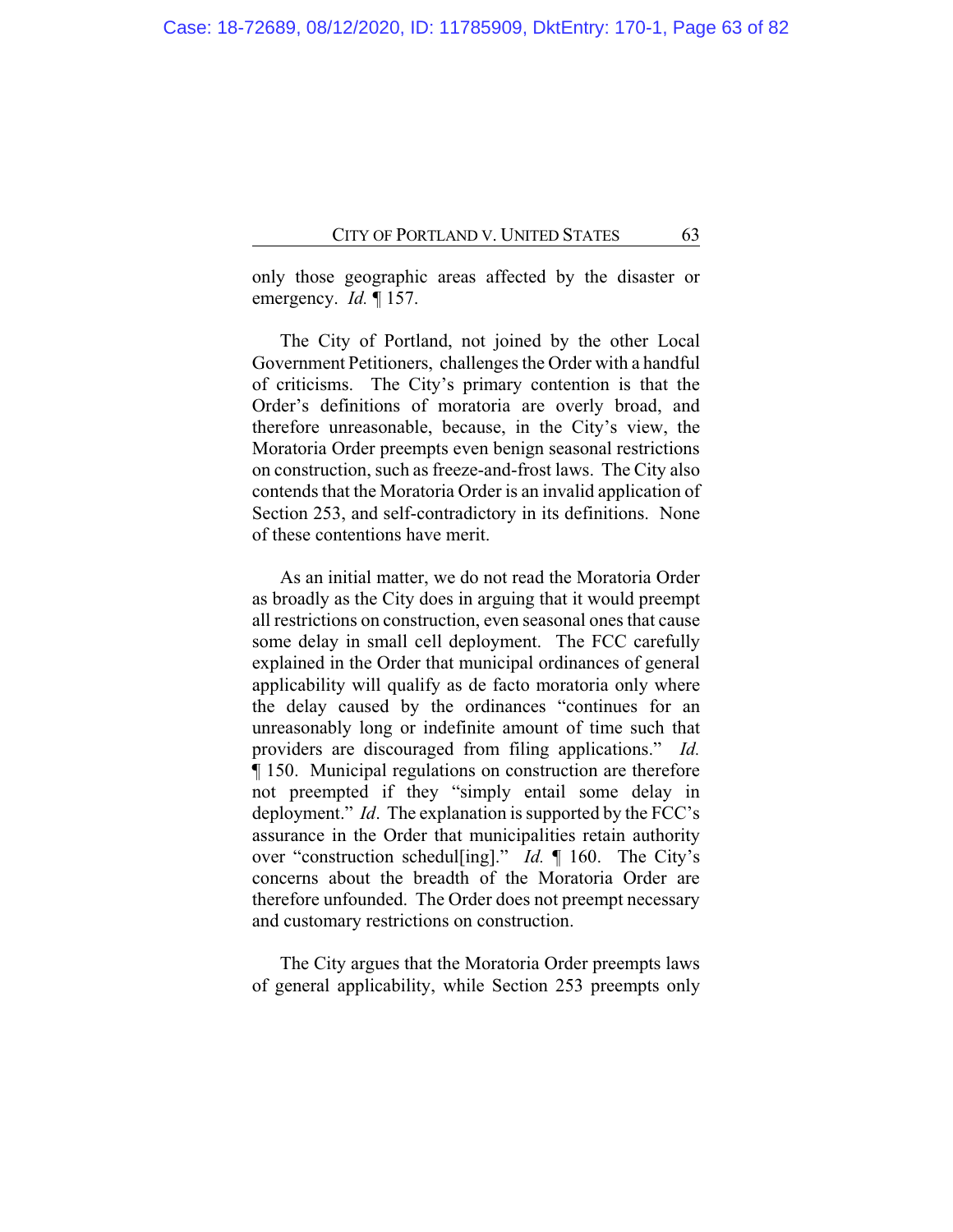only those geographic areas affected by the disaster or emergency. *Id.* ¶ 157.

The City of Portland, not joined by the other Local Government Petitioners, challenges the Order with a handful of criticisms. The City's primary contention is that the Order's definitions of moratoria are overly broad, and therefore unreasonable, because, in the City's view, the Moratoria Order preempts even benign seasonal restrictions on construction, such as freeze-and-frost laws. The City also contends that the Moratoria Order is an invalid application of Section 253, and self-contradictory in its definitions. None of these contentions have merit.

As an initial matter, we do not read the Moratoria Order as broadly as the City does in arguing that it would preempt all restrictions on construction, even seasonal ones that cause some delay in small cell deployment. The FCC carefully explained in the Order that municipal ordinances of general applicability will qualify as de facto moratoria only where the delay caused by the ordinances "continues for an unreasonably long or indefinite amount of time such that providers are discouraged from filing applications." *Id.* ¶ 150. Municipal regulations on construction are therefore not preempted if they "simply entail some delay in deployment." *Id*. The explanation is supported by the FCC's assurance in the Order that municipalities retain authority over "construction schedul[ing]." *Id.* ¶ 160. The City's concerns about the breadth of the Moratoria Order are therefore unfounded. The Order does not preempt necessary and customary restrictions on construction.

The City argues that the Moratoria Order preempts laws of general applicability, while Section 253 preempts only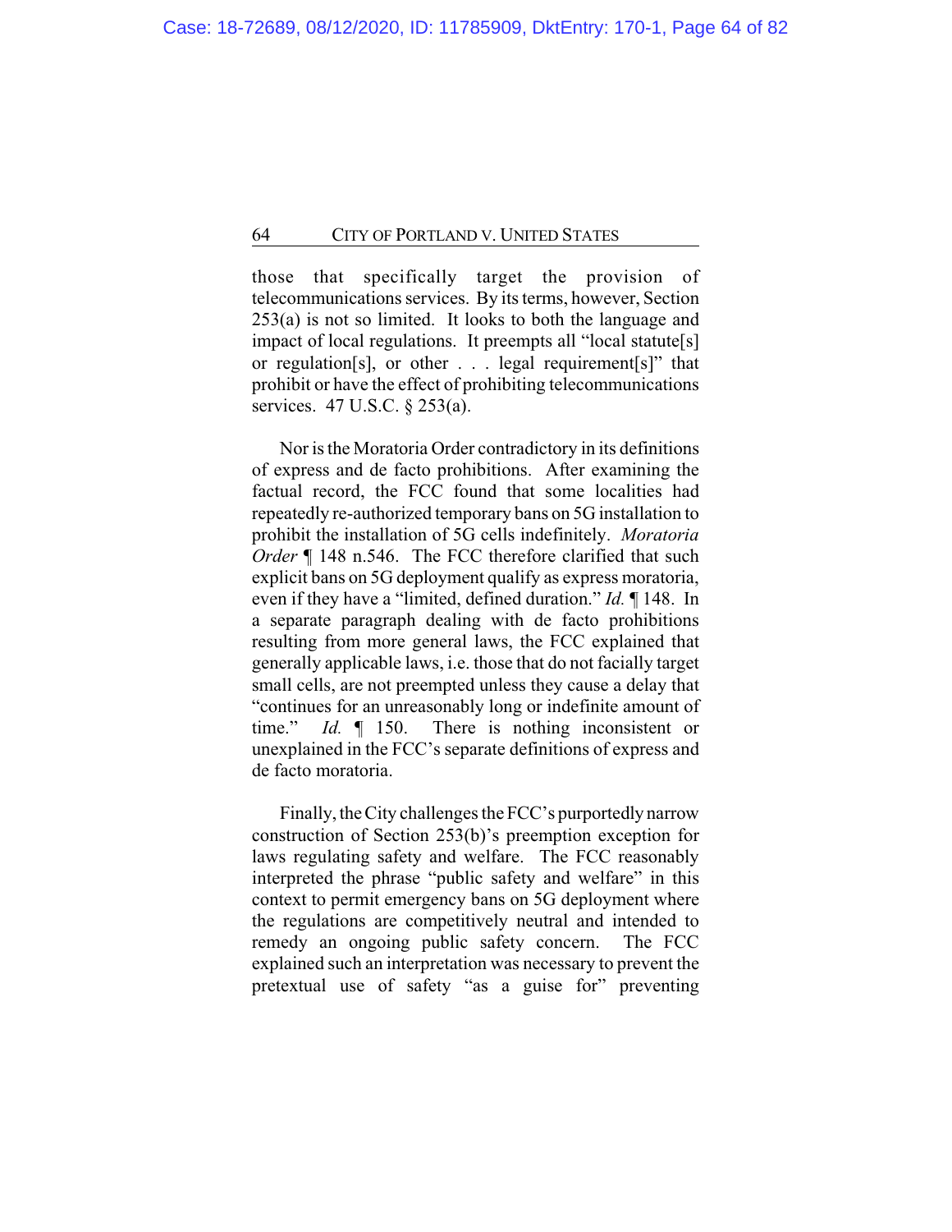those that specifically target the provision of telecommunications services. By its terms, however, Section 253(a) is not so limited. It looks to both the language and impact of local regulations. It preempts all "local statute[s] or regulation[s], or other . . . legal requirement[s]" that prohibit or have the effect of prohibiting telecommunications services. 47 U.S.C. § 253(a).

Nor is the Moratoria Order contradictory in its definitions of express and de facto prohibitions. After examining the factual record, the FCC found that some localities had repeatedly re-authorized temporary bans on 5G installation to prohibit the installation of 5G cells indefinitely. *Moratoria Order* ¶ 148 n.546. The FCC therefore clarified that such explicit bans on 5G deployment qualify as express moratoria, even if they have a "limited, defined duration." *Id.* ¶ 148. In a separate paragraph dealing with de facto prohibitions resulting from more general laws, the FCC explained that generally applicable laws, i.e. those that do not facially target small cells, are not preempted unless they cause a delay that "continues for an unreasonably long or indefinite amount of time." *Id.* ¶ 150. There is nothing inconsistent or unexplained in the FCC's separate definitions of express and de facto moratoria.

Finally, the City challenges the FCC's purportedly narrow construction of Section 253(b)'s preemption exception for laws regulating safety and welfare. The FCC reasonably interpreted the phrase "public safety and welfare" in this context to permit emergency bans on 5G deployment where the regulations are competitively neutral and intended to remedy an ongoing public safety concern. The FCC explained such an interpretation was necessary to prevent the pretextual use of safety "as a guise for" preventing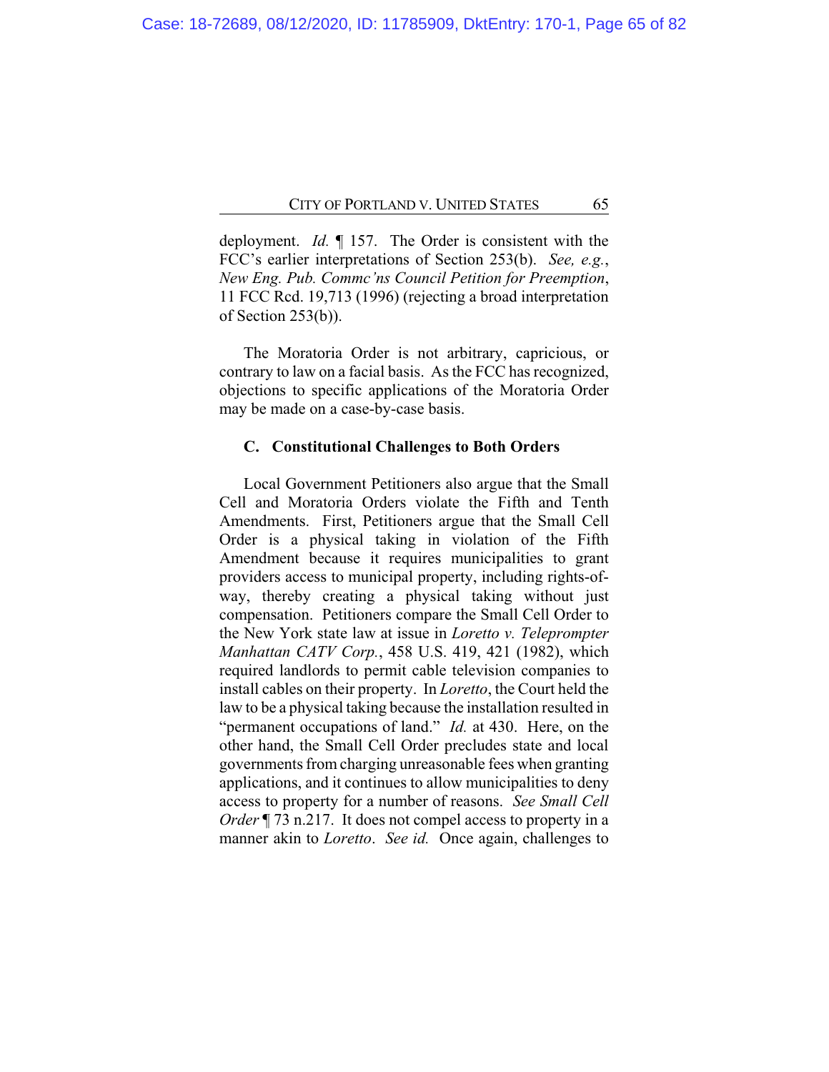deployment. *Id.* ¶ 157. The Order is consistent with the FCC's earlier interpretations of Section 253(b). *See, e.g.*, *New Eng. Pub. Commc'ns Council Petition for Preemption*, 11 FCC Rcd. 19,713 (1996) (rejecting a broad interpretation of Section 253(b)).

The Moratoria Order is not arbitrary, capricious, or contrary to law on a facial basis. As the FCC has recognized, objections to specific applications of the Moratoria Order may be made on a case-by-case basis.

### C. Constitutional Challenges to Both Orders

Local Government Petitioners also argue that the Small Cell and Moratoria Orders violate the Fifth and Tenth Amendments. First, Petitioners argue that the Small Cell Order is a physical taking in violation of the Fifth Amendment because it requires municipalities to grant providers access to municipal property, including rights-of-way, thereby creating a physical taking without just compensation. Petitioners compare the Small Cell Order to the New York state law at issue in *Loretto v. Teleprompter Manhattan CATV Corp.*, 458 U.S. 419, 421 (1982), which required landlords to permit cable television companies to install cables on their property. In *Loretto*, the Court held the law to be a physical taking because the installation resulted in "permanent occupations of land." *Id.* at 430. Here, on the other hand, the Small Cell Order precludes state and local governments from charging unreasonable fees when granting applications, and it continues to allow municipalities to deny access to property for a number of reasons. *See Small Cell Order* ¶ 73 n.217. It does not compel access to property in a manner akin to *Loretto*. *See id.* Once again, challenges to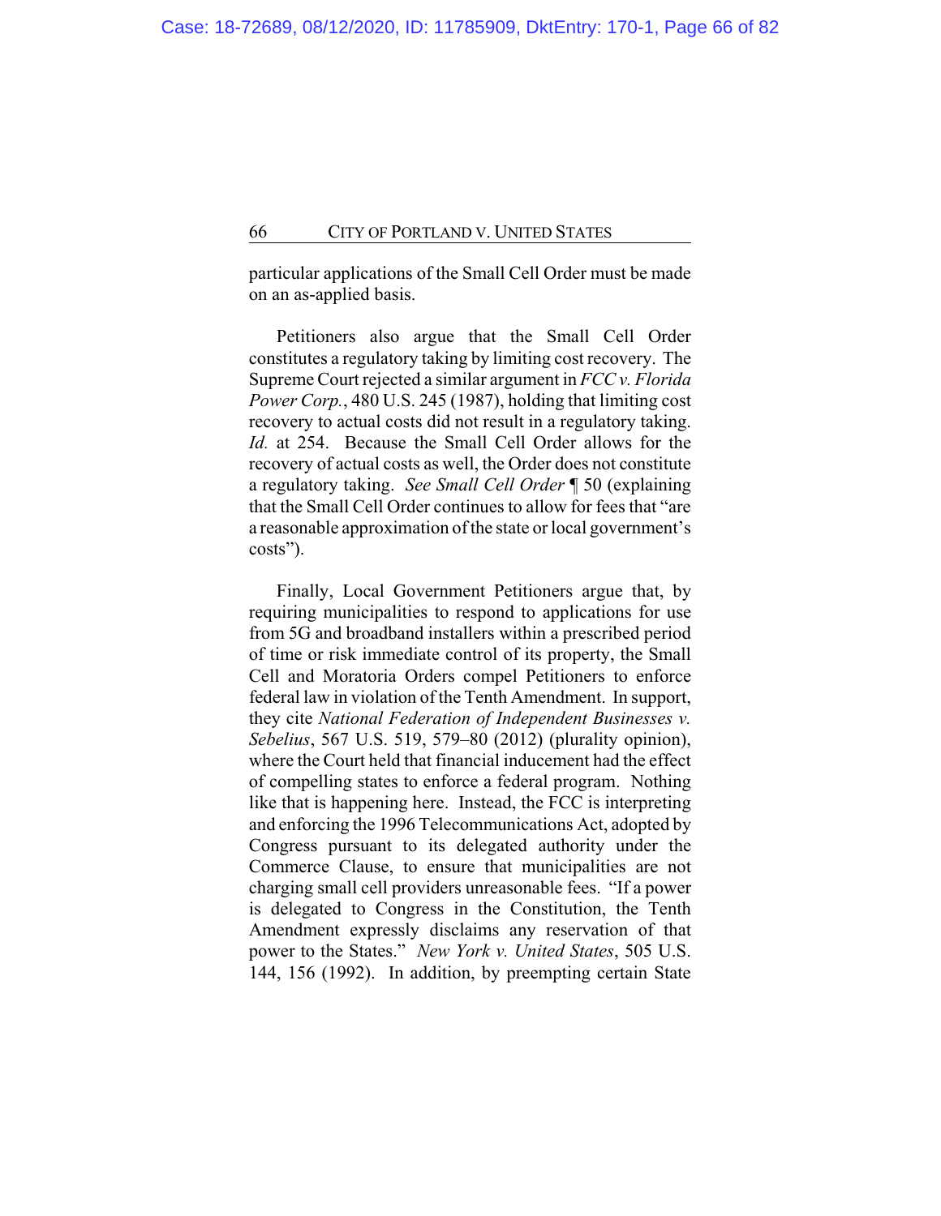particular applications of the Small Cell Order must be made on an as-applied basis.

Petitioners also argue that the Small Cell Order constitutes a regulatory taking by limiting cost recovery. The Supreme Court rejected a similar argument in *FCC v. Florida Power Corp.*, 480 U.S. 245 (1987), holding that limiting cost recovery to actual costs did not result in a regulatory taking. *Id.* at 254. Because the Small Cell Order allows for the recovery of actual costs as well, the Order does not constitute a regulatory taking. *See Small Cell Order* ¶ 50 (explaining that the Small Cell Order continues to allow for fees that "are a reasonable approximation of the state or local government's costs").

Finally, Local Government Petitioners argue that, by requiring municipalities to respond to applications for use from 5G and broadband installers within a prescribed period of time or risk immediate control of its property, the Small Cell and Moratoria Orders compel Petitioners to enforce federal law in violation of the Tenth Amendment. In support, they cite *National Federation of Independent Businesses v. Sebelius*, 567 U.S. 519, 579–80 (2012) (plurality opinion), where the Court held that financial inducement had the effect of compelling states to enforce a federal program. Nothing like that is happening here. Instead, the FCC is interpreting and enforcing the 1996 Telecommunications Act, adopted by Congress pursuant to its delegated authority under the Commerce Clause, to ensure that municipalities are not charging small cell providers unreasonable fees. "If a power is delegated to Congress in the Constitution, the Tenth Amendment expressly disclaims any reservation of that power to the States." *New York v. United States*, 505 U.S. 144, 156 (1992). In addition, by preempting certain State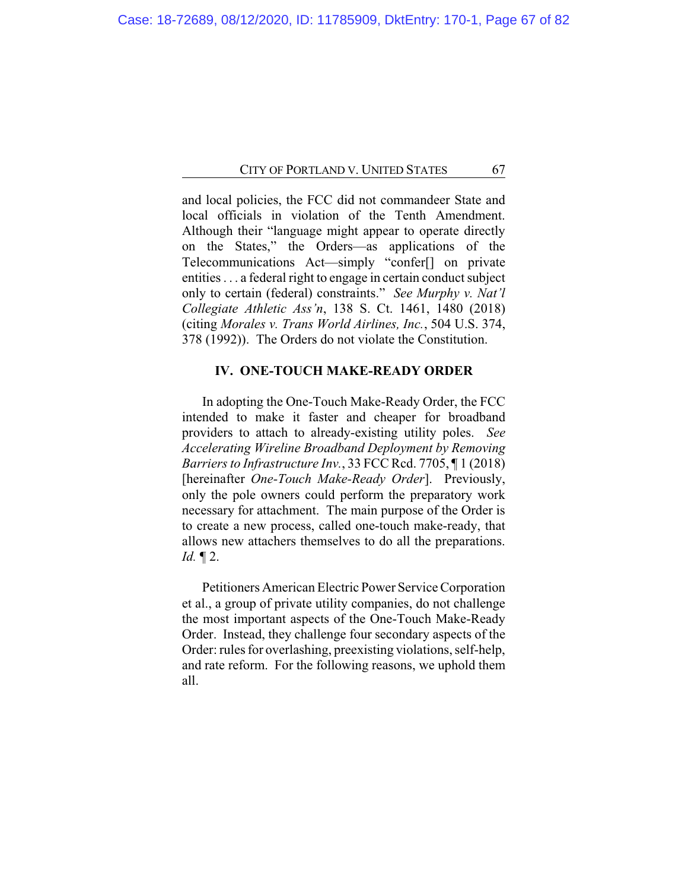and local policies, the FCC did not commandeer State and local officials in violation of the Tenth Amendment. Although their "language might appear to operate directly on the States," the Orders—as applications of the Telecommunications Act—simply "confer[] on private entities . . . a federal right to engage in certain conduct subject only to certain (federal) constraints." *See Murphy v. Nat'l Collegiate Athletic Ass'n*, 138 S. Ct. 1461, 1480 (2018) (citing *Morales v. Trans World Airlines, Inc.*, 504 U.S. 374, 378 (1992)). The Orders do not violate the Constitution.

## IV. ONE-TOUCH MAKE-READY ORDER

In adopting the One-Touch Make-Ready Order, the FCC intended to make it faster and cheaper for broadband providers to attach to already-existing utility poles. *See Accelerating Wireline Broadband Deployment by Removing Barriers to Infrastructure Inv.*, 33 FCC Rcd. 7705, ¶ 1 (2018) [hereinafter *One-Touch Make-Ready Order*]. Previously, only the pole owners could perform the preparatory work necessary for attachment. The main purpose of the Order is to create a new process, called one-touch make-ready, that allows new attachers themselves to do all the preparations. *Id.* ¶ 2.

Petitioners American Electric Power Service Corporation et al., a group of private utility companies, do not challenge the most important aspects of the One-Touch Make-Ready Order. Instead, they challenge four secondary aspects of the Order: rules for overlashing, preexisting violations, self-help, and rate reform. For the following reasons, we uphold them all.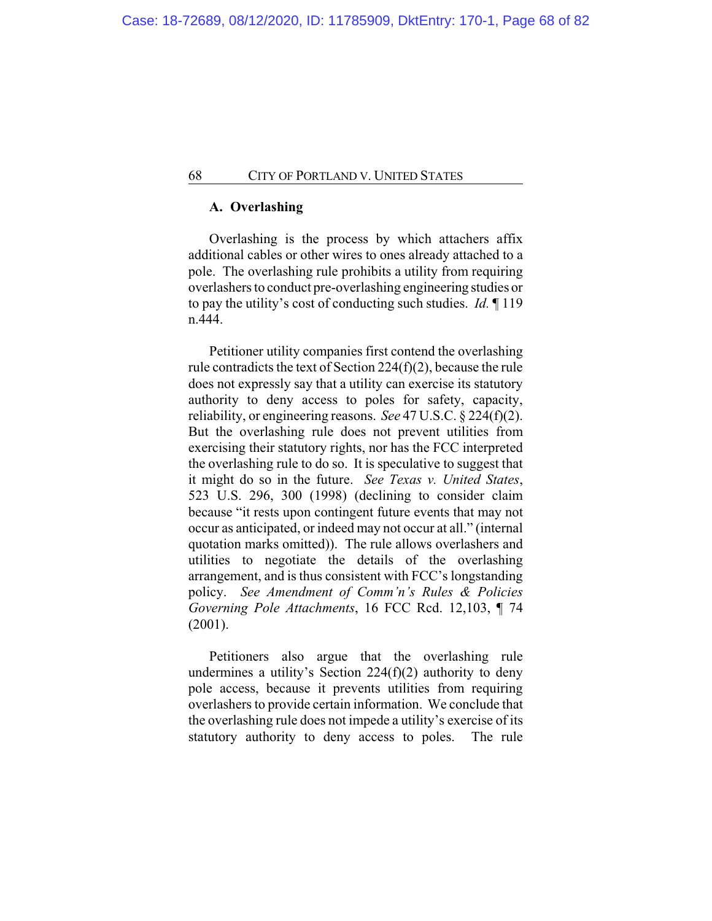### A. Overlashing

Overlashing is the process by which attachers affix additional cables or other wires to ones already attached to a pole. The overlashing rule prohibits a utility from requiring overlashers to conduct pre-overlashing engineering studies or to pay the utility's cost of conducting such studies. *Id.* ¶ 119 n.444.

Petitioner utility companies first contend the overlashing rule contradicts the text of Section 224(f)(2), because the rule does not expressly say that a utility can exercise its statutory authority to deny access to poles for safety, capacity, reliability, or engineering reasons. *See* 47 U.S.C. § 224(f)(2). But the overlashing rule does not prevent utilities from exercising their statutory rights, nor has the FCC interpreted the overlashing rule to do so. It is speculative to suggest that it might do so in the future. *See Texas v. United States*, 523 U.S. 296, 300 (1998) (declining to consider claim because "it rests upon contingent future events that may not occur as anticipated, or indeed may not occur at all." (internal quotation marks omitted)). The rule allows overlashers and utilities to negotiate the details of the overlashing arrangement, and is thus consistent with FCC's longstanding policy. *See Amendment of Comm'n's Rules & Policies Governing Pole Attachments*, 16 FCC Rcd. 12,103, ¶ 74 (2001).

Petitioners also argue that the overlashing rule undermines a utility's Section 224(f)(2) authority to deny pole access, because it prevents utilities from requiring overlashers to provide certain information. We conclude that the overlashing rule does not impede a utility's exercise of its statutory authority to deny access to poles. The rule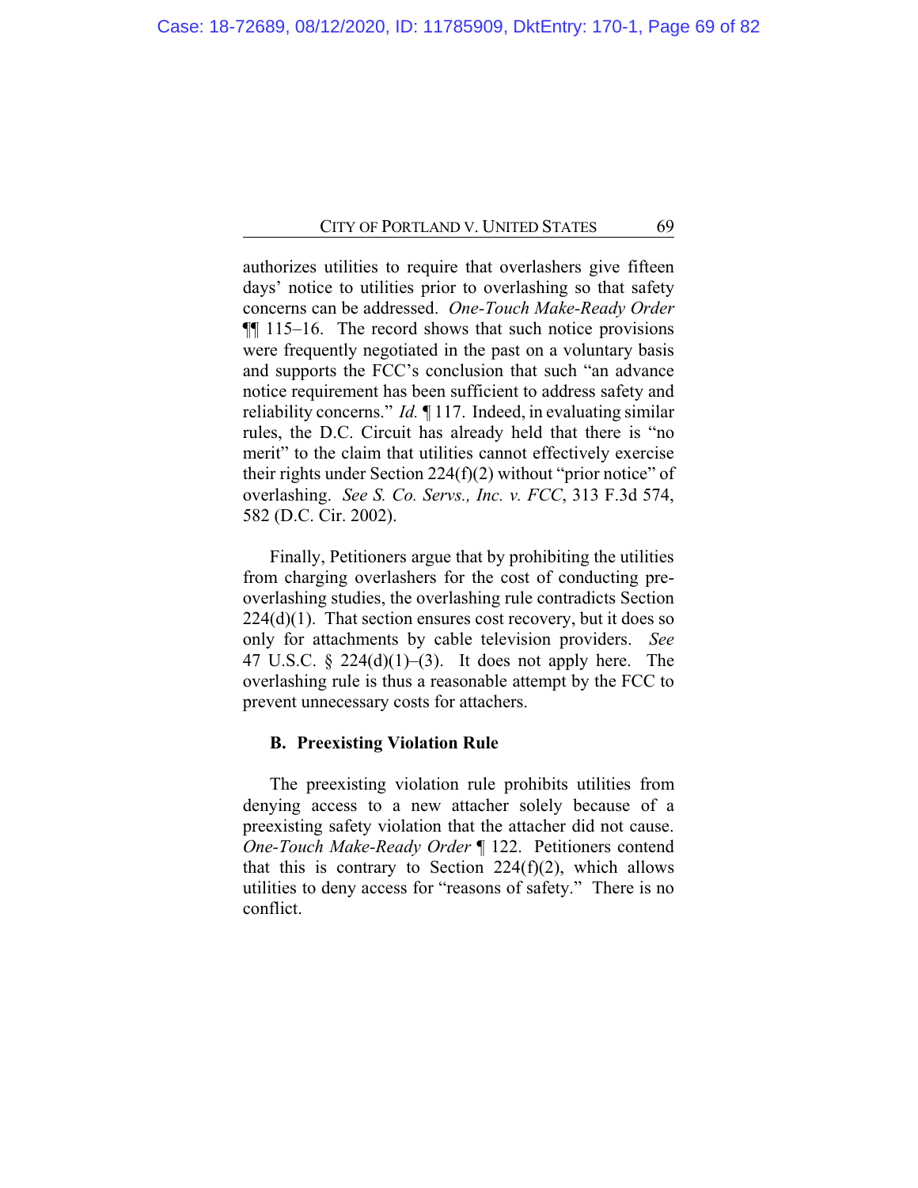authorizes utilities to require that overlashers give fifteen days' notice to utilities prior to overlashing so that safety concerns can be addressed. *One-Touch Make-Ready Order* ¶¶ 115–16. The record shows that such notice provisions were frequently negotiated in the past on a voluntary basis and supports the FCC's conclusion that such "an advance notice requirement has been sufficient to address safety and reliability concerns." *Id.* ¶ 117. Indeed, in evaluating similar rules, the D.C. Circuit has already held that there is "no merit" to the claim that utilities cannot effectively exercise their rights under Section 224(f)(2) without "prior notice" of overlashing. *See S. Co. Servs., Inc. v. FCC*, 313 F.3d 574, 582 (D.C. Cir. 2002).

Finally, Petitioners argue that by prohibiting the utilities from charging overlashers for the cost of conducting pre-overlashing studies, the overlashing rule contradicts Section 224(d)(1). That section ensures cost recovery, but it does so only for attachments by cable television providers. *See* 47 U.S.C. § 224(d)(1)–(3). It does not apply here. The overlashing rule is thus a reasonable attempt by the FCC to prevent unnecessary costs for attachers.

### B. Preexisting Violation Rule

The preexisting violation rule prohibits utilities from denying access to a new attacher solely because of a preexisting safety violation that the attacher did not cause. *One-Touch Make-Ready Order* ¶ 122. Petitioners contend that this is contrary to Section 224(f)(2), which allows utilities to deny access for "reasons of safety." There is no conflict.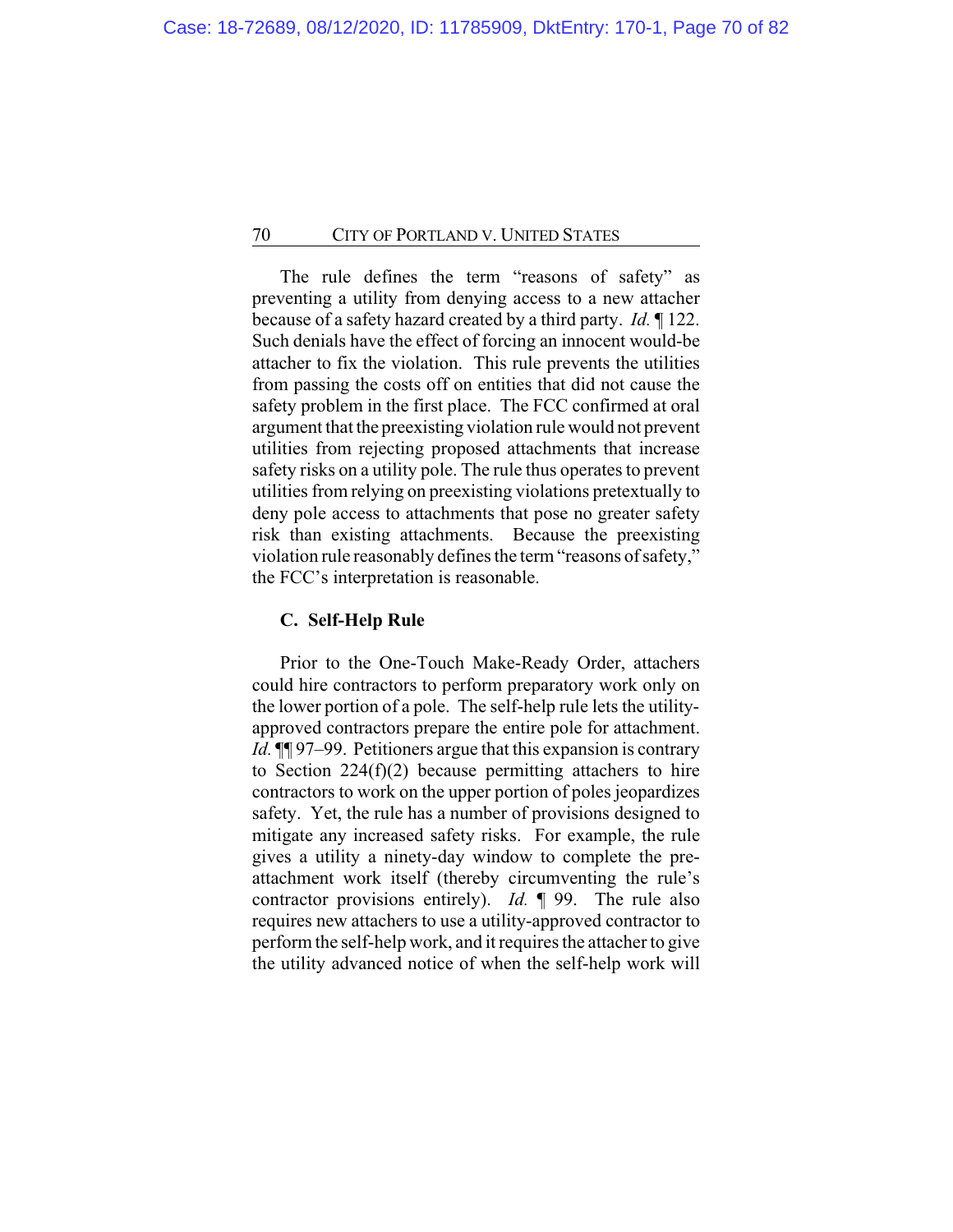The rule defines the term "reasons of safety" as preventing a utility from denying access to a new attacher because of a safety hazard created by a third party. *Id.* ¶ 122. Such denials have the effect of forcing an innocent would-be attacher to fix the violation. This rule prevents the utilities from passing the costs off on entities that did not cause the safety problem in the first place. The FCC confirmed at oral argument that the preexisting violation rule would not prevent utilities from rejecting proposed attachments that increase safety risks on a utility pole. The rule thus operates to prevent utilities from relying on preexisting violations pretextually to deny pole access to attachments that pose no greater safety risk than existing attachments. Because the preexisting violation rule reasonably defines the term "reasons of safety," the FCC's interpretation is reasonable.

### C. Self-Help Rule

Prior to the One-Touch Make-Ready Order, attachers could hire contractors to perform preparatory work only on the lower portion of a pole. The self-help rule lets the utility-approved contractors prepare the entire pole for attachment. *Id.* ¶¶ 97–99. Petitioners argue that this expansion is contrary to Section 224(f)(2) because permitting attachers to hire contractors to work on the upper portion of poles jeopardizes safety. Yet, the rule has a number of provisions designed to mitigate any increased safety risks. For example, the rule gives a utility a ninety-day window to complete the pre-attachment work itself (thereby circumventing the rule's contractor provisions entirely). *Id.* ¶ 99. The rule also requires new attachers to use a utility-approved contractor to perform the self-help work, and it requires the attacher to give the utility advanced notice of when the self-help work will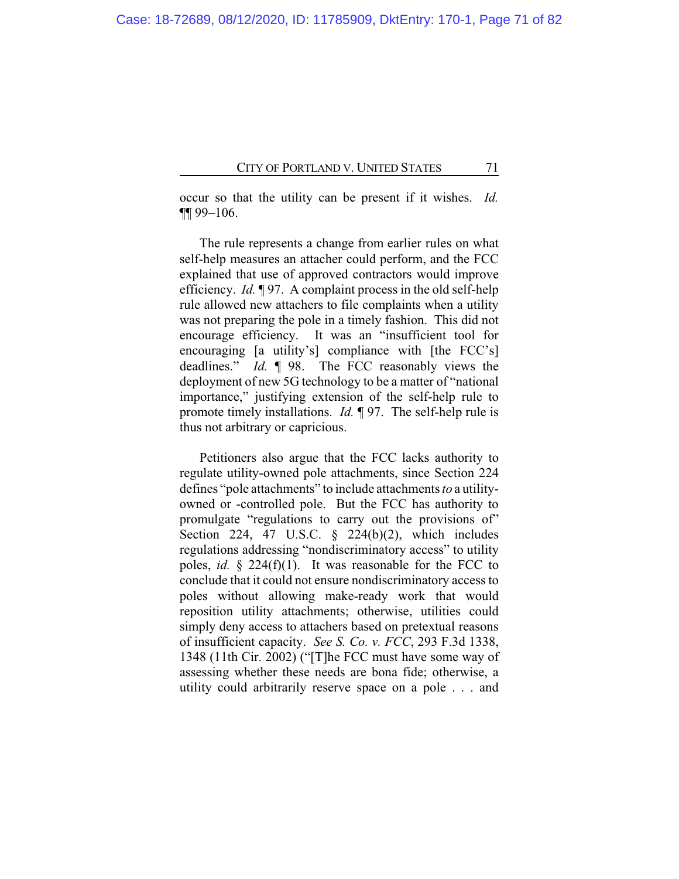occur so that the utility can be present if it wishes. *Id.* ¶¶ 99–106.

The rule represents a change from earlier rules on what self-help measures an attacher could perform, and the FCC explained that use of approved contractors would improve efficiency. *Id.* ¶ 97. A complaint process in the old self-help rule allowed new attachers to file complaints when a utility was not preparing the pole in a timely fashion. This did not encourage efficiency. It was an "insufficient tool for encouraging [a utility's] compliance with [the FCC's] deadlines." *Id.* ¶ 98. The FCC reasonably views the deployment of new 5G technology to be a matter of "national importance," justifying extension of the self-help rule to promote timely installations. *Id.* ¶ 97. The self-help rule is thus not arbitrary or capricious.

Petitioners also argue that the FCC lacks authority to regulate utility-owned pole attachments, since Section 224 defines "pole attachments" to include attachments *to* a utility-owned or -controlled pole. But the FCC has authority to promulgate "regulations to carry out the provisions of" Section 224, 47 U.S.C. § 224(b)(2), which includes regulations addressing "nondiscriminatory access" to utility poles, *id.* § 224(f)(1). It was reasonable for the FCC to conclude that it could not ensure nondiscriminatory access to poles without allowing make-ready work that would reposition utility attachments; otherwise, utilities could simply deny access to attachers based on pretextual reasons of insufficient capacity. *See S. Co. v. FCC*, 293 F.3d 1338, 1348 (11th Cir. 2002) ("[T]he FCC must have some way of assessing whether these needs are bona fide; otherwise, a utility could arbitrarily reserve space on a pole . . . and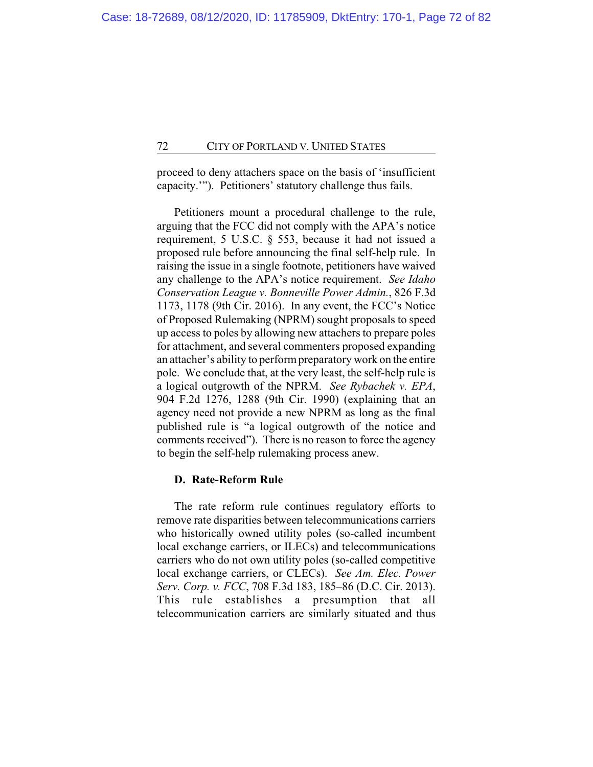proceed to deny attachers space on the basis of 'insufficient capacity.'"). Petitioners' statutory challenge thus fails.

Petitioners mount a procedural challenge to the rule, arguing that the FCC did not comply with the APA's notice requirement, 5 U.S.C. § 553, because it had not issued a proposed rule before announcing the final self-help rule. In raising the issue in a single footnote, petitioners have waived any challenge to the APA's notice requirement. *See Idaho Conservation League v. Bonneville Power Admin.*, 826 F.3d 1173, 1178 (9th Cir. 2016). In any event, the FCC's Notice of Proposed Rulemaking (NPRM) sought proposals to speed up access to poles by allowing new attachers to prepare poles for attachment, and several commenters proposed expanding an attacher's ability to perform preparatory work on the entire pole. We conclude that, at the very least, the self-help rule is a logical outgrowth of the NPRM. *See Rybachek v. EPA*, 904 F.2d 1276, 1288 (9th Cir. 1990) (explaining that an agency need not provide a new NPRM as long as the final published rule is "a logical outgrowth of the notice and comments received"). There is no reason to force the agency to begin the self-help rulemaking process anew.

### D. Rate-Reform Rule

The rate reform rule continues regulatory efforts to remove rate disparities between telecommunications carriers who historically owned utility poles (so-called incumbent local exchange carriers, or ILECs) and telecommunications carriers who do not own utility poles (so-called competitive local exchange carriers, or CLECs). *See Am. Elec. Power Serv. Corp. v. FCC*, 708 F.3d 183, 185–86 (D.C. Cir. 2013). This rule establishes a presumption that all telecommunication carriers are similarly situated and thus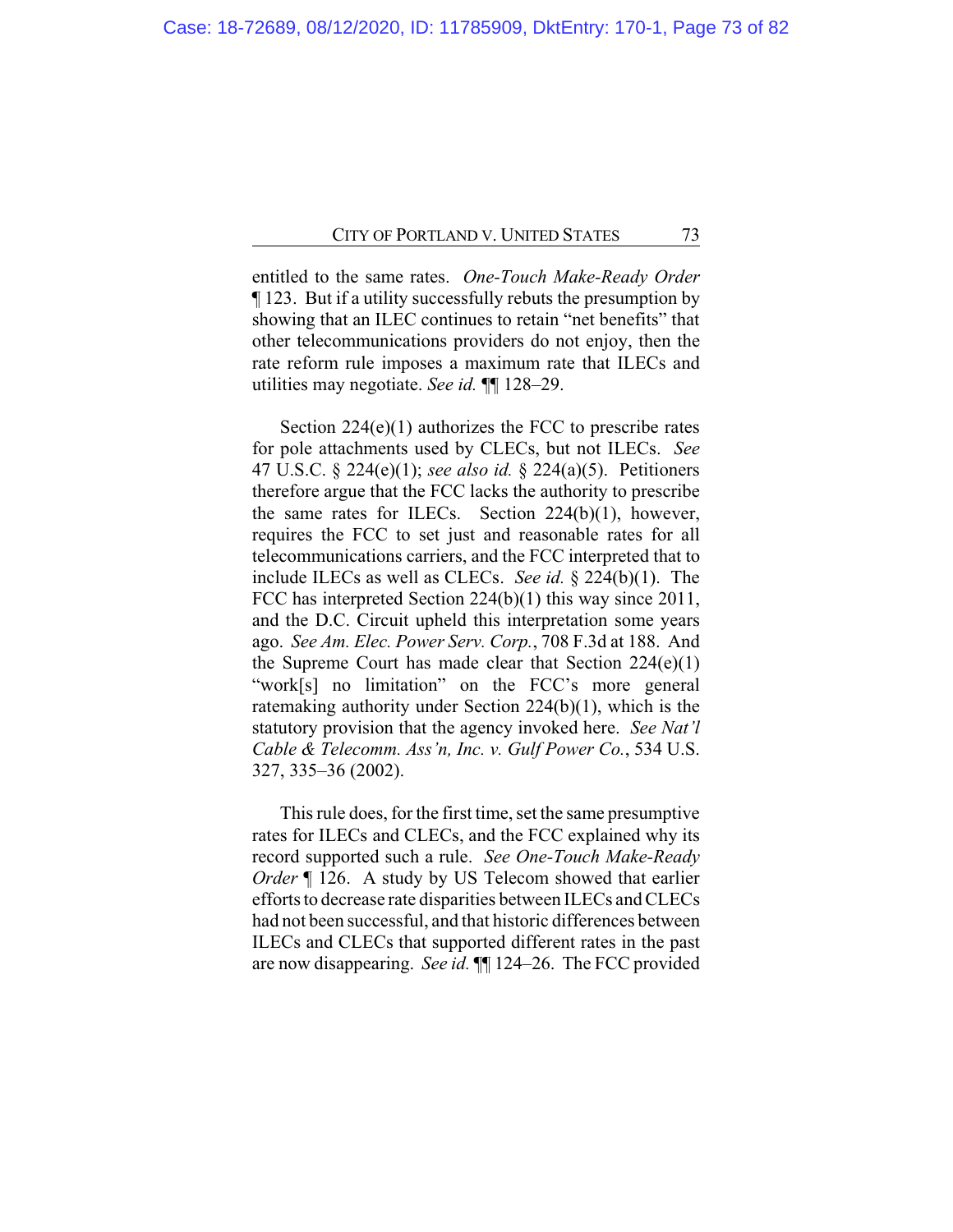entitled to the same rates. *One-Touch Make-Ready Order* ¶ 123. But if a utility successfully rebuts the presumption by showing that an ILEC continues to retain "net benefits" that other telecommunications providers do not enjoy, then the rate reform rule imposes a maximum rate that ILECs and utilities may negotiate. *See id.* ¶¶ 128–29.

Section 224(e)(1) authorizes the FCC to prescribe rates for pole attachments used by CLECs, but not ILECs. *See* 47 U.S.C. § 224(e)(1); *see also id.* § 224(a)(5). Petitioners therefore argue that the FCC lacks the authority to prescribe the same rates for ILECs. Section 224(b)(1), however, requires the FCC to set just and reasonable rates for all telecommunications carriers, and the FCC interpreted that to include ILECs as well as CLECs. *See id.* § 224(b)(1). The FCC has interpreted Section 224(b)(1) this way since 2011, and the D.C. Circuit upheld this interpretation some years ago. *See Am. Elec. Power Serv. Corp.*, 708 F.3d at 188. And the Supreme Court has made clear that Section 224(e)(1) "work[s] no limitation" on the FCC's more general ratemaking authority under Section 224(b)(1), which is the statutory provision that the agency invoked here. *See Nat'l Cable & Telecomm. Ass'n, Inc. v. Gulf Power Co.*, 534 U.S. 327, 335–36 (2002).

This rule does, for the first time, set the same presumptive rates for ILECs and CLECs, and the FCC explained why its record supported such a rule. *See One-Touch Make-Ready Order* ¶ 126. A study by US Telecom showed that earlier efforts to decrease rate disparities between ILECs and CLECs had not been successful, and that historic differences between ILECs and CLECs that supported different rates in the past are now disappearing. *See id.* ¶¶ 124–26. The FCC provided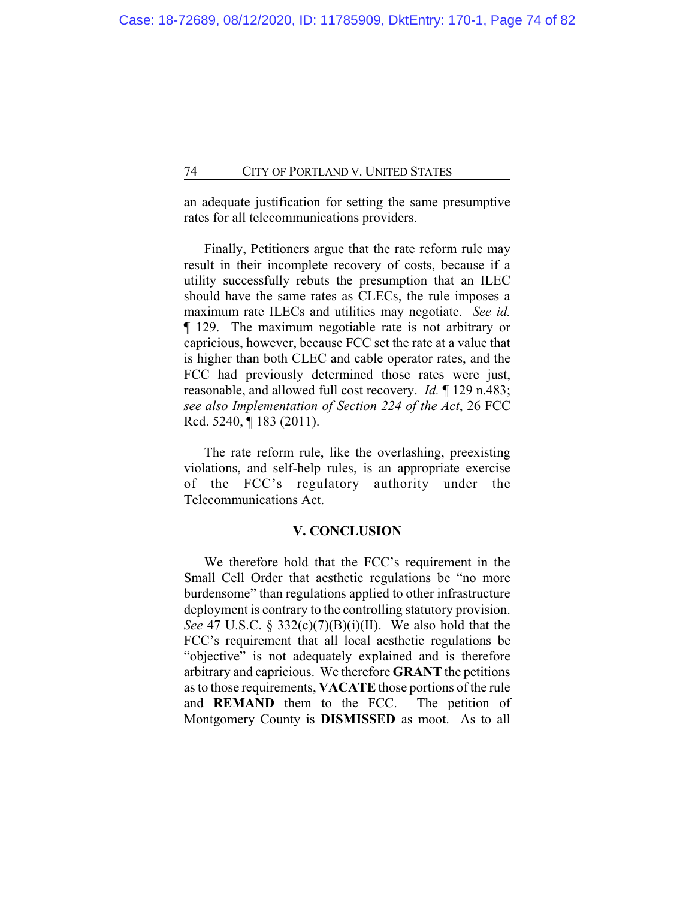an adequate justification for setting the same presumptive rates for all telecommunications providers.

Finally, Petitioners argue that the rate reform rule may result in their incomplete recovery of costs, because if a utility successfully rebuts the presumption that an ILEC should have the same rates as CLECs, the rule imposes a maximum rate ILECs and utilities may negotiate. *See id.* ¶ 129. The maximum negotiable rate is not arbitrary or capricious, however, because FCC set the rate at a value that is higher than both CLEC and cable operator rates, and the FCC had previously determined those rates were just, reasonable, and allowed full cost recovery. *Id.* ¶ 129 n.483; *see also Implementation of Section 224 of the Act*, 26 FCC Rcd. 5240, ¶ 183 (2011).

The rate reform rule, like the overlashing, preexisting violations, and self-help rules, is an appropriate exercise of the FCC's regulatory authority under the Telecommunications Act.

## V. CONCLUSION

We therefore hold that the FCC's requirement in the Small Cell Order that aesthetic regulations be "no more burdensome" than regulations applied to other infrastructure deployment is contrary to the controlling statutory provision. *See* 47 U.S.C. § 332(c)(7)(B)(i)(II). We also hold that the FCC's requirement that all local aesthetic regulations be "objective" is not adequately explained and is therefore arbitrary and capricious. We therefore **GRANT** the petitions as to those requirements, **VACATE** those portions of the rule and **REMAND** them to the FCC. The petition of Montgomery County is **DISMISSED** as moot. As to all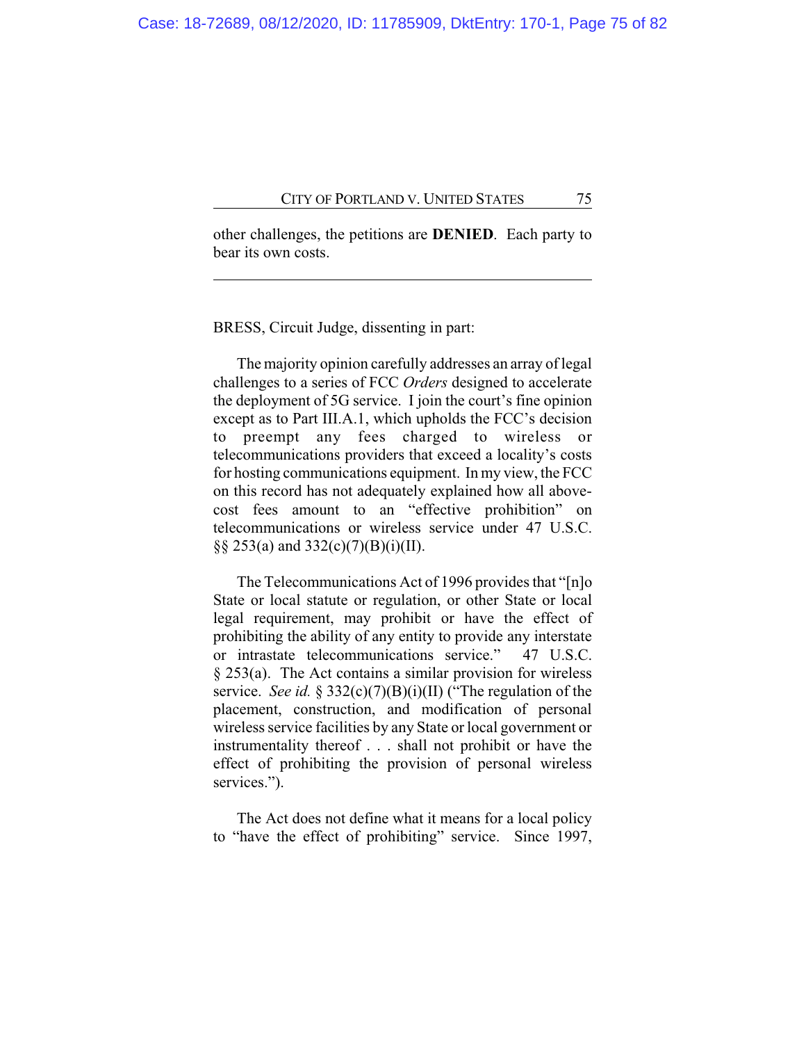other challenges, the petitions are **DENIED**. Each party to bear its own costs.

---

BRESS, Circuit Judge, dissenting in part:

The majority opinion carefully addresses an array of legal challenges to a series of FCC *Orders* designed to accelerate the deployment of 5G service. I join the court's fine opinion except as to Part III.A.1, which upholds the FCC's decision to preempt any fees charged to wireless or telecommunications providers that exceed a locality's costs for hosting communications equipment. In my view, the FCC on this record has not adequately explained how all above-cost fees amount to an "effective prohibition" on telecommunications or wireless service under 47 U.S.C. §§ 253(a) and 332(c)(7)(B)(i)(II).

The Telecommunications Act of 1996 provides that "[n]o State or local statute or regulation, or other State or local legal requirement, may prohibit or have the effect of prohibiting the ability of any entity to provide any interstate or intrastate telecommunications service." 47 U.S.C. § 253(a). The Act contains a similar provision for wireless service. *See id.* § 332(c)(7)(B)(i)(II) ("The regulation of the placement, construction, and modification of personal wireless service facilities by any State or local government or instrumentality thereof . . . shall not prohibit or have the effect of prohibiting the provision of personal wireless services.").

The Act does not define what it means for a local policy to "have the effect of prohibiting" service. Since 1997,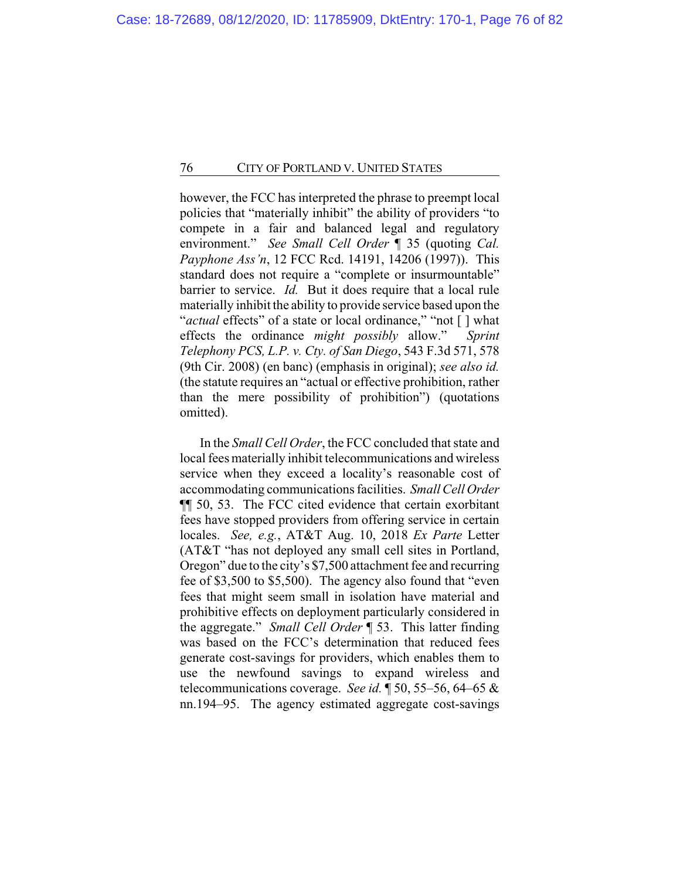however, the FCC has interpreted the phrase to preempt local policies that "materially inhibit" the ability of providers "to compete in a fair and balanced legal and regulatory environment." *See Small Cell Order* ¶ 35 (quoting *Cal. Payphone Ass'n*, 12 FCC Rcd. 14191, 14206 (1997)). This standard does not require a "complete or insurmountable" barrier to service. *Id.* But it does require that a local rule materially inhibit the ability to provide service based upon the "*actual* effects" of a state or local ordinance," "not [ ] what effects the ordinance *might possibly* allow." *Sprint Telephony PCS, L.P. v. Cty. of San Diego*, 543 F.3d 571, 578 (9th Cir. 2008) (en banc) (emphasis in original); *see also id.* (the statute requires an "actual or effective prohibition, rather than the mere possibility of prohibition") (quotations omitted).

In the *Small Cell Order*, the FCC concluded that state and local fees materially inhibit telecommunications and wireless service when they exceed a locality's reasonable cost of accommodating communications facilities. *Small Cell Order* ¶¶ 50, 53. The FCC cited evidence that certain exorbitant fees have stopped providers from offering service in certain locales. *See, e.g.*, AT&T Aug. 10, 2018 *Ex Parte* Letter (AT&T "has not deployed any small cell sites in Portland, Oregon" due to the city's $7,500 attachment fee and recurring fee of $3,500 to $5,500). The agency also found that "even fees that might seem small in isolation have material and prohibitive effects on deployment particularly considered in the aggregate." *Small Cell Order* ¶ 53. This latter finding was based on the FCC's determination that reduced fees generate cost-savings for providers, which enables them to use the newfound savings to expand wireless and telecommunications coverage. *See id.* ¶ 50, 55–56, 64–65 & nn.194–95. The agency estimated aggregate cost-savings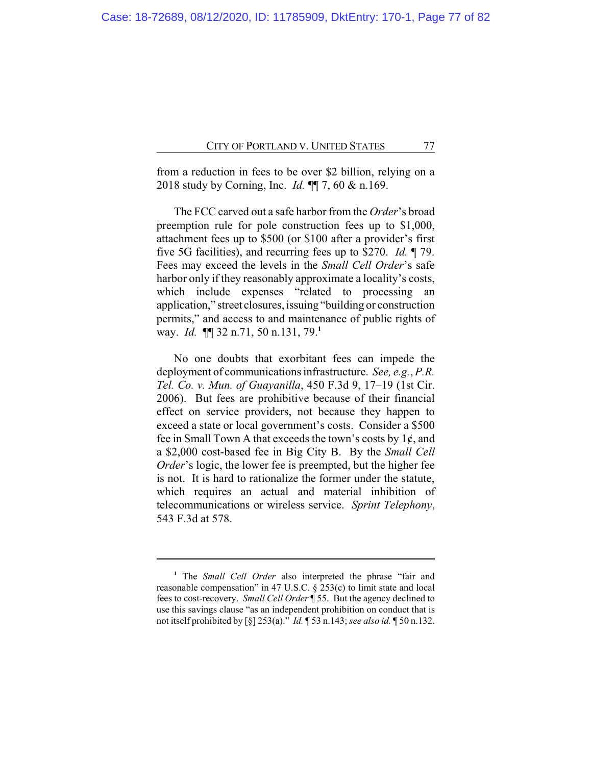from a reduction in fees to be over $2 billion, relying on a 2018 study by Corning, Inc. *Id.* ¶¶ 7, 60 & n.169.

The FCC carved out a safe harbor from the *Order*'s broad preemption rule for pole construction fees up to $1,000, attachment fees up to $500 (or $100 after a provider's first five 5G facilities), and recurring fees up to $270. *Id.* ¶ 79. Fees may exceed the levels in the *Small Cell Order*'s safe harbor only if they reasonably approximate a locality's costs, which include expenses "related to processing an application," street closures, issuing "building or construction permits," and access to and maintenance of public rights of way. *Id.* ¶¶ 32 n.71, 50 n.131, 79.[1]

No one doubts that exorbitant fees can impede the deployment of communications infrastructure. *See, e.g.*, *P.R. Tel. Co. v. Mun. of Guayanilla*, 450 F.3d 9, 17–19 (1st Cir. 2006). But fees are prohibitive because of their financial effect on service providers, not because they happen to exceed a state or local government's costs. Consider a $500 fee in Small Town A that exceeds the town's costs by 1¢, and a $2,000 cost-based fee in Big City B. By the *Small Cell Order*'s logic, the lower fee is preempted, but the higher fee is not. It is hard to rationalize the former under the statute, which requires an actual and material inhibition of telecommunications or wireless service. *Sprint Telephony*, 543 F.3d at 578.

---

[1] The *Small Cell Order* also interpreted the phrase "fair and reasonable compensation" in 47 U.S.C. § 253(c) to limit state and local fees to cost-recovery. *Small Cell Order* ¶ 55. But the agency declined to use this savings clause "as an independent prohibition on conduct that is not itself prohibited by [§] 253(a)." *Id.* ¶ 53 n.143; *see also id.* ¶ 50 n.132.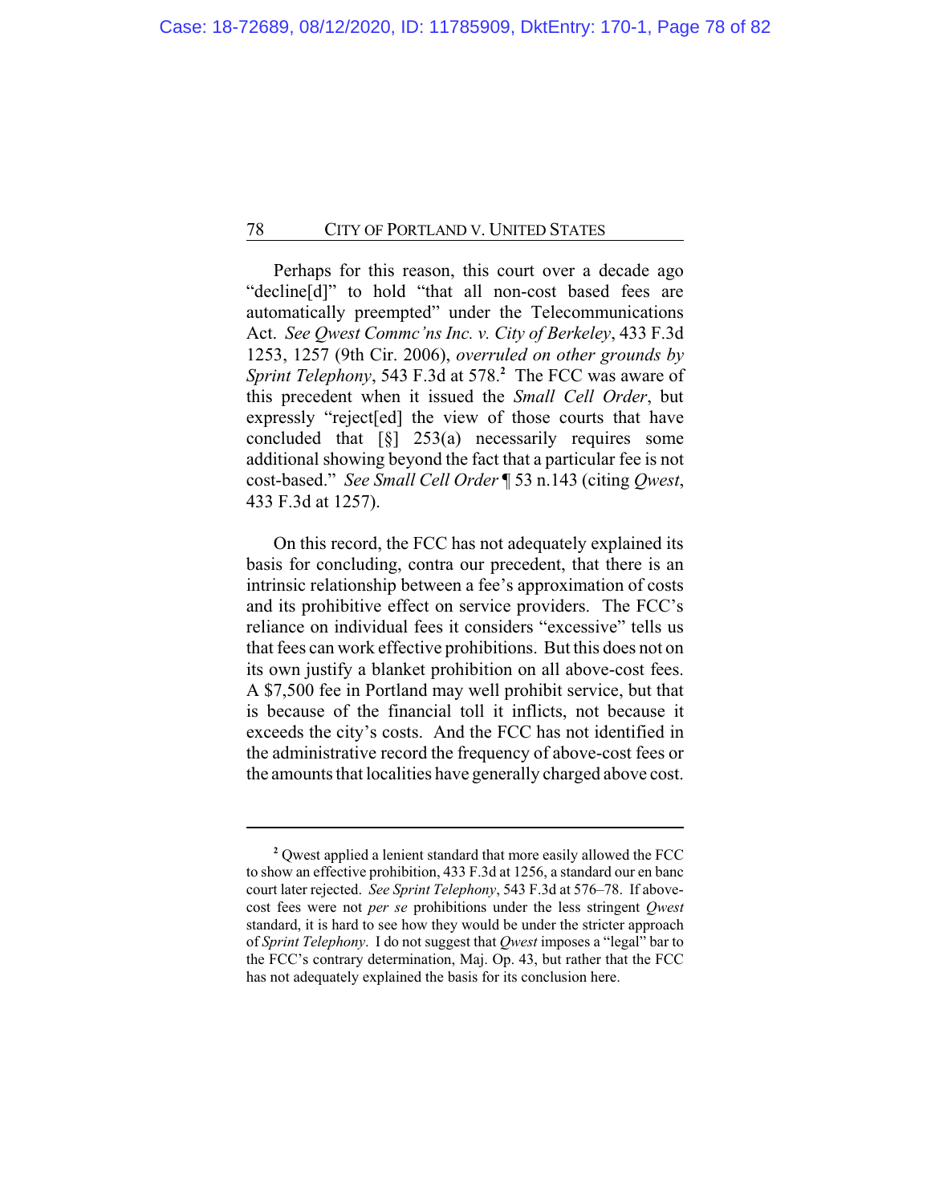Perhaps for this reason, this court over a decade ago "decline[d]" to hold "that all non-cost based fees are automatically preempted" under the Telecommunications Act. *See Qwest Commc'ns Inc. v. City of Berkeley*, 433 F.3d 1253, 1257 (9th Cir. 2006), *overruled on other grounds by Sprint Telephony*, 543 F.3d at 578.[2] The FCC was aware of this precedent when it issued the *Small Cell Order*, but expressly "reject[ed] the view of those courts that have concluded that [§] 253(a) necessarily requires some additional showing beyond the fact that a particular fee is not cost-based." *See Small Cell Order* ¶ 53 n.143 (citing *Qwest*, 433 F.3d at 1257).

On this record, the FCC has not adequately explained its basis for concluding, contra our precedent, that there is an intrinsic relationship between a fee's approximation of costs and its prohibitive effect on service providers. The FCC's reliance on individual fees it considers "excessive" tells us that fees can work effective prohibitions. But this does not on its own justify a blanket prohibition on all above-cost fees. A $7,500 fee in Portland may well prohibit service, but that is because of the financial toll it inflicts, not because it exceeds the city's costs. And the FCC has not identified in the administrative record the frequency of above-cost fees or the amounts that localities have generally charged above cost.

---

[2] Qwest applied a lenient standard that more easily allowed the FCC to show an effective prohibition, 433 F.3d at 1256, a standard our en banc court later rejected. *See Sprint Telephony*, 543 F.3d at 576–78. If above-cost fees were not *per se* prohibitions under the less stringent *Qwest* standard, it is hard to see how they would be under the stricter approach of *Sprint Telephony*. I do not suggest that *Qwest* imposes a "legal" bar to the FCC's contrary determination, Maj. Op. 43, but rather that the FCC has not adequately explained the basis for its conclusion here.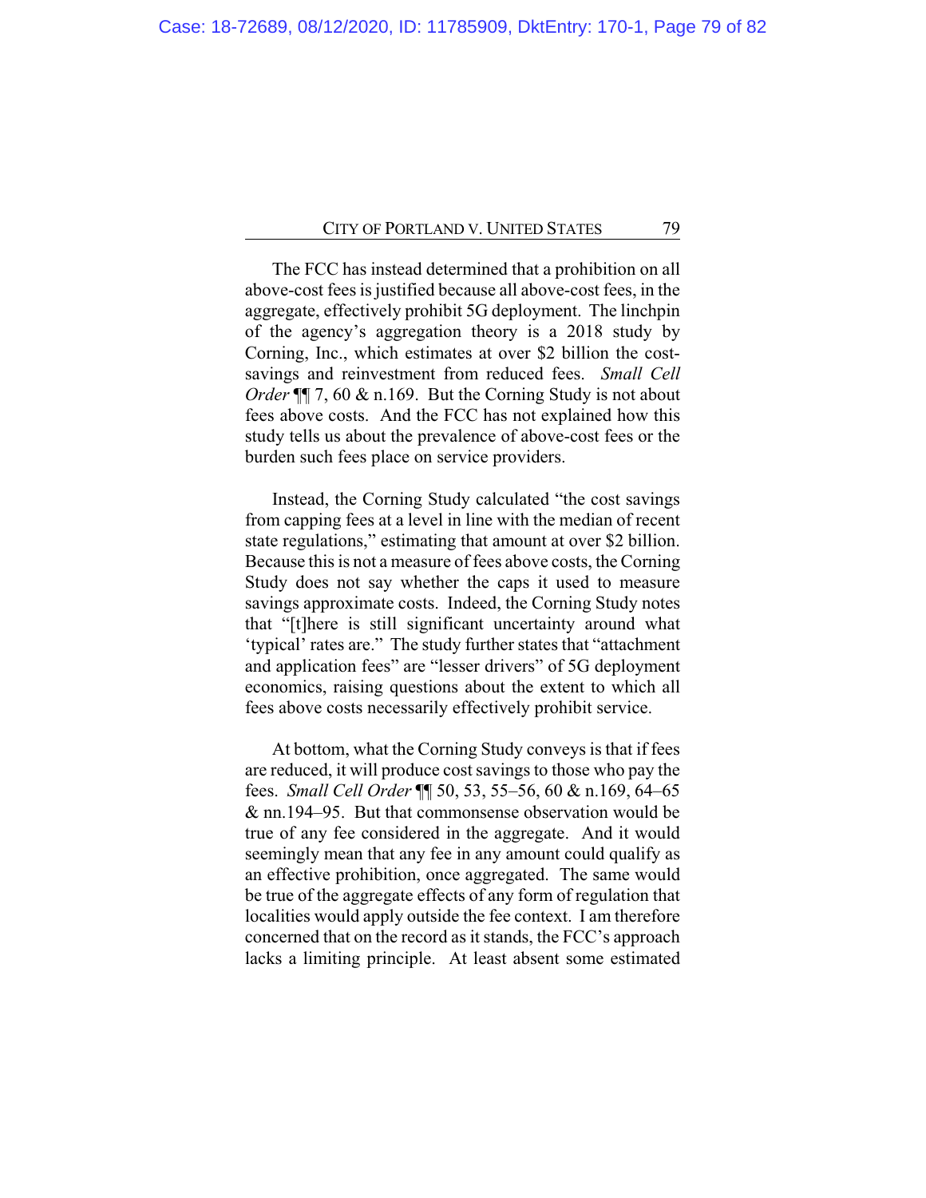The FCC has instead determined that a prohibition on all above-cost fees is justified because all above-cost fees, in the aggregate, effectively prohibit 5G deployment. The linchpin of the agency's aggregation theory is a 2018 study by Corning, Inc., which estimates at over $2 billion the cost-savings and reinvestment from reduced fees. *Small Cell Order* ¶¶ 7, 60 & n.169. But the Corning Study is not about fees above costs. And the FCC has not explained how this study tells us about the prevalence of above-cost fees or the burden such fees place on service providers.

Instead, the Corning Study calculated "the cost savings from capping fees at a level in line with the median of recent state regulations," estimating that amount at over $2 billion. Because this is not a measure of fees above costs, the Corning Study does not say whether the caps it used to measure savings approximate costs. Indeed, the Corning Study notes that "[t]here is still significant uncertainty around what 'typical' rates are." The study further states that "attachment and application fees" are "lesser drivers" of 5G deployment economics, raising questions about the extent to which all fees above costs necessarily effectively prohibit service.

At bottom, what the Corning Study conveys is that if fees are reduced, it will produce cost savings to those who pay the fees. *Small Cell Order* ¶¶ 50, 53, 55–56, 60 & n.169, 64–65 & nn.194–95. But that commonsense observation would be true of any fee considered in the aggregate. And it would seemingly mean that any fee in any amount could qualify as an effective prohibition, once aggregated. The same would be true of the aggregate effects of any form of regulation that localities would apply outside the fee context. I am therefore concerned that on the record as it stands, the FCC's approach lacks a limiting principle. At least absent some estimated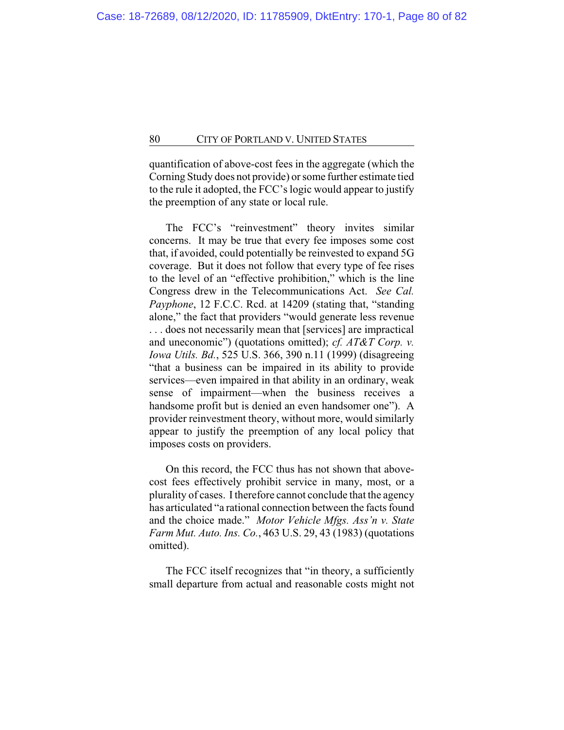quantification of above-cost fees in the aggregate (which the Corning Study does not provide) or some further estimate tied to the rule it adopted, the FCC's logic would appear to justify the preemption of any state or local rule.

The FCC's "reinvestment" theory invites similar concerns. It may be true that every fee imposes some cost that, if avoided, could potentially be reinvested to expand 5G coverage. But it does not follow that every type of fee rises to the level of an "effective prohibition," which is the line Congress drew in the Telecommunications Act. *See Cal. Payphone*, 12 F.C.C. Rcd. at 14209 (stating that, "standing alone," the fact that providers "would generate less revenue . . . does not necessarily mean that [services] are impractical and uneconomic") (quotations omitted); *cf. AT&T Corp. v. Iowa Utils. Bd.*, 525 U.S. 366, 390 n.11 (1999) (disagreeing "that a business can be impaired in its ability to provide services—even impaired in that ability in an ordinary, weak sense of impairment—when the business receives a handsome profit but is denied an even handsomer one"). A provider reinvestment theory, without more, would similarly appear to justify the preemption of any local policy that imposes costs on providers.

On this record, the FCC thus has not shown that above-cost fees effectively prohibit service in many, most, or a plurality of cases. I therefore cannot conclude that the agency has articulated "a rational connection between the facts found and the choice made." *Motor Vehicle Mfgs. Ass'n v. State Farm Mut. Auto. Ins. Co.*, 463 U.S. 29, 43 (1983) (quotations omitted).

The FCC itself recognizes that "in theory, a sufficiently small departure from actual and reasonable costs might not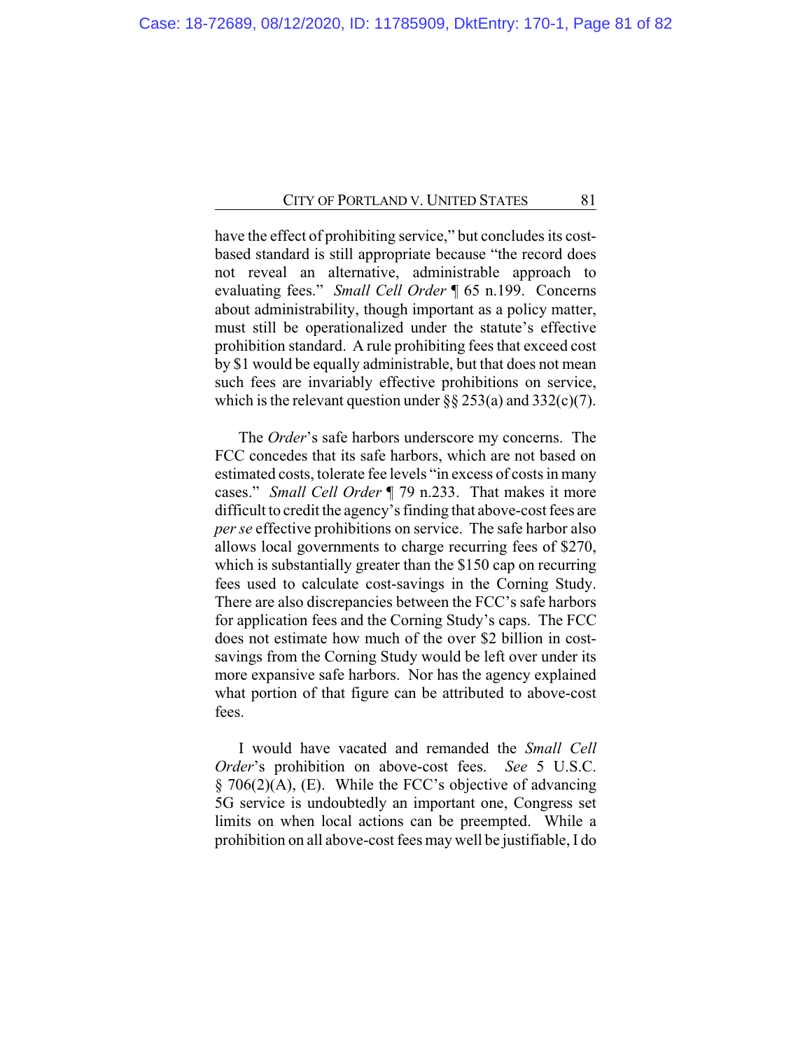have the effect of prohibiting service," but concludes its cost-based standard is still appropriate because "the record does not reveal an alternative, administrable approach to evaluating fees." *Small Cell Order* ¶ 65 n.199. Concerns about administrability, though important as a policy matter, must still be operationalized under the statute's effective prohibition standard. A rule prohibiting fees that exceed cost by $1 would be equally administrable, but that does not mean such fees are invariably effective prohibitions on service, which is the relevant question under §§ 253(a) and 332(c)(7).

The *Order*'s safe harbors underscore my concerns. The FCC concedes that its safe harbors, which are not based on estimated costs, tolerate fee levels "in excess of costs in many cases." *Small Cell Order* ¶ 79 n.233. That makes it more difficult to credit the agency's finding that above-cost fees are *per se* effective prohibitions on service. The safe harbor also allows local governments to charge recurring fees of $270, which is substantially greater than the $150 cap on recurring fees used to calculate cost-savings in the Corning Study. There are also discrepancies between the FCC's safe harbors for application fees and the Corning Study's caps. The FCC does not estimate how much of the over $2 billion in cost-savings from the Corning Study would be left over under its more expansive safe harbors. Nor has the agency explained what portion of that figure can be attributed to above-cost fees.

I would have vacated and remanded the *Small Cell Order*'s prohibition on above-cost fees. *See* 5 U.S.C. § 706(2)(A), (E). While the FCC's objective of advancing 5G service is undoubtedly an important one, Congress set limits on when local actions can be preempted. While a prohibition on all above-cost fees may well be justifiable, I do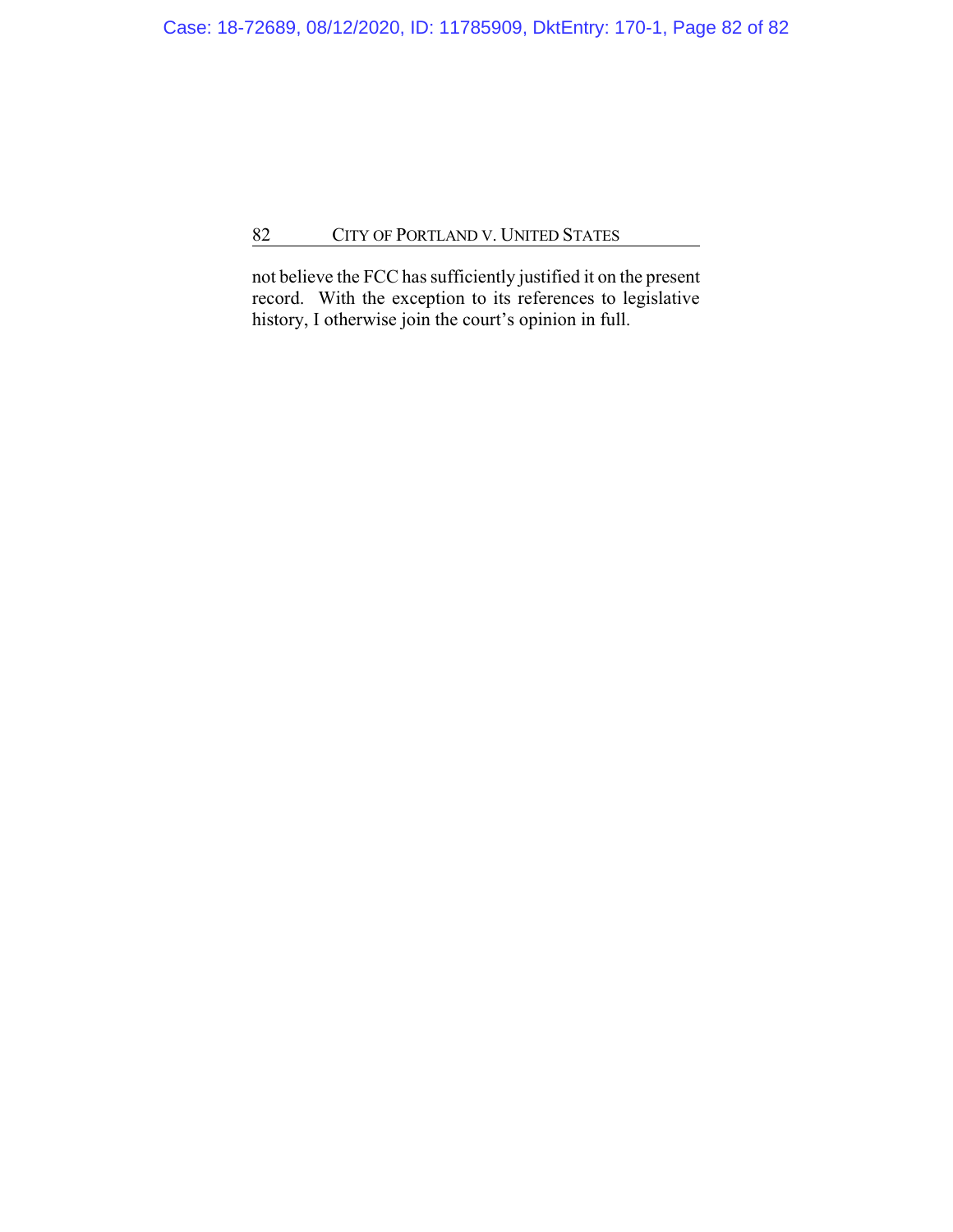not believe the FCC has sufficiently justified it on the present record. With the exception to its references to legislative history, I otherwise join the court's opinion in full.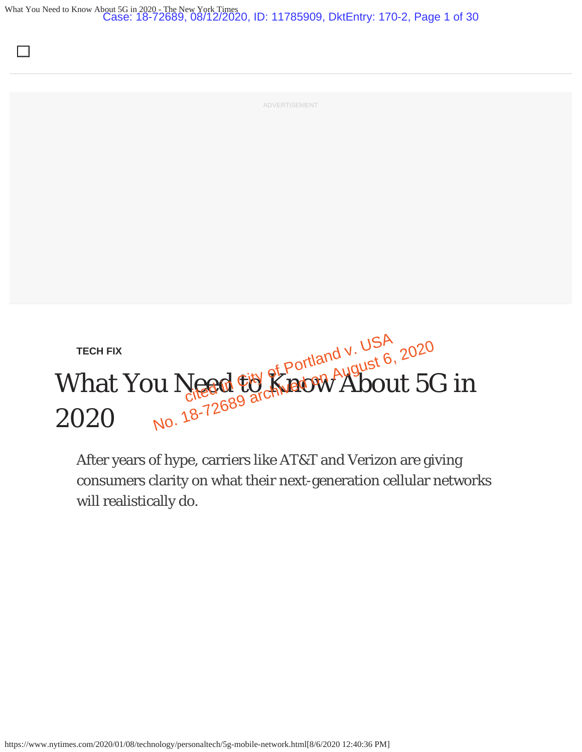TECH FIX

# What You Need to Know About 5G in 2020

After years of hype, carriers like AT&T and Verizon are giving consumers clarity on what their next-generation cellular networks will realistically do.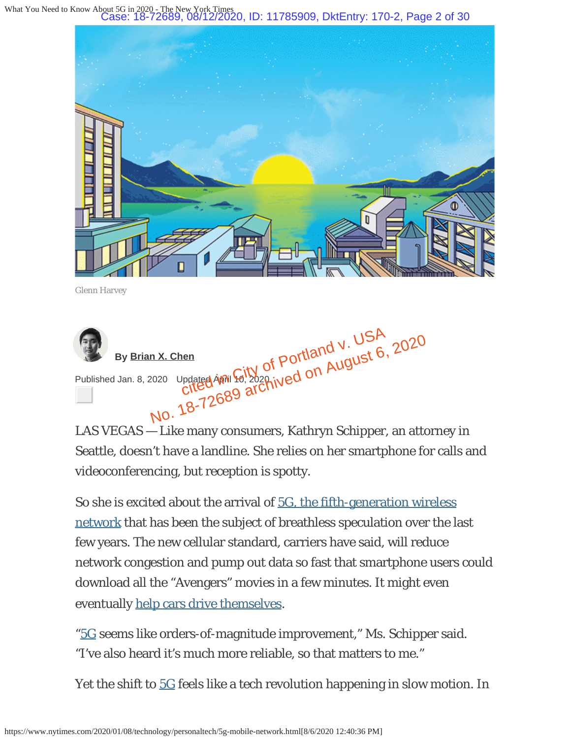Glenn Harvey

By **Brian X. Chen**

Published Jan. 8, 2020  Updated April 10, 2020

cited in City of Portland v. USA No. 18-72689 archived on August 6, 2020

LAS VEGAS — Like many consumers, Kathryn Schipper, an attorney in Seattle, doesn't have a landline. She relies on her smartphone for calls and videoconferencing, but reception is spotty.

So she is excited about the arrival of 5G, the fifth-generation wireless network that has been the subject of breathless speculation over the last few years. The new cellular standard, carriers have said, will reduce network congestion and pump out data so fast that smartphone users could download all the "Avengers" movies in a few minutes. It might even eventually help cars drive themselves.

"5G seems like orders-of-magnitude improvement," Ms. Schipper said. "I've also heard it's much more reliable, so that matters to me."

Yet the shift to 5G feels like a tech revolution happening in slow motion. In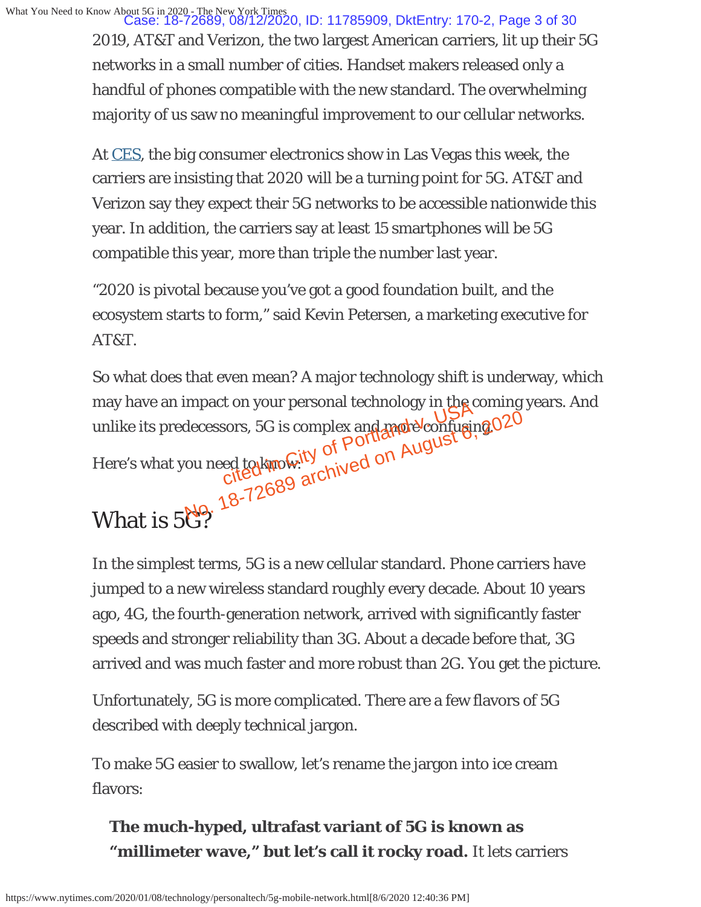2019, AT&T and Verizon, the two largest American carriers, lit up their 5G networks in a small number of cities. Handset makers released only a handful of phones compatible with the new standard. The overwhelming majority of us saw no meaningful improvement to our cellular networks.

At CES, the big consumer electronics show in Las Vegas this week, the carriers are insisting that 2020 will be a turning point for 5G. AT&T and Verizon say they expect their 5G networks to be accessible nationwide this year. In addition, the carriers say at least 15 smartphones will be 5G compatible this year, more than triple the number last year.

"2020 is pivotal because you've got a good foundation built, and the ecosystem starts to form," said Kevin Petersen, a marketing executive for AT&T.

So what does that even mean? A major technology shift is underway, which may have an impact on your personal technology in the coming years. And unlike its predecessors, 5G is complex and more confusing.

Here's what you need to know:

## What is 5G?

In the simplest terms, 5G is a new cellular standard. Phone carriers have jumped to a new wireless standard roughly every decade. About 10 years ago, 4G, the fourth-generation network, arrived with significantly faster speeds and stronger reliability than 3G. About a decade before that, 3G arrived and was much faster and more robust than 2G. You get the picture.

Unfortunately, 5G is more complicated. There are a few flavors of 5G described with deeply technical jargon.

To make 5G easier to swallow, let's rename the jargon into ice cream flavors:

- **The much-hyped, ultrafast variant of 5G is known as "millimeter wave," but let's call it rocky road.** It lets carriers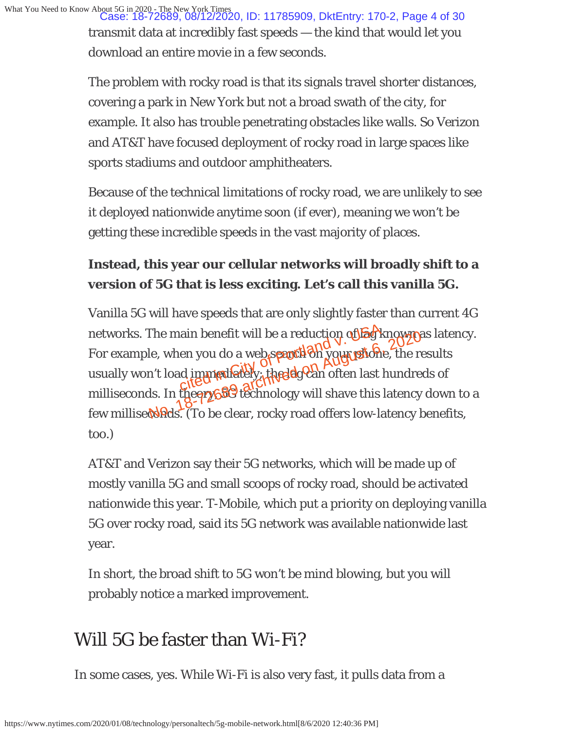transmit data at incredibly fast speeds — the kind that would let you download an entire movie in a few seconds.

The problem with rocky road is that its signals travel shorter distances, covering a park in New York but not a broad swath of the city, for example. It also has trouble penetrating obstacles like walls. So Verizon and AT&T have focused deployment of rocky road in large spaces like sports stadiums and outdoor amphitheaters.

Because of the technical limitations of rocky road, we are unlikely to see it deployed nationwide anytime soon (if ever), meaning we won't be getting these incredible speeds in the vast majority of places.

**Instead, this year our cellular networks will broadly shift to a version of 5G that is less exciting. Let's call this vanilla 5G.**

Vanilla 5G will have speeds that are only slightly faster than current 4G networks. The main benefit will be a reduction of lag known as latency. For example, when you do a web search on your phone, the results usually won't load immediately; the lag can often last hundreds of milliseconds. In theory, 5G technology will shave this latency down to a few milliseconds. (To be clear, rocky road offers low-latency benefits, too.)

AT&T and Verizon say their 5G networks, which will be made up of mostly vanilla 5G and small scoops of rocky road, should be activated nationwide this year. T-Mobile, which put a priority on deploying vanilla 5G over rocky road, said its 5G network was available nationwide last year.

In short, the broad shift to 5G won't be mind blowing, but you will probably notice a marked improvement.

## Will 5G be faster than Wi-Fi?

In some cases, yes. While Wi-Fi is also very fast, it pulls data from a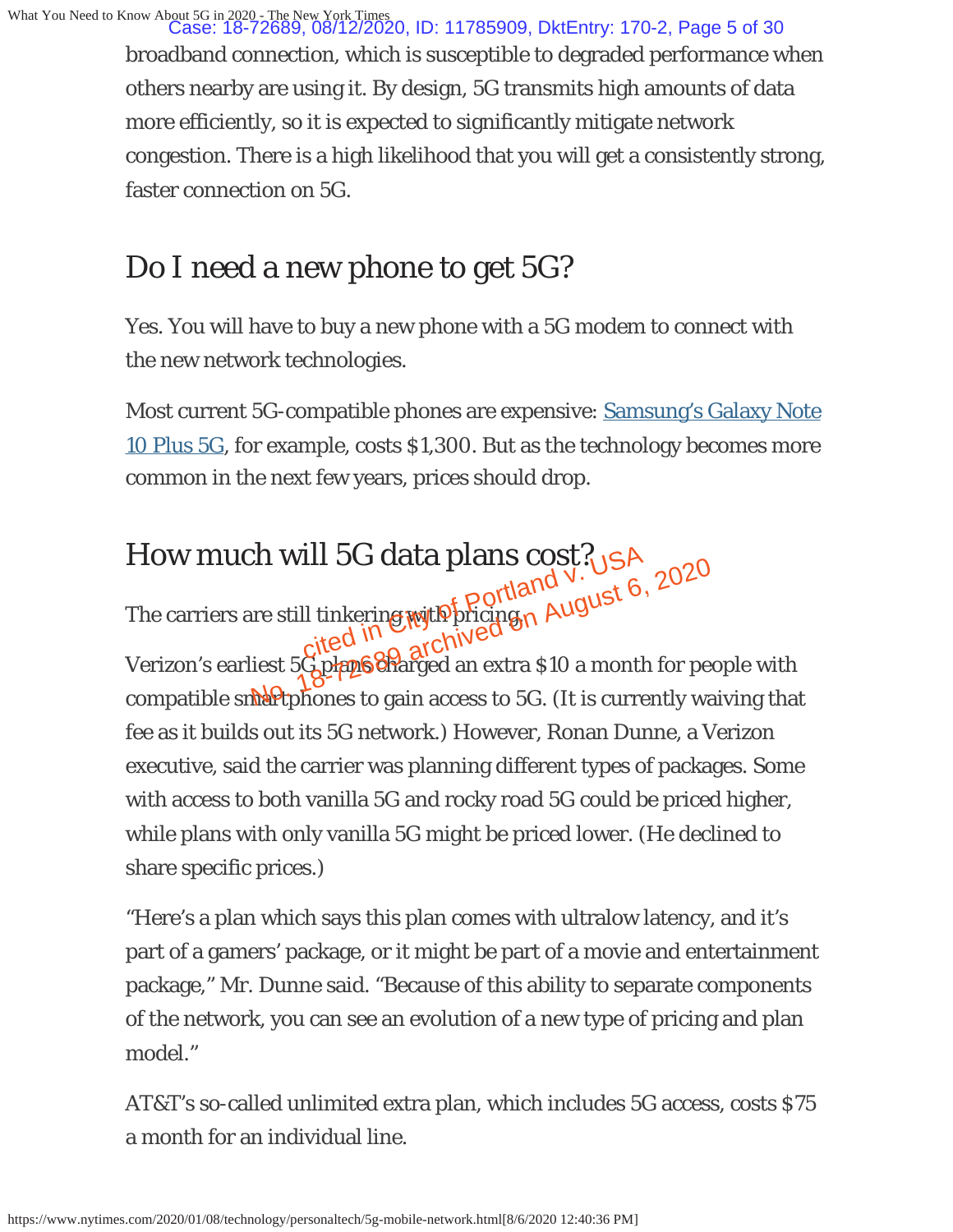broadband connection, which is susceptible to degraded performance when others nearby are using it. By design, 5G transmits high amounts of data more efficiently, so it is expected to significantly mitigate network congestion. There is a high likelihood that you will get a consistently strong, faster connection on 5G.

## Do I need a new phone to get 5G?

Yes. You will have to buy a new phone with a 5G modem to connect with the new network technologies.

Most current 5G-compatible phones are expensive: Samsung's Galaxy Note 10 Plus 5G, for example, costs $1,300. But as the technology becomes more common in the next few years, prices should drop.

## How much will 5G data plans cost?

The carriers are still tinkering with pricing.

Verizon's earliest 5G plans charged an extra $10 a month for people with compatible smartphones to gain access to 5G. (It is currently waiving that fee as it builds out its 5G network.) However, Ronan Dunne, a Verizon executive, said the carrier was planning different types of packages. Some with access to both vanilla 5G and rocky road 5G could be priced higher, while plans with only vanilla 5G might be priced lower. (He declined to share specific prices.)

"Here's a plan which says this plan comes with ultralow latency, and it's part of a gamers' package, or it might be part of a movie and entertainment package," Mr. Dunne said. "Because of this ability to separate components of the network, you can see an evolution of a new type of pricing and plan model."

AT&T's so-called unlimited extra plan, which includes 5G access, costs $75 a month for an individual line.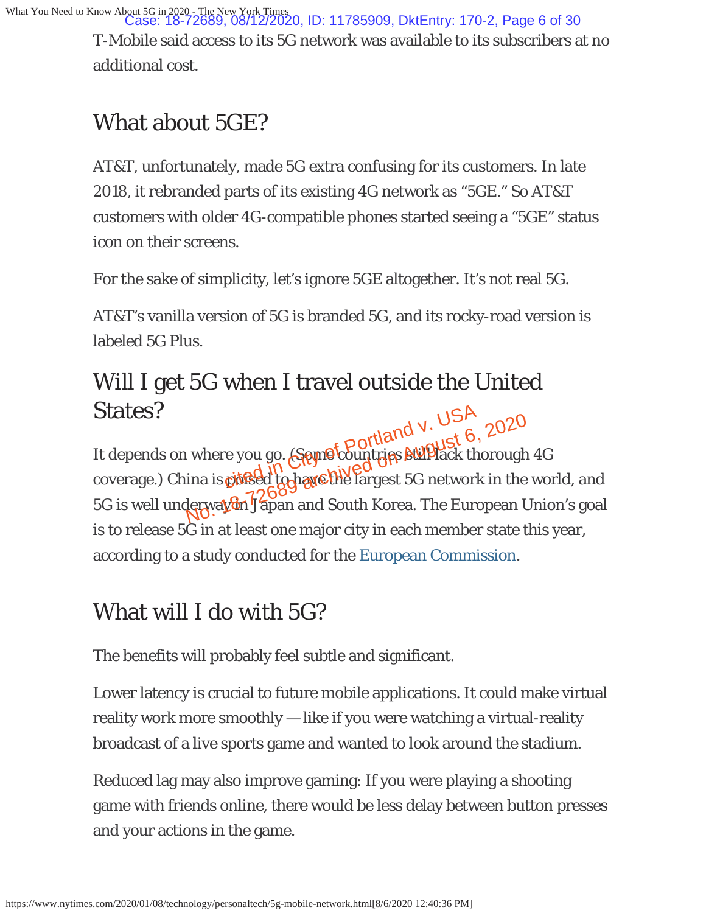T-Mobile said access to its 5G network was available to its subscribers at no additional cost.

## What about 5GE?

AT&T, unfortunately, made 5G extra confusing for its customers. In late 2018, it rebranded parts of its existing 4G network as “5GE.” So AT&T customers with older 4G-compatible phones started seeing a “5GE” status icon on their screens.

For the sake of simplicity, let’s ignore 5GE altogether. It’s not real 5G.

AT&T’s vanilla version of 5G is branded 5G, and its rocky-road version is labeled 5G Plus.

## Will I get 5G when I travel outside the United States?

It depends on where you go. (Some countries still lack thorough 4G coverage.) China is poised to have the largest 5G network in the world, and 5G is well underway in Japan and South Korea. The European Union’s goal is to release 5G in at least one major city in each member state this year, according to a study conducted for the European Commission.

## What will I do with 5G?

The benefits will probably feel subtle and significant.

Lower latency is crucial to future mobile applications. It could make virtual reality work more smoothly — like if you were watching a virtual-reality broadcast of a live sports game and wanted to look around the stadium.

Reduced lag may also improve gaming: If you were playing a shooting game with friends online, there would be less delay between button presses and your actions in the game.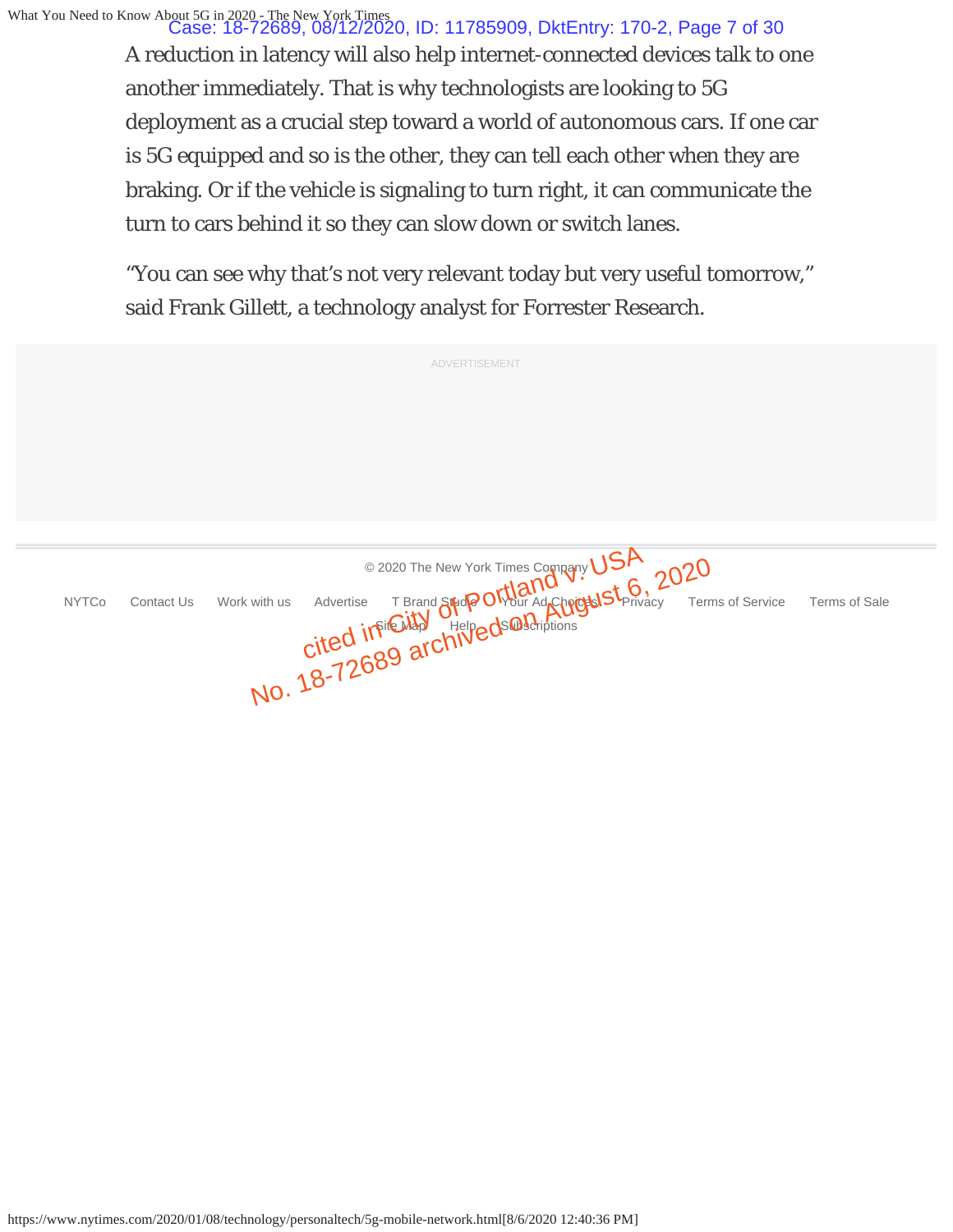A reduction in latency will also help internet-connected devices talk to one another immediately. That is why technologists are looking to 5G deployment as a crucial step toward a world of autonomous cars. If one car is 5G equipped and so is the other, they can tell each other when they are braking. Or if the vehicle is signaling to turn right, it can communicate the turn to cars behind it so they can slow down or switch lanes.

"You can see why that's not very relevant today but very useful tomorrow," said Frank Gillett, a technology analyst for Forrester Research.

ADVERTISEMENT

© 2020 The New York Times Company

NYTCo Contact Us Work with us Advertise T Brand Studio Your Ad Choices Privacy Terms of Service Terms of Sale

Site Map Help Subscriptions

cited in City of Portland v. USA
No. 18-72689 archived on August 6, 2020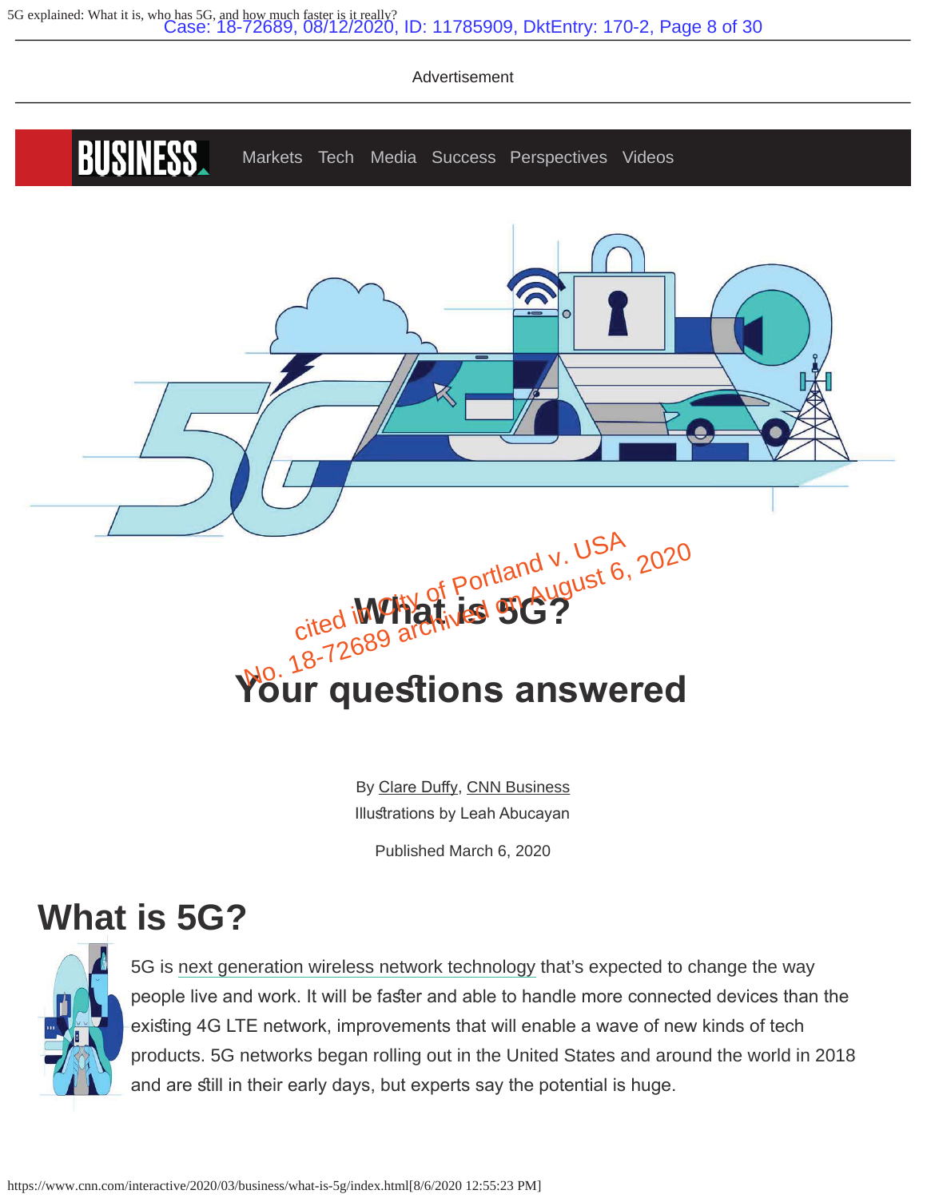Advertisement

# What is 5G?

## Your questions answered

cited in City of Portland v. USA No. 18-72689 archived on August 6, 2020

By Clare Duffy, CNN Business

Illustrations by Leah Abucayan

Published March 6, 2020

## What is 5G?

5G is next generation wireless network technology that's expected to change the way people live and work. It will be faster and able to handle more connected devices than the existing 4G LTE network, improvements that will enable a wave of new kinds of tech products. 5G networks began rolling out in the United States and around the world in 2018 and are still in their early days, but experts say the potential is huge.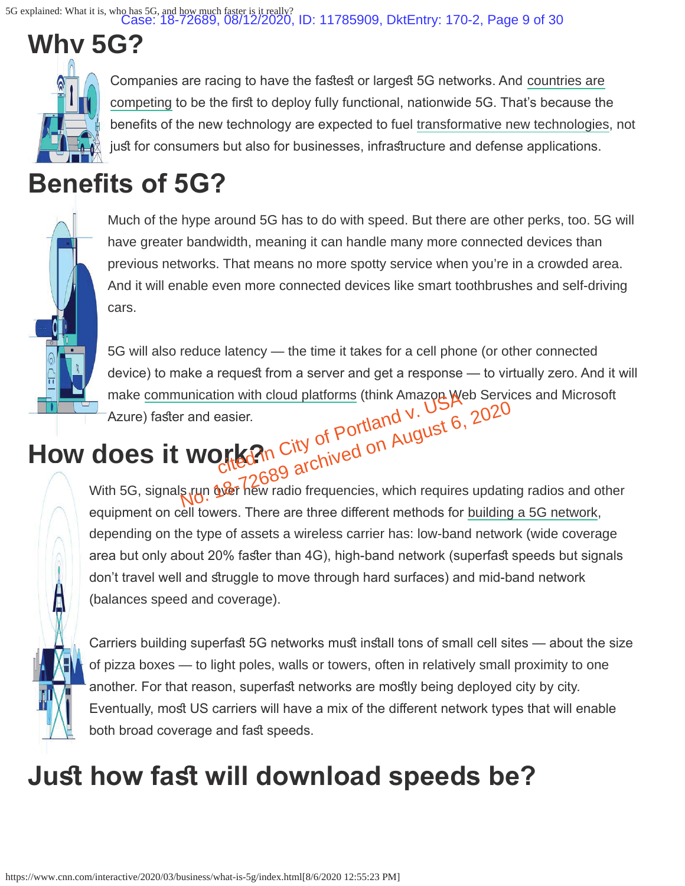# Why 5G?

Companies are racing to have the fastest or largest 5G networks. And countries are competing to be the first to deploy fully functional, nationwide 5G. That's because the benefits of the new technology are expected to fuel transformative new technologies, not just for consumers but also for businesses, infrastructure and defense applications.

# Benefits of 5G?

Much of the hype around 5G has to do with speed. But there are other perks, too. 5G will have greater bandwidth, meaning it can handle many more connected devices than previous networks. That means no more spotty service when you're in a crowded area. And it will enable even more connected devices like smart toothbrushes and self-driving cars.

5G will also reduce latency — the time it takes for a cell phone (or other connected device) to make a request from a server and get a response — to virtually zero. And it will make communication with cloud platforms (think Amazon Web Services and Microsoft Azure) faster and easier.

# How does it work?

With 5G, signals run over new radio frequencies, which requires updating radios and other equipment on cell towers. There are three different methods for building a 5G network, depending on the type of assets a wireless carrier has: low-band network (wide coverage area but only about 20% faster than 4G), high-band network (superfast speeds but signals don't travel well and struggle to move through hard surfaces) and mid-band network (balances speed and coverage).

Carriers building superfast 5G networks must install tons of small cell sites — about the size of pizza boxes — to light poles, walls or towers, often in relatively small proximity to one another. For that reason, superfast networks are mostly being deployed city by city. Eventually, most US carriers will have a mix of the different network types that will enable both broad coverage and fast speeds.

# Just how fast will download speeds be?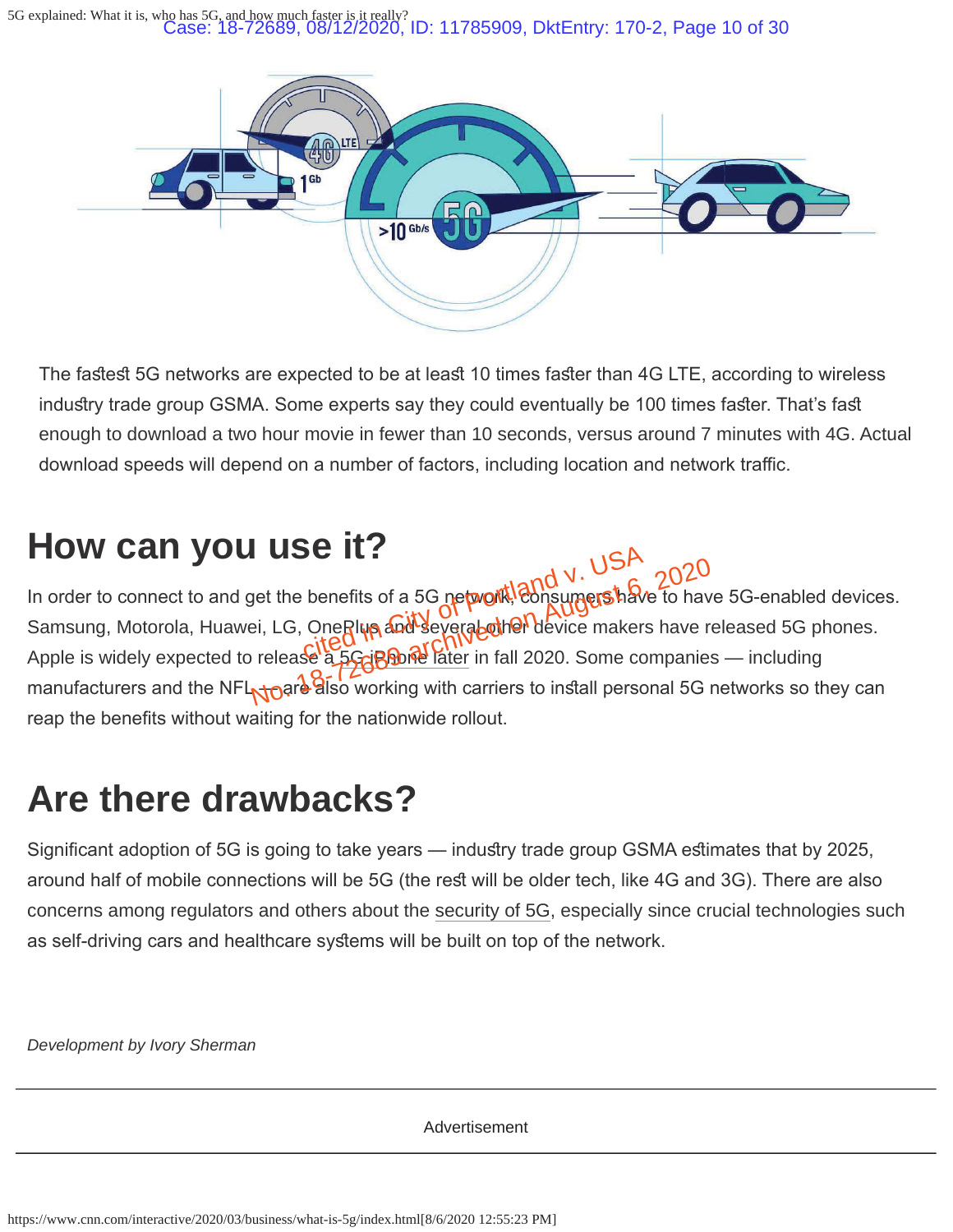The fastest 5G networks are expected to be at least 10 times faster than 4G LTE, according to wireless industry trade group GSMA. Some experts say they could eventually be 100 times faster. That's fast enough to download a two hour movie in fewer than 10 seconds, versus around 7 minutes with 4G. Actual download speeds will depend on a number of factors, including location and network traffic.

## How can you use it?

In order to connect to and get the benefits of a 5G network, consumers have to have 5G-enabled devices. Samsung, Motorola, Huawei, LG, OnePlus and several other device makers have released 5G phones. Apple is widely expected to release a 5G iPhone later in fall 2020. Some companies — including manufacturers and the NFL — are also working with carriers to install personal 5G networks so they can reap the benefits without waiting for the nationwide rollout.

## Are there drawbacks?

Significant adoption of 5G is going to take years — industry trade group GSMA estimates that by 2025, around half of mobile connections will be 5G (the rest will be older tech, like 4G and 3G). There are also concerns among regulators and others about the security of 5G, especially since crucial technologies such as self-driving cars and healthcare systems will be built on top of the network.

*Development by Ivory Sherman*

Advertisement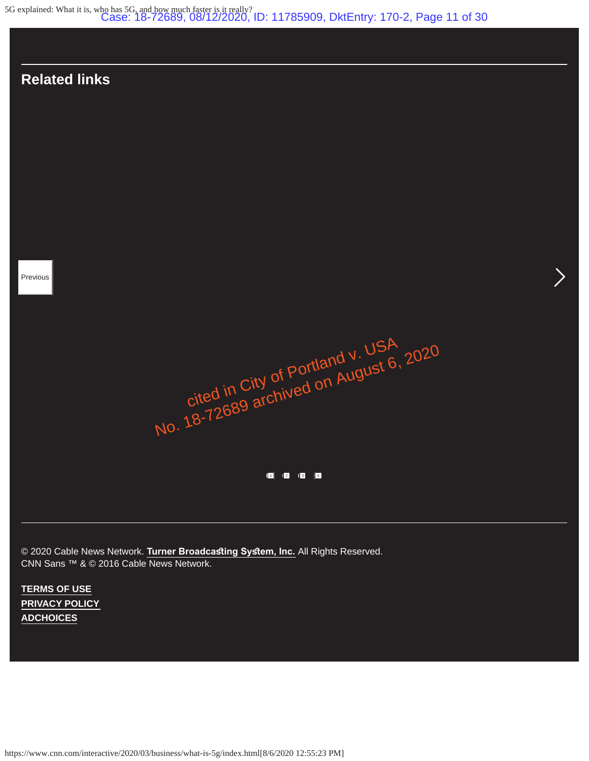## Related links

Previous

cited in City of Portland v. USA
No. 18-72689 archived on August 6, 2020

1 2 3 4

© 2020 Cable News Network. **Turner Broadcasting System, Inc.** All Rights Reserved.
CNN Sans ™ & © 2016 Cable News Network.

**TERMS OF USE**
**PRIVACY POLICY**
**ADCHOICES**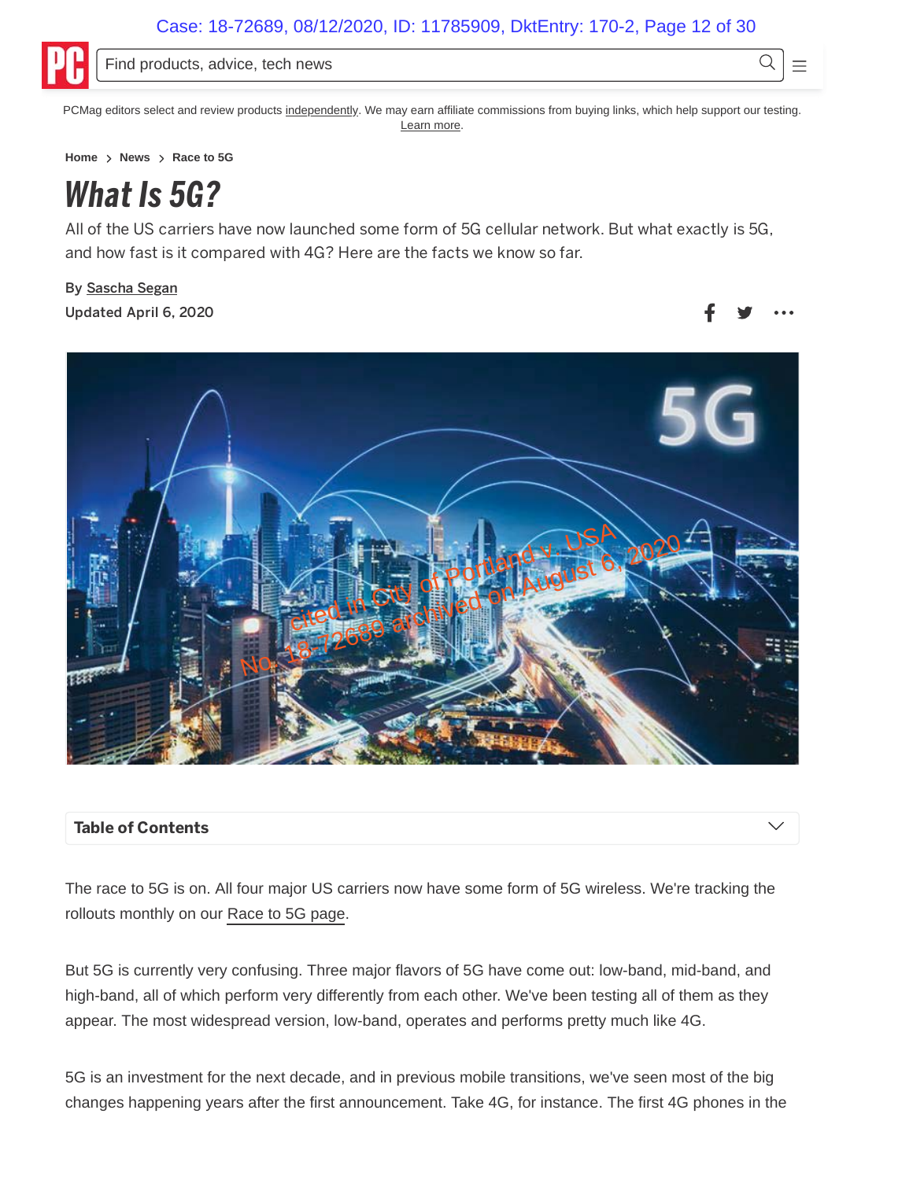PCMag editors select and review products independently. We may earn affiliate commissions from buying links, which help support our testing. Learn more.

Home > News > Race to 5G

# What Is 5G?

All of the US carriers have now launched some form of 5G cellular network. But what exactly is 5G, and how fast is it compared with 4G? Here are the facts we know so far.

By Sascha Segan
Updated April 6, 2020

cited in City of Portland v. USA
No. 18-72689 archived on August 6, 2020

**Table of Contents**

The race to 5G is on. All four major US carriers now have some form of 5G wireless. We're tracking the rollouts monthly on our Race to 5G page.

But 5G is currently very confusing. Three major flavors of 5G have come out: low-band, mid-band, and high-band, all of which perform very differently from each other. We've been testing all of them as they appear. The most widespread version, low-band, operates and performs pretty much like 4G.

5G is an investment for the next decade, and in previous mobile transitions, we've seen most of the big changes happening years after the first announcement. Take 4G, for instance. The first 4G phones in the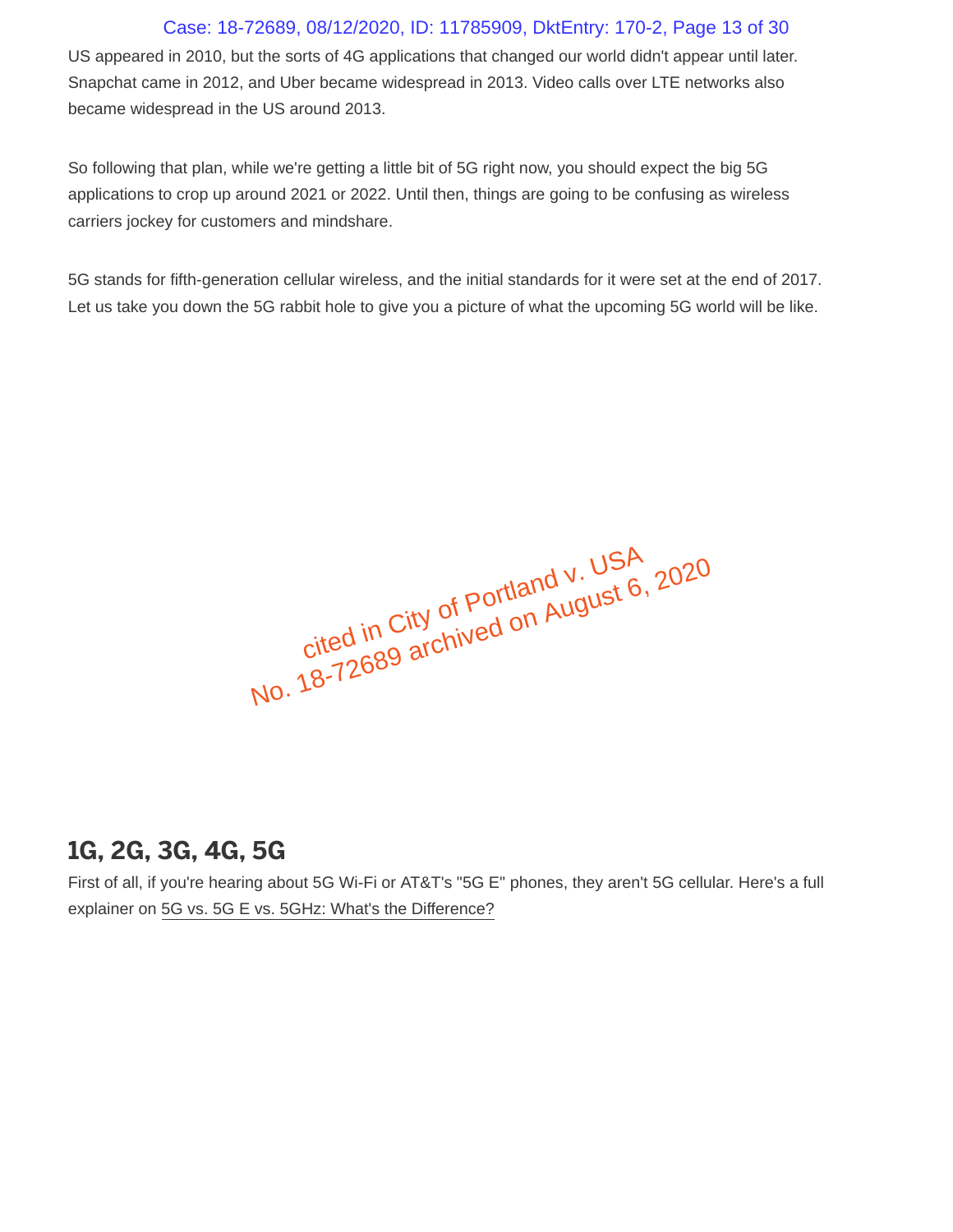US appeared in 2010, but the sorts of 4G applications that changed our world didn't appear until later. Snapchat came in 2012, and Uber became widespread in 2013. Video calls over LTE networks also became widespread in the US around 2013.

So following that plan, while we're getting a little bit of 5G right now, you should expect the big 5G applications to crop up around 2021 or 2022. Until then, things are going to be confusing as wireless carriers jockey for customers and mindshare.

5G stands for fifth-generation cellular wireless, and the initial standards for it were set at the end of 2017. Let us take you down the 5G rabbit hole to give you a picture of what the upcoming 5G world will be like.

cited in City of Portland v. USA
No. 18-72689 archived on August 6, 2020

## 1G, 2G, 3G, 4G, 5G

First of all, if you're hearing about 5G Wi-Fi or AT&T's "5G E" phones, they aren't 5G cellular. Here's a full explainer on 5G vs. 5G E vs. 5GHz: What's the Difference?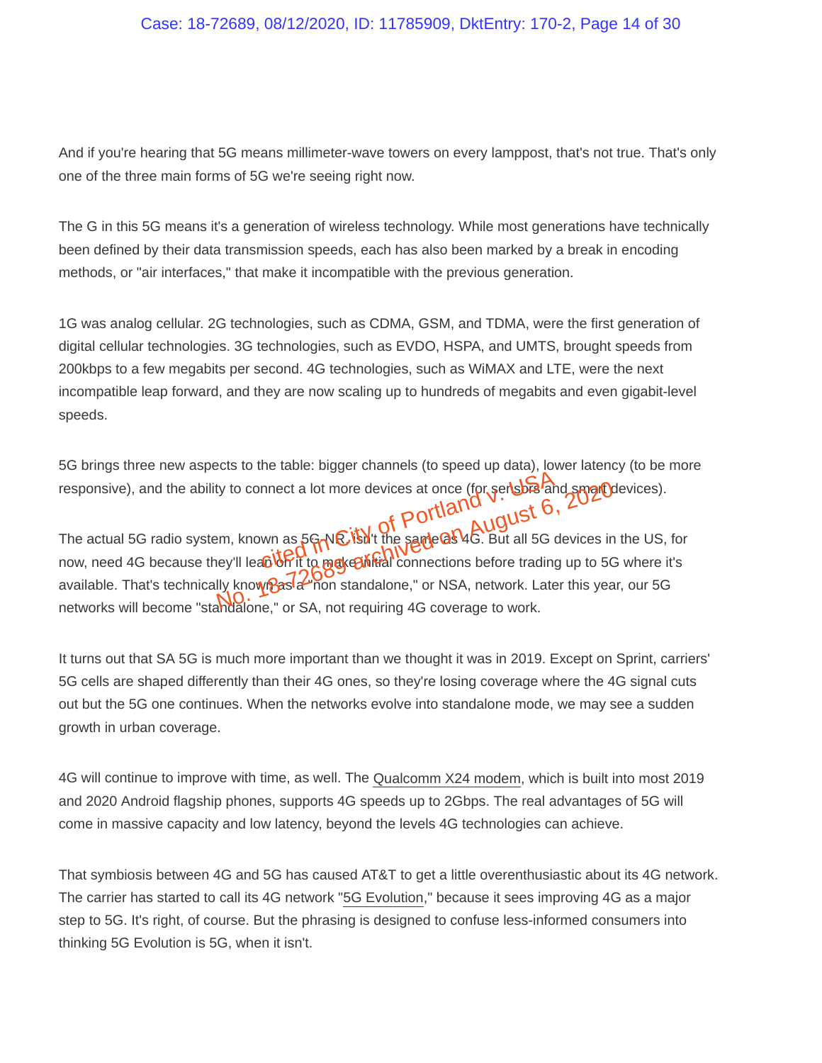And if you're hearing that 5G means millimeter-wave towers on every lamppost, that's not true. That's only one of the three main forms of 5G we're seeing right now.

The G in this 5G means it's a generation of wireless technology. While most generations have technically been defined by their data transmission speeds, each has also been marked by a break in encoding methods, or "air interfaces," that make it incompatible with the previous generation.

1G was analog cellular. 2G technologies, such as CDMA, GSM, and TDMA, were the first generation of digital cellular technologies. 3G technologies, such as EVDO, HSPA, and UMTS, brought speeds from 200kbps to a few megabits per second. 4G technologies, such as WiMAX and LTE, were the next incompatible leap forward, and they are now scaling up to hundreds of megabits and even gigabit-level speeds.

5G brings three new aspects to the table: bigger channels (to speed up data), lower latency (to be more responsive), and the ability to connect a lot more devices at once (for sensors and smart devices).

The actual 5G radio system, known as 5G-NR, isn't the same as 4G. But all 5G devices in the US, for now, need 4G because they'll lean on it to make initial connections before trading up to 5G where it's available. That's technically known as a "non standalone," or NSA, network. Later this year, our 5G networks will become "standalone," or SA, not requiring 4G coverage to work.

It turns out that SA 5G is much more important than we thought it was in 2019. Except on Sprint, carriers' 5G cells are shaped differently than their 4G ones, so they're losing coverage where the 4G signal cuts out but the 5G one continues. When the networks evolve into standalone mode, we may see a sudden growth in urban coverage.

4G will continue to improve with time, as well. The Qualcomm X24 modem, which is built into most 2019 and 2020 Android flagship phones, supports 4G speeds up to 2Gbps. The real advantages of 5G will come in massive capacity and low latency, beyond the levels 4G technologies can achieve.

That symbiosis between 4G and 5G has caused AT&T to get a little overenthusiastic about its 4G network. The carrier has started to call its 4G network "5G Evolution," because it sees improving 4G as a major step to 5G. It's right, of course. But the phrasing is designed to confuse less-informed consumers into thinking 5G Evolution is 5G, when it isn't.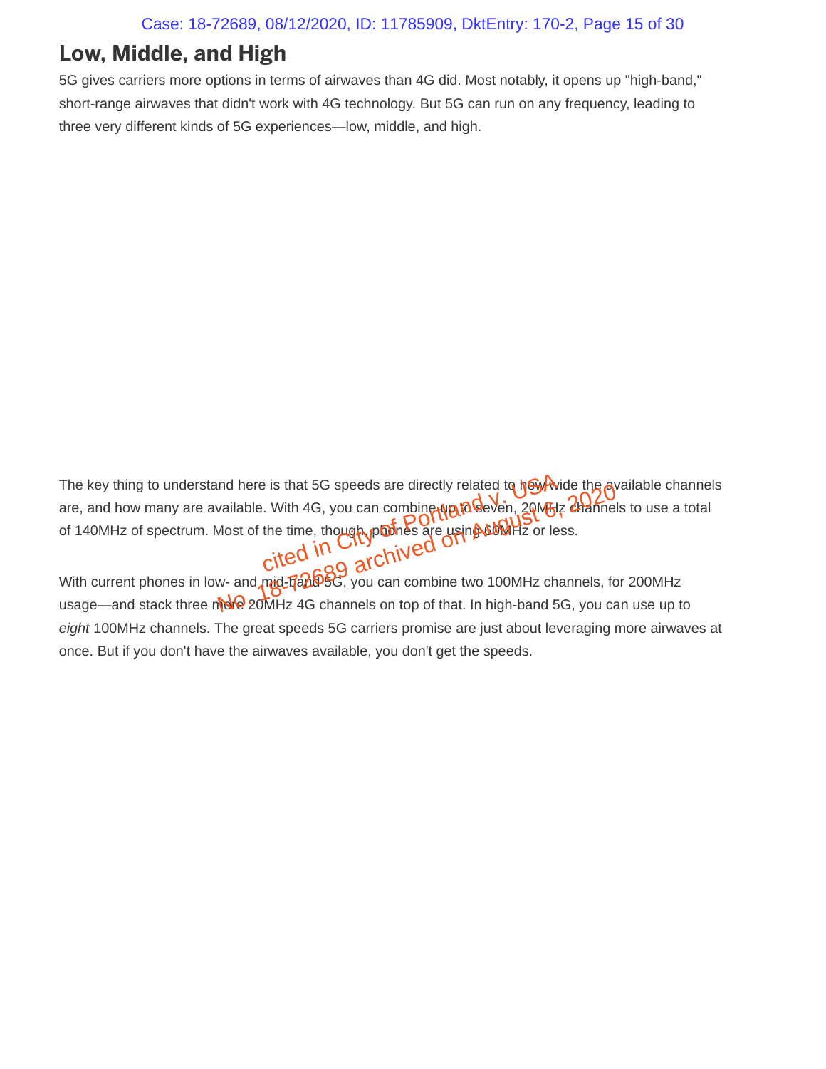## Low, Middle, and High

5G gives carriers more options in terms of airwaves than 4G did. Most notably, it opens up "high-band," short-range airwaves that didn't work with 4G technology. But 5G can run on any frequency, leading to three very different kinds of 5G experiences—low, middle, and high.

The key thing to understand here is that 5G speeds are directly related to how wide the available channels are, and how many are available. With 4G, you can combine up to seven, 20MHz channels to use a total of 140MHz of spectrum. Most of the time, though, phones are using 60MHz or less.

With current phones in low- and mid-band 5G, you can combine two 100MHz channels, for 200MHz usage—and stack three more 20MHz 4G channels on top of that. In high-band 5G, you can use up to *eight* 100MHz channels. The great speeds 5G carriers promise are just about leveraging more airwaves at once. But if you don't have the airwaves available, you don't get the speeds.

cited in City of Portland v. USA No 18-72689 archived on August 6, 2020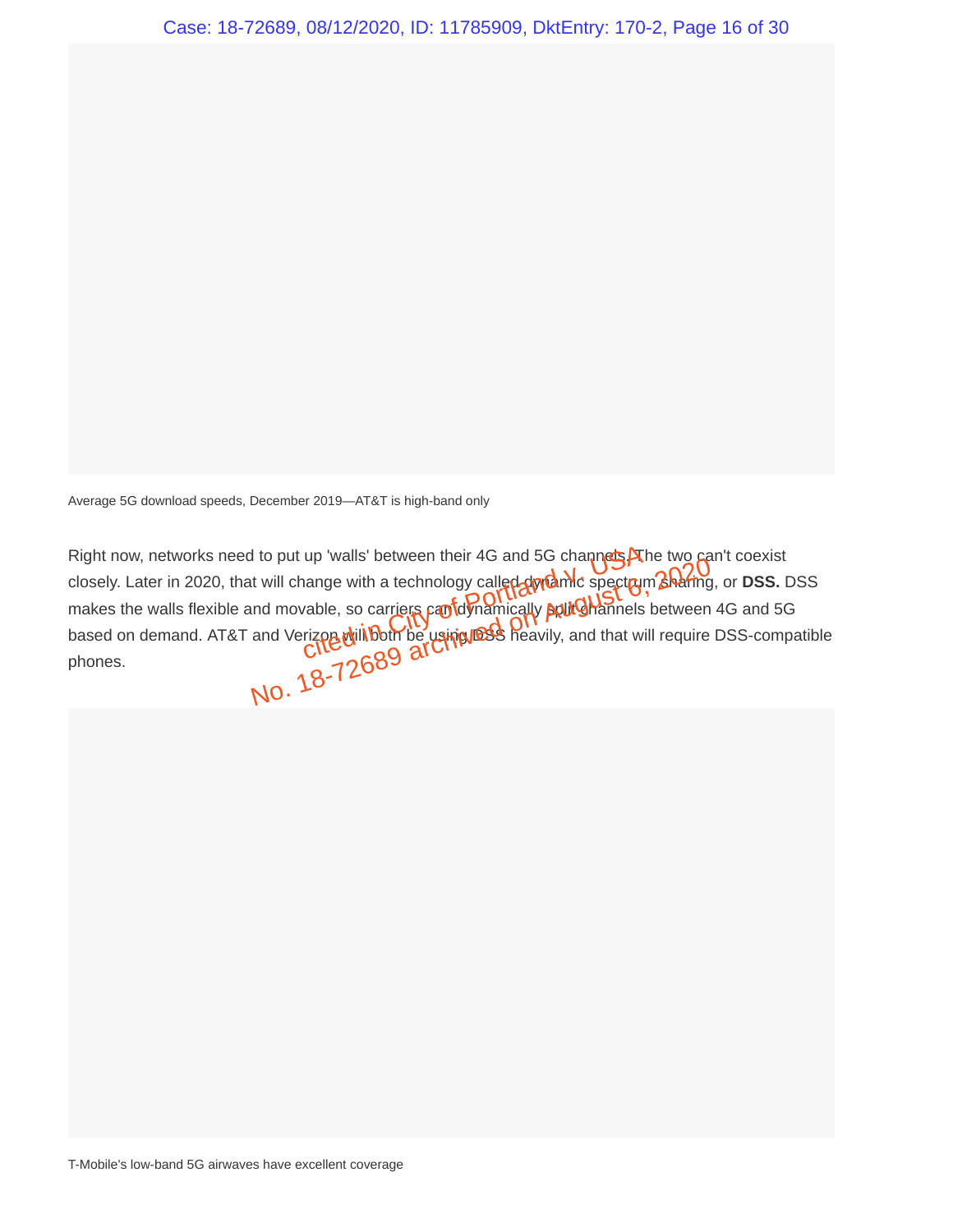Average 5G download speeds, December 2019—AT&T is high-band only

Right now, networks need to put up 'walls' between their 4G and 5G channels. The two can't coexist closely. Later in 2020, that will change with a technology called dynamic spectrum sharing, or **DSS.** DSS makes the walls flexible and movable, so carriers can dynamically split channels between 4G and 5G based on demand. AT&T and Verizon will both be using DSS heavily, and that will require DSS-compatible phones.

T-Mobile's low-band 5G airwaves have excellent coverage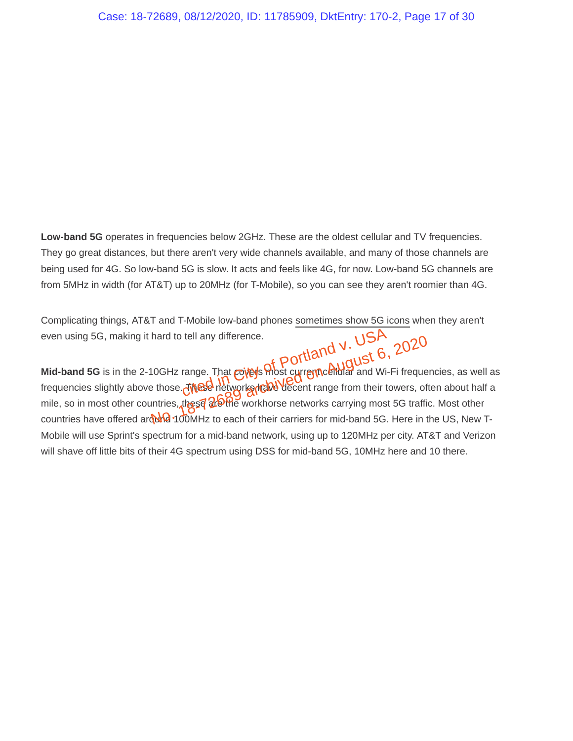**Low-band 5G** operates in frequencies below 2GHz. These are the oldest cellular and TV frequencies. They go great distances, but there aren't very wide channels available, and many of those channels are being used for 4G. So low-band 5G is slow. It acts and feels like 4G, for now. Low-band 5G channels are from 5MHz in width (for AT&T) up to 20MHz (for T-Mobile), so you can see they aren't roomier than 4G.

Complicating things, AT&T and T-Mobile low-band phones sometimes show 5G icons when they aren't even using 5G, making it hard to tell any difference.

cited in City of Portland v. USA
No. 18-72689 archived on August 6, 2020

**Mid-band 5G** is in the 2-10GHz range. That covers most current cellular and Wi-Fi frequencies, as well as frequencies slightly above those. These networks have decent range from their towers, often about half a mile, so in most other countries, these are the workhorse networks carrying most 5G traffic. Most other countries have offered around 100MHz to each of their carriers for mid-band 5G. Here in the US, New T-Mobile will use Sprint's spectrum for a mid-band network, using up to 120MHz per city. AT&T and Verizon will shave off little bits of their 4G spectrum using DSS for mid-band 5G, 10MHz here and 10 there.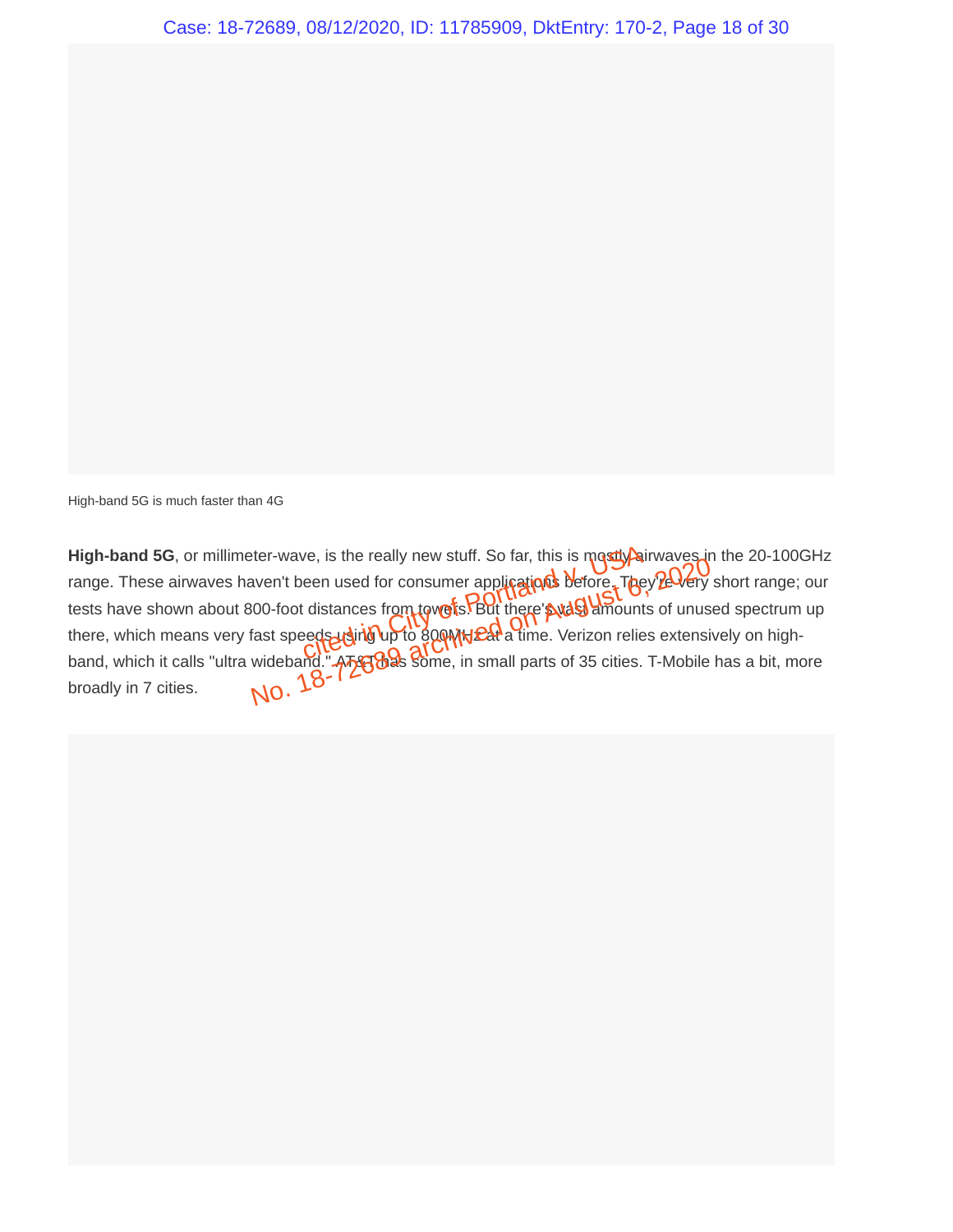High-band 5G is much faster than 4G

**High-band 5G**, or millimeter-wave, is the really new stuff. So far, this is mostly airwaves in the 20-100GHz range. These airwaves haven't been used for consumer applications before. They're very short range; our tests have shown about 800-foot distances from towers. But there's vast amounts of unused spectrum up there, which means very fast speeds using up to 800MHz at a time. Verizon relies extensively on high-band, which it calls "ultra wideband." AT&T has some, in small parts of 35 cities. T-Mobile has a bit, more broadly in 7 cities.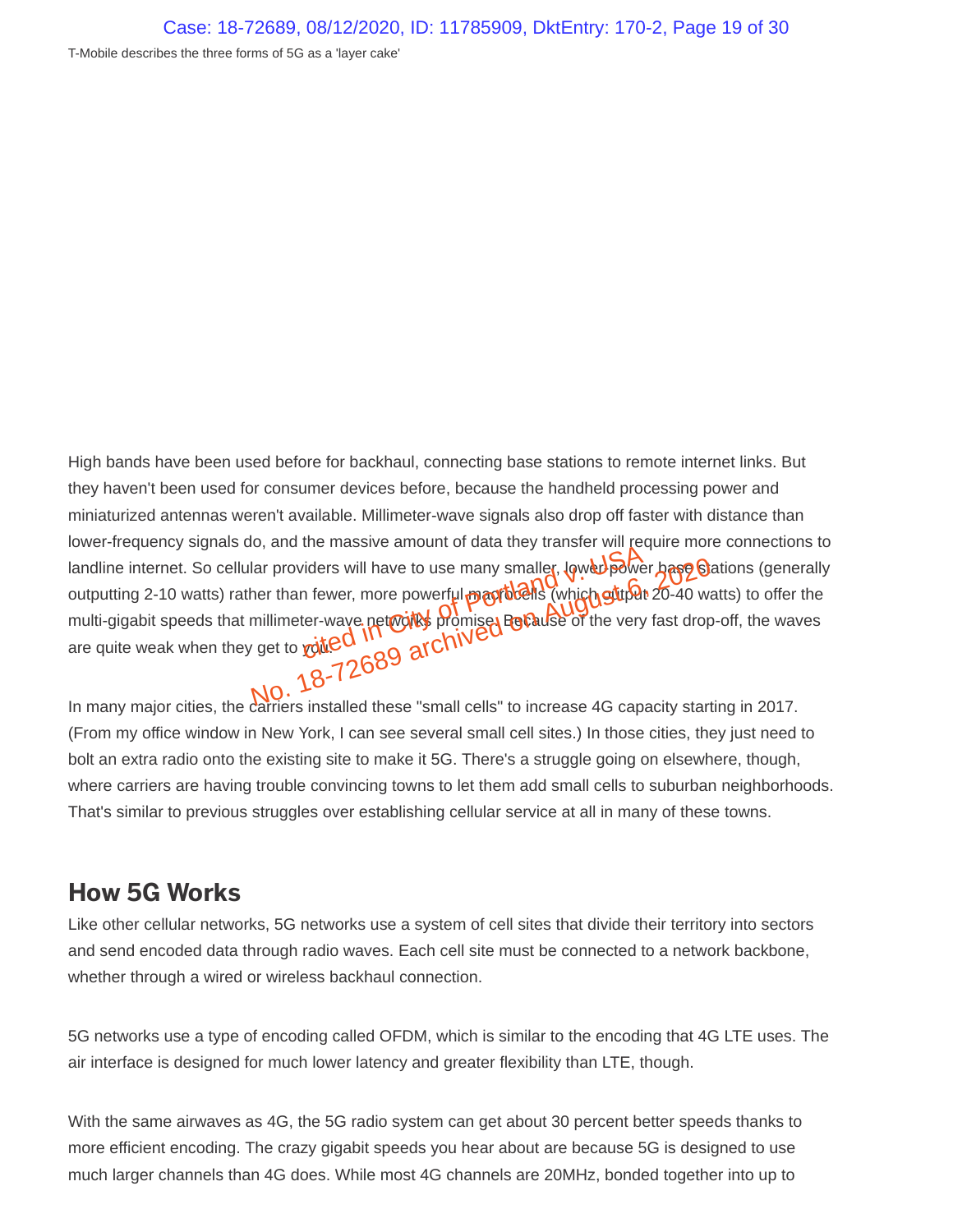T-Mobile describes the three forms of 5G as a 'layer cake'

High bands have been used before for backhaul, connecting base stations to remote internet links. But they haven't been used for consumer devices before, because the handheld processing power and miniaturized antennas weren't available. Millimeter-wave signals also drop off faster with distance than lower-frequency signals do, and the massive amount of data they transfer will require more connections to landline internet. So cellular providers will have to use many smaller, lower-power base stations (generally outputting 2-10 watts) rather than fewer, more powerful macrocells (which output 20-40 watts) to offer the multi-gigabit speeds that millimeter-wave networks promise. Because of the very fast drop-off, the waves are quite weak when they get to you.

In many major cities, the carriers installed these "small cells" to increase 4G capacity starting in 2017. (From my office window in New York, I can see several small cell sites.) In those cities, they just need to bolt an extra radio onto the existing site to make it 5G. There's a struggle going on elsewhere, though, where carriers are having trouble convincing towns to let them add small cells to suburban neighborhoods. That's similar to previous struggles over establishing cellular service at all in many of these towns.

## How 5G Works

Like other cellular networks, 5G networks use a system of cell sites that divide their territory into sectors and send encoded data through radio waves. Each cell site must be connected to a network backbone, whether through a wired or wireless backhaul connection.

5G networks use a type of encoding called OFDM, which is similar to the encoding that 4G LTE uses. The air interface is designed for much lower latency and greater flexibility than LTE, though.

With the same airwaves as 4G, the 5G radio system can get about 30 percent better speeds thanks to more efficient encoding. The crazy gigabit speeds you hear about are because 5G is designed to use much larger channels than 4G does. While most 4G channels are 20MHz, bonded together into up to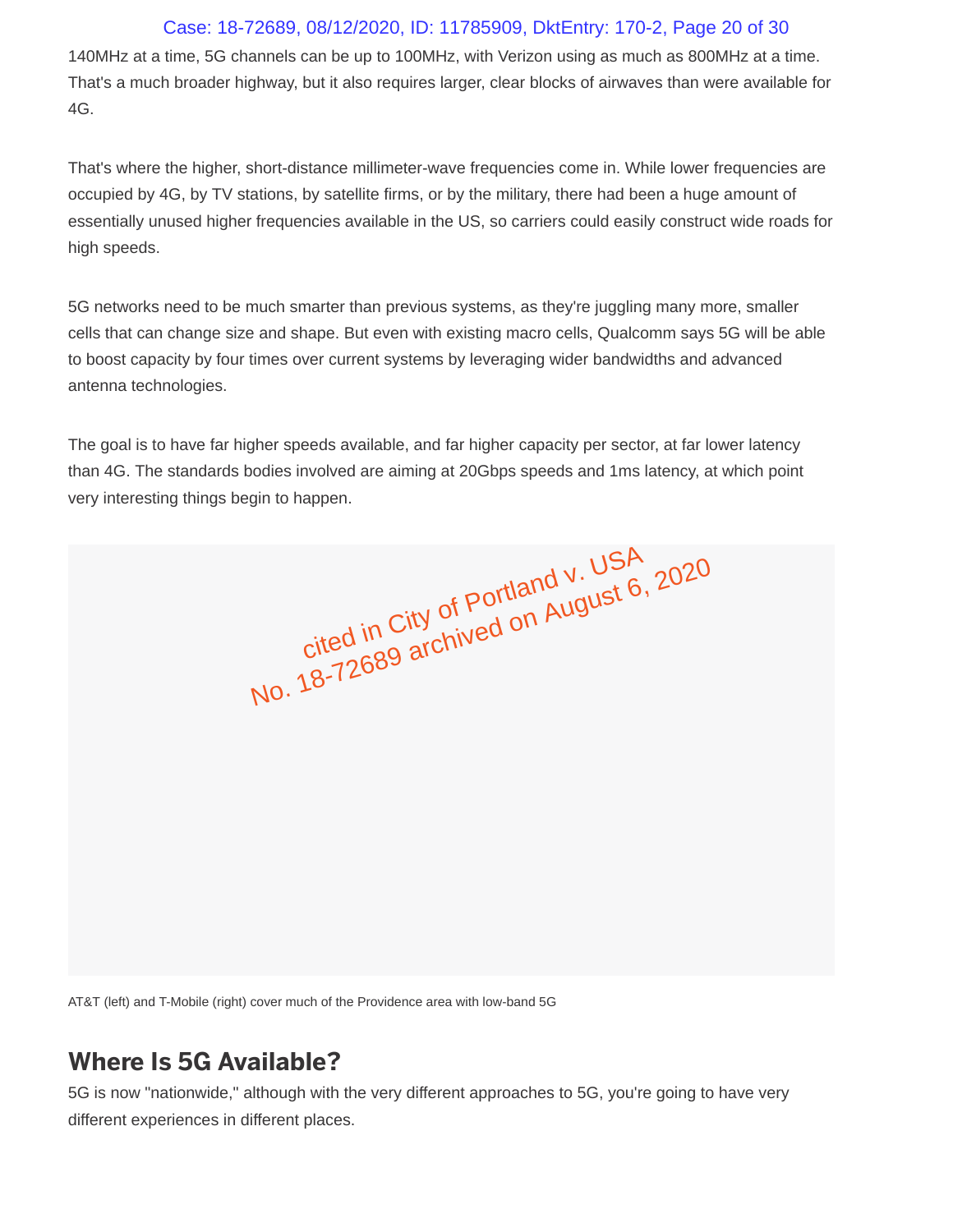140MHz at a time, 5G channels can be up to 100MHz, with Verizon using as much as 800MHz at a time. That's a much broader highway, but it also requires larger, clear blocks of airwaves than were available for 4G.

That's where the higher, short-distance millimeter-wave frequencies come in. While lower frequencies are occupied by 4G, by TV stations, by satellite firms, or by the military, there had been a huge amount of essentially unused higher frequencies available in the US, so carriers could easily construct wide roads for high speeds.

5G networks need to be much smarter than previous systems, as they're juggling many more, smaller cells that can change size and shape. But even with existing macro cells, Qualcomm says 5G will be able to boost capacity by four times over current systems by leveraging wider bandwidths and advanced antenna technologies.

The goal is to have far higher speeds available, and far higher capacity per sector, at far lower latency than 4G. The standards bodies involved are aiming at 20Gbps speeds and 1ms latency, at which point very interesting things begin to happen.

cited in City of Portland v. USA
No. 18-72689 archived on August 6, 2020

AT&T (left) and T-Mobile (right) cover much of the Providence area with low-band 5G

## Where Is 5G Available?

5G is now "nationwide," although with the very different approaches to 5G, you're going to have very different experiences in different places.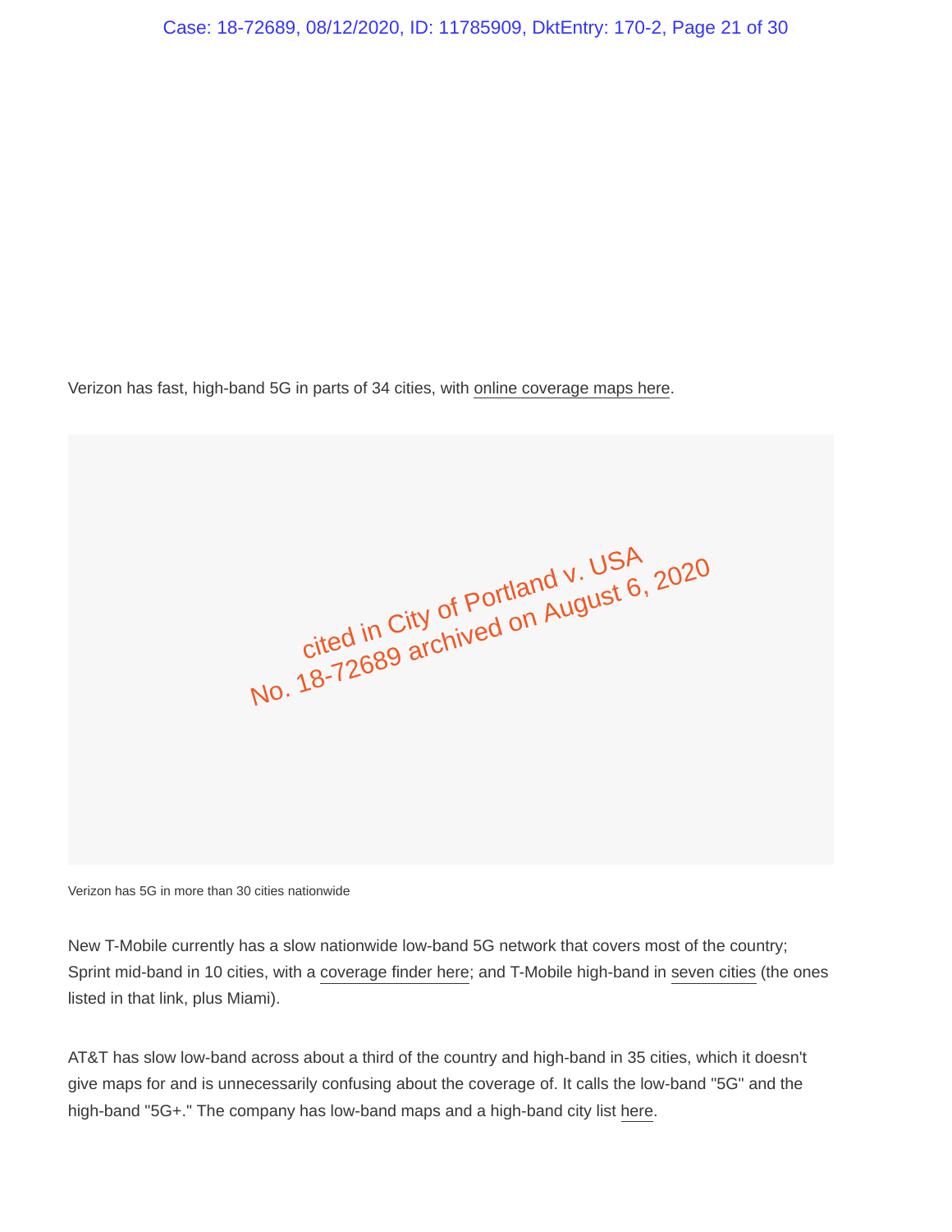Verizon has fast, high-band 5G in parts of 34 cities, with online coverage maps here.

cited in City of Portland v. USA
No. 18-72689 archived on August 6, 2020

Verizon has 5G in more than 30 cities nationwide

New T-Mobile currently has a slow nationwide low-band 5G network that covers most of the country; Sprint mid-band in 10 cities, with a coverage finder here; and T-Mobile high-band in seven cities (the ones listed in that link, plus Miami).

AT&T has slow low-band across about a third of the country and high-band in 35 cities, which it doesn't give maps for and is unnecessarily confusing about the coverage of. It calls the low-band "5G" and the high-band "5G+." The company has low-band maps and a high-band city list here.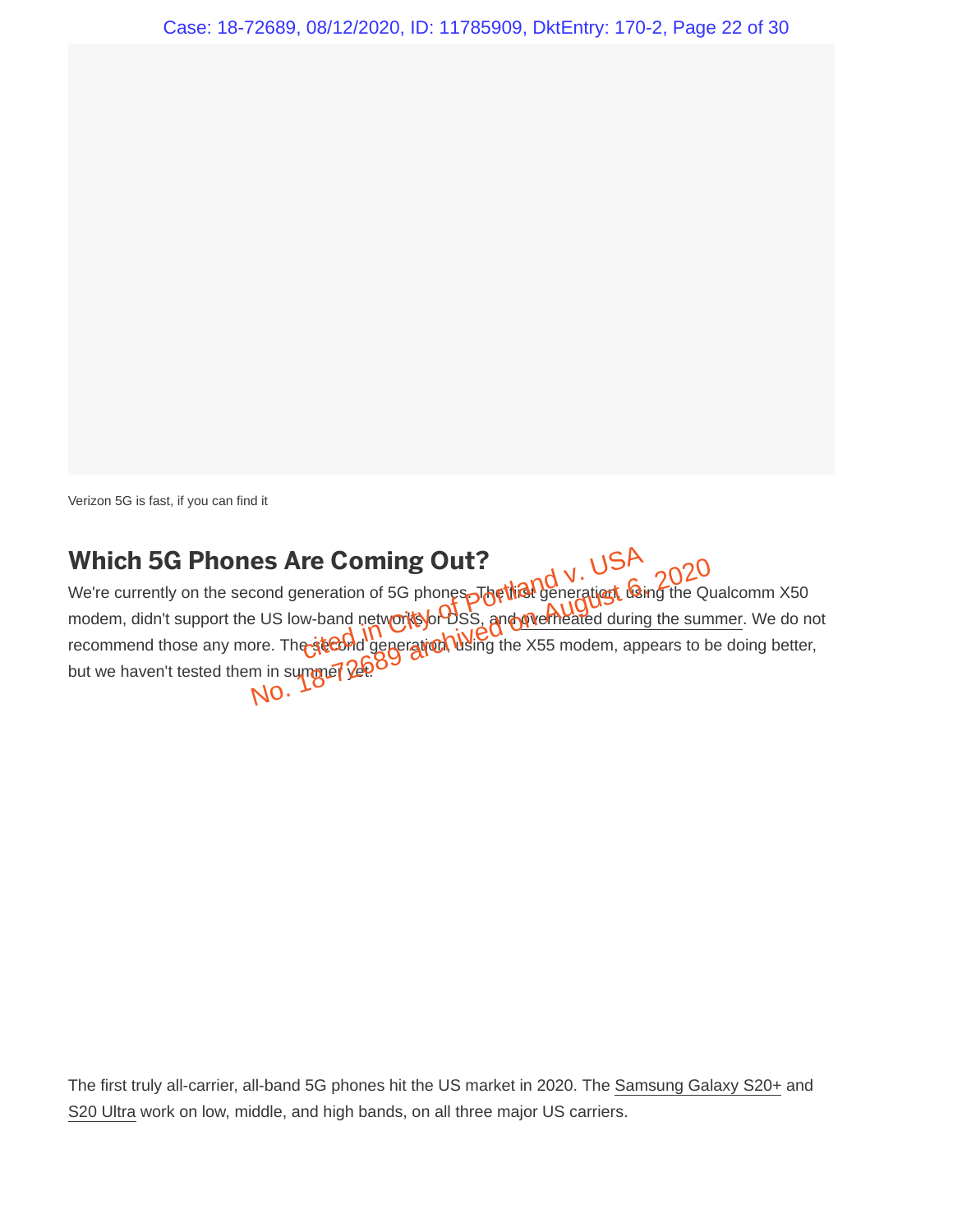Verizon 5G is fast, if you can find it

## Which 5G Phones Are Coming Out?

We're currently on the second generation of 5G phones. The first generation, using the Qualcomm X50 modem, didn't support the US low-band networks or DSS, and overheated during the summer. We do not recommend those any more. The second generation, using the X55 modem, appears to be doing better, but we haven't tested them in summer yet.

The first truly all-carrier, all-band 5G phones hit the US market in 2020. The Samsung Galaxy S20+ and S20 Ultra work on low, middle, and high bands, on all three major US carriers.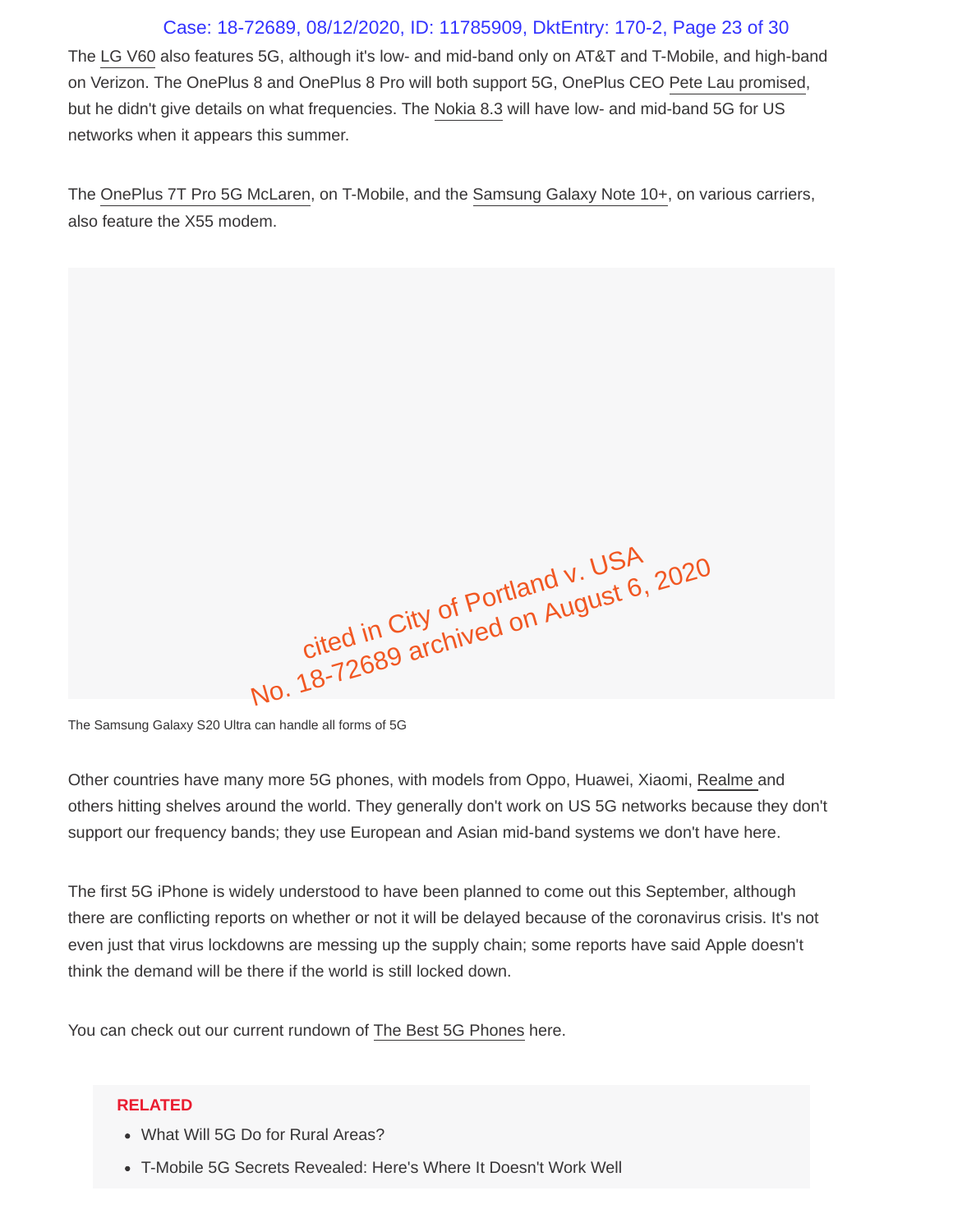The LG V60 also features 5G, although it's low- and mid-band only on AT&T and T-Mobile, and high-band on Verizon. The OnePlus 8 and OnePlus 8 Pro will both support 5G, OnePlus CEO Pete Lau promised, but he didn't give details on what frequencies. The Nokia 8.3 will have low- and mid-band 5G for US networks when it appears this summer.

The OnePlus 7T Pro 5G McLaren, on T-Mobile, and the Samsung Galaxy Note 10+, on various carriers, also feature the X55 modem.

cited in City of Portland v. USA
No. 18-72689 archived on August 6, 2020

The Samsung Galaxy S20 Ultra can handle all forms of 5G

Other countries have many more 5G phones, with models from Oppo, Huawei, Xiaomi, Realme and others hitting shelves around the world. They generally don't work on US 5G networks because they don't support our frequency bands; they use European and Asian mid-band systems we don't have here.

The first 5G iPhone is widely understood to have been planned to come out this September, although there are conflicting reports on whether or not it will be delayed because of the coronavirus crisis. It's not even just that virus lockdowns are messing up the supply chain; some reports have said Apple doesn't think the demand will be there if the world is still locked down.

You can check out our current rundown of The Best 5G Phones here.

**RELATED**

- What Will 5G Do for Rural Areas?
- T-Mobile 5G Secrets Revealed: Here's Where It Doesn't Work Well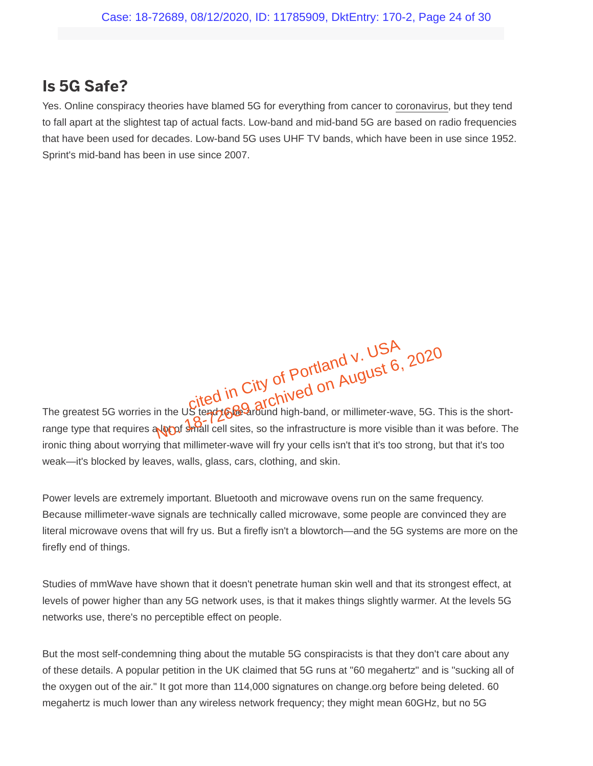## Is 5G Safe?

Yes. Online conspiracy theories have blamed 5G for everything from cancer to coronavirus, but they tend to fall apart at the slightest tap of actual facts. Low-band and mid-band 5G are based on radio frequencies that have been used for decades. Low-band 5G uses UHF TV bands, which have been in use since 1952. Sprint's mid-band has been in use since 2007.

cited in City of Portland v. USA No. 18-72689 archived on August 6, 2020

The greatest 5G worries in the US tend to be around high-band, or millimeter-wave, 5G. This is the short-range type that requires a lot of small cell sites, so the infrastructure is more visible than it was before. The ironic thing about worrying that millimeter-wave will fry your cells isn't that it's too strong, but that it's too weak—it's blocked by leaves, walls, glass, cars, clothing, and skin.

Power levels are extremely important. Bluetooth and microwave ovens run on the same frequency. Because millimeter-wave signals are technically called microwave, some people are convinced they are literal microwave ovens that will fry us. But a firefly isn't a blowtorch—and the 5G systems are more on the firefly end of things.

Studies of mmWave have shown that it doesn't penetrate human skin well and that its strongest effect, at levels of power higher than any 5G network uses, is that it makes things slightly warmer. At the levels 5G networks use, there's no perceptible effect on people.

But the most self-condemning thing about the mutable 5G conspiracists is that they don't care about any of these details. A popular petition in the UK claimed that 5G runs at "60 megahertz" and is "sucking all of the oxygen out of the air." It got more than 114,000 signatures on change.org before being deleted. 60 megahertz is much lower than any wireless network frequency; they might mean 60GHz, but no 5G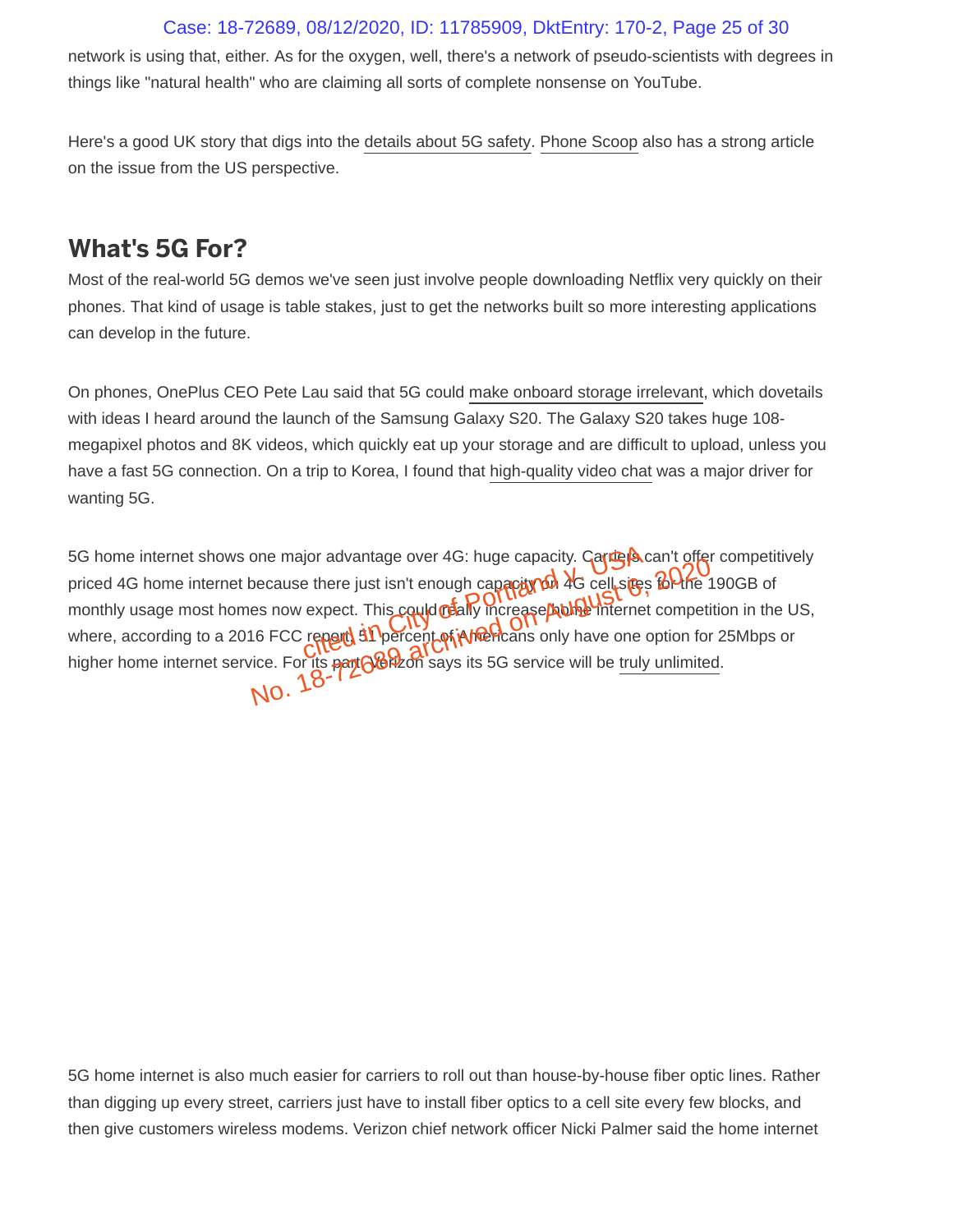network is using that, either. As for the oxygen, well, there's a network of pseudo-scientists with degrees in things like "natural health" who are claiming all sorts of complete nonsense on YouTube.

Here's a good UK story that digs into the details about 5G safety. Phone Scoop also has a strong article on the issue from the US perspective.

## What's 5G For?

Most of the real-world 5G demos we've seen just involve people downloading Netflix very quickly on their phones. That kind of usage is table stakes, just to get the networks built so more interesting applications can develop in the future.

On phones, OnePlus CEO Pete Lau said that 5G could make onboard storage irrelevant, which dovetails with ideas I heard around the launch of the Samsung Galaxy S20. The Galaxy S20 takes huge 108-megapixel photos and 8K videos, which quickly eat up your storage and are difficult to upload, unless you have a fast 5G connection. On a trip to Korea, I found that high-quality video chat was a major driver for wanting 5G.

5G home internet shows one major advantage over 4G: huge capacity. Carriers can't offer competitively priced 4G home internet because there just isn't enough capacity on 4G cell sites for the 190GB of monthly usage most homes now expect. This could really increase home internet competition in the US, where, according to a 2016 FCC report, 51 percent of Americans only have one option for 25Mbps or higher home internet service. For its part, Verizon says its 5G service will be truly unlimited.

5G home internet is also much easier for carriers to roll out than house-by-house fiber optic lines. Rather than digging up every street, carriers just have to install fiber optics to a cell site every few blocks, and then give customers wireless modems. Verizon chief network officer Nicki Palmer said the home internet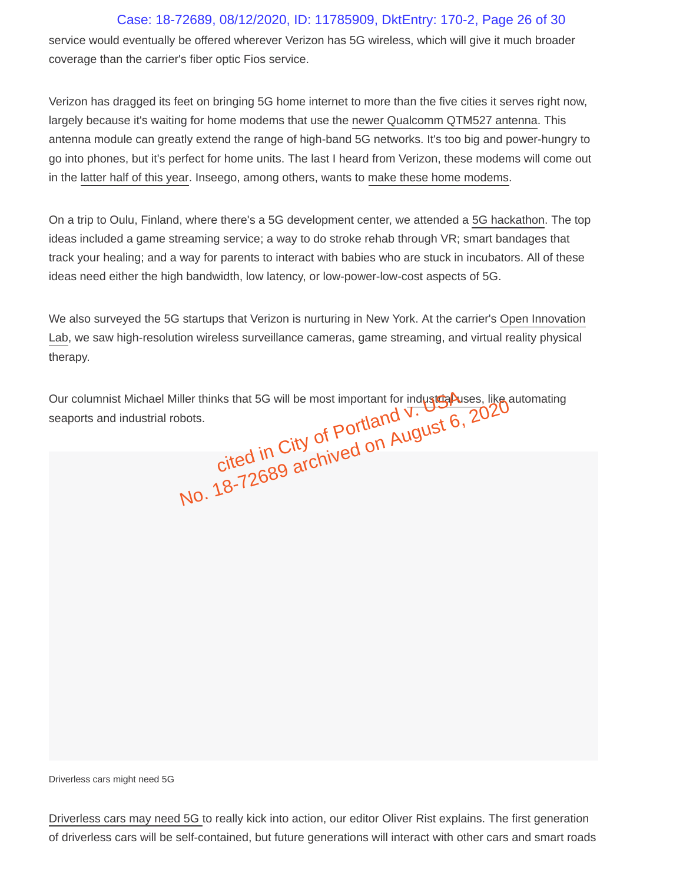service would eventually be offered wherever Verizon has 5G wireless, which will give it much broader coverage than the carrier's fiber optic Fios service.

Verizon has dragged its feet on bringing 5G home internet to more than the five cities it serves right now, largely because it's waiting for home modems that use the newer Qualcomm QTM527 antenna. This antenna module can greatly extend the range of high-band 5G networks. It's too big and power-hungry to go into phones, but it's perfect for home units. The last I heard from Verizon, these modems will come out in the latter half of this year. Inseego, among others, wants to make these home modems.

On a trip to Oulu, Finland, where there's a 5G development center, we attended a 5G hackathon. The top ideas included a game streaming service; a way to do stroke rehab through VR; smart bandages that track your healing; and a way for parents to interact with babies who are stuck in incubators. All of these ideas need either the high bandwidth, low latency, or low-power-low-cost aspects of 5G.

We also surveyed the 5G startups that Verizon is nurturing in New York. At the carrier's Open Innovation Lab, we saw high-resolution wireless surveillance cameras, game streaming, and virtual reality physical therapy.

Our columnist Michael Miller thinks that 5G will be most important for industrial uses, like automating seaports and industrial robots.

cited in City of Portland v. USA
No. 18-72689 archived on August 6, 2020

Driverless cars might need 5G

Driverless cars may need 5G to really kick into action, our editor Oliver Rist explains. The first generation of driverless cars will be self-contained, but future generations will interact with other cars and smart roads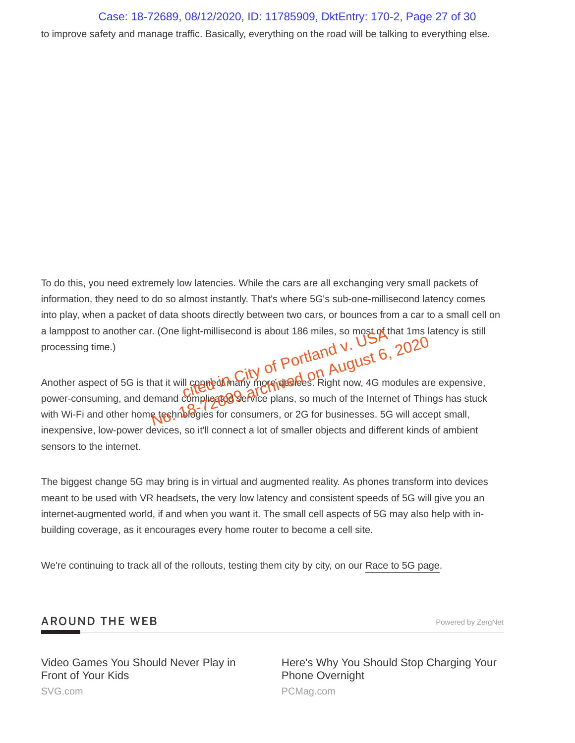to improve safety and manage traffic. Basically, everything on the road will be talking to everything else.

To do this, you need extremely low latencies. While the cars are all exchanging very small packets of information, they need to do so almost instantly. That's where 5G's sub-one-millisecond latency comes into play, when a packet of data shoots directly between two cars, or bounces from a car to a small cell on a lamppost to another car. (One light-millisecond is about 186 miles, so most of that 1ms latency is still processing time.)

Another aspect of 5G is that it will connect many more devices. Right now, 4G modules are expensive, power-consuming, and demand complicated service plans, so much of the Internet of Things has stuck with Wi-Fi and other home technologies for consumers, or 2G for businesses. 5G will accept small, inexpensive, low-power devices, so it'll connect a lot of smaller objects and different kinds of ambient sensors to the internet.

The biggest change 5G may bring is in virtual and augmented reality. As phones transform into devices meant to be used with VR headsets, the very low latency and consistent speeds of 5G will give you an internet-augmented world, if and when you want it. The small cell aspects of 5G may also help with in-building coverage, as it encourages every home router to become a cell site.

We're continuing to track all of the rollouts, testing them city by city, on our Race to 5G page.

## AROUND THE WEB

Powered by ZergNet

Video Games You Should Never Play in Front of Your Kids
SVG.com

Here's Why You Should Stop Charging Your Phone Overnight
PCMag.com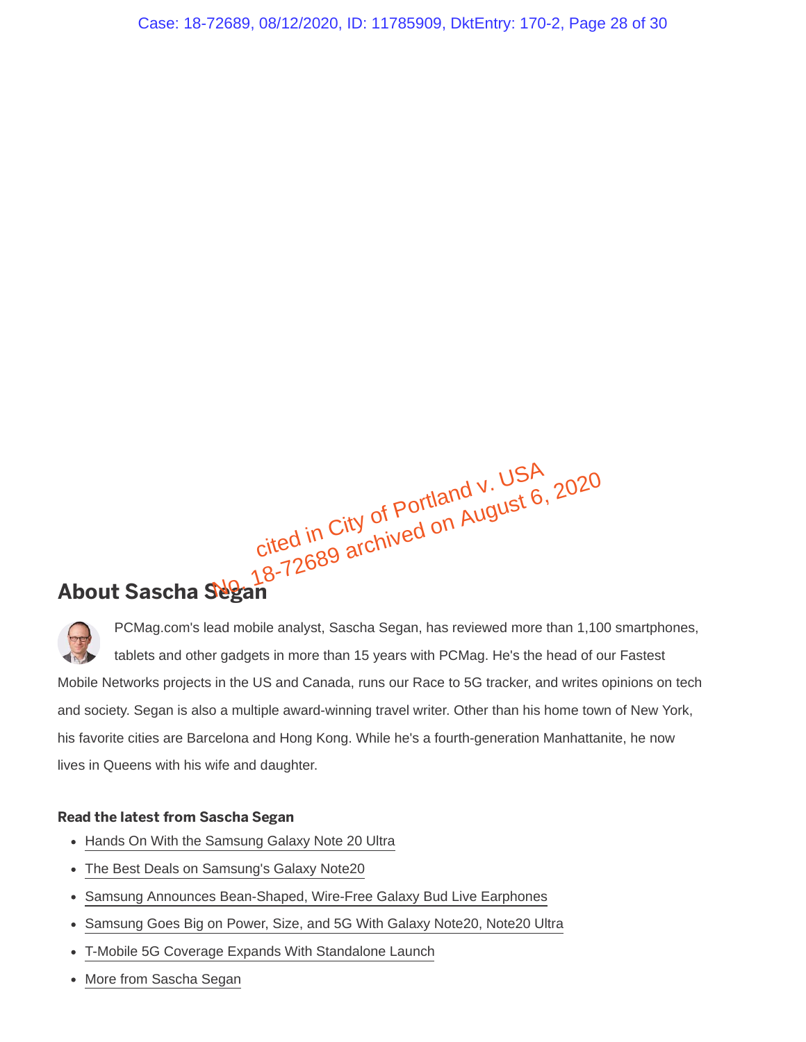cited in City of Portland v. USA
No. 18-72689 archived on August 6, 2020

## About Sascha Segan

PCMag.com's lead mobile analyst, Sascha Segan, has reviewed more than 1,100 smartphones, tablets and other gadgets in more than 15 years with PCMag. He's the head of our Fastest Mobile Networks projects in the US and Canada, runs our Race to 5G tracker, and writes opinions on tech and society. Segan is also a multiple award-winning travel writer. Other than his home town of New York, his favorite cities are Barcelona and Hong Kong. While he's a fourth-generation Manhattanite, he now lives in Queens with his wife and daughter.

**Read the latest from Sascha Segan**

- Hands On With the Samsung Galaxy Note 20 Ultra
- The Best Deals on Samsung's Galaxy Note20
- Samsung Announces Bean-Shaped, Wire-Free Galaxy Bud Live Earphones
- Samsung Goes Big on Power, Size, and 5G With Galaxy Note20, Note20 Ultra
- T-Mobile 5G Coverage Expands With Standalone Launch
- More from Sascha Segan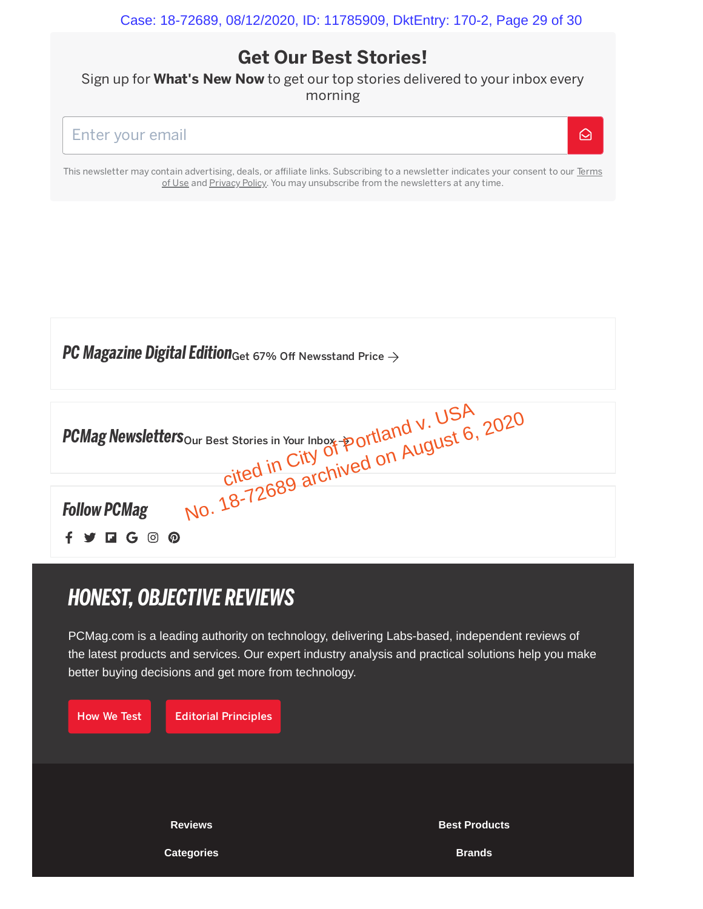## Get Our Best Stories!

Sign up for **What's New Now** to get our top stories delivered to your inbox every morning

Enter your email

This newsletter may contain advertising, deals, or affiliate links. Subscribing to a newsletter indicates your consent to our Terms of Use and Privacy Policy. You may unsubscribe from the newsletters at any time.

***PC Magazine Digital Edition*** Get 67% Off Newsstand Price →

***PCMag Newsletters*** Our Best Stories in Your Inbox →

cited in City of Portland v. USA No. 18-72689 archived on August 6, 2020

***Follow PCMag***

## *HONEST, OBJECTIVE REVIEWS*

PCMag.com is a leading authority on technology, delivering Labs-based, independent reviews of the latest products and services. Our expert industry analysis and practical solutions help you make better buying decisions and get more from technology.

How We Test | Editorial Principles

**Reviews** | **Best Products**

**Categories** | **Brands**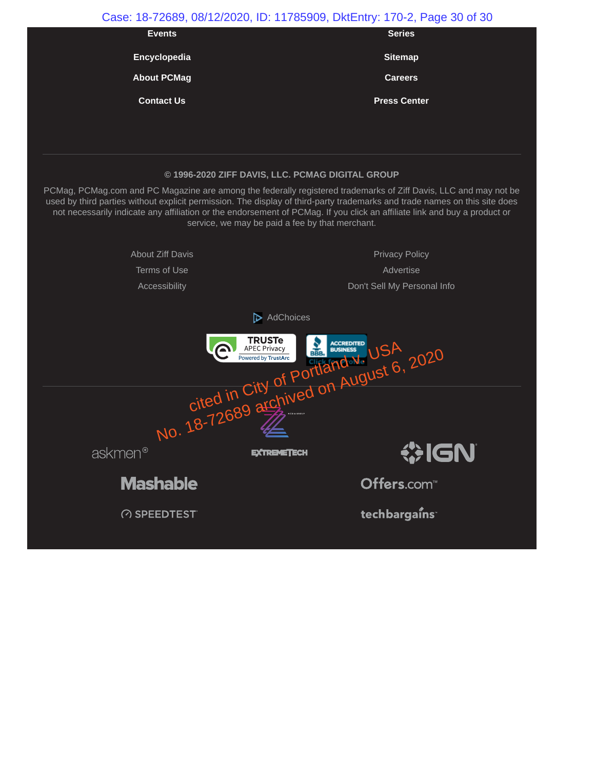Events

Series

Encyclopedia

Sitemap

About PCMag

Careers

Contact Us

Press Center

---

**© 1996-2020 ZIFF DAVIS, LLC. PCMAG DIGITAL GROUP**

PCMag, PCMag.com and PC Magazine are among the federally registered trademarks of Ziff Davis, LLC and may not be used by third parties without explicit permission. The display of third-party trademarks and trade names on this site does not necessarily indicate any affiliation or the endorsement of PCMag. If you click an affiliate link and buy a product or service, we may be paid a fee by that merchant.

About Ziff Davis

Privacy Policy

Terms of Use

Advertise

Accessibility

Don't Sell My Personal Info

AdChoices

TRUSTe APEC Privacy Powered by TrustArc

BBB ACCREDITED BUSINESS Click for Profile

cited in City of Portland v. USA
No. 18-72689 archived on August 6, 2020

askmen

EXTREMETECH

IGN

Mashable

Offers.com

SPEEDTEST

techbargains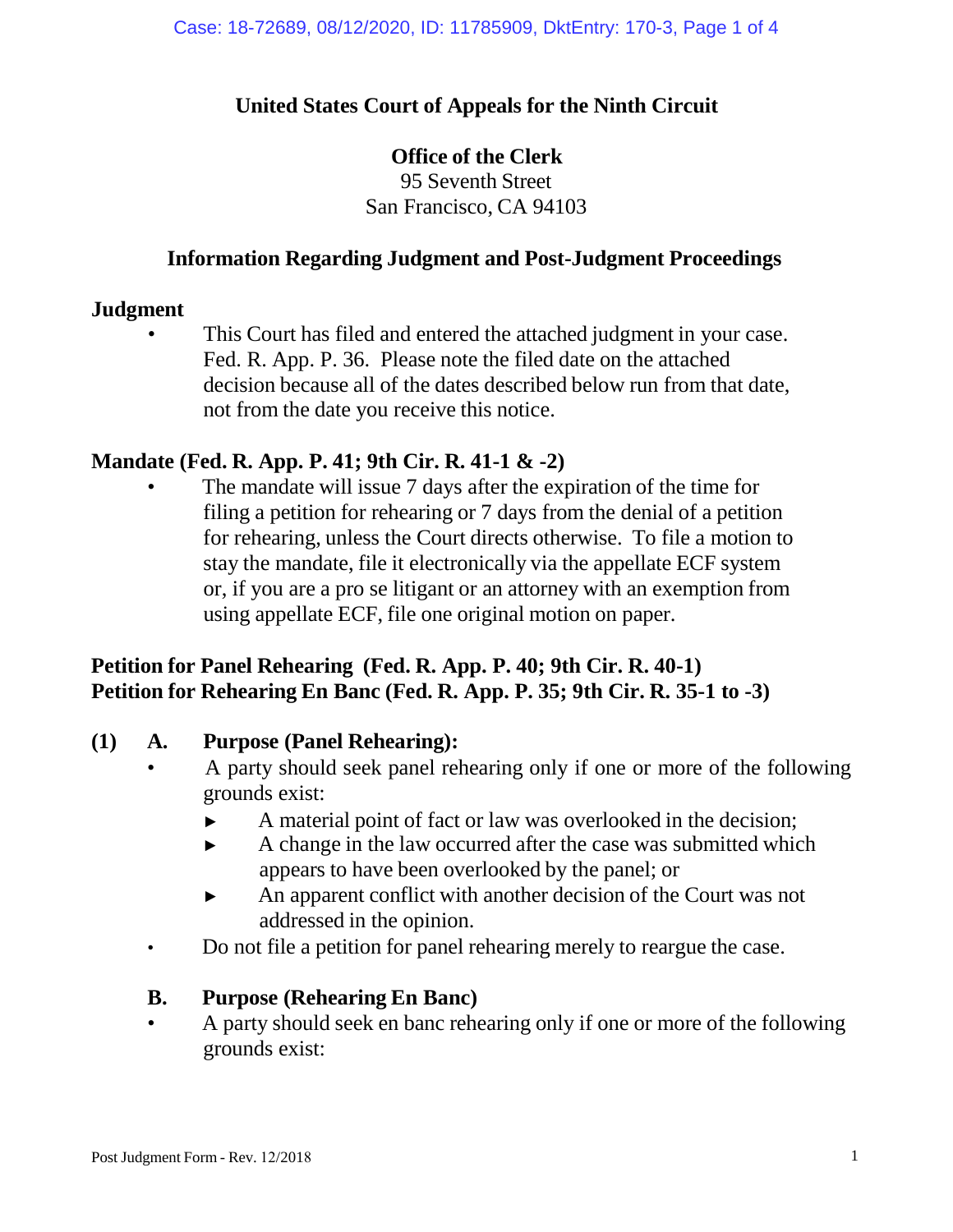**United States Court of Appeals for the Ninth Circuit**

**Office of the Clerk**
95 Seventh Street
San Francisco, CA 94103

## Information Regarding Judgment and Post-Judgment Proceedings

### Judgment

- This Court has filed and entered the attached judgment in your case. Fed. R. App. P. 36. Please note the filed date on the attached decision because all of the dates described below run from that date, not from the date you receive this notice.

### Mandate (Fed. R. App. P. 41; 9th Cir. R. 41-1 & -2)

- The mandate will issue 7 days after the expiration of the time for filing a petition for rehearing or 7 days from the denial of a petition for rehearing, unless the Court directs otherwise. To file a motion to stay the mandate, file it electronically via the appellate ECF system or, if you are a pro se litigant or an attorney with an exemption from using appellate ECF, file one original motion on paper.

### Petition for Panel Rehearing (Fed. R. App. P. 40; 9th Cir. R. 40-1)
### Petition for Rehearing En Banc (Fed. R. App. P. 35; 9th Cir. R. 35-1 to -3)

**(1) A. Purpose (Panel Rehearing):**

- A party should seek panel rehearing only if one or more of the following grounds exist:
  - ► A material point of fact or law was overlooked in the decision;
  - ► A change in the law occurred after the case was submitted which appears to have been overlooked by the panel; or
  - ► An apparent conflict with another decision of the Court was not addressed in the opinion.
- Do not file a petition for panel rehearing merely to reargue the case.

**B. Purpose (Rehearing En Banc)**

- A party should seek en banc rehearing only if one or more of the following grounds exist: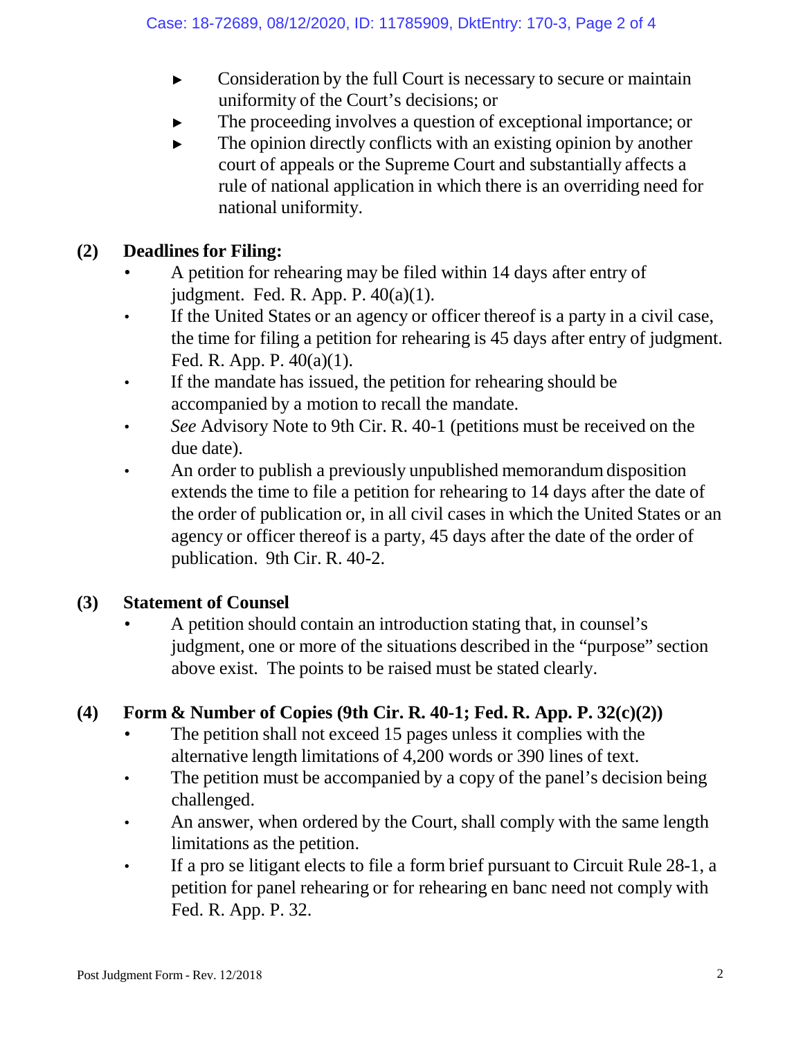- Consideration by the full Court is necessary to secure or maintain uniformity of the Court's decisions; or
- The proceeding involves a question of exceptional importance; or
- The opinion directly conflicts with an existing opinion by another court of appeals or the Supreme Court and substantially affects a rule of national application in which there is an overriding need for national uniformity.

### (2) Deadlines for Filing:

- A petition for rehearing may be filed within 14 days after entry of judgment. Fed. R. App. P. 40(a)(1).
- If the United States or an agency or officer thereof is a party in a civil case, the time for filing a petition for rehearing is 45 days after entry of judgment. Fed. R. App. P. 40(a)(1).
- If the mandate has issued, the petition for rehearing should be accompanied by a motion to recall the mandate.
- *See* Advisory Note to 9th Cir. R. 40-1 (petitions must be received on the due date).
- An order to publish a previously unpublished memorandum disposition extends the time to file a petition for rehearing to 14 days after the date of the order of publication or, in all civil cases in which the United States or an agency or officer thereof is a party, 45 days after the date of the order of publication. 9th Cir. R. 40-2.

### (3) Statement of Counsel

- A petition should contain an introduction stating that, in counsel's judgment, one or more of the situations described in the "purpose" section above exist. The points to be raised must be stated clearly.

### (4) Form & Number of Copies (9th Cir. R. 40-1; Fed. R. App. P. 32(c)(2))

- The petition shall not exceed 15 pages unless it complies with the alternative length limitations of 4,200 words or 390 lines of text.
- The petition must be accompanied by a copy of the panel's decision being challenged.
- An answer, when ordered by the Court, shall comply with the same length limitations as the petition.
- If a pro se litigant elects to file a form brief pursuant to Circuit Rule 28-1, a petition for panel rehearing or for rehearing en banc need not comply with Fed. R. App. P. 32.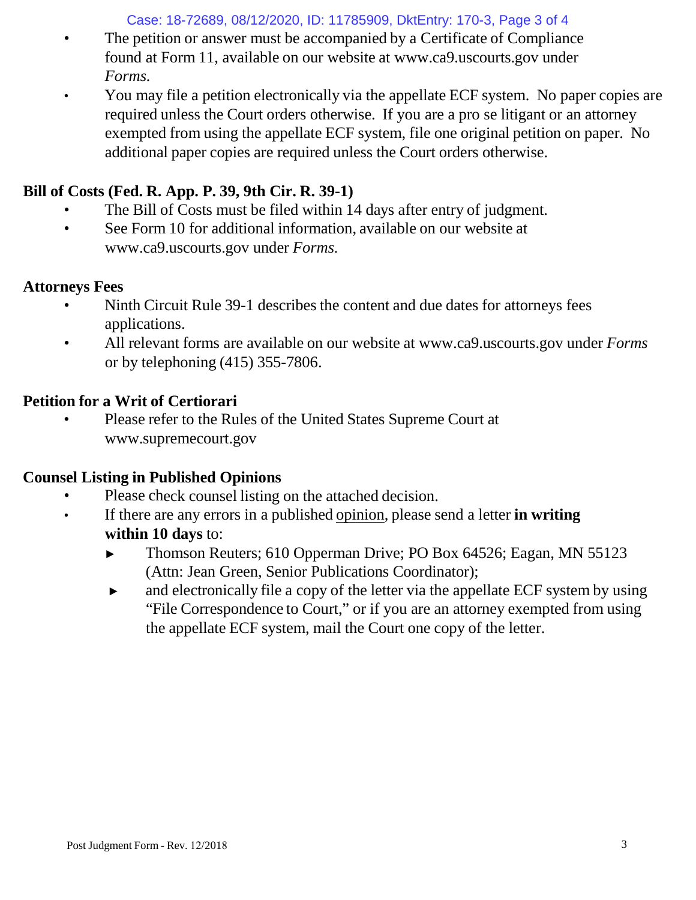- The petition or answer must be accompanied by a Certificate of Compliance found at Form 11, available on our website at www.ca9.uscourts.gov under *Forms.*
- You may file a petition electronically via the appellate ECF system. No paper copies are required unless the Court orders otherwise. If you are a pro se litigant or an attorney exempted from using the appellate ECF system, file one original petition on paper. No additional paper copies are required unless the Court orders otherwise.

**Bill of Costs (Fed. R. App. P. 39, 9th Cir. R. 39-1)**

- The Bill of Costs must be filed within 14 days after entry of judgment.
- See Form 10 for additional information, available on our website at www.ca9.uscourts.gov under *Forms.*

**Attorneys Fees**

- Ninth Circuit Rule 39-1 describes the content and due dates for attorneys fees applications.
- All relevant forms are available on our website at www.ca9.uscourts.gov under *Forms* or by telephoning (415) 355-7806.

**Petition for a Writ of Certiorari**

- Please refer to the Rules of the United States Supreme Court at www.supremecourt.gov

**Counsel Listing in Published Opinions**

- Please check counsel listing on the attached decision.
- If there are any errors in a published opinion, please send a letter **in writing within 10 days** to:
  - Thomson Reuters; 610 Opperman Drive; PO Box 64526; Eagan, MN 55123 (Attn: Jean Green, Senior Publications Coordinator);
  - and electronically file a copy of the letter via the appellate ECF system by using "File Correspondence to Court," or if you are an attorney exempted from using the appellate ECF system, mail the Court one copy of the letter.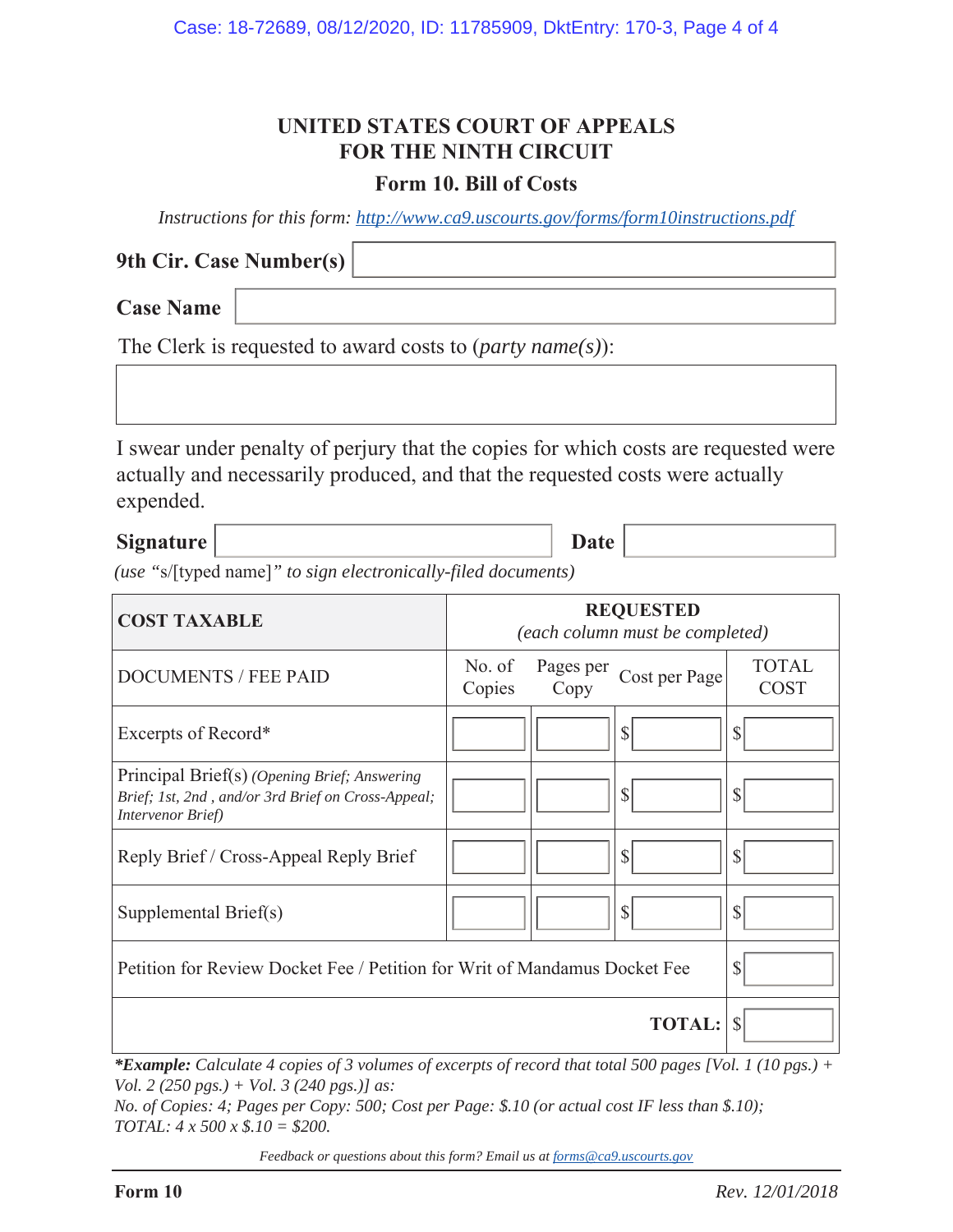# UNITED STATES COURT OF APPEALS
# FOR THE NINTH CIRCUIT

## Form 10. Bill of Costs

*Instructions for this form: http://www.ca9.uscourts.gov/forms/form10instructions.pdf*

**9th Cir. Case Number(s)**

**Case Name**

The Clerk is requested to award costs to (*party name(s)*):

I swear under penalty of perjury that the copies for which costs are requested were actually and necessarily produced, and that the requested costs were actually expended.

**Signature** **Date**

*(use* "s/[typed name]" *to sign electronically-filed documents)*

| **COST TAXABLE** | **REQUESTED** *(each column must be completed)* | | | |
|---|---|---|---|---|
| DOCUMENTS / FEE PAID | No. of Copies | Pages per Copy | Cost per Page | TOTAL COST |
| Excerpts of Record* | | | $ | $ |
| Principal Brief(s) *(Opening Brief; Answering Brief; 1st, 2nd , and/or 3rd Brief on Cross-Appeal; Intervenor Brief)* | | | $ | $ |
| Reply Brief / Cross-Appeal Reply Brief | | | $ | $ |
| Supplemental Brief(s) | | | $ | $ |
| Petition for Review Docket Fee / Petition for Writ of Mandamus Docket Fee | | | | $ |
| | | | **TOTAL:** | $ |

***Example:** *Calculate 4 copies of 3 volumes of excerpts of record that total 500 pages [Vol. 1 (10 pgs.) + Vol. 2 (250 pgs.) + Vol. 3 (240 pgs.)] as:*
*No. of Copies: 4; Pages per Copy: 500; Cost per Page: $.10 (or actual cost IF less than $.10);*
*TOTAL: 4 x 500 x $.10 = $200.*

*Feedback or questions about this form? Email us at forms@ca9.uscourts.gov*

**Form 10** *Rev. 12/01/2018*